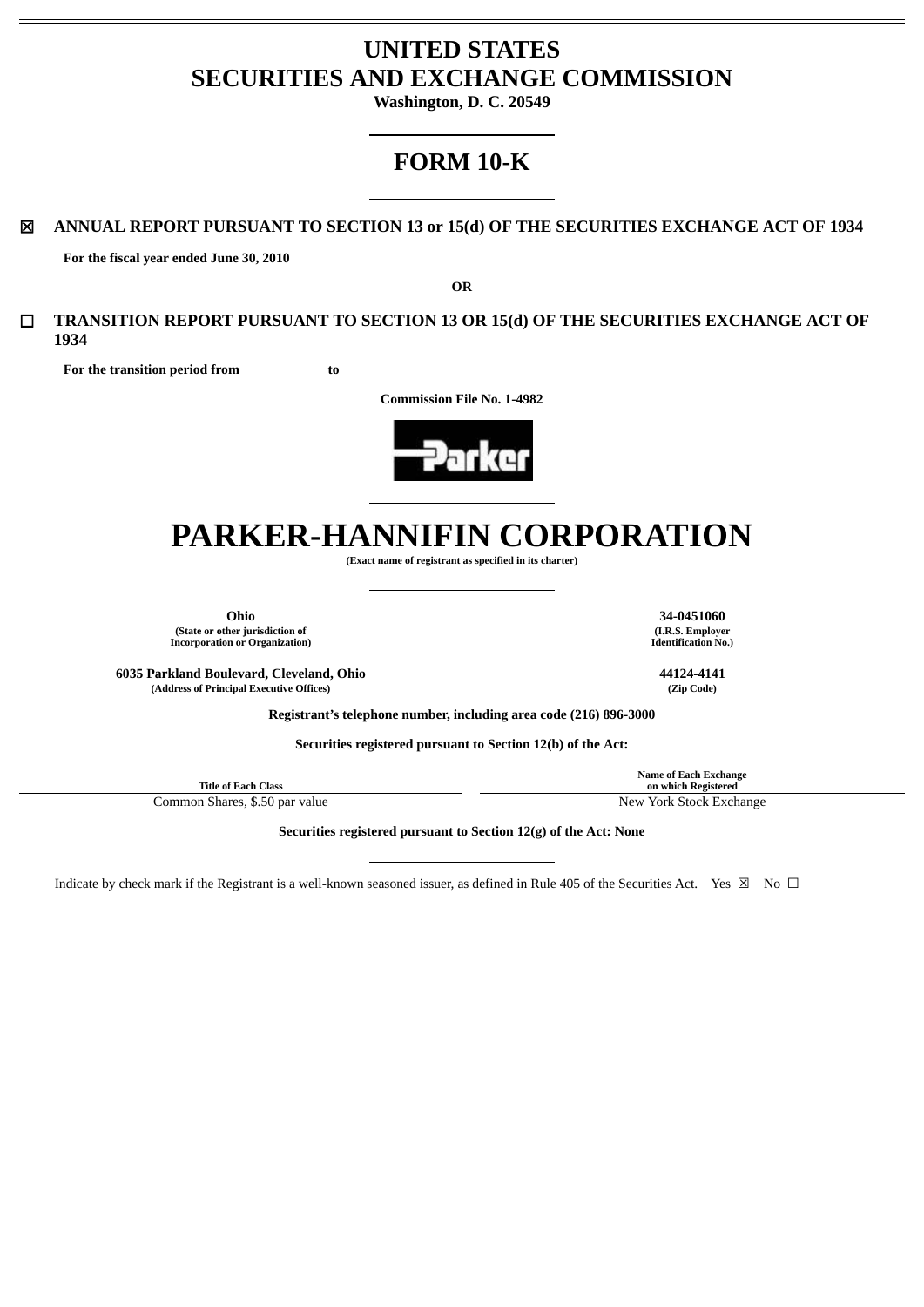# UNITED STATES
# SECURITIES AND EXCHANGE COMMISSION

**Washington, D. C. 20549**

## FORM 10-K

☒ **ANNUAL REPORT PURSUANT TO SECTION 13 or 15(d) OF THE SECURITIES EXCHANGE ACT OF 1934**

**For the fiscal year ended June 30, 2010**

**OR**

☐ **TRANSITION REPORT PURSUANT TO SECTION 13 OR 15(d) OF THE SECURITIES EXCHANGE ACT OF 1934**

**For the transition period from \_\_\_\_\_\_\_\_\_\_ to \_\_\_\_\_\_\_\_\_\_**

**Commission File No. 1-4982**

# PARKER-HANNIFIN CORPORATION

**(Exact name of registrant as specified in its charter)**

| **Ohio** | **34-0451060** |
|---|---|
| **(State or other jurisdiction of Incorporation or Organization)** | **(I.R.S. Employer Identification No.)** |
| **6035 Parkland Boulevard, Cleveland, Ohio** | **44124-4141** |
| **(Address of Principal Executive Offices)** | **(Zip Code)** |

**Registrant's telephone number, including area code (216) 896-3000**

**Securities registered pursuant to Section 12(b) of the Act:**

| Title of Each Class | Name of Each Exchange on which Registered |
|---|---|
| Common Shares, $.50 par value | New York Stock Exchange |

**Securities registered pursuant to Section 12(g) of the Act: None**

Indicate by check mark if the Registrant is a well-known seasoned issuer, as defined in Rule 405 of the Securities Act. Yes ☒ No ☐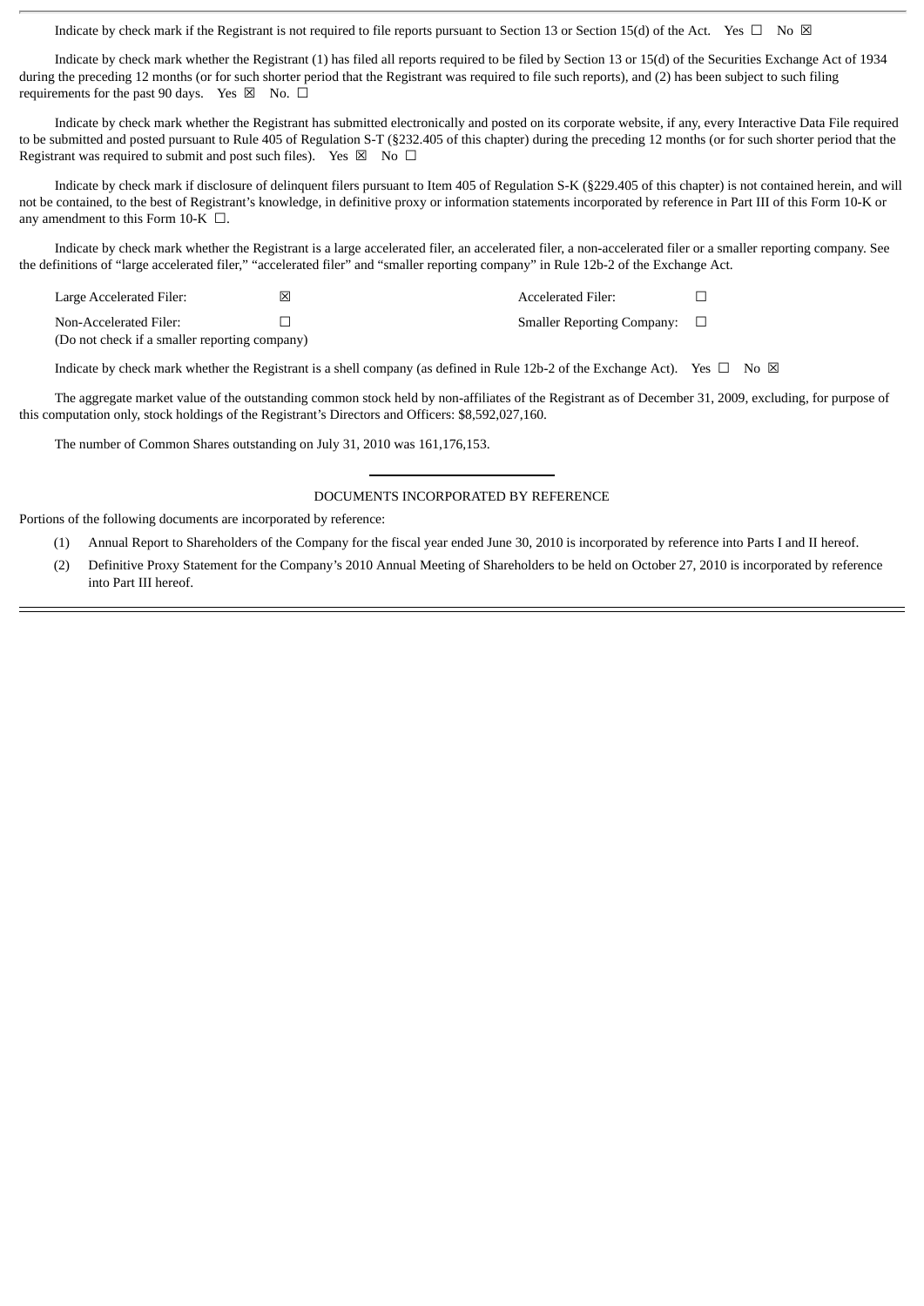Indicate by check mark if the Registrant is not required to file reports pursuant to Section 13 or Section 15(d) of the Act. Yes ☐ No ☒

Indicate by check mark whether the Registrant (1) has filed all reports required to be filed by Section 13 or 15(d) of the Securities Exchange Act of 1934 during the preceding 12 months (or for such shorter period that the Registrant was required to file such reports), and (2) has been subject to such filing requirements for the past 90 days. Yes ☒ No. ☐

Indicate by check mark whether the Registrant has submitted electronically and posted on its corporate website, if any, every Interactive Data File required to be submitted and posted pursuant to Rule 405 of Regulation S-T (§232.405 of this chapter) during the preceding 12 months (or for such shorter period that the Registrant was required to submit and post such files). Yes ☒ No ☐

Indicate by check mark if disclosure of delinquent filers pursuant to Item 405 of Regulation S-K (§229.405 of this chapter) is not contained herein, and will not be contained, to the best of Registrant's knowledge, in definitive proxy or information statements incorporated by reference in Part III of this Form 10-K or any amendment to this Form 10-K ☐.

Indicate by check mark whether the Registrant is a large accelerated filer, an accelerated filer, a non-accelerated filer or a smaller reporting company. See the definitions of "large accelerated filer," "accelerated filer" and "smaller reporting company" in Rule 12b-2 of the Exchange Act.

| | | | |
|---|---|---|---|
| Large Accelerated Filer: | ☒ | Accelerated Filer: | ☐ |
| Non-Accelerated Filer:<br>(Do not check if a smaller reporting company) | ☐ | Smaller Reporting Company: | ☐ |

Indicate by check mark whether the Registrant is a shell company (as defined in Rule 12b-2 of the Exchange Act). Yes ☐ No ☒

The aggregate market value of the outstanding common stock held by non-affiliates of the Registrant as of December 31, 2009, excluding, for purpose of this computation only, stock holdings of the Registrant's Directors and Officers: $8,592,027,160.

The number of Common Shares outstanding on July 31, 2010 was 161,176,153.

DOCUMENTS INCORPORATED BY REFERENCE

Portions of the following documents are incorporated by reference:

(1) Annual Report to Shareholders of the Company for the fiscal year ended June 30, 2010 is incorporated by reference into Parts I and II hereof.

(2) Definitive Proxy Statement for the Company's 2010 Annual Meeting of Shareholders to be held on October 27, 2010 is incorporated by reference into Part III hereof.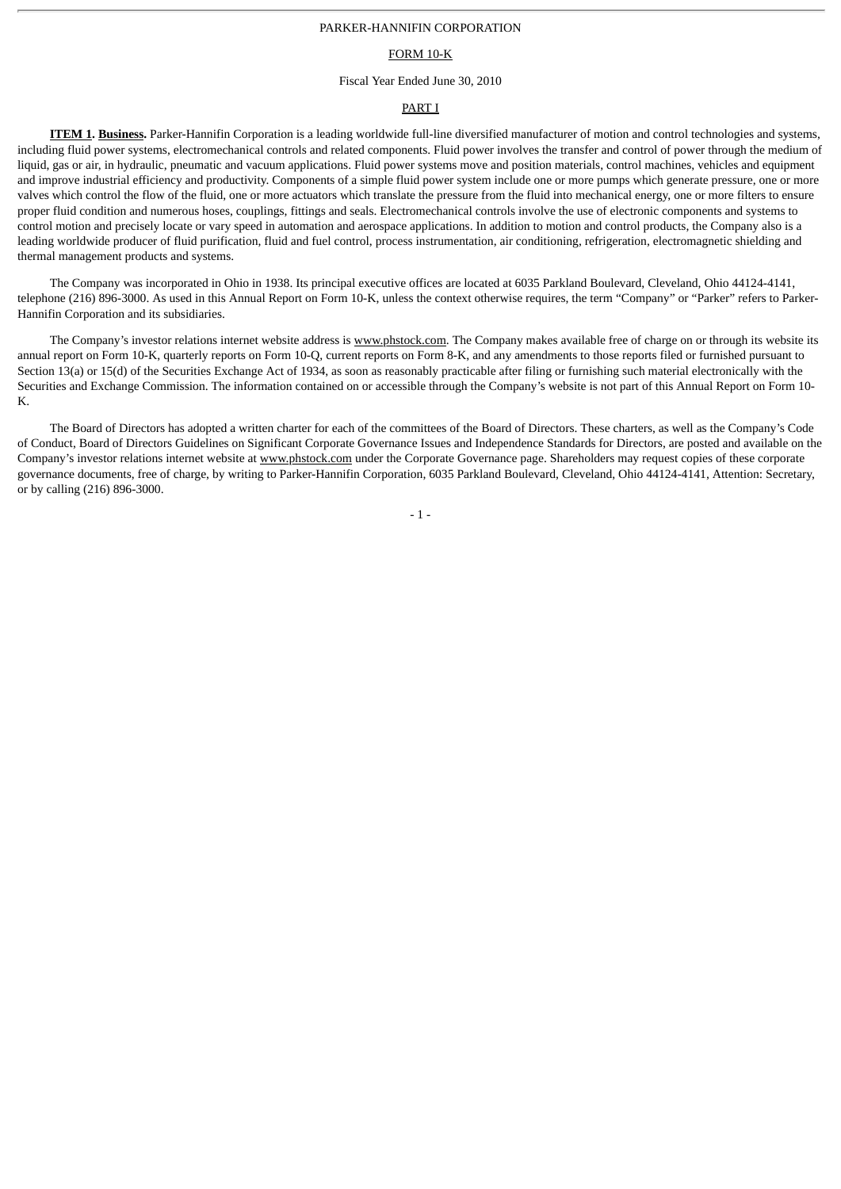PARKER-HANNIFIN CORPORATION

FORM 10-K

Fiscal Year Ended June 30, 2010

PART I

**ITEM 1. Business.** Parker-Hannifin Corporation is a leading worldwide full-line diversified manufacturer of motion and control technologies and systems, including fluid power systems, electromechanical controls and related components. Fluid power involves the transfer and control of power through the medium of liquid, gas or air, in hydraulic, pneumatic and vacuum applications. Fluid power systems move and position materials, control machines, vehicles and equipment and improve industrial efficiency and productivity. Components of a simple fluid power system include one or more pumps which generate pressure, one or more valves which control the flow of the fluid, one or more actuators which translate the pressure from the fluid into mechanical energy, one or more filters to ensure proper fluid condition and numerous hoses, couplings, fittings and seals. Electromechanical controls involve the use of electronic components and systems to control motion and precisely locate or vary speed in automation and aerospace applications. In addition to motion and control products, the Company also is a leading worldwide producer of fluid purification, fluid and fuel control, process instrumentation, air conditioning, refrigeration, electromagnetic shielding and thermal management products and systems.

The Company was incorporated in Ohio in 1938. Its principal executive offices are located at 6035 Parkland Boulevard, Cleveland, Ohio 44124-4141, telephone (216) 896-3000. As used in this Annual Report on Form 10-K, unless the context otherwise requires, the term "Company" or "Parker" refers to Parker-Hannifin Corporation and its subsidiaries.

The Company's investor relations internet website address is www.phstock.com. The Company makes available free of charge on or through its website its annual report on Form 10-K, quarterly reports on Form 10-Q, current reports on Form 8-K, and any amendments to those reports filed or furnished pursuant to Section 13(a) or 15(d) of the Securities Exchange Act of 1934, as soon as reasonably practicable after filing or furnishing such material electronically with the Securities and Exchange Commission. The information contained on or accessible through the Company's website is not part of this Annual Report on Form 10-K.

The Board of Directors has adopted a written charter for each of the committees of the Board of Directors. These charters, as well as the Company's Code of Conduct, Board of Directors Guidelines on Significant Corporate Governance Issues and Independence Standards for Directors, are posted and available on the Company's investor relations internet website at www.phstock.com under the Corporate Governance page. Shareholders may request copies of these corporate governance documents, free of charge, by writing to Parker-Hannifin Corporation, 6035 Parkland Boulevard, Cleveland, Ohio 44124-4141, Attention: Secretary, or by calling (216) 896-3000.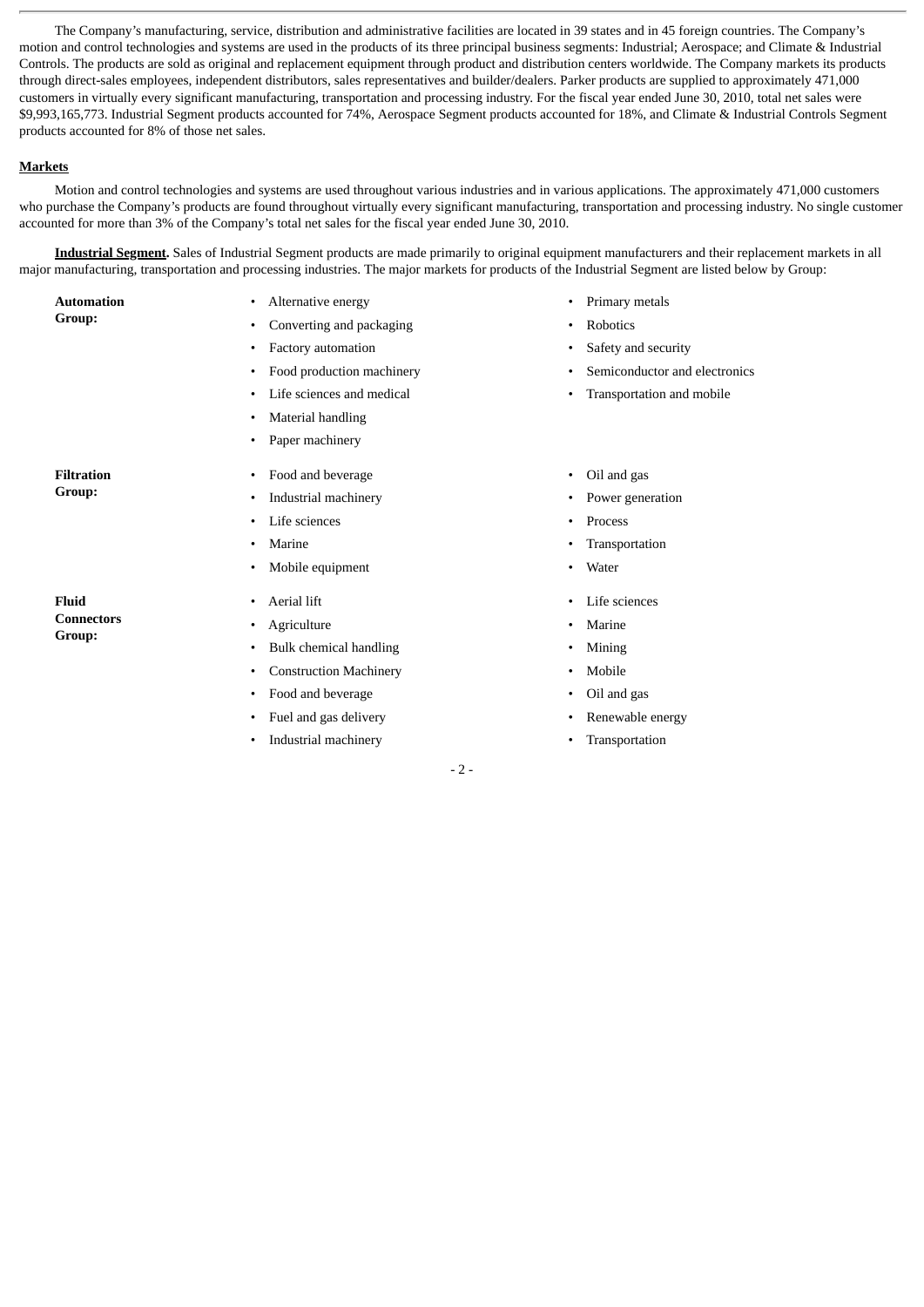The Company's manufacturing, service, distribution and administrative facilities are located in 39 states and in 45 foreign countries. The Company's motion and control technologies and systems are used in the products of its three principal business segments: Industrial; Aerospace; and Climate & Industrial Controls. The products are sold as original and replacement equipment through product and distribution centers worldwide. The Company markets its products through direct-sales employees, independent distributors, sales representatives and builder/dealers. Parker products are supplied to approximately 471,000 customers in virtually every significant manufacturing, transportation and processing industry. For the fiscal year ended June 30, 2010, total net sales were $9,993,165,773. Industrial Segment products accounted for 74%, Aerospace Segment products accounted for 18%, and Climate & Industrial Controls Segment products accounted for 8% of those net sales.

## Markets

Motion and control technologies and systems are used throughout various industries and in various applications. The approximately 471,000 customers who purchase the Company's products are found throughout virtually every significant manufacturing, transportation and processing industry. No single customer accounted for more than 3% of the Company's total net sales for the fiscal year ended June 30, 2010.

**Industrial Segment.** Sales of Industrial Segment products are made primarily to original equipment manufacturers and their replacement markets in all major manufacturing, transportation and processing industries. The major markets for products of the Industrial Segment are listed below by Group:

**Automation Group:**

- Alternative energy
- Converting and packaging
- Factory automation
- Food production machinery
- Life sciences and medical
- Material handling
- Paper machinery
- Primary metals
- Robotics
- Safety and security
- Semiconductor and electronics
- Transportation and mobile

**Filtration Group:**

- Food and beverage
- Industrial machinery
- Life sciences
- Marine
- Mobile equipment
- Oil and gas
- Power generation
- Process
- Transportation
- Water

**Fluid Connectors Group:**

- Aerial lift
- Agriculture
- Bulk chemical handling
- Construction Machinery
- Food and beverage
- Fuel and gas delivery
- Industrial machinery
- Life sciences
- Marine
- Mining
- Mobile
- Oil and gas
- Renewable energy
- Transportation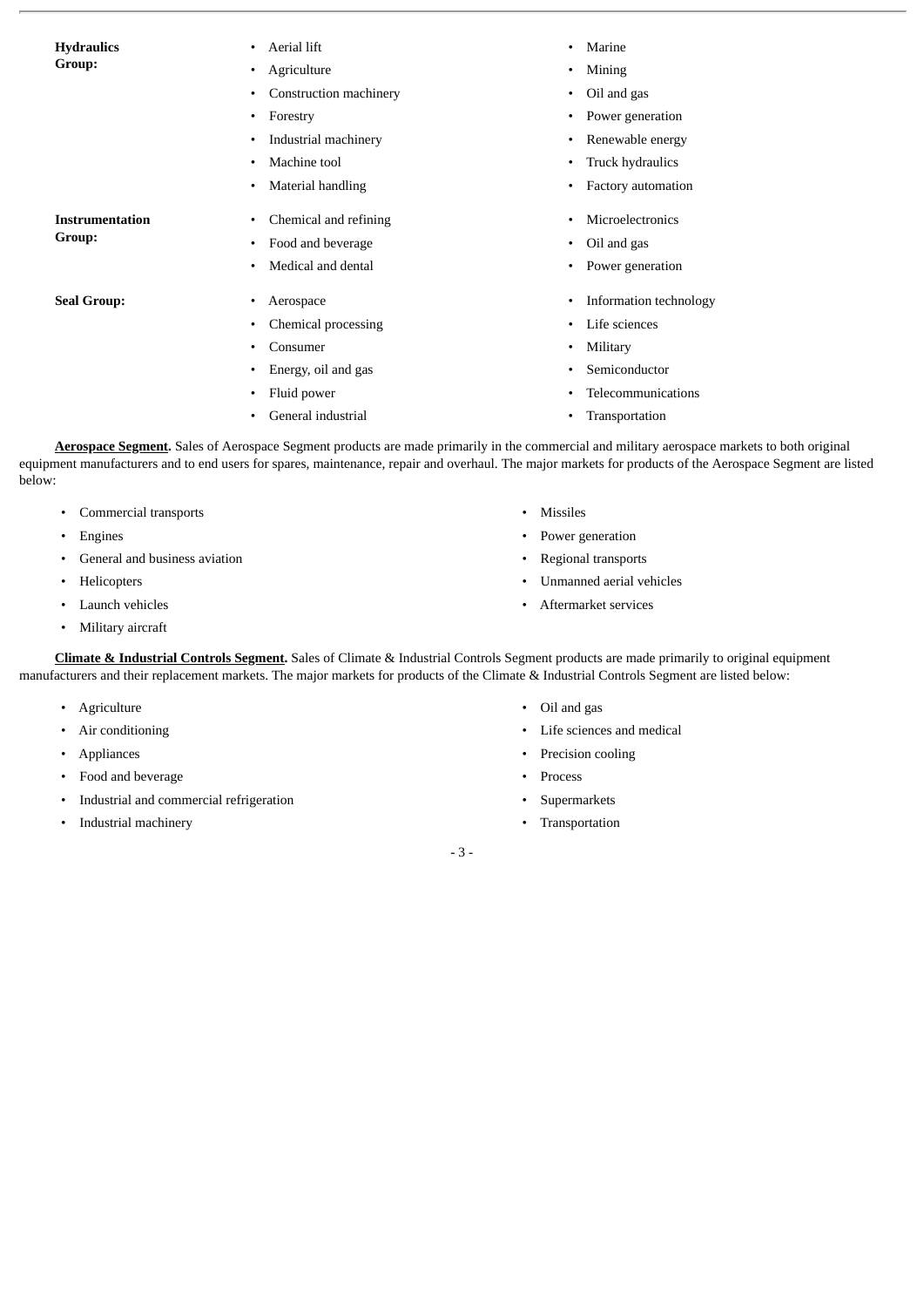**Hydraulics Group:**

- Aerial lift
- Agriculture
- Construction machinery
- Forestry
- Industrial machinery
- Machine tool
- Material handling
- Marine
- Mining
- Oil and gas
- Power generation
- Renewable energy
- Truck hydraulics
- Factory automation

**Instrumentation Group:**

- Chemical and refining
- Food and beverage
- Medical and dental
- Microelectronics
- Oil and gas
- Power generation

**Seal Group:**

- Aerospace
- Chemical processing
- Consumer
- Energy, oil and gas
- Fluid power
- General industrial
- Information technology
- Life sciences
- Military
- Semiconductor
- Telecommunications
- Transportation

**Aerospace Segment.** Sales of Aerospace Segment products are made primarily in the commercial and military aerospace markets to both original equipment manufacturers and to end users for spares, maintenance, repair and overhaul. The major markets for products of the Aerospace Segment are listed below:

- Commercial transports
- Engines
- General and business aviation
- Helicopters
- Launch vehicles
- Military aircraft
- Missiles
- Power generation
- Regional transports
- Unmanned aerial vehicles
- Aftermarket services

**Climate & Industrial Controls Segment.** Sales of Climate & Industrial Controls Segment products are made primarily to original equipment manufacturers and their replacement markets. The major markets for products of the Climate & Industrial Controls Segment are listed below:

- Agriculture
- Air conditioning
- Appliances
- Food and beverage
- Industrial and commercial refrigeration
- Industrial machinery
- Oil and gas
- Life sciences and medical
- Precision cooling
- Process
- Supermarkets
- Transportation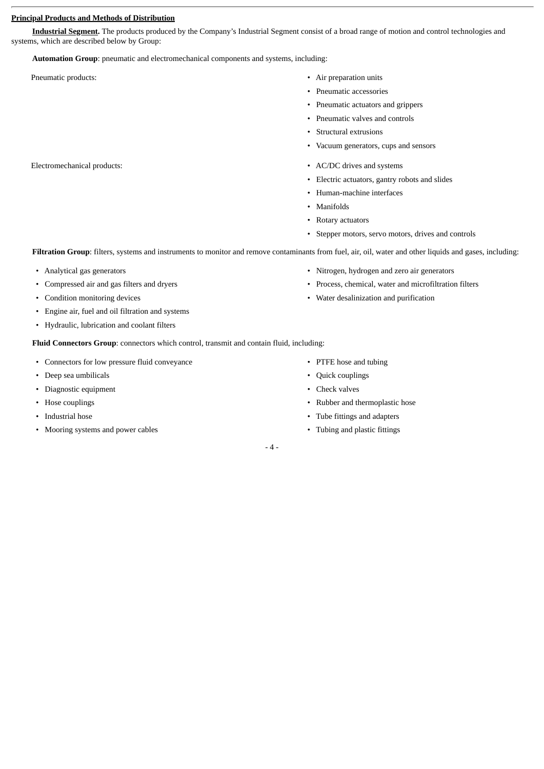**Principal Products and Methods of Distribution**

**Industrial Segment.** The products produced by the Company's Industrial Segment consist of a broad range of motion and control technologies and systems, which are described below by Group:

**Automation Group**: pneumatic and electromechanical components and systems, including:

Pneumatic products:

- Air preparation units
- Pneumatic accessories
- Pneumatic actuators and grippers
- Pneumatic valves and controls
- Structural extrusions
- Vacuum generators, cups and sensors

Electromechanical products:

- AC/DC drives and systems
- Electric actuators, gantry robots and slides
- Human-machine interfaces
- Manifolds
- Rotary actuators
- Stepper motors, servo motors, drives and controls

**Filtration Group**: filters, systems and instruments to monitor and remove contaminants from fuel, air, oil, water and other liquids and gases, including:

- Analytical gas generators
- Compressed air and gas filters and dryers
- Condition monitoring devices
- Engine air, fuel and oil filtration and systems
- Hydraulic, lubrication and coolant filters
- Nitrogen, hydrogen and zero air generators
- Process, chemical, water and microfiltration filters
- Water desalinization and purification

**Fluid Connectors Group**: connectors which control, transmit and contain fluid, including:

- Connectors for low pressure fluid conveyance
- Deep sea umbilicals
- Diagnostic equipment
- Hose couplings
- Industrial hose
- Mooring systems and power cables
- PTFE hose and tubing
- Quick couplings
- Check valves
- Rubber and thermoplastic hose
- Tube fittings and adapters
- Tubing and plastic fittings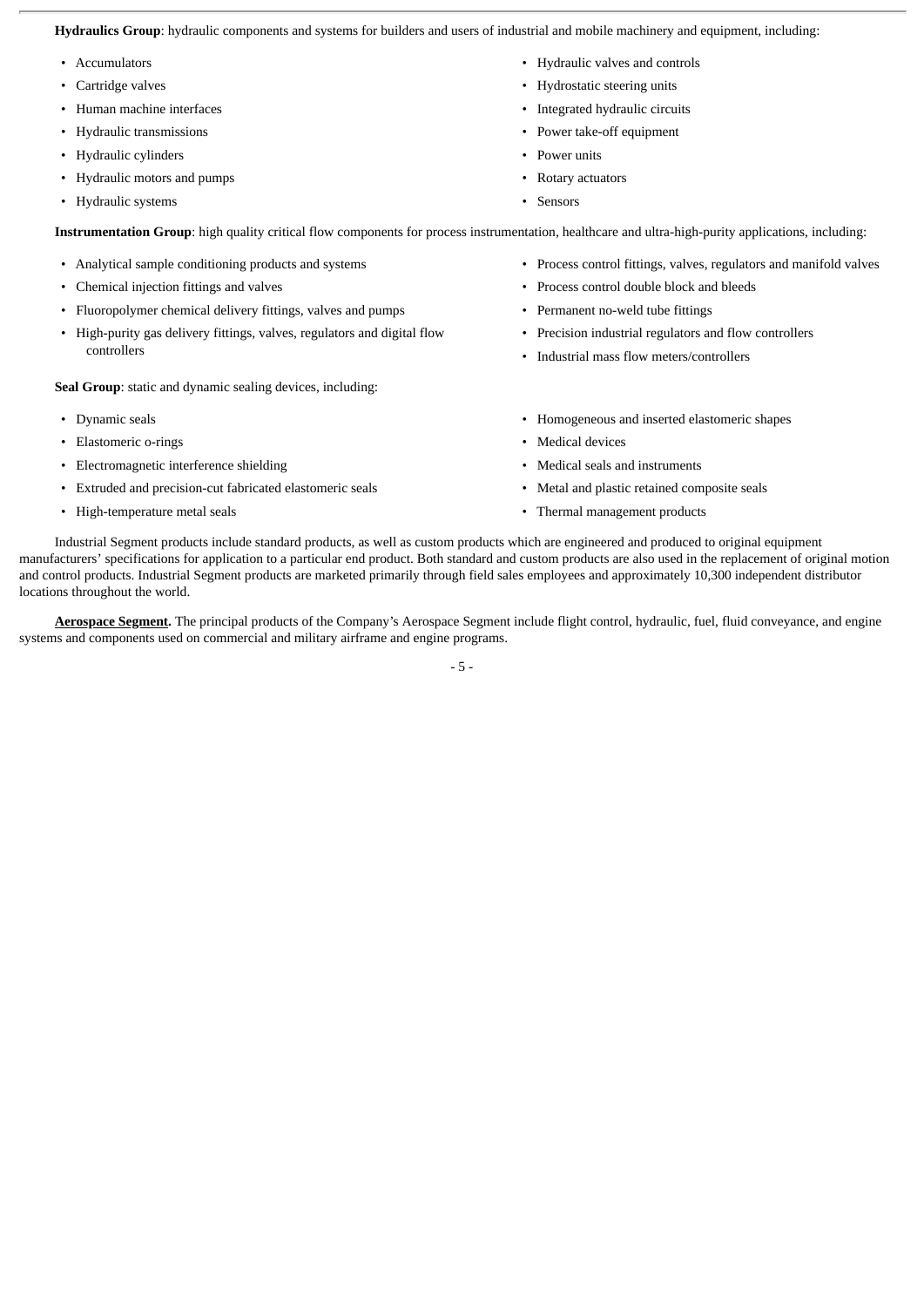**Hydraulics Group**: hydraulic components and systems for builders and users of industrial and mobile machinery and equipment, including:

- Accumulators
- Cartridge valves
- Human machine interfaces
- Hydraulic transmissions
- Hydraulic cylinders
- Hydraulic motors and pumps
- Hydraulic systems
- Hydraulic valves and controls
- Hydrostatic steering units
- Integrated hydraulic circuits
- Power take-off equipment
- Power units
- Rotary actuators
- Sensors

**Instrumentation Group**: high quality critical flow components for process instrumentation, healthcare and ultra-high-purity applications, including:

- Analytical sample conditioning products and systems
- Chemical injection fittings and valves
- Fluoropolymer chemical delivery fittings, valves and pumps
- High-purity gas delivery fittings, valves, regulators and digital flow controllers
- Process control fittings, valves, regulators and manifold valves
- Process control double block and bleeds
- Permanent no-weld tube fittings
- Precision industrial regulators and flow controllers
- Industrial mass flow meters/controllers

**Seal Group**: static and dynamic sealing devices, including:

- Dynamic seals
- Elastomeric o-rings
- Electromagnetic interference shielding
- Extruded and precision-cut fabricated elastomeric seals
- High-temperature metal seals
- Homogeneous and inserted elastomeric shapes
- Medical devices
- Medical seals and instruments
- Metal and plastic retained composite seals
- Thermal management products

Industrial Segment products include standard products, as well as custom products which are engineered and produced to original equipment manufacturers' specifications for application to a particular end product. Both standard and custom products are also used in the replacement of original motion and control products. Industrial Segment products are marketed primarily through field sales employees and approximately 10,300 independent distributor locations throughout the world.

**Aerospace Segment.** The principal products of the Company's Aerospace Segment include flight control, hydraulic, fuel, fluid conveyance, and engine systems and components used on commercial and military airframe and engine programs.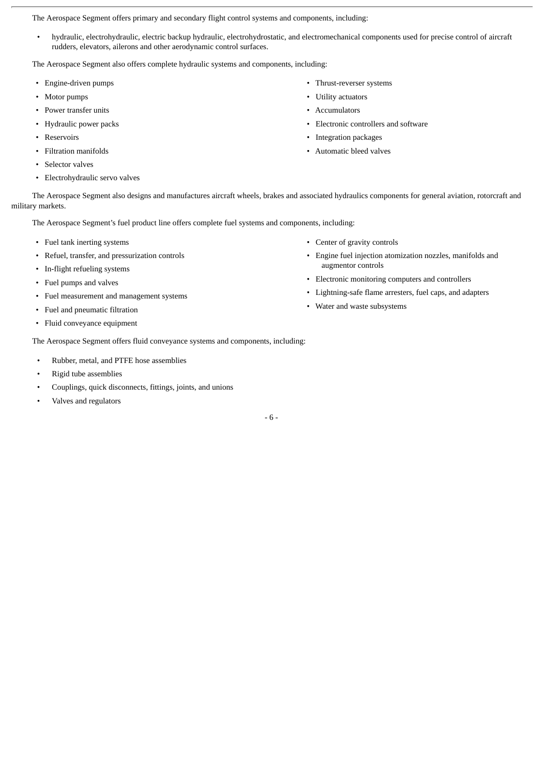The Aerospace Segment offers primary and secondary flight control systems and components, including:

- hydraulic, electrohydraulic, electric backup hydraulic, electrohydrostatic, and electromechanical components used for precise control of aircraft rudders, elevators, ailerons and other aerodynamic control surfaces.

The Aerospace Segment also offers complete hydraulic systems and components, including:

- Engine-driven pumps
- Motor pumps
- Power transfer units
- Hydraulic power packs
- Reservoirs
- Filtration manifolds
- Selector valves
- Electrohydraulic servo valves
- Thrust-reverser systems
- Utility actuators
- Accumulators
- Electronic controllers and software
- Integration packages
- Automatic bleed valves

The Aerospace Segment also designs and manufactures aircraft wheels, brakes and associated hydraulics components for general aviation, rotorcraft and military markets.

The Aerospace Segment's fuel product line offers complete fuel systems and components, including:

- Fuel tank inerting systems
- Refuel, transfer, and pressurization controls
- In-flight refueling systems
- Fuel pumps and valves
- Fuel measurement and management systems
- Fuel and pneumatic filtration
- Fluid conveyance equipment
- Center of gravity controls
- Engine fuel injection atomization nozzles, manifolds and augmentor controls
- Electronic monitoring computers and controllers
- Lightning-safe flame arresters, fuel caps, and adapters
- Water and waste subsystems

The Aerospace Segment offers fluid conveyance systems and components, including:

- Rubber, metal, and PTFE hose assemblies
- Rigid tube assemblies
- Couplings, quick disconnects, fittings, joints, and unions
- Valves and regulators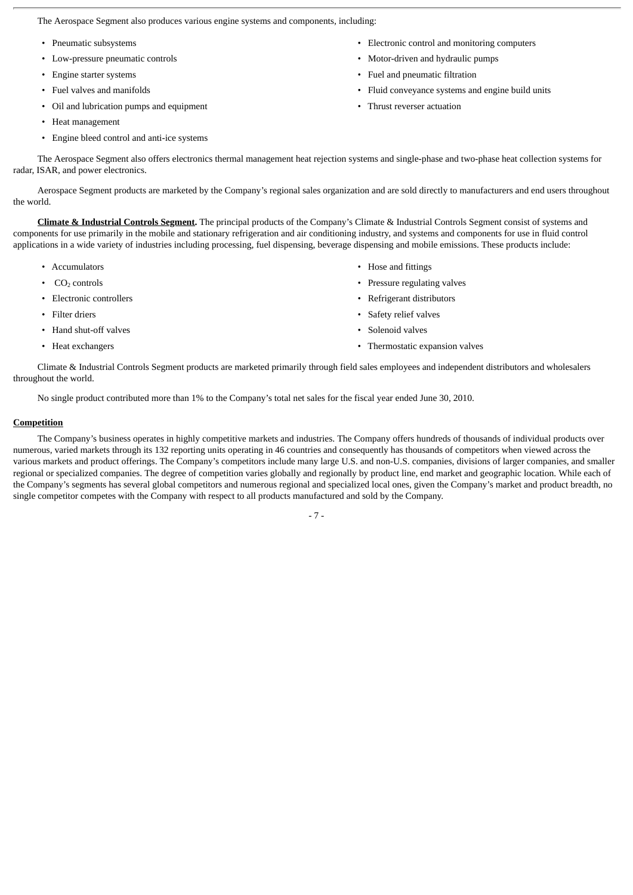The Aerospace Segment also produces various engine systems and components, including:

- Pneumatic subsystems
- Low-pressure pneumatic controls
- Engine starter systems
- Fuel valves and manifolds
- Oil and lubrication pumps and equipment
- Heat management
- Engine bleed control and anti-ice systems
- Electronic control and monitoring computers
- Motor-driven and hydraulic pumps
- Fuel and pneumatic filtration
- Fluid conveyance systems and engine build units
- Thrust reverser actuation

The Aerospace Segment also offers electronics thermal management heat rejection systems and single-phase and two-phase heat collection systems for radar, ISAR, and power electronics.

Aerospace Segment products are marketed by the Company's regional sales organization and are sold directly to manufacturers and end users throughout the world.

**Climate & Industrial Controls Segment.** The principal products of the Company's Climate & Industrial Controls Segment consist of systems and components for use primarily in the mobile and stationary refrigeration and air conditioning industry, and systems and components for use in fluid control applications in a wide variety of industries including processing, fuel dispensing, beverage dispensing and mobile emissions. These products include:

- Accumulators
- $CO_2$ controls
- Electronic controllers
- Filter driers
- Hand shut-off valves
- Heat exchangers
- Hose and fittings
- Pressure regulating valves
- Refrigerant distributors
- Safety relief valves
- Solenoid valves
- Thermostatic expansion valves

Climate & Industrial Controls Segment products are marketed primarily through field sales employees and independent distributors and wholesalers throughout the world.

No single product contributed more than 1% to the Company's total net sales for the fiscal year ended June 30, 2010.

## Competition

The Company's business operates in highly competitive markets and industries. The Company offers hundreds of thousands of individual products over numerous, varied markets through its 132 reporting units operating in 46 countries and consequently has thousands of competitors when viewed across the various markets and product offerings. The Company's competitors include many large U.S. and non-U.S. companies, divisions of larger companies, and smaller regional or specialized companies. The degree of competition varies globally and regionally by product line, end market and geographic location. While each of the Company's segments has several global competitors and numerous regional and specialized local ones, given the Company's market and product breadth, no single competitor competes with the Company with respect to all products manufactured and sold by the Company.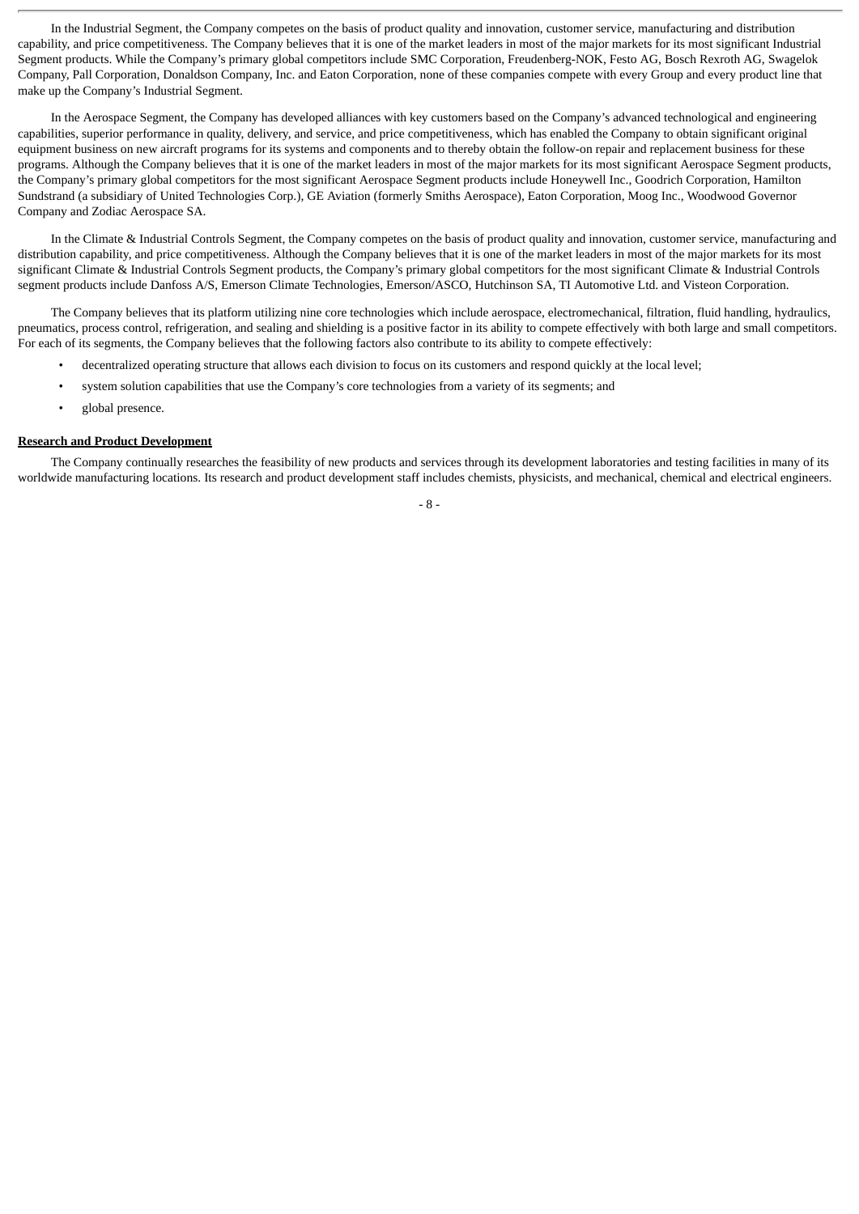In the Industrial Segment, the Company competes on the basis of product quality and innovation, customer service, manufacturing and distribution capability, and price competitiveness. The Company believes that it is one of the market leaders in most of the major markets for its most significant Industrial Segment products. While the Company's primary global competitors include SMC Corporation, Freudenberg-NOK, Festo AG, Bosch Rexroth AG, Swagelok Company, Pall Corporation, Donaldson Company, Inc. and Eaton Corporation, none of these companies compete with every Group and every product line that make up the Company's Industrial Segment.

In the Aerospace Segment, the Company has developed alliances with key customers based on the Company's advanced technological and engineering capabilities, superior performance in quality, delivery, and service, and price competitiveness, which has enabled the Company to obtain significant original equipment business on new aircraft programs for its systems and components and to thereby obtain the follow-on repair and replacement business for these programs. Although the Company believes that it is one of the market leaders in most of the major markets for its most significant Aerospace Segment products, the Company's primary global competitors for the most significant Aerospace Segment products include Honeywell Inc., Goodrich Corporation, Hamilton Sundstrand (a subsidiary of United Technologies Corp.), GE Aviation (formerly Smiths Aerospace), Eaton Corporation, Moog Inc., Woodwood Governor Company and Zodiac Aerospace SA.

In the Climate & Industrial Controls Segment, the Company competes on the basis of product quality and innovation, customer service, manufacturing and distribution capability, and price competitiveness. Although the Company believes that it is one of the market leaders in most of the major markets for its most significant Climate & Industrial Controls Segment products, the Company's primary global competitors for the most significant Climate & Industrial Controls segment products include Danfoss A/S, Emerson Climate Technologies, Emerson/ASCO, Hutchinson SA, TI Automotive Ltd. and Visteon Corporation.

The Company believes that its platform utilizing nine core technologies which include aerospace, electromechanical, filtration, fluid handling, hydraulics, pneumatics, process control, refrigeration, and sealing and shielding is a positive factor in its ability to compete effectively with both large and small competitors. For each of its segments, the Company believes that the following factors also contribute to its ability to compete effectively:

- decentralized operating structure that allows each division to focus on its customers and respond quickly at the local level;
- system solution capabilities that use the Company's core technologies from a variety of its segments; and
- global presence.

**Research and Product Development**

The Company continually researches the feasibility of new products and services through its development laboratories and testing facilities in many of its worldwide manufacturing locations. Its research and product development staff includes chemists, physicists, and mechanical, chemical and electrical engineers.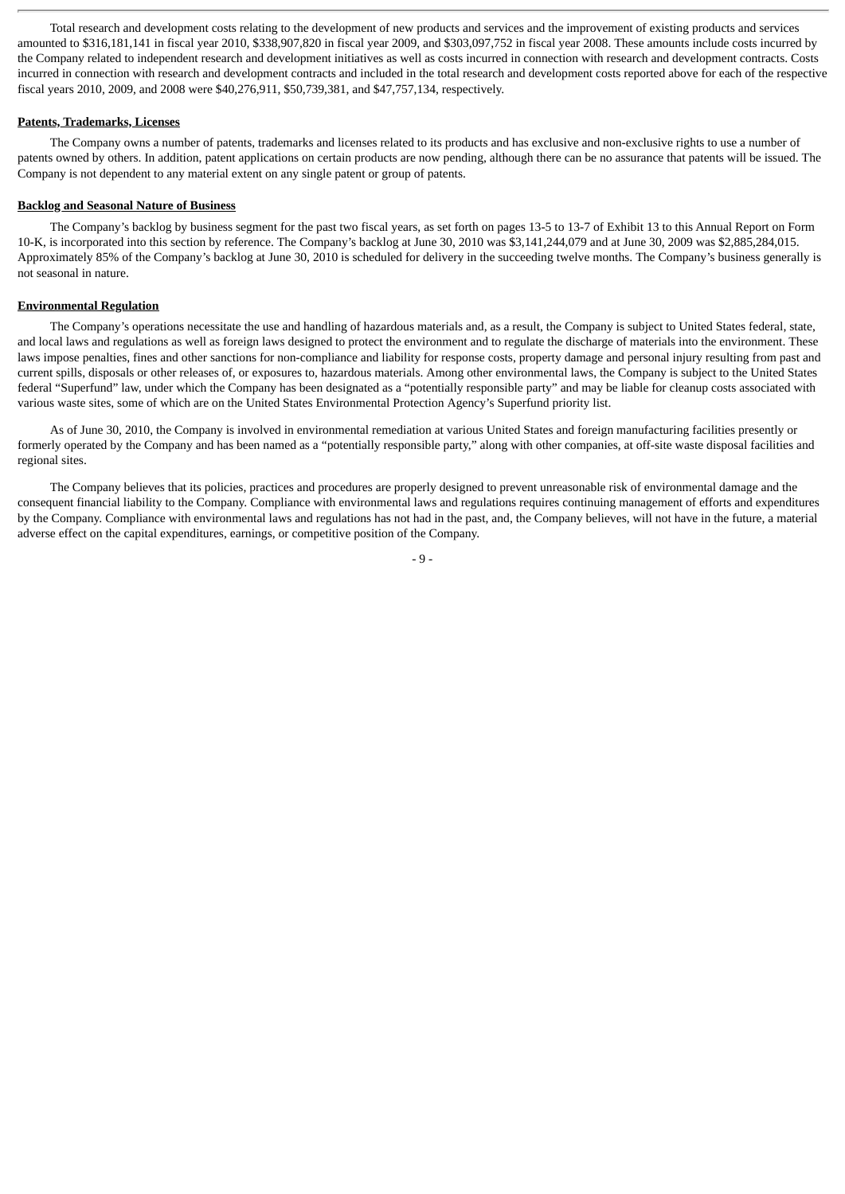Total research and development costs relating to the development of new products and services and the improvement of existing products and services amounted to $316,181,141 in fiscal year 2010, $338,907,820 in fiscal year 2009, and $303,097,752 in fiscal year 2008. These amounts include costs incurred by the Company related to independent research and development initiatives as well as costs incurred in connection with research and development contracts. Costs incurred in connection with research and development contracts and included in the total research and development costs reported above for each of the respective fiscal years 2010, 2009, and 2008 were $40,276,911, $50,739,381, and $47,757,134, respectively.

**Patents, Trademarks, Licenses**

The Company owns a number of patents, trademarks and licenses related to its products and has exclusive and non-exclusive rights to use a number of patents owned by others. In addition, patent applications on certain products are now pending, although there can be no assurance that patents will be issued. The Company is not dependent to any material extent on any single patent or group of patents.

**Backlog and Seasonal Nature of Business**

The Company's backlog by business segment for the past two fiscal years, as set forth on pages 13-5 to 13-7 of Exhibit 13 to this Annual Report on Form 10-K, is incorporated into this section by reference. The Company's backlog at June 30, 2010 was $3,141,244,079 and at June 30, 2009 was $2,885,284,015. Approximately 85% of the Company's backlog at June 30, 2010 is scheduled for delivery in the succeeding twelve months. The Company's business generally is not seasonal in nature.

**Environmental Regulation**

The Company's operations necessitate the use and handling of hazardous materials and, as a result, the Company is subject to United States federal, state, and local laws and regulations as well as foreign laws designed to protect the environment and to regulate the discharge of materials into the environment. These laws impose penalties, fines and other sanctions for non-compliance and liability for response costs, property damage and personal injury resulting from past and current spills, disposals or other releases of, or exposures to, hazardous materials. Among other environmental laws, the Company is subject to the United States federal "Superfund" law, under which the Company has been designated as a "potentially responsible party" and may be liable for cleanup costs associated with various waste sites, some of which are on the United States Environmental Protection Agency's Superfund priority list.

As of June 30, 2010, the Company is involved in environmental remediation at various United States and foreign manufacturing facilities presently or formerly operated by the Company and has been named as a "potentially responsible party," along with other companies, at off-site waste disposal facilities and regional sites.

The Company believes that its policies, practices and procedures are properly designed to prevent unreasonable risk of environmental damage and the consequent financial liability to the Company. Compliance with environmental laws and regulations requires continuing management of efforts and expenditures by the Company. Compliance with environmental laws and regulations has not had in the past, and, the Company believes, will not have in the future, a material adverse effect on the capital expenditures, earnings, or competitive position of the Company.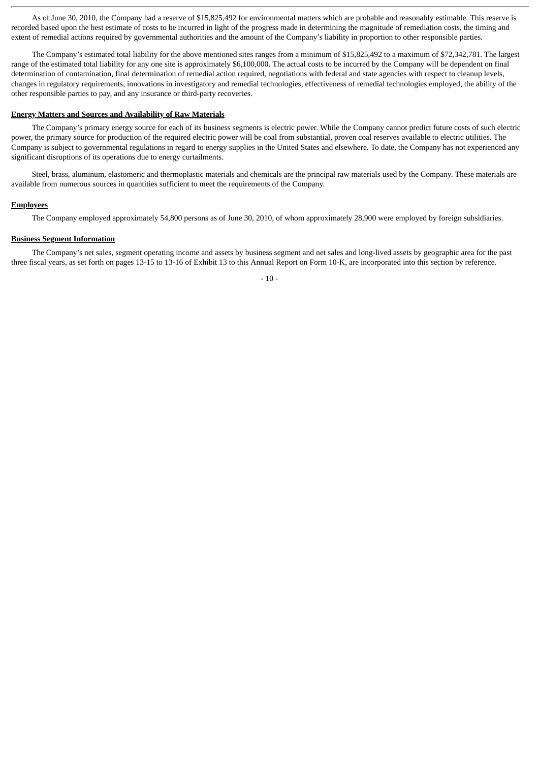As of June 30, 2010, the Company had a reserve of $15,825,492 for environmental matters which are probable and reasonably estimable. This reserve is recorded based upon the best estimate of costs to be incurred in light of the progress made in determining the magnitude of remediation costs, the timing and extent of remedial actions required by governmental authorities and the amount of the Company's liability in proportion to other responsible parties.

The Company's estimated total liability for the above mentioned sites ranges from a minimum of $15,825,492 to a maximum of $72,342,781. The largest range of the estimated total liability for any one site is approximately $6,100,000. The actual costs to be incurred by the Company will be dependent on final determination of contamination, final determination of remedial action required, negotiations with federal and state agencies with respect to cleanup levels, changes in regulatory requirements, innovations in investigatory and remedial technologies, effectiveness of remedial technologies employed, the ability of the other responsible parties to pay, and any insurance or third-party recoveries.

**Energy Matters and Sources and Availability of Raw Materials**

The Company's primary energy source for each of its business segments is electric power. While the Company cannot predict future costs of such electric power, the primary source for production of the required electric power will be coal from substantial, proven coal reserves available to electric utilities. The Company is subject to governmental regulations in regard to energy supplies in the United States and elsewhere. To date, the Company has not experienced any significant disruptions of its operations due to energy curtailments.

Steel, brass, aluminum, elastomeric and thermoplastic materials and chemicals are the principal raw materials used by the Company. These materials are available from numerous sources in quantities sufficient to meet the requirements of the Company.

**Employees**

The Company employed approximately 54,800 persons as of June 30, 2010, of whom approximately 28,900 were employed by foreign subsidiaries.

**Business Segment Information**

The Company's net sales, segment operating income and assets by business segment and net sales and long-lived assets by geographic area for the past three fiscal years, as set forth on pages 13-15 to 13-16 of Exhibit 13 to this Annual Report on Form 10-K, are incorporated into this section by reference.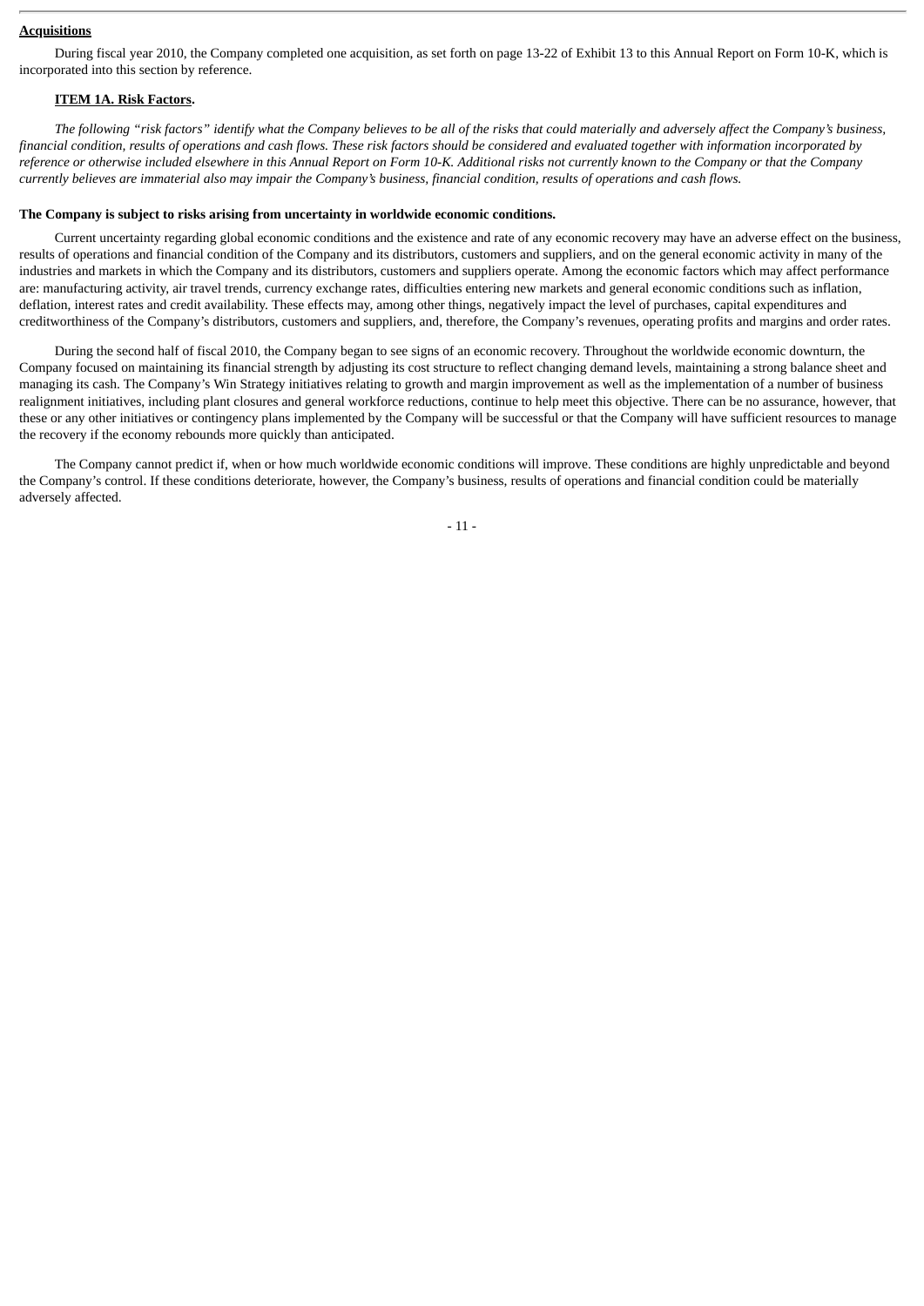**Acquisitions**

During fiscal year 2010, the Company completed one acquisition, as set forth on page 13-22 of Exhibit 13 to this Annual Report on Form 10-K, which is incorporated into this section by reference.

## ITEM 1A. Risk Factors.

*The following "risk factors" identify what the Company believes to be all of the risks that could materially and adversely affect the Company's business, financial condition, results of operations and cash flows. These risk factors should be considered and evaluated together with information incorporated by reference or otherwise included elsewhere in this Annual Report on Form 10-K. Additional risks not currently known to the Company or that the Company currently believes are immaterial also may impair the Company's business, financial condition, results of operations and cash flows.*

**The Company is subject to risks arising from uncertainty in worldwide economic conditions.**

Current uncertainty regarding global economic conditions and the existence and rate of any economic recovery may have an adverse effect on the business, results of operations and financial condition of the Company and its distributors, customers and suppliers, and on the general economic activity in many of the industries and markets in which the Company and its distributors, customers and suppliers operate. Among the economic factors which may affect performance are: manufacturing activity, air travel trends, currency exchange rates, difficulties entering new markets and general economic conditions such as inflation, deflation, interest rates and credit availability. These effects may, among other things, negatively impact the level of purchases, capital expenditures and creditworthiness of the Company's distributors, customers and suppliers, and, therefore, the Company's revenues, operating profits and margins and order rates.

During the second half of fiscal 2010, the Company began to see signs of an economic recovery. Throughout the worldwide economic downturn, the Company focused on maintaining its financial strength by adjusting its cost structure to reflect changing demand levels, maintaining a strong balance sheet and managing its cash. The Company's Win Strategy initiatives relating to growth and margin improvement as well as the implementation of a number of business realignment initiatives, including plant closures and general workforce reductions, continue to help meet this objective. There can be no assurance, however, that these or any other initiatives or contingency plans implemented by the Company will be successful or that the Company will have sufficient resources to manage the recovery if the economy rebounds more quickly than anticipated.

The Company cannot predict if, when or how much worldwide economic conditions will improve. These conditions are highly unpredictable and beyond the Company's control. If these conditions deteriorate, however, the Company's business, results of operations and financial condition could be materially adversely affected.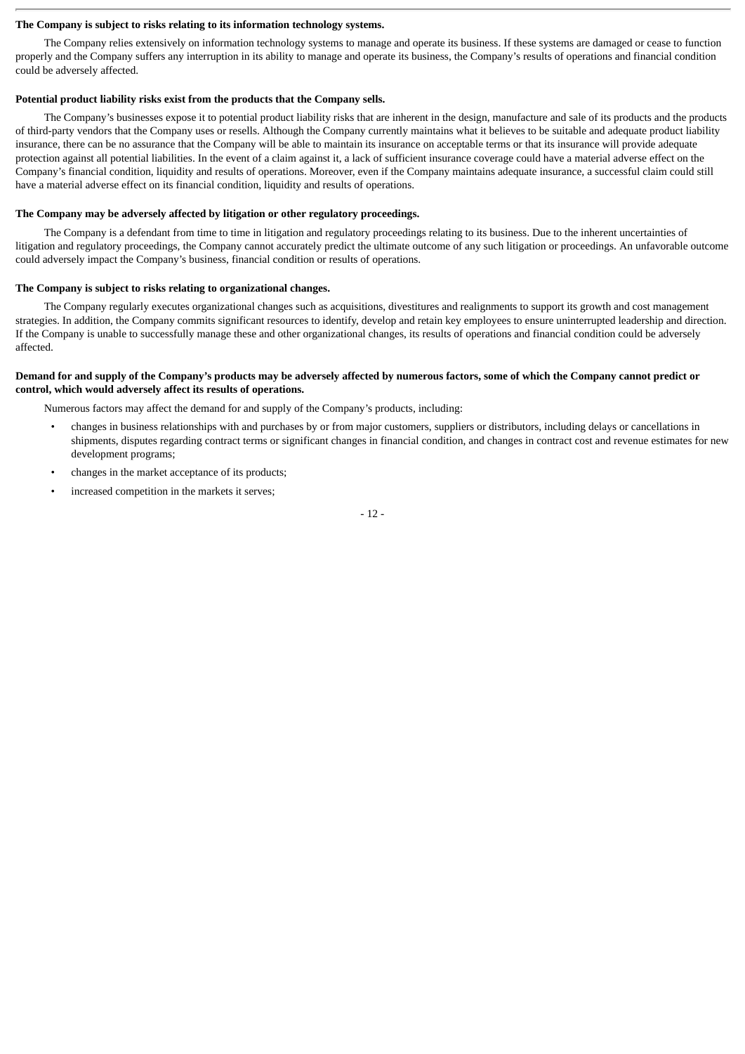**The Company is subject to risks relating to its information technology systems.**

The Company relies extensively on information technology systems to manage and operate its business. If these systems are damaged or cease to function properly and the Company suffers any interruption in its ability to manage and operate its business, the Company's results of operations and financial condition could be adversely affected.

**Potential product liability risks exist from the products that the Company sells.**

The Company's businesses expose it to potential product liability risks that are inherent in the design, manufacture and sale of its products and the products of third-party vendors that the Company uses or resells. Although the Company currently maintains what it believes to be suitable and adequate product liability insurance, there can be no assurance that the Company will be able to maintain its insurance on acceptable terms or that its insurance will provide adequate protection against all potential liabilities. In the event of a claim against it, a lack of sufficient insurance coverage could have a material adverse effect on the Company's financial condition, liquidity and results of operations. Moreover, even if the Company maintains adequate insurance, a successful claim could still have a material adverse effect on its financial condition, liquidity and results of operations.

**The Company may be adversely affected by litigation or other regulatory proceedings.**

The Company is a defendant from time to time in litigation and regulatory proceedings relating to its business. Due to the inherent uncertainties of litigation and regulatory proceedings, the Company cannot accurately predict the ultimate outcome of any such litigation or proceedings. An unfavorable outcome could adversely impact the Company's business, financial condition or results of operations.

**The Company is subject to risks relating to organizational changes.**

The Company regularly executes organizational changes such as acquisitions, divestitures and realignments to support its growth and cost management strategies. In addition, the Company commits significant resources to identify, develop and retain key employees to ensure uninterrupted leadership and direction. If the Company is unable to successfully manage these and other organizational changes, its results of operations and financial condition could be adversely affected.

**Demand for and supply of the Company's products may be adversely affected by numerous factors, some of which the Company cannot predict or control, which would adversely affect its results of operations.**

Numerous factors may affect the demand for and supply of the Company's products, including:

- changes in business relationships with and purchases by or from major customers, suppliers or distributors, including delays or cancellations in shipments, disputes regarding contract terms or significant changes in financial condition, and changes in contract cost and revenue estimates for new development programs;
- changes in the market acceptance of its products;
- increased competition in the markets it serves;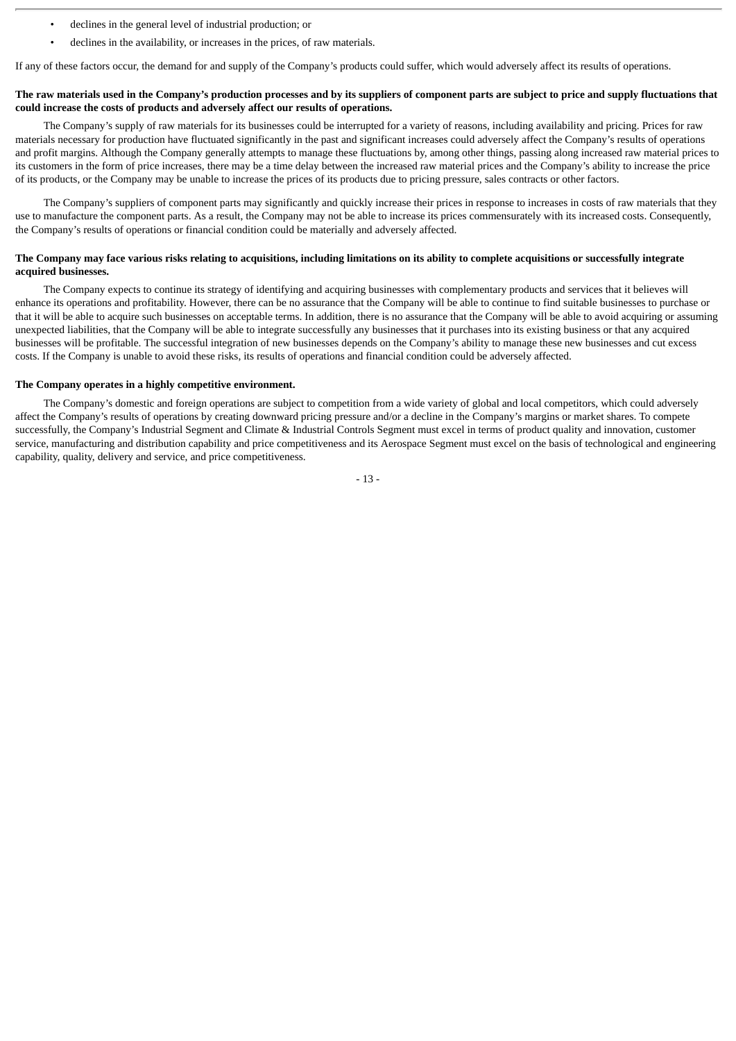- declines in the general level of industrial production; or
- declines in the availability, or increases in the prices, of raw materials.

If any of these factors occur, the demand for and supply of the Company's products could suffer, which would adversely affect its results of operations.

**The raw materials used in the Company's production processes and by its suppliers of component parts are subject to price and supply fluctuations that could increase the costs of products and adversely affect our results of operations.**

The Company's supply of raw materials for its businesses could be interrupted for a variety of reasons, including availability and pricing. Prices for raw materials necessary for production have fluctuated significantly in the past and significant increases could adversely affect the Company's results of operations and profit margins. Although the Company generally attempts to manage these fluctuations by, among other things, passing along increased raw material prices to its customers in the form of price increases, there may be a time delay between the increased raw material prices and the Company's ability to increase the price of its products, or the Company may be unable to increase the prices of its products due to pricing pressure, sales contracts or other factors.

The Company's suppliers of component parts may significantly and quickly increase their prices in response to increases in costs of raw materials that they use to manufacture the component parts. As a result, the Company may not be able to increase its prices commensurately with its increased costs. Consequently, the Company's results of operations or financial condition could be materially and adversely affected.

**The Company may face various risks relating to acquisitions, including limitations on its ability to complete acquisitions or successfully integrate acquired businesses.**

The Company expects to continue its strategy of identifying and acquiring businesses with complementary products and services that it believes will enhance its operations and profitability. However, there can be no assurance that the Company will be able to continue to find suitable businesses to purchase or that it will be able to acquire such businesses on acceptable terms. In addition, there is no assurance that the Company will be able to avoid acquiring or assuming unexpected liabilities, that the Company will be able to integrate successfully any businesses that it purchases into its existing business or that any acquired businesses will be profitable. The successful integration of new businesses depends on the Company's ability to manage these new businesses and cut excess costs. If the Company is unable to avoid these risks, its results of operations and financial condition could be adversely affected.

**The Company operates in a highly competitive environment.**

The Company's domestic and foreign operations are subject to competition from a wide variety of global and local competitors, which could adversely affect the Company's results of operations by creating downward pricing pressure and/or a decline in the Company's margins or market shares. To compete successfully, the Company's Industrial Segment and Climate & Industrial Controls Segment must excel in terms of product quality and innovation, customer service, manufacturing and distribution capability and price competitiveness and its Aerospace Segment must excel on the basis of technological and engineering capability, quality, delivery and service, and price competitiveness.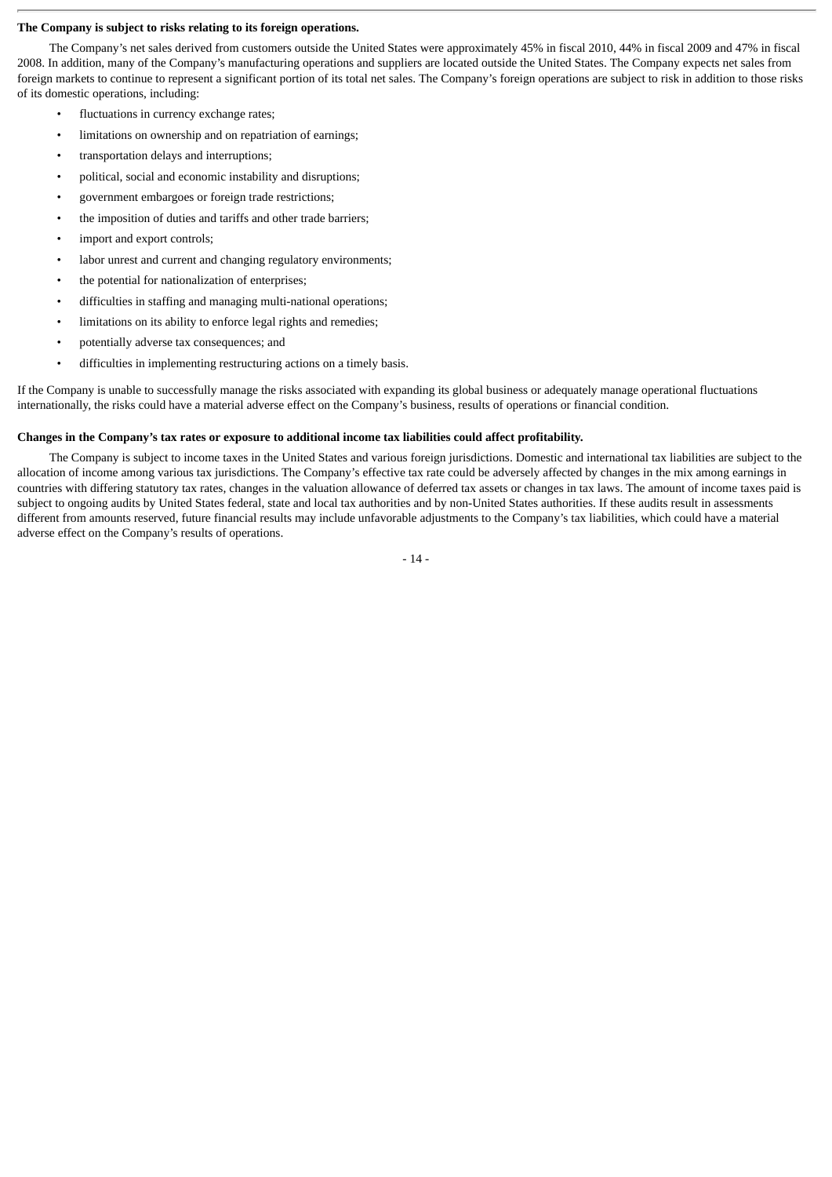**The Company is subject to risks relating to its foreign operations.**

The Company's net sales derived from customers outside the United States were approximately 45% in fiscal 2010, 44% in fiscal 2009 and 47% in fiscal 2008. In addition, many of the Company's manufacturing operations and suppliers are located outside the United States. The Company expects net sales from foreign markets to continue to represent a significant portion of its total net sales. The Company's foreign operations are subject to risk in addition to those risks of its domestic operations, including:

- fluctuations in currency exchange rates;
- limitations on ownership and on repatriation of earnings;
- transportation delays and interruptions;
- political, social and economic instability and disruptions;
- government embargoes or foreign trade restrictions;
- the imposition of duties and tariffs and other trade barriers;
- import and export controls;
- labor unrest and current and changing regulatory environments;
- the potential for nationalization of enterprises;
- difficulties in staffing and managing multi-national operations;
- limitations on its ability to enforce legal rights and remedies;
- potentially adverse tax consequences; and
- difficulties in implementing restructuring actions on a timely basis.

If the Company is unable to successfully manage the risks associated with expanding its global business or adequately manage operational fluctuations internationally, the risks could have a material adverse effect on the Company's business, results of operations or financial condition.

**Changes in the Company's tax rates or exposure to additional income tax liabilities could affect profitability.**

The Company is subject to income taxes in the United States and various foreign jurisdictions. Domestic and international tax liabilities are subject to the allocation of income among various tax jurisdictions. The Company's effective tax rate could be adversely affected by changes in the mix among earnings in countries with differing statutory tax rates, changes in the valuation allowance of deferred tax assets or changes in tax laws. The amount of income taxes paid is subject to ongoing audits by United States federal, state and local tax authorities and by non-United States authorities. If these audits result in assessments different from amounts reserved, future financial results may include unfavorable adjustments to the Company's tax liabilities, which could have a material adverse effect on the Company's results of operations.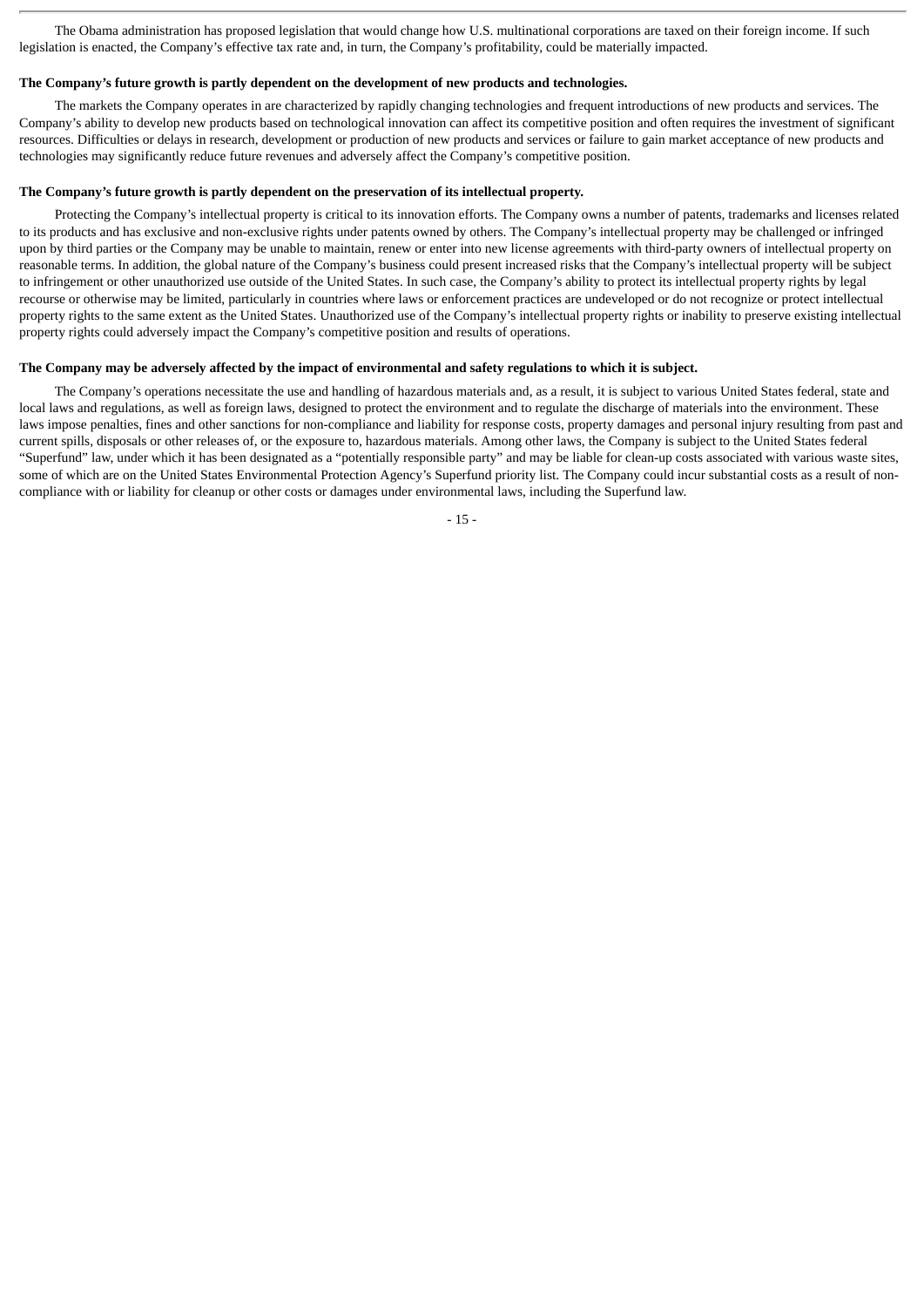The Obama administration has proposed legislation that would change how U.S. multinational corporations are taxed on their foreign income. If such legislation is enacted, the Company's effective tax rate and, in turn, the Company's profitability, could be materially impacted.

**The Company's future growth is partly dependent on the development of new products and technologies.**

The markets the Company operates in are characterized by rapidly changing technologies and frequent introductions of new products and services. The Company's ability to develop new products based on technological innovation can affect its competitive position and often requires the investment of significant resources. Difficulties or delays in research, development or production of new products and services or failure to gain market acceptance of new products and technologies may significantly reduce future revenues and adversely affect the Company's competitive position.

**The Company's future growth is partly dependent on the preservation of its intellectual property.**

Protecting the Company's intellectual property is critical to its innovation efforts. The Company owns a number of patents, trademarks and licenses related to its products and has exclusive and non-exclusive rights under patents owned by others. The Company's intellectual property may be challenged or infringed upon by third parties or the Company may be unable to maintain, renew or enter into new license agreements with third-party owners of intellectual property on reasonable terms. In addition, the global nature of the Company's business could present increased risks that the Company's intellectual property will be subject to infringement or other unauthorized use outside of the United States. In such case, the Company's ability to protect its intellectual property rights by legal recourse or otherwise may be limited, particularly in countries where laws or enforcement practices are undeveloped or do not recognize or protect intellectual property rights to the same extent as the United States. Unauthorized use of the Company's intellectual property rights or inability to preserve existing intellectual property rights could adversely impact the Company's competitive position and results of operations.

**The Company may be adversely affected by the impact of environmental and safety regulations to which it is subject.**

The Company's operations necessitate the use and handling of hazardous materials and, as a result, it is subject to various United States federal, state and local laws and regulations, as well as foreign laws, designed to protect the environment and to regulate the discharge of materials into the environment. These laws impose penalties, fines and other sanctions for non-compliance and liability for response costs, property damages and personal injury resulting from past and current spills, disposals or other releases of, or the exposure to, hazardous materials. Among other laws, the Company is subject to the United States federal "Superfund" law, under which it has been designated as a "potentially responsible party" and may be liable for clean-up costs associated with various waste sites, some of which are on the United States Environmental Protection Agency's Superfund priority list. The Company could incur substantial costs as a result of non-compliance with or liability for cleanup or other costs or damages under environmental laws, including the Superfund law.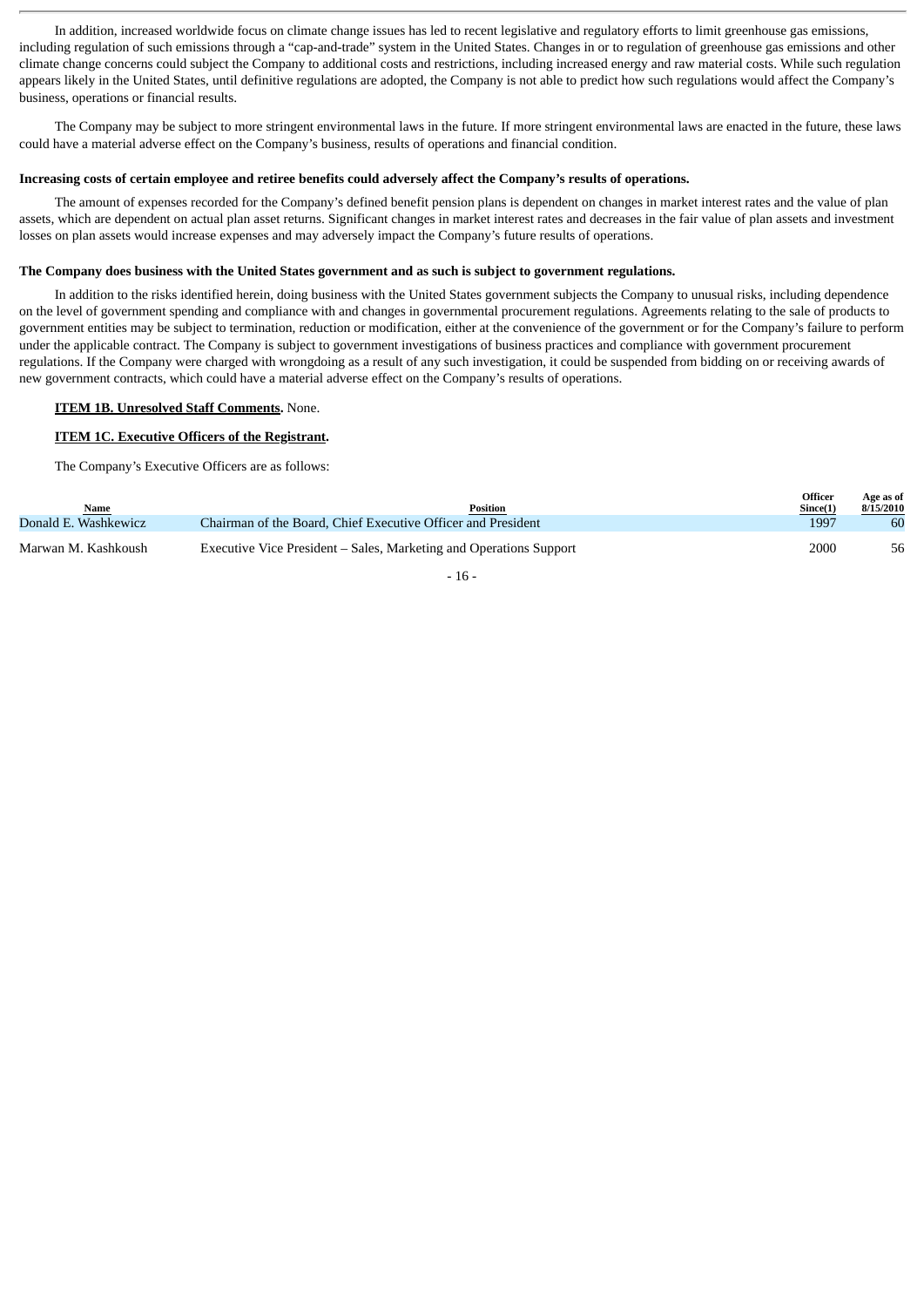In addition, increased worldwide focus on climate change issues has led to recent legislative and regulatory efforts to limit greenhouse gas emissions, including regulation of such emissions through a "cap-and-trade" system in the United States. Changes in or to regulation of greenhouse gas emissions and other climate change concerns could subject the Company to additional costs and restrictions, including increased energy and raw material costs. While such regulation appears likely in the United States, until definitive regulations are adopted, the Company is not able to predict how such regulations would affect the Company's business, operations or financial results.

The Company may be subject to more stringent environmental laws in the future. If more stringent environmental laws are enacted in the future, these laws could have a material adverse effect on the Company's business, results of operations and financial condition.

**Increasing costs of certain employee and retiree benefits could adversely affect the Company's results of operations.**

The amount of expenses recorded for the Company's defined benefit pension plans is dependent on changes in market interest rates and the value of plan assets, which are dependent on actual plan asset returns. Significant changes in market interest rates and decreases in the fair value of plan assets and investment losses on plan assets would increase expenses and may adversely impact the Company's future results of operations.

**The Company does business with the United States government and as such is subject to government regulations.**

In addition to the risks identified herein, doing business with the United States government subjects the Company to unusual risks, including dependence on the level of government spending and compliance with and changes in governmental procurement regulations. Agreements relating to the sale of products to government entities may be subject to termination, reduction or modification, either at the convenience of the government or for the Company's failure to perform under the applicable contract. The Company is subject to government investigations of business practices and compliance with government procurement regulations. If the Company were charged with wrongdoing as a result of any such investigation, it could be suspended from bidding on or receiving awards of new government contracts, which could have a material adverse effect on the Company's results of operations.

**ITEM 1B. Unresolved Staff Comments.** None.

**ITEM 1C. Executive Officers of the Registrant.**

The Company's Executive Officers are as follows:

| Name | Position | Officer Since(1) | Age as of 8/15/2010 |
|---|---|---|---|
| Donald E. Washkewicz | Chairman of the Board, Chief Executive Officer and President | 1997 | 60 |
| Marwan M. Kashkoush | Executive Vice President – Sales, Marketing and Operations Support | 2000 | 56 |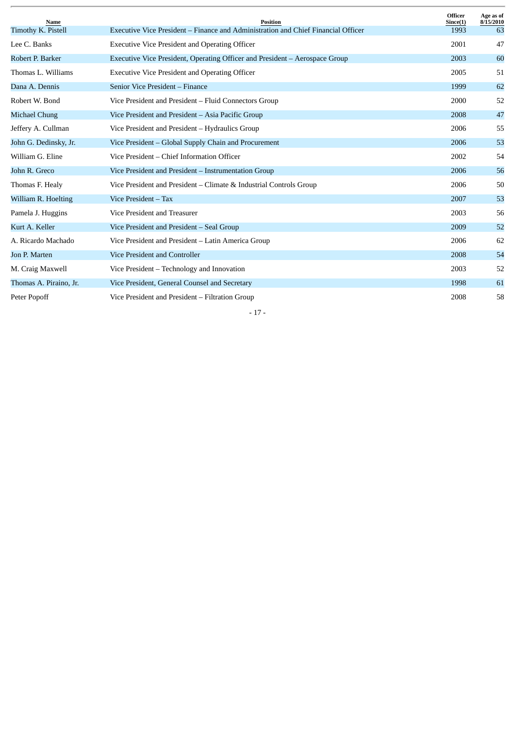| Name | Position | Officer Since(1) | Age as of 8/15/2010 |
|---|---|---|---|
| Timothy K. Pistell | Executive Vice President – Finance and Administration and Chief Financial Officer | 1993 | 63 |
| Lee C. Banks | Executive Vice President and Operating Officer | 2001 | 47 |
| Robert P. Barker | Executive Vice President, Operating Officer and President – Aerospace Group | 2003 | 60 |
| Thomas L. Williams | Executive Vice President and Operating Officer | 2005 | 51 |
| Dana A. Dennis | Senior Vice President – Finance | 1999 | 62 |
| Robert W. Bond | Vice President and President – Fluid Connectors Group | 2000 | 52 |
| Michael Chung | Vice President and President – Asia Pacific Group | 2008 | 47 |
| Jeffery A. Cullman | Vice President and President – Hydraulics Group | 2006 | 55 |
| John G. Dedinsky, Jr. | Vice President – Global Supply Chain and Procurement | 2006 | 53 |
| William G. Eline | Vice President – Chief Information Officer | 2002 | 54 |
| John R. Greco | Vice President and President – Instrumentation Group | 2006 | 56 |
| Thomas F. Healy | Vice President and President – Climate & Industrial Controls Group | 2006 | 50 |
| William R. Hoelting | Vice President – Tax | 2007 | 53 |
| Pamela J. Huggins | Vice President and Treasurer | 2003 | 56 |
| Kurt A. Keller | Vice President and President – Seal Group | 2009 | 52 |
| A. Ricardo Machado | Vice President and President – Latin America Group | 2006 | 62 |
| Jon P. Marten | Vice President and Controller | 2008 | 54 |
| M. Craig Maxwell | Vice President – Technology and Innovation | 2003 | 52 |
| Thomas A. Piraino, Jr. | Vice President, General Counsel and Secretary | 1998 | 61 |
| Peter Popoff | Vice President and President – Filtration Group | 2008 | 58 |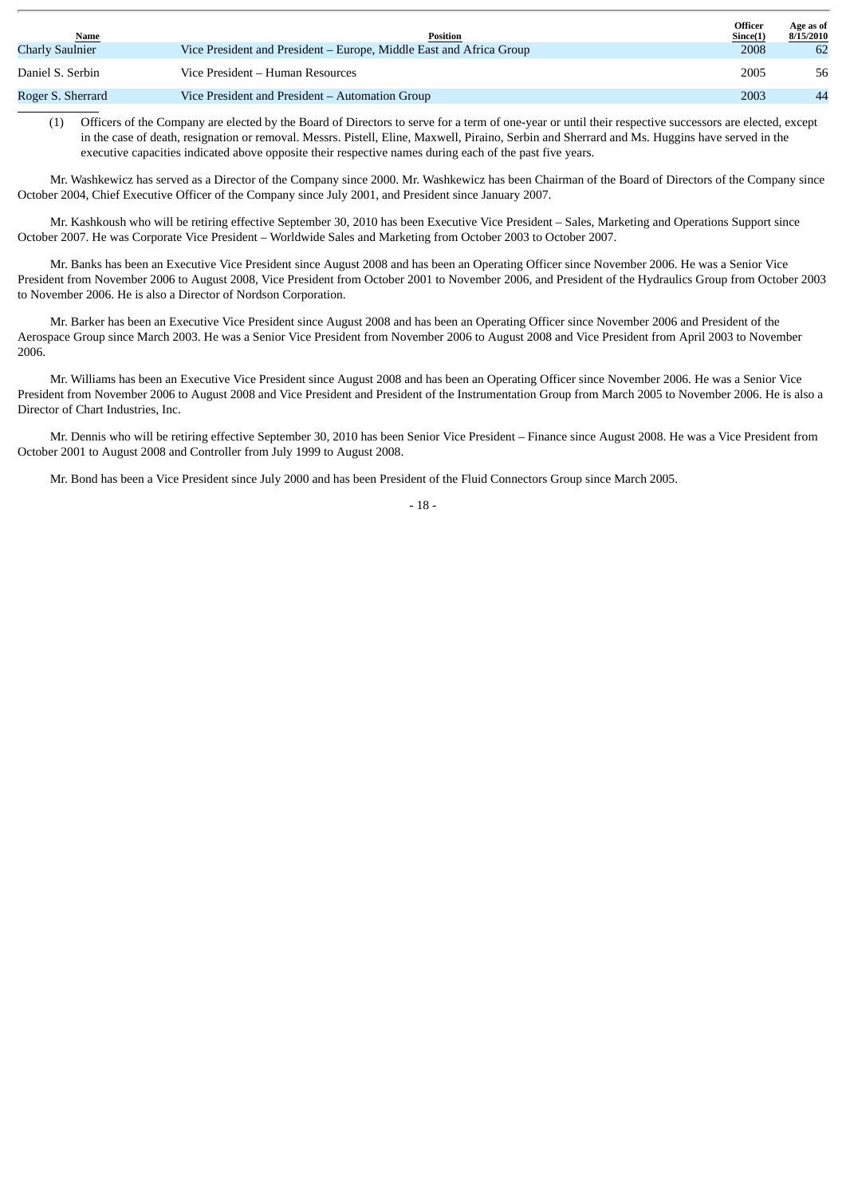| Name | Position | Officer Since(1) | Age as of 8/15/2010 |
|---|---|---|---|
| Charly Saulnier | Vice President and President – Europe, Middle East and Africa Group | 2008 | 62 |
| Daniel S. Serbin | Vice President – Human Resources | 2005 | 56 |
| Roger S. Sherrard | Vice President and President – Automation Group | 2003 | 44 |

(1) Officers of the Company are elected by the Board of Directors to serve for a term of one-year or until their respective successors are elected, except in the case of death, resignation or removal. Messrs. Pistell, Eline, Maxwell, Piraino, Serbin and Sherrard and Ms. Huggins have served in the executive capacities indicated above opposite their respective names during each of the past five years.

Mr. Washkewicz has served as a Director of the Company since 2000. Mr. Washkewicz has been Chairman of the Board of Directors of the Company since October 2004, Chief Executive Officer of the Company since July 2001, and President since January 2007.

Mr. Kashkoush who will be retiring effective September 30, 2010 has been Executive Vice President – Sales, Marketing and Operations Support since October 2007. He was Corporate Vice President – Worldwide Sales and Marketing from October 2003 to October 2007.

Mr. Banks has been an Executive Vice President since August 2008 and has been an Operating Officer since November 2006. He was a Senior Vice President from November 2006 to August 2008, Vice President from October 2001 to November 2006, and President of the Hydraulics Group from October 2003 to November 2006. He is also a Director of Nordson Corporation.

Mr. Barker has been an Executive Vice President since August 2008 and has been an Operating Officer since November 2006 and President of the Aerospace Group since March 2003. He was a Senior Vice President from November 2006 to August 2008 and Vice President from April 2003 to November 2006.

Mr. Williams has been an Executive Vice President since August 2008 and has been an Operating Officer since November 2006. He was a Senior Vice President from November 2006 to August 2008 and Vice President and President of the Instrumentation Group from March 2005 to November 2006. He is also a Director of Chart Industries, Inc.

Mr. Dennis who will be retiring effective September 30, 2010 has been Senior Vice President – Finance since August 2008. He was a Vice President from October 2001 to August 2008 and Controller from July 1999 to August 2008.

Mr. Bond has been a Vice President since July 2000 and has been President of the Fluid Connectors Group since March 2005.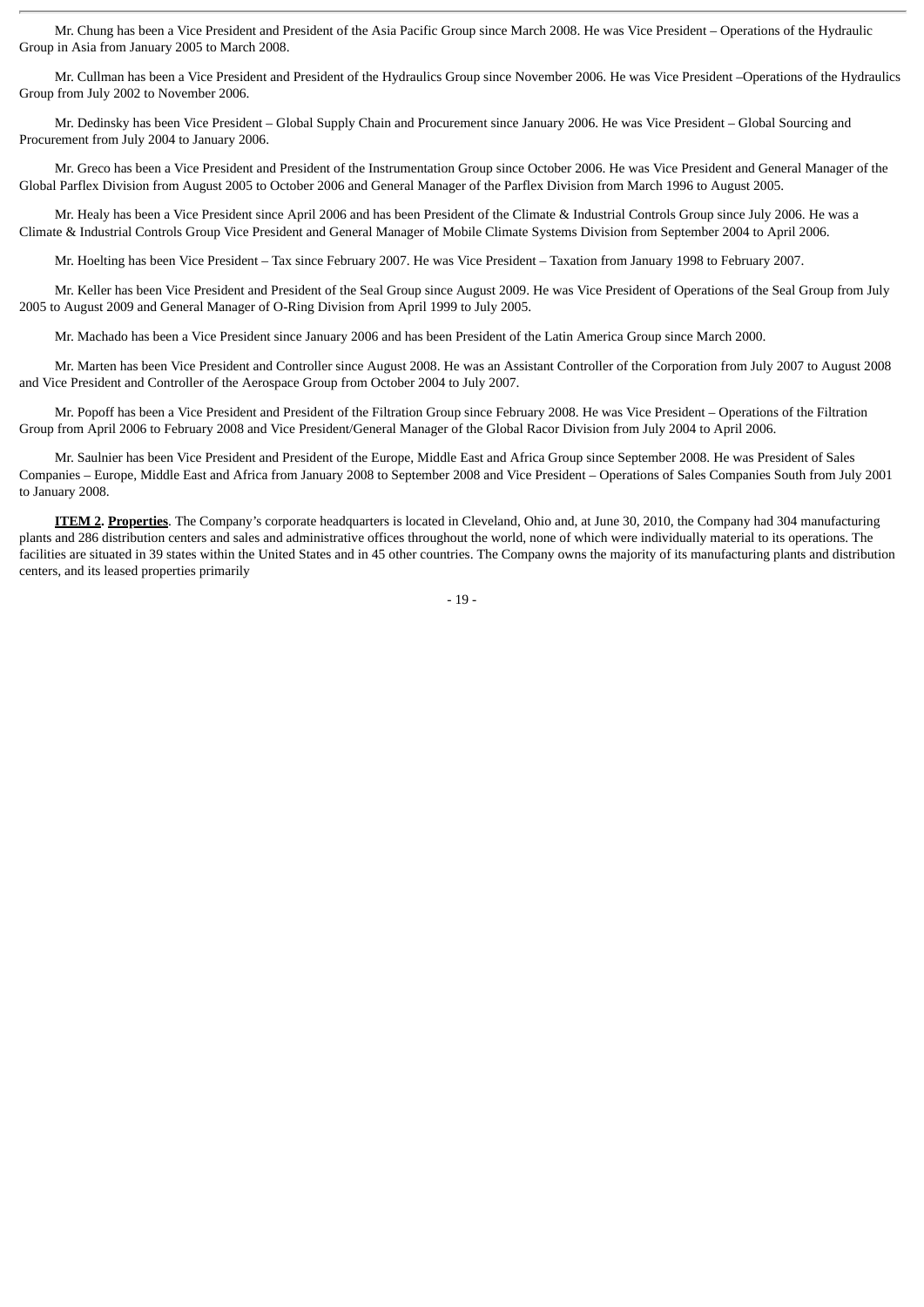Mr. Chung has been a Vice President and President of the Asia Pacific Group since March 2008. He was Vice President – Operations of the Hydraulic Group in Asia from January 2005 to March 2008.

Mr. Cullman has been a Vice President and President of the Hydraulics Group since November 2006. He was Vice President –Operations of the Hydraulics Group from July 2002 to November 2006.

Mr. Dedinsky has been Vice President – Global Supply Chain and Procurement since January 2006. He was Vice President – Global Sourcing and Procurement from July 2004 to January 2006.

Mr. Greco has been a Vice President and President of the Instrumentation Group since October 2006. He was Vice President and General Manager of the Global Parflex Division from August 2005 to October 2006 and General Manager of the Parflex Division from March 1996 to August 2005.

Mr. Healy has been a Vice President since April 2006 and has been President of the Climate & Industrial Controls Group since July 2006. He was a Climate & Industrial Controls Group Vice President and General Manager of Mobile Climate Systems Division from September 2004 to April 2006.

Mr. Hoelting has been Vice President – Tax since February 2007. He was Vice President – Taxation from January 1998 to February 2007.

Mr. Keller has been Vice President and President of the Seal Group since August 2009. He was Vice President of Operations of the Seal Group from July 2005 to August 2009 and General Manager of O-Ring Division from April 1999 to July 2005.

Mr. Machado has been a Vice President since January 2006 and has been President of the Latin America Group since March 2000.

Mr. Marten has been Vice President and Controller since August 2008. He was an Assistant Controller of the Corporation from July 2007 to August 2008 and Vice President and Controller of the Aerospace Group from October 2004 to July 2007.

Mr. Popoff has been a Vice President and President of the Filtration Group since February 2008. He was Vice President – Operations of the Filtration Group from April 2006 to February 2008 and Vice President/General Manager of the Global Racor Division from July 2004 to April 2006.

Mr. Saulnier has been Vice President and President of the Europe, Middle East and Africa Group since September 2008. He was President of Sales Companies – Europe, Middle East and Africa from January 2008 to September 2008 and Vice President – Operations of Sales Companies South from July 2001 to January 2008.

**ITEM 2. Properties**. The Company's corporate headquarters is located in Cleveland, Ohio and, at June 30, 2010, the Company had 304 manufacturing plants and 286 distribution centers and sales and administrative offices throughout the world, none of which were individually material to its operations. The facilities are situated in 39 states within the United States and in 45 other countries. The Company owns the majority of its manufacturing plants and distribution centers, and its leased properties primarily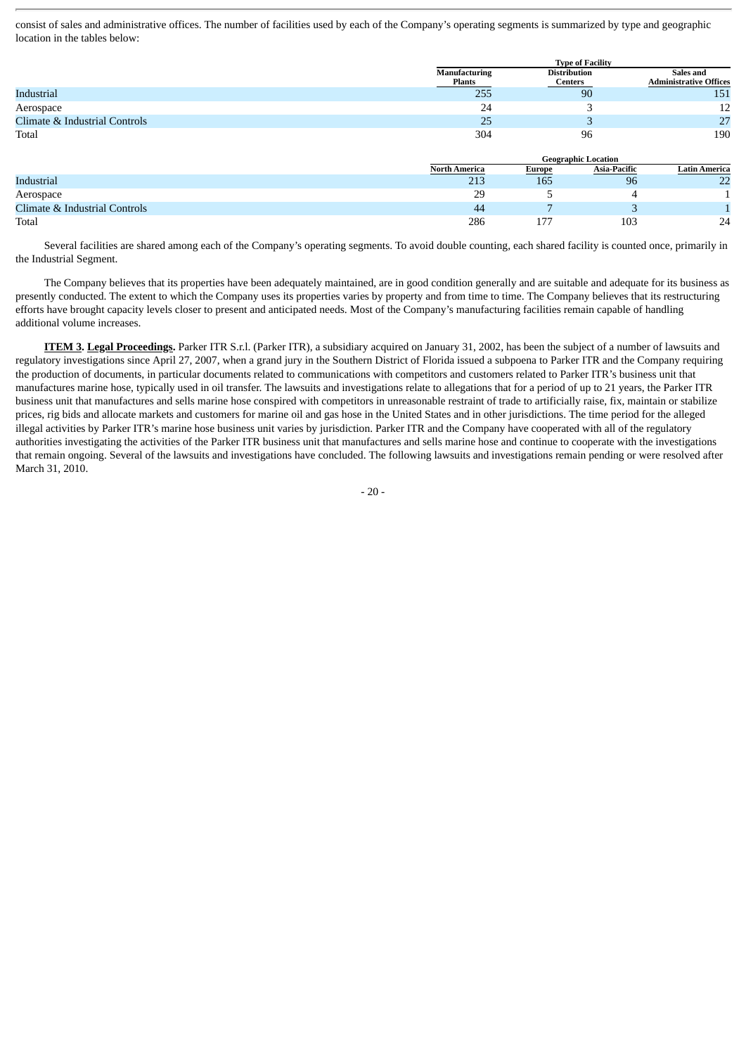consist of sales and administrative offices. The number of facilities used by each of the Company's operating segments is summarized by type and geographic location in the tables below:

| | Type of Facility | | |
|---|---|---|---|
| | Manufacturing Plants | Distribution Centers | Sales and Administrative Offices |
| Industrial | 255 | 90 | 151 |
| Aerospace | 24 | 3 | 12 |
| Climate & Industrial Controls | 25 | 3 | 27 |
| Total | 304 | 96 | 190 |

| | Geographic Location | | | |
|---|---|---|---|---|
| | North America | Europe | Asia-Pacific | Latin America |
| Industrial | 213 | 165 | 96 | 22 |
| Aerospace | 29 | 5 | 4 | 1 |
| Climate & Industrial Controls | 44 | 7 | 3 | 1 |
| Total | 286 | 177 | 103 | 24 |

Several facilities are shared among each of the Company's operating segments. To avoid double counting, each shared facility is counted once, primarily in the Industrial Segment.

The Company believes that its properties have been adequately maintained, are in good condition generally and are suitable and adequate for its business as presently conducted. The extent to which the Company uses its properties varies by property and from time to time. The Company believes that its restructuring efforts have brought capacity levels closer to present and anticipated needs. Most of the Company's manufacturing facilities remain capable of handling additional volume increases.

**ITEM 3. Legal Proceedings.** Parker ITR S.r.l. (Parker ITR), a subsidiary acquired on January 31, 2002, has been the subject of a number of lawsuits and regulatory investigations since April 27, 2007, when a grand jury in the Southern District of Florida issued a subpoena to Parker ITR and the Company requiring the production of documents, in particular documents related to communications with competitors and customers related to Parker ITR's business unit that manufactures marine hose, typically used in oil transfer. The lawsuits and investigations relate to allegations that for a period of up to 21 years, the Parker ITR business unit that manufactures and sells marine hose conspired with competitors in unreasonable restraint of trade to artificially raise, fix, maintain or stabilize prices, rig bids and allocate markets and customers for marine oil and gas hose in the United States and in other jurisdictions. The time period for the alleged illegal activities by Parker ITR's marine hose business unit varies by jurisdiction. Parker ITR and the Company have cooperated with all of the regulatory authorities investigating the activities of the Parker ITR business unit that manufactures and sells marine hose and continue to cooperate with the investigations that remain ongoing. Several of the lawsuits and investigations have concluded. The following lawsuits and investigations remain pending or were resolved after March 31, 2010.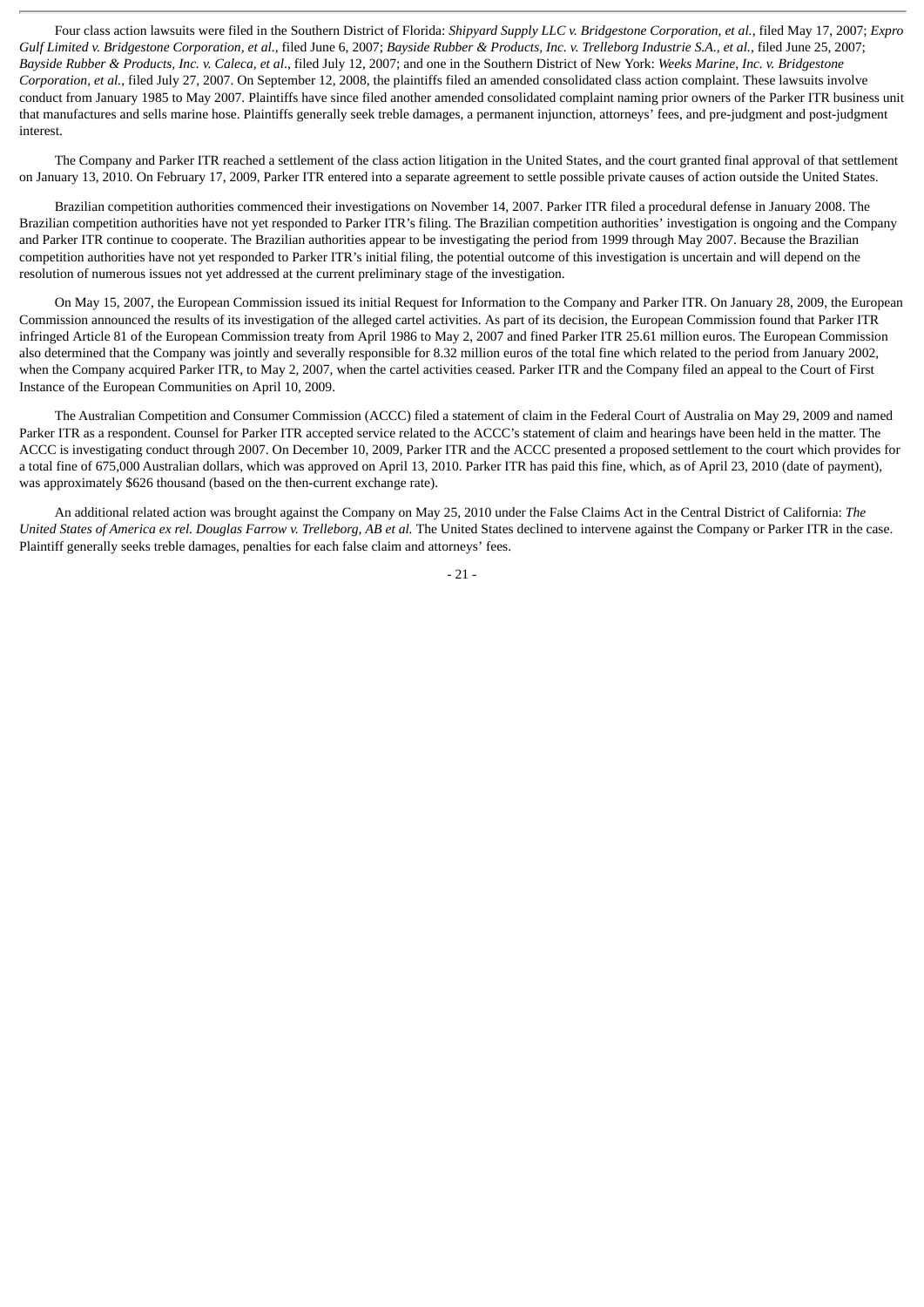Four class action lawsuits were filed in the Southern District of Florida: *Shipyard Supply LLC v. Bridgestone Corporation, et al.*, filed May 17, 2007; *Expro Gulf Limited v. Bridgestone Corporation, et al.*, filed June 6, 2007; *Bayside Rubber & Products, Inc. v. Trelleborg Industrie S.A., et al.*, filed June 25, 2007; *Bayside Rubber & Products, Inc. v. Caleca, et al.*, filed July 12, 2007; and one in the Southern District of New York: *Weeks Marine, Inc. v. Bridgestone Corporation, et al.*, filed July 27, 2007. On September 12, 2008, the plaintiffs filed an amended consolidated class action complaint. These lawsuits involve conduct from January 1985 to May 2007. Plaintiffs have since filed another amended consolidated complaint naming prior owners of the Parker ITR business unit that manufactures and sells marine hose. Plaintiffs generally seek treble damages, a permanent injunction, attorneys' fees, and pre-judgment and post-judgment interest.

The Company and Parker ITR reached a settlement of the class action litigation in the United States, and the court granted final approval of that settlement on January 13, 2010. On February 17, 2009, Parker ITR entered into a separate agreement to settle possible private causes of action outside the United States.

Brazilian competition authorities commenced their investigations on November 14, 2007. Parker ITR filed a procedural defense in January 2008. The Brazilian competition authorities have not yet responded to Parker ITR's filing. The Brazilian competition authorities' investigation is ongoing and the Company and Parker ITR continue to cooperate. The Brazilian authorities appear to be investigating the period from 1999 through May 2007. Because the Brazilian competition authorities have not yet responded to Parker ITR's initial filing, the potential outcome of this investigation is uncertain and will depend on the resolution of numerous issues not yet addressed at the current preliminary stage of the investigation.

On May 15, 2007, the European Commission issued its initial Request for Information to the Company and Parker ITR. On January 28, 2009, the European Commission announced the results of its investigation of the alleged cartel activities. As part of its decision, the European Commission found that Parker ITR infringed Article 81 of the European Commission treaty from April 1986 to May 2, 2007 and fined Parker ITR 25.61 million euros. The European Commission also determined that the Company was jointly and severally responsible for 8.32 million euros of the total fine which related to the period from January 2002, when the Company acquired Parker ITR, to May 2, 2007, when the cartel activities ceased. Parker ITR and the Company filed an appeal to the Court of First Instance of the European Communities on April 10, 2009.

The Australian Competition and Consumer Commission (ACCC) filed a statement of claim in the Federal Court of Australia on May 29, 2009 and named Parker ITR as a respondent. Counsel for Parker ITR accepted service related to the ACCC's statement of claim and hearings have been held in the matter. The ACCC is investigating conduct through 2007. On December 10, 2009, Parker ITR and the ACCC presented a proposed settlement to the court which provides for a total fine of 675,000 Australian dollars, which was approved on April 13, 2010. Parker ITR has paid this fine, which, as of April 23, 2010 (date of payment), was approximately $626 thousand (based on the then-current exchange rate).

An additional related action was brought against the Company on May 25, 2010 under the False Claims Act in the Central District of California: *The United States of America ex rel. Douglas Farrow v. Trelleborg, AB et al.* The United States declined to intervene against the Company or Parker ITR in the case. Plaintiff generally seeks treble damages, penalties for each false claim and attorneys' fees.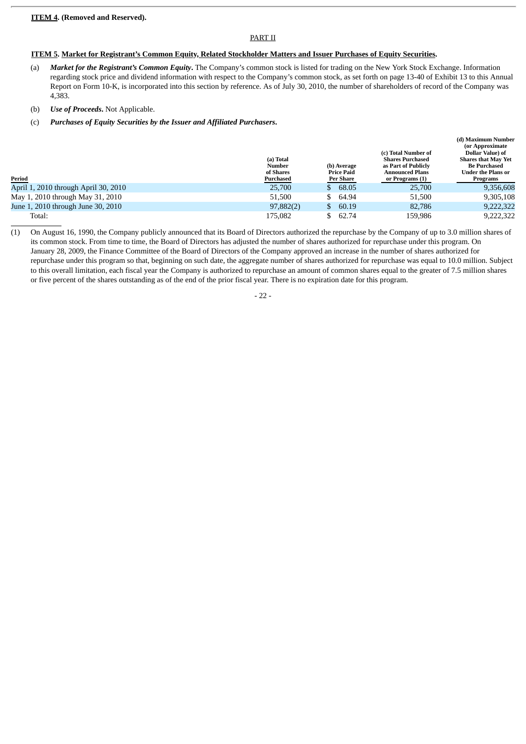**ITEM 4. (Removed and Reserved).**

PART II

**ITEM 5. Market for Registrant's Common Equity, Related Stockholder Matters and Issuer Purchases of Equity Securities.**

(a) ***Market for the Registrant's Common Equity***. The Company's common stock is listed for trading on the New York Stock Exchange. Information regarding stock price and dividend information with respect to the Company's common stock, as set forth on page 13-40 of Exhibit 13 to this Annual Report on Form 10-K, is incorporated into this section by reference. As of July 30, 2010, the number of shareholders of record of the Company was 4,383.

(b) ***Use of Proceeds***. Not Applicable.

(c) ***Purchases of Equity Securities by the Issuer and Affiliated Purchasers***.

| Period | (a) Total Number of Shares Purchased | (b) Average Price Paid Per Share | (c) Total Number of Shares Purchased as Part of Publicly Announced Plans or Programs (1) | (d) Maximum Number (or Approximate Dollar Value) of Shares that May Yet Be Purchased Under the Plans or Programs |
|---|---|---|---|---|
| April 1, 2010 through April 30, 2010 | 25,700 | $ 68.05 | 25,700 | 9,356,608 |
| May 1, 2010 through May 31, 2010 | 51,500 | $ 64.94 | 51,500 | 9,305,108 |
| June 1, 2010 through June 30, 2010 | 97,882(2) | $ 60.19 | 82,786 | 9,222,322 |
| Total: | 175,082 | $ 62.74 | 159,986 | 9,222,322 |

(1) On August 16, 1990, the Company publicly announced that its Board of Directors authorized the repurchase by the Company of up to 3.0 million shares of its common stock. From time to time, the Board of Directors has adjusted the number of shares authorized for repurchase under this program. On January 28, 2009, the Finance Committee of the Board of Directors of the Company approved an increase in the number of shares authorized for repurchase under this program so that, beginning on such date, the aggregate number of shares authorized for repurchase was equal to 10.0 million. Subject to this overall limitation, each fiscal year the Company is authorized to repurchase an amount of common shares equal to the greater of 7.5 million shares or five percent of the shares outstanding as of the end of the prior fiscal year. There is no expiration date for this program.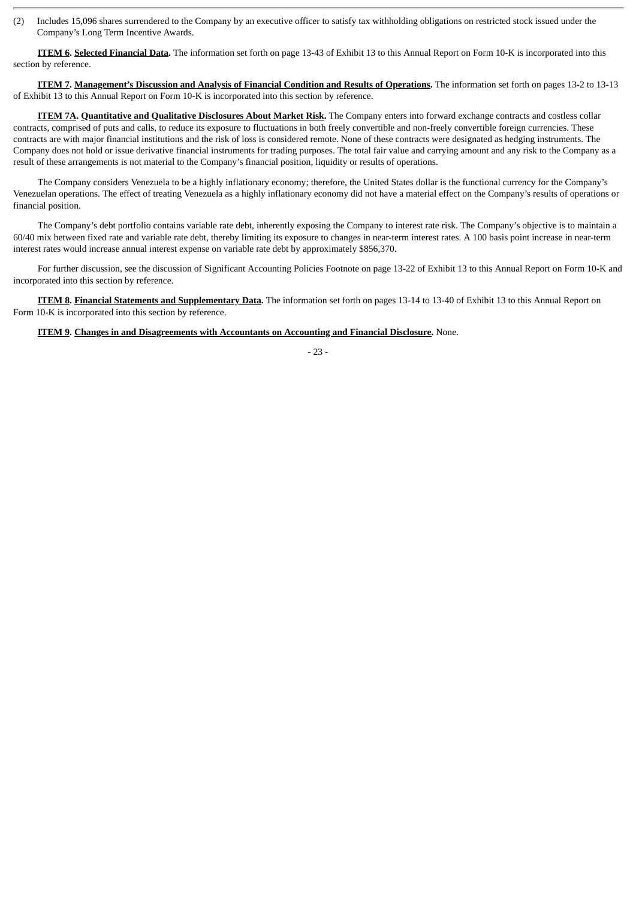(2) Includes 15,096 shares surrendered to the Company by an executive officer to satisfy tax withholding obligations on restricted stock issued under the Company's Long Term Incentive Awards.

**ITEM 6. Selected Financial Data.** The information set forth on page 13-43 of Exhibit 13 to this Annual Report on Form 10-K is incorporated into this section by reference.

**ITEM 7. Management's Discussion and Analysis of Financial Condition and Results of Operations.** The information set forth on pages 13-2 to 13-13 of Exhibit 13 to this Annual Report on Form 10-K is incorporated into this section by reference.

**ITEM 7A. Quantitative and Qualitative Disclosures About Market Risk.** The Company enters into forward exchange contracts and costless collar contracts, comprised of puts and calls, to reduce its exposure to fluctuations in both freely convertible and non-freely convertible foreign currencies. These contracts are with major financial institutions and the risk of loss is considered remote. None of these contracts were designated as hedging instruments. The Company does not hold or issue derivative financial instruments for trading purposes. The total fair value and carrying amount and any risk to the Company as a result of these arrangements is not material to the Company's financial position, liquidity or results of operations.

The Company considers Venezuela to be a highly inflationary economy; therefore, the United States dollar is the functional currency for the Company's Venezuelan operations. The effect of treating Venezuela as a highly inflationary economy did not have a material effect on the Company's results of operations or financial position.

The Company's debt portfolio contains variable rate debt, inherently exposing the Company to interest rate risk. The Company's objective is to maintain a 60/40 mix between fixed rate and variable rate debt, thereby limiting its exposure to changes in near-term interest rates. A 100 basis point increase in near-term interest rates would increase annual interest expense on variable rate debt by approximately $856,370.

For further discussion, see the discussion of Significant Accounting Policies Footnote on page 13-22 of Exhibit 13 to this Annual Report on Form 10-K and incorporated into this section by reference.

**ITEM 8. Financial Statements and Supplementary Data.** The information set forth on pages 13-14 to 13-40 of Exhibit 13 to this Annual Report on Form 10-K is incorporated into this section by reference.

**ITEM 9. Changes in and Disagreements with Accountants on Accounting and Financial Disclosure.** None.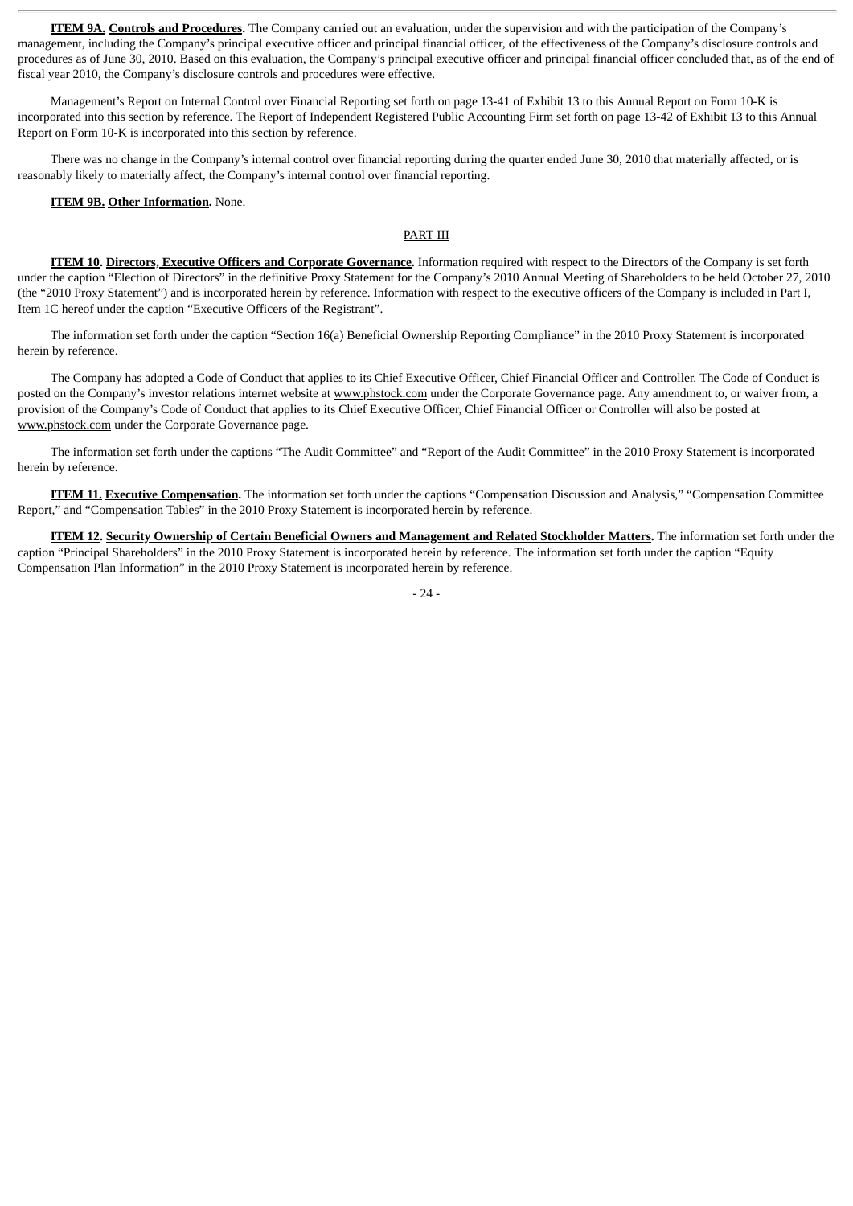**ITEM 9A. Controls and Procedures.** The Company carried out an evaluation, under the supervision and with the participation of the Company's management, including the Company's principal executive officer and principal financial officer, of the effectiveness of the Company's disclosure controls and procedures as of June 30, 2010. Based on this evaluation, the Company's principal executive officer and principal financial officer concluded that, as of the end of fiscal year 2010, the Company's disclosure controls and procedures were effective.

Management's Report on Internal Control over Financial Reporting set forth on page 13-41 of Exhibit 13 to this Annual Report on Form 10-K is incorporated into this section by reference. The Report of Independent Registered Public Accounting Firm set forth on page 13-42 of Exhibit 13 to this Annual Report on Form 10-K is incorporated into this section by reference.

There was no change in the Company's internal control over financial reporting during the quarter ended June 30, 2010 that materially affected, or is reasonably likely to materially affect, the Company's internal control over financial reporting.

**ITEM 9B. Other Information.** None.

## PART III

**ITEM 10. Directors, Executive Officers and Corporate Governance.** Information required with respect to the Directors of the Company is set forth under the caption "Election of Directors" in the definitive Proxy Statement for the Company's 2010 Annual Meeting of Shareholders to be held October 27, 2010 (the "2010 Proxy Statement") and is incorporated herein by reference. Information with respect to the executive officers of the Company is included in Part I, Item 1C hereof under the caption "Executive Officers of the Registrant".

The information set forth under the caption "Section 16(a) Beneficial Ownership Reporting Compliance" in the 2010 Proxy Statement is incorporated herein by reference.

The Company has adopted a Code of Conduct that applies to its Chief Executive Officer, Chief Financial Officer and Controller. The Code of Conduct is posted on the Company's investor relations internet website at www.phstock.com under the Corporate Governance page. Any amendment to, or waiver from, a provision of the Company's Code of Conduct that applies to its Chief Executive Officer, Chief Financial Officer or Controller will also be posted at www.phstock.com under the Corporate Governance page.

The information set forth under the captions "The Audit Committee" and "Report of the Audit Committee" in the 2010 Proxy Statement is incorporated herein by reference.

**ITEM 11. Executive Compensation.** The information set forth under the captions "Compensation Discussion and Analysis," "Compensation Committee Report," and "Compensation Tables" in the 2010 Proxy Statement is incorporated herein by reference.

**ITEM 12. Security Ownership of Certain Beneficial Owners and Management and Related Stockholder Matters.** The information set forth under the caption "Principal Shareholders" in the 2010 Proxy Statement is incorporated herein by reference. The information set forth under the caption "Equity Compensation Plan Information" in the 2010 Proxy Statement is incorporated herein by reference.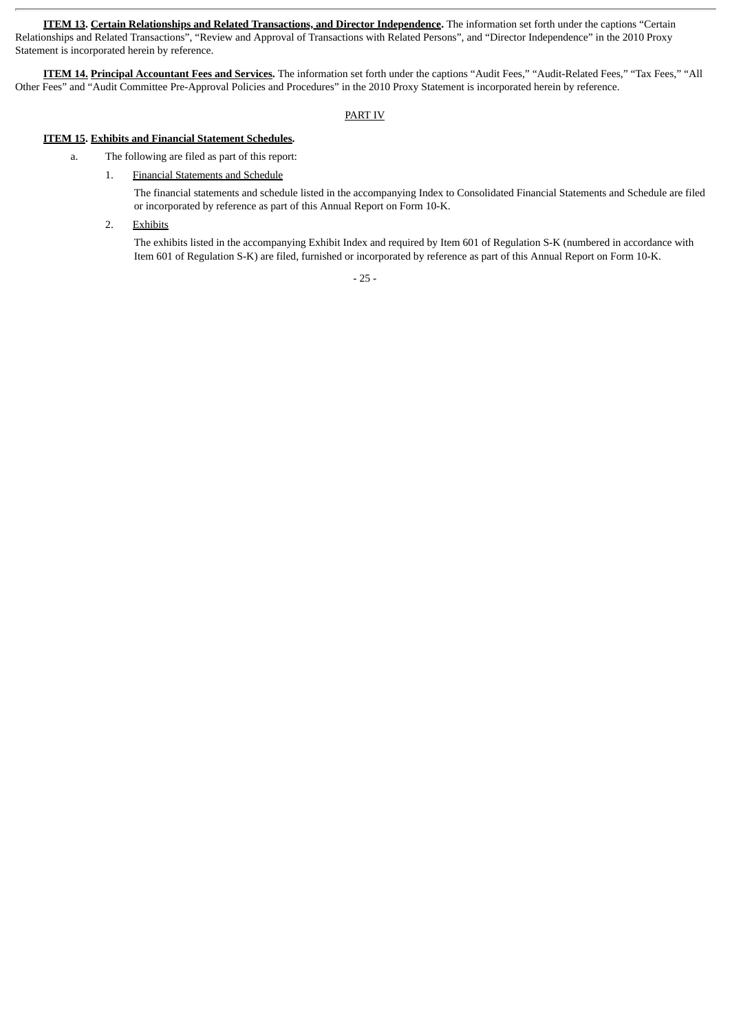**ITEM 13. Certain Relationships and Related Transactions, and Director Independence.** The information set forth under the captions "Certain Relationships and Related Transactions", "Review and Approval of Transactions with Related Persons", and "Director Independence" in the 2010 Proxy Statement is incorporated herein by reference.

**ITEM 14. Principal Accountant Fees and Services.** The information set forth under the captions "Audit Fees," "Audit-Related Fees," "Tax Fees," "All Other Fees" and "Audit Committee Pre-Approval Policies and Procedures" in the 2010 Proxy Statement is incorporated herein by reference.

PART IV

**ITEM 15. Exhibits and Financial Statement Schedules.**

a. The following are filed as part of this report:

1. Financial Statements and Schedule

   The financial statements and schedule listed in the accompanying Index to Consolidated Financial Statements and Schedule are filed or incorporated by reference as part of this Annual Report on Form 10-K.

2. Exhibits

   The exhibits listed in the accompanying Exhibit Index and required by Item 601 of Regulation S-K (numbered in accordance with Item 601 of Regulation S-K) are filed, furnished or incorporated by reference as part of this Annual Report on Form 10-K.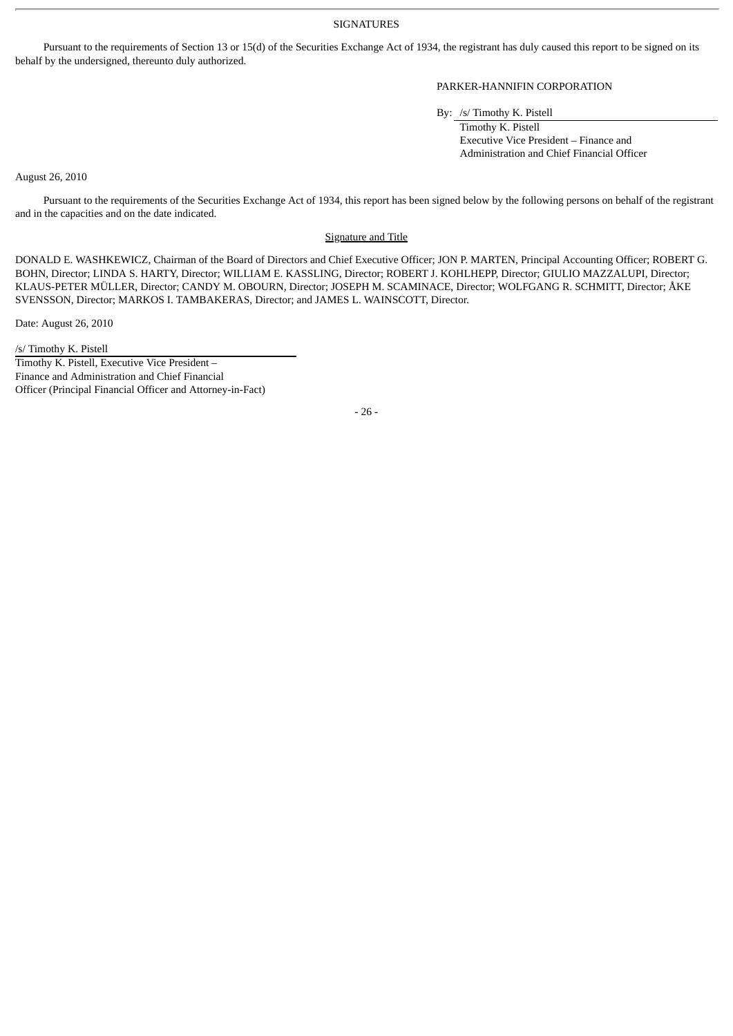# SIGNATURES

Pursuant to the requirements of Section 13 or 15(d) of the Securities Exchange Act of 1934, the registrant has duly caused this report to be signed on its behalf by the undersigned, thereunto duly authorized.

PARKER-HANNIFIN CORPORATION

By: /s/ Timothy K. Pistell
Timothy K. Pistell
Executive Vice President – Finance and Administration and Chief Financial Officer

August 26, 2010

Pursuant to the requirements of the Securities Exchange Act of 1934, this report has been signed below by the following persons on behalf of the registrant and in the capacities and on the date indicated.

Signature and Title

DONALD E. WASHKEWICZ, Chairman of the Board of Directors and Chief Executive Officer; JON P. MARTEN, Principal Accounting Officer; ROBERT G. BOHN, Director; LINDA S. HARTY, Director; WILLIAM E. KASSLING, Director; ROBERT J. KOHLHEPP, Director; GIULIO MAZZALUPI, Director; KLAUS-PETER MÜLLER, Director; CANDY M. OBOURN, Director; JOSEPH M. SCAMINACE, Director; WOLFGANG R. SCHMITT, Director; ÅKE SVENSSON, Director; MARKOS I. TAMBAKERAS, Director; and JAMES L. WAINSCOTT, Director.

Date: August 26, 2010

/s/ Timothy K. Pistell
Timothy K. Pistell, Executive Vice President – Finance and Administration and Chief Financial Officer (Principal Financial Officer and Attorney-in-Fact)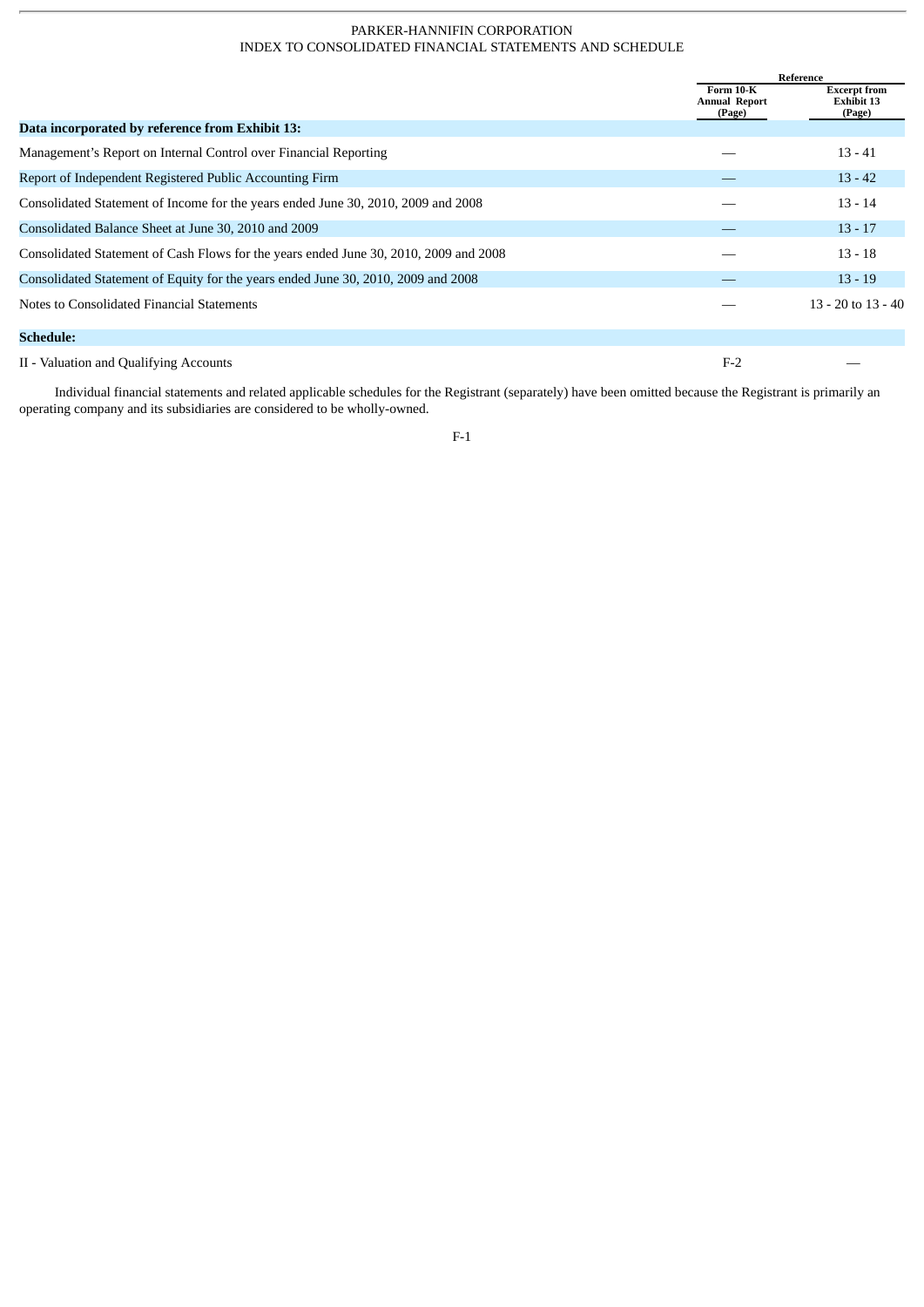PARKER-HANNIFIN CORPORATION
INDEX TO CONSOLIDATED FINANCIAL STATEMENTS AND SCHEDULE

| | Reference | |
|---|---|---|
| | Form 10-K Annual Report (Page) | Excerpt from Exhibit 13 (Page) |
| **Data incorporated by reference from Exhibit 13:** | | |
| Management's Report on Internal Control over Financial Reporting | — | 13 - 41 |
| Report of Independent Registered Public Accounting Firm | — | 13 - 42 |
| Consolidated Statement of Income for the years ended June 30, 2010, 2009 and 2008 | — | 13 - 14 |
| Consolidated Balance Sheet at June 30, 2010 and 2009 | — | 13 - 17 |
| Consolidated Statement of Cash Flows for the years ended June 30, 2010, 2009 and 2008 | — | 13 - 18 |
| Consolidated Statement of Equity for the years ended June 30, 2010, 2009 and 2008 | — | 13 - 19 |
| Notes to Consolidated Financial Statements | — | 13 - 20 to 13 - 40 |
| **Schedule:** | | |
| II - Valuation and Qualifying Accounts | F-2 | — |

Individual financial statements and related applicable schedules for the Registrant (separately) have been omitted because the Registrant is primarily an operating company and its subsidiaries are considered to be wholly-owned.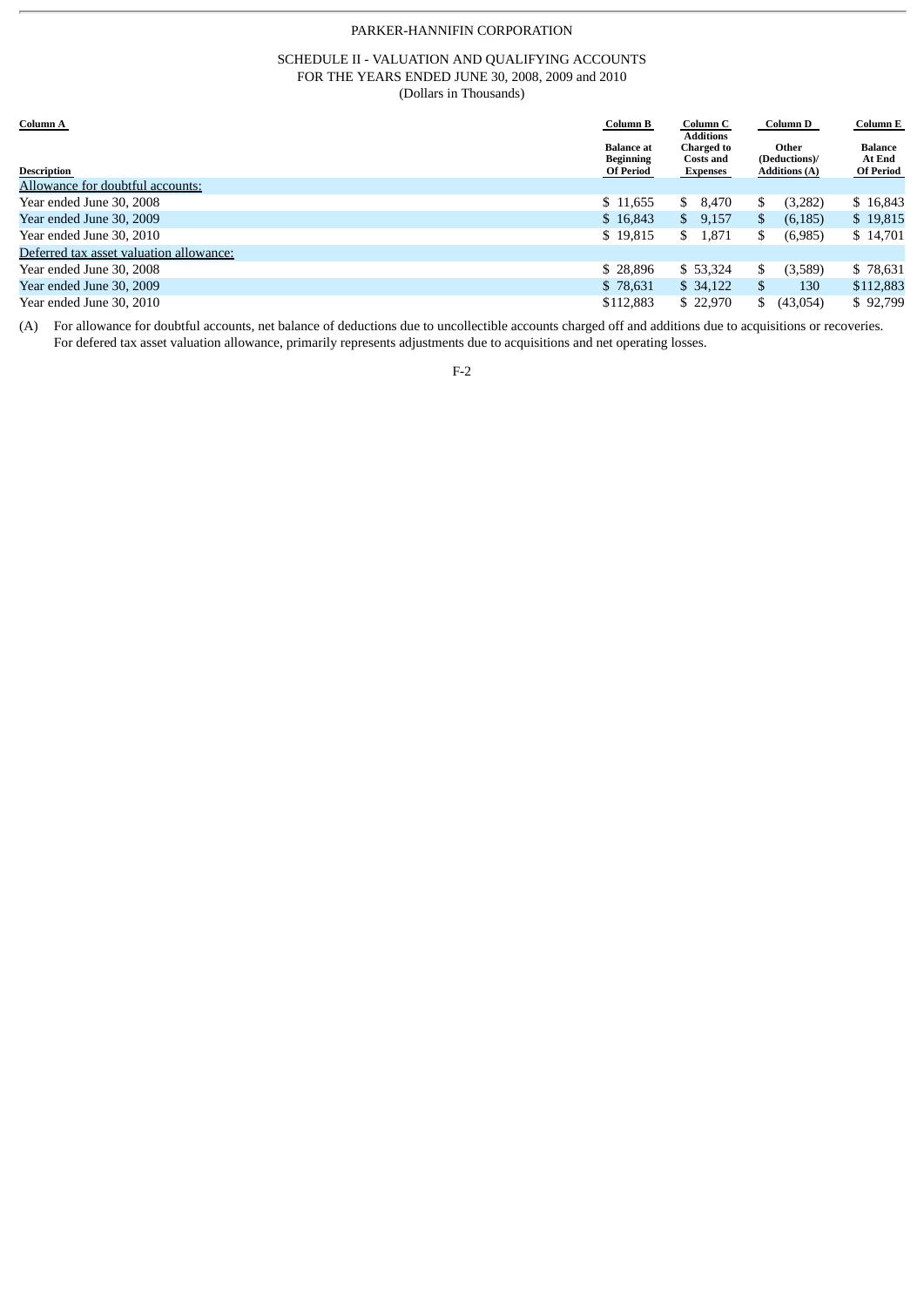PARKER-HANNIFIN CORPORATION

SCHEDULE II - VALUATION AND QUALIFYING ACCOUNTS
FOR THE YEARS ENDED JUNE 30, 2008, 2009 and 2010
(Dollars in Thousands)

| Column A | Column B | Column C | Column D | Column E |
|---|---|---|---|---|
| Description | Balance at Beginning Of Period | Additions Charged to Costs and Expenses | Other (Deductions)/ Additions (A) | Balance At End Of Period |
| Allowance for doubtful accounts: | | | | |
| Year ended June 30, 2008 | $ 11,655 | $ 8,470 | $ (3,282) | $ 16,843 |
| Year ended June 30, 2009 | $ 16,843 | $ 9,157 | $ (6,185) | $ 19,815 |
| Year ended June 30, 2010 | $ 19,815 | $ 1,871 | $ (6,985) | $ 14,701 |
| Deferred tax asset valuation allowance: | | | | |
| Year ended June 30, 2008 | $ 28,896 | $ 53,324 | $ (3,589) | $ 78,631 |
| Year ended June 30, 2009 | $ 78,631 | $ 34,122 | $ 130 | $112,883 |
| Year ended June 30, 2010 | $112,883 | $ 22,970 | $ (43,054) | $ 92,799 |

(A) For allowance for doubtful accounts, net balance of deductions due to uncollectible accounts charged off and additions due to acquisitions or recoveries. For defered tax asset valuation allowance, primarily represents adjustments due to acquisitions and net operating losses.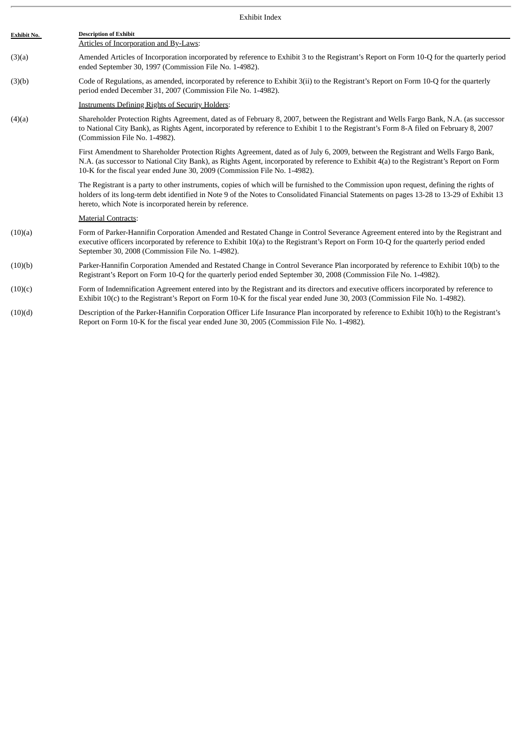Exhibit Index

| Exhibit No. | Description of Exhibit |
|---|---|
| | Articles of Incorporation and By-Laws: |
| (3)(a) | Amended Articles of Incorporation incorporated by reference to Exhibit 3 to the Registrant's Report on Form 10-Q for the quarterly period ended September 30, 1997 (Commission File No. 1-4982). |
| (3)(b) | Code of Regulations, as amended, incorporated by reference to Exhibit 3(ii) to the Registrant's Report on Form 10-Q for the quarterly period ended December 31, 2007 (Commission File No. 1-4982). |
| | Instruments Defining Rights of Security Holders: |
| (4)(a) | Shareholder Protection Rights Agreement, dated as of February 8, 2007, between the Registrant and Wells Fargo Bank, N.A. (as successor to National City Bank), as Rights Agent, incorporated by reference to Exhibit 1 to the Registrant's Form 8-A filed on February 8, 2007 (Commission File No. 1-4982). |
| | First Amendment to Shareholder Protection Rights Agreement, dated as of July 6, 2009, between the Registrant and Wells Fargo Bank, N.A. (as successor to National City Bank), as Rights Agent, incorporated by reference to Exhibit 4(a) to the Registrant's Report on Form 10-K for the fiscal year ended June 30, 2009 (Commission File No. 1-4982). |
| | The Registrant is a party to other instruments, copies of which will be furnished to the Commission upon request, defining the rights of holders of its long-term debt identified in Note 9 of the Notes to Consolidated Financial Statements on pages 13-28 to 13-29 of Exhibit 13 hereto, which Note is incorporated herein by reference. |
| | Material Contracts: |
| (10)(a) | Form of Parker-Hannifin Corporation Amended and Restated Change in Control Severance Agreement entered into by the Registrant and executive officers incorporated by reference to Exhibit 10(a) to the Registrant's Report on Form 10-Q for the quarterly period ended September 30, 2008 (Commission File No. 1-4982). |
| (10)(b) | Parker-Hannifin Corporation Amended and Restated Change in Control Severance Plan incorporated by reference to Exhibit 10(b) to the Registrant's Report on Form 10-Q for the quarterly period ended September 30, 2008 (Commission File No. 1-4982). |
| (10)(c) | Form of Indemnification Agreement entered into by the Registrant and its directors and executive officers incorporated by reference to Exhibit 10(c) to the Registrant's Report on Form 10-K for the fiscal year ended June 30, 2003 (Commission File No. 1-4982). |
| (10)(d) | Description of the Parker-Hannifin Corporation Officer Life Insurance Plan incorporated by reference to Exhibit 10(h) to the Registrant's Report on Form 10-K for the fiscal year ended June 30, 2005 (Commission File No. 1-4982). |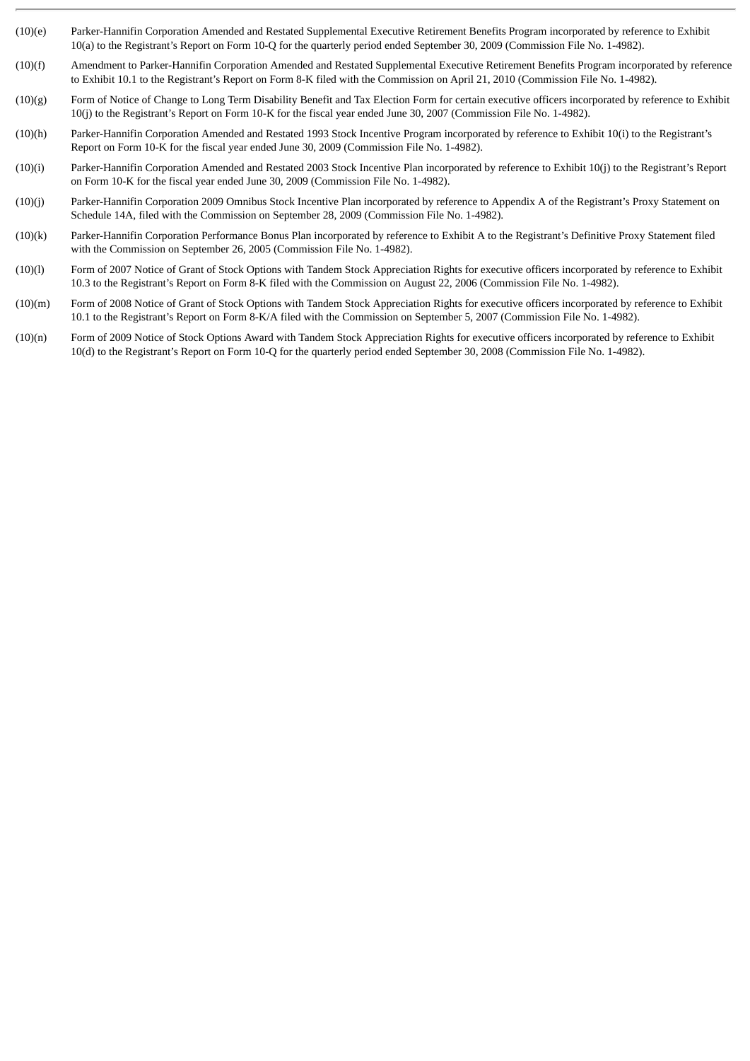(10)(e) Parker-Hannifin Corporation Amended and Restated Supplemental Executive Retirement Benefits Program incorporated by reference to Exhibit 10(a) to the Registrant's Report on Form 10-Q for the quarterly period ended September 30, 2009 (Commission File No. 1-4982).

(10)(f) Amendment to Parker-Hannifin Corporation Amended and Restated Supplemental Executive Retirement Benefits Program incorporated by reference to Exhibit 10.1 to the Registrant's Report on Form 8-K filed with the Commission on April 21, 2010 (Commission File No. 1-4982).

(10)(g) Form of Notice of Change to Long Term Disability Benefit and Tax Election Form for certain executive officers incorporated by reference to Exhibit 10(j) to the Registrant's Report on Form 10-K for the fiscal year ended June 30, 2007 (Commission File No. 1-4982).

(10)(h) Parker-Hannifin Corporation Amended and Restated 1993 Stock Incentive Program incorporated by reference to Exhibit 10(i) to the Registrant's Report on Form 10-K for the fiscal year ended June 30, 2009 (Commission File No. 1-4982).

(10)(i) Parker-Hannifin Corporation Amended and Restated 2003 Stock Incentive Plan incorporated by reference to Exhibit 10(j) to the Registrant's Report on Form 10-K for the fiscal year ended June 30, 2009 (Commission File No. 1-4982).

(10)(j) Parker-Hannifin Corporation 2009 Omnibus Stock Incentive Plan incorporated by reference to Appendix A of the Registrant's Proxy Statement on Schedule 14A, filed with the Commission on September 28, 2009 (Commission File No. 1-4982).

(10)(k) Parker-Hannifin Corporation Performance Bonus Plan incorporated by reference to Exhibit A to the Registrant's Definitive Proxy Statement filed with the Commission on September 26, 2005 (Commission File No. 1-4982).

(10)(l) Form of 2007 Notice of Grant of Stock Options with Tandem Stock Appreciation Rights for executive officers incorporated by reference to Exhibit 10.3 to the Registrant's Report on Form 8-K filed with the Commission on August 22, 2006 (Commission File No. 1-4982).

(10)(m) Form of 2008 Notice of Grant of Stock Options with Tandem Stock Appreciation Rights for executive officers incorporated by reference to Exhibit 10.1 to the Registrant's Report on Form 8-K/A filed with the Commission on September 5, 2007 (Commission File No. 1-4982).

(10)(n) Form of 2009 Notice of Stock Options Award with Tandem Stock Appreciation Rights for executive officers incorporated by reference to Exhibit 10(d) to the Registrant's Report on Form 10-Q for the quarterly period ended September 30, 2008 (Commission File No. 1-4982).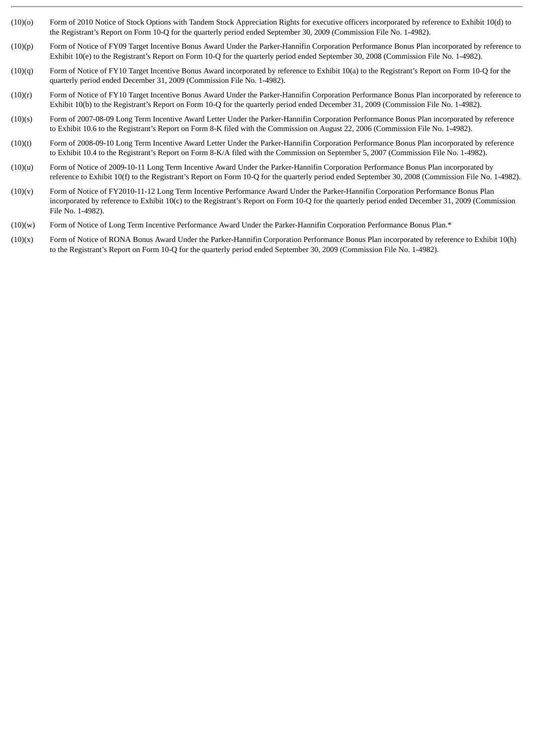| | |
|---|---|
| (10)(o) | Form of 2010 Notice of Stock Options with Tandem Stock Appreciation Rights for executive officers incorporated by reference to Exhibit 10(d) to the Registrant's Report on Form 10-Q for the quarterly period ended September 30, 2009 (Commission File No. 1-4982). |
| (10)(p) | Form of Notice of FY09 Target Incentive Bonus Award Under the Parker-Hannifin Corporation Performance Bonus Plan incorporated by reference to Exhibit 10(e) to the Registrant's Report on Form 10-Q for the quarterly period ended September 30, 2008 (Commission File No. 1-4982). |
| (10)(q) | Form of Notice of FY10 Target Incentive Bonus Award incorporated by reference to Exhibit 10(a) to the Registrant's Report on Form 10-Q for the quarterly period ended December 31, 2009 (Commission File No. 1-4982). |
| (10)(r) | Form of Notice of FY10 Target Incentive Bonus Award Under the Parker-Hannifin Corporation Performance Bonus Plan incorporated by reference to Exhibit 10(b) to the Registrant's Report on Form 10-Q for the quarterly period ended December 31, 2009 (Commission File No. 1-4982). |
| (10)(s) | Form of 2007-08-09 Long Term Incentive Award Letter Under the Parker-Hannifin Corporation Performance Bonus Plan incorporated by reference to Exhibit 10.6 to the Registrant's Report on Form 8-K filed with the Commission on August 22, 2006 (Commission File No. 1-4982). |
| (10)(t) | Form of 2008-09-10 Long Term Incentive Award Letter Under the Parker-Hannifin Corporation Performance Bonus Plan incorporated by reference to Exhibit 10.4 to the Registrant's Report on Form 8-K/A filed with the Commission on September 5, 2007 (Commission File No. 1-4982). |
| (10)(u) | Form of Notice of 2009-10-11 Long Term Incentive Award Under the Parker-Hannifin Corporation Performance Bonus Plan incorporated by reference to Exhibit 10(f) to the Registrant's Report on Form 10-Q for the quarterly period ended September 30, 2008 (Commission File No. 1-4982). |
| (10)(v) | Form of Notice of FY2010-11-12 Long Term Incentive Performance Award Under the Parker-Hannifin Corporation Performance Bonus Plan incorporated by reference to Exhibit 10(c) to the Registrant's Report on Form 10-Q for the quarterly period ended December 31, 2009 (Commission File No. 1-4982). |
| (10)(w) | Form of Notice of Long Term Incentive Performance Award Under the Parker-Hannifin Corporation Performance Bonus Plan.* |
| (10)(x) | Form of Notice of RONA Bonus Award Under the Parker-Hannifin Corporation Performance Bonus Plan incorporated by reference to Exhibit 10(h) to the Registrant's Report on Form 10-Q for the quarterly period ended September 30, 2009 (Commission File No. 1-4982). |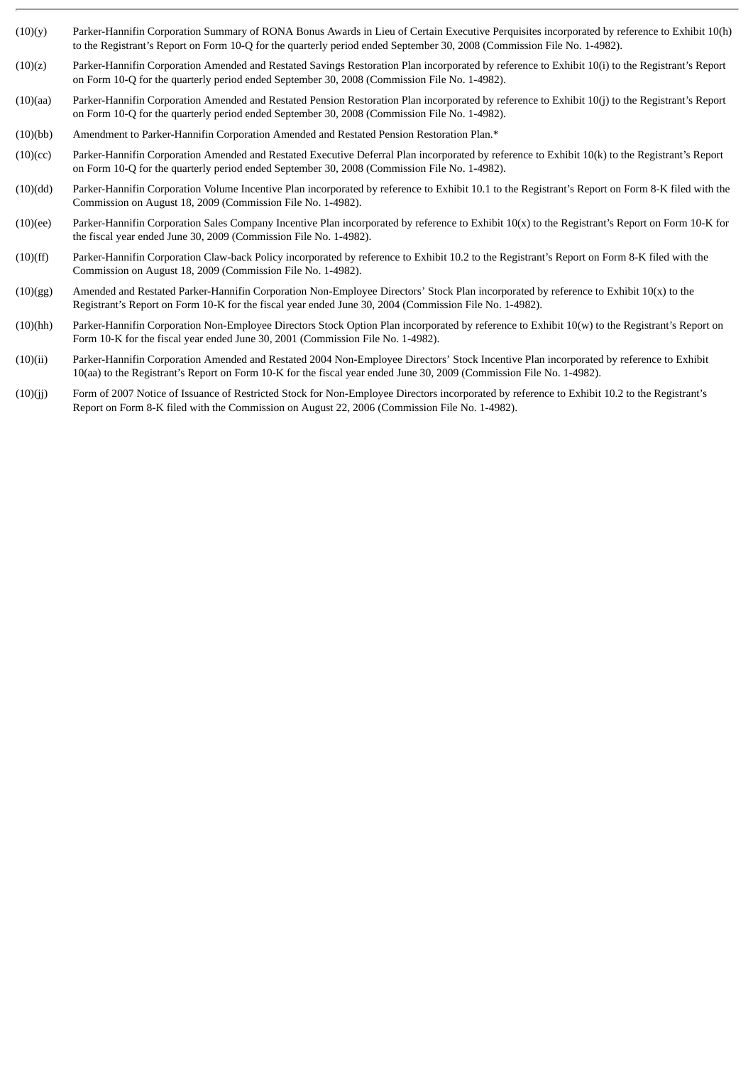| | |
|---|---|
| (10)(y) | Parker-Hannifin Corporation Summary of RONA Bonus Awards in Lieu of Certain Executive Perquisites incorporated by reference to Exhibit 10(h) to the Registrant's Report on Form 10-Q for the quarterly period ended September 30, 2008 (Commission File No. 1-4982). |
| (10)(z) | Parker-Hannifin Corporation Amended and Restated Savings Restoration Plan incorporated by reference to Exhibit 10(i) to the Registrant's Report on Form 10-Q for the quarterly period ended September 30, 2008 (Commission File No. 1-4982). |
| (10)(aa) | Parker-Hannifin Corporation Amended and Restated Pension Restoration Plan incorporated by reference to Exhibit 10(j) to the Registrant's Report on Form 10-Q for the quarterly period ended September 30, 2008 (Commission File No. 1-4982). |
| (10)(bb) | Amendment to Parker-Hannifin Corporation Amended and Restated Pension Restoration Plan.* |
| (10)(cc) | Parker-Hannifin Corporation Amended and Restated Executive Deferral Plan incorporated by reference to Exhibit 10(k) to the Registrant's Report on Form 10-Q for the quarterly period ended September 30, 2008 (Commission File No. 1-4982). |
| (10)(dd) | Parker-Hannifin Corporation Volume Incentive Plan incorporated by reference to Exhibit 10.1 to the Registrant's Report on Form 8-K filed with the Commission on August 18, 2009 (Commission File No. 1-4982). |
| (10)(ee) | Parker-Hannifin Corporation Sales Company Incentive Plan incorporated by reference to Exhibit 10(x) to the Registrant's Report on Form 10-K for the fiscal year ended June 30, 2009 (Commission File No. 1-4982). |
| (10)(ff) | Parker-Hannifin Corporation Claw-back Policy incorporated by reference to Exhibit 10.2 to the Registrant's Report on Form 8-K filed with the Commission on August 18, 2009 (Commission File No. 1-4982). |
| (10)(gg) | Amended and Restated Parker-Hannifin Corporation Non-Employee Directors' Stock Plan incorporated by reference to Exhibit 10(x) to the Registrant's Report on Form 10-K for the fiscal year ended June 30, 2004 (Commission File No. 1-4982). |
| (10)(hh) | Parker-Hannifin Corporation Non-Employee Directors Stock Option Plan incorporated by reference to Exhibit 10(w) to the Registrant's Report on Form 10-K for the fiscal year ended June 30, 2001 (Commission File No. 1-4982). |
| (10)(ii) | Parker-Hannifin Corporation Amended and Restated 2004 Non-Employee Directors' Stock Incentive Plan incorporated by reference to Exhibit 10(aa) to the Registrant's Report on Form 10-K for the fiscal year ended June 30, 2009 (Commission File No. 1-4982). |
| (10)(jj) | Form of 2007 Notice of Issuance of Restricted Stock for Non-Employee Directors incorporated by reference to Exhibit 10.2 to the Registrant's Report on Form 8-K filed with the Commission on August 22, 2006 (Commission File No. 1-4982). |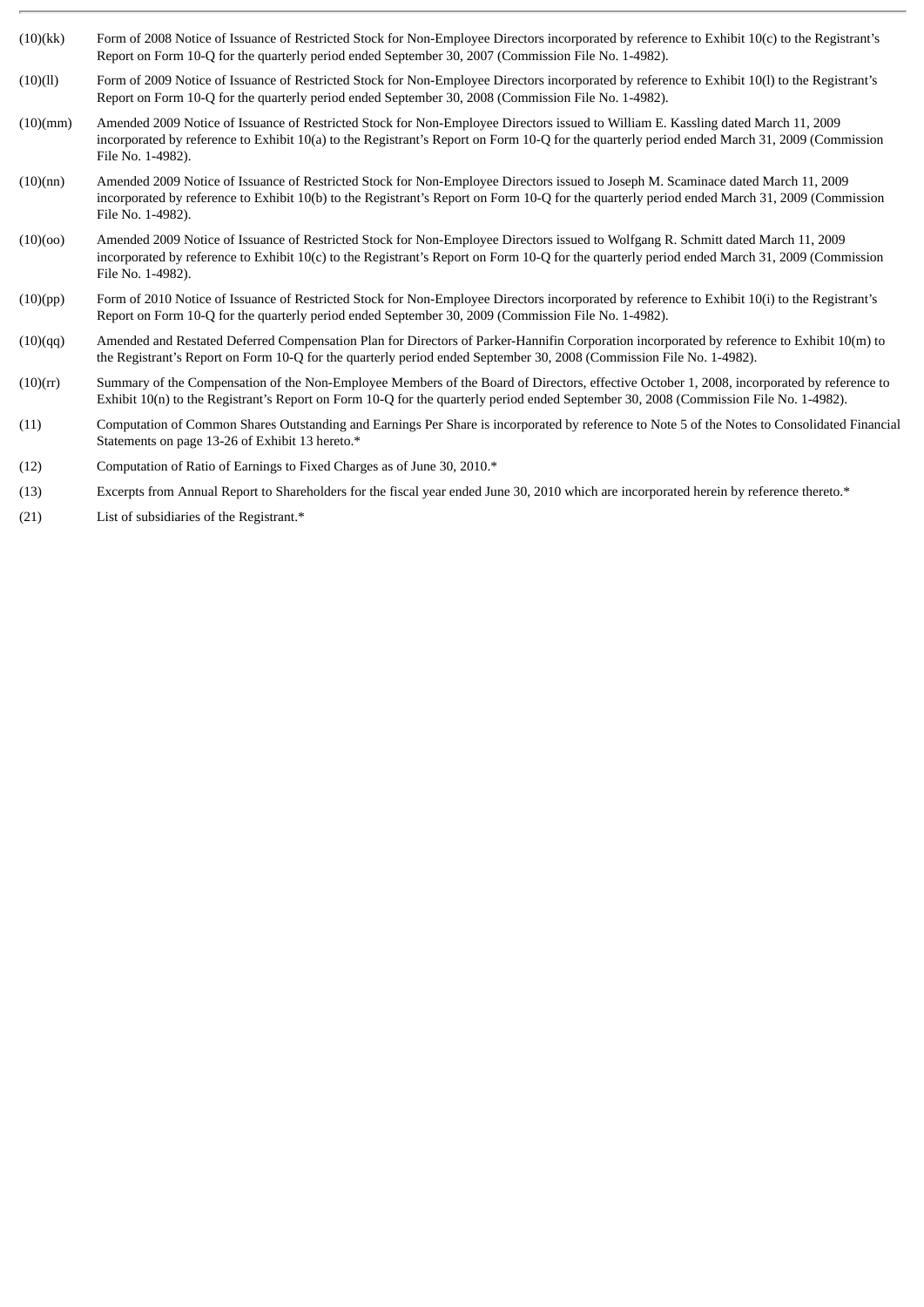| | |
|---|---|
| (10)(kk) | Form of 2008 Notice of Issuance of Restricted Stock for Non-Employee Directors incorporated by reference to Exhibit 10(c) to the Registrant's Report on Form 10-Q for the quarterly period ended September 30, 2007 (Commission File No. 1-4982). |
| (10)(ll) | Form of 2009 Notice of Issuance of Restricted Stock for Non-Employee Directors incorporated by reference to Exhibit 10(l) to the Registrant's Report on Form 10-Q for the quarterly period ended September 30, 2008 (Commission File No. 1-4982). |
| (10)(mm) | Amended 2009 Notice of Issuance of Restricted Stock for Non-Employee Directors issued to William E. Kassling dated March 11, 2009 incorporated by reference to Exhibit 10(a) to the Registrant's Report on Form 10-Q for the quarterly period ended March 31, 2009 (Commission File No. 1-4982). |
| (10)(nn) | Amended 2009 Notice of Issuance of Restricted Stock for Non-Employee Directors issued to Joseph M. Scaminace dated March 11, 2009 incorporated by reference to Exhibit 10(b) to the Registrant's Report on Form 10-Q for the quarterly period ended March 31, 2009 (Commission File No. 1-4982). |
| (10)(oo) | Amended 2009 Notice of Issuance of Restricted Stock for Non-Employee Directors issued to Wolfgang R. Schmitt dated March 11, 2009 incorporated by reference to Exhibit 10(c) to the Registrant's Report on Form 10-Q for the quarterly period ended March 31, 2009 (Commission File No. 1-4982). |
| (10)(pp) | Form of 2010 Notice of Issuance of Restricted Stock for Non-Employee Directors incorporated by reference to Exhibit 10(i) to the Registrant's Report on Form 10-Q for the quarterly period ended September 30, 2009 (Commission File No. 1-4982). |
| (10)(qq) | Amended and Restated Deferred Compensation Plan for Directors of Parker-Hannifin Corporation incorporated by reference to Exhibit 10(m) to the Registrant's Report on Form 10-Q for the quarterly period ended September 30, 2008 (Commission File No. 1-4982). |
| (10)(rr) | Summary of the Compensation of the Non-Employee Members of the Board of Directors, effective October 1, 2008, incorporated by reference to Exhibit 10(n) to the Registrant's Report on Form 10-Q for the quarterly period ended September 30, 2008 (Commission File No. 1-4982). |
| (11) | Computation of Common Shares Outstanding and Earnings Per Share is incorporated by reference to Note 5 of the Notes to Consolidated Financial Statements on page 13-26 of Exhibit 13 hereto.* |
| (12) | Computation of Ratio of Earnings to Fixed Charges as of June 30, 2010.* |
| (13) | Excerpts from Annual Report to Shareholders for the fiscal year ended June 30, 2010 which are incorporated herein by reference thereto.* |
| (21) | List of subsidiaries of the Registrant.* |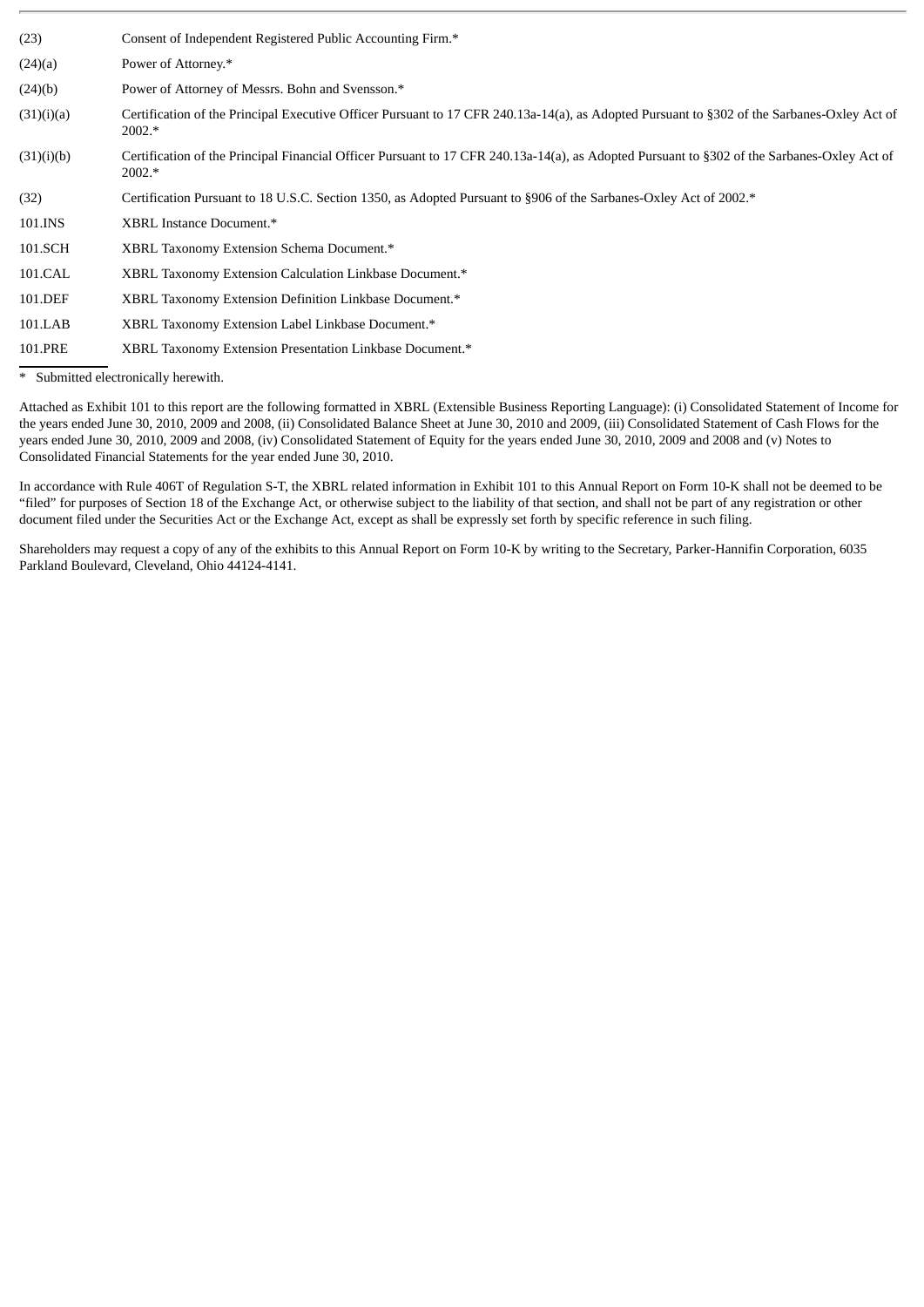| | |
|---|---|
| (23) | Consent of Independent Registered Public Accounting Firm.* |
| (24)(a) | Power of Attorney.* |
| (24)(b) | Power of Attorney of Messrs. Bohn and Svensson.* |
| (31)(i)(a) | Certification of the Principal Executive Officer Pursuant to 17 CFR 240.13a-14(a), as Adopted Pursuant to §302 of the Sarbanes-Oxley Act of 2002.* |
| (31)(i)(b) | Certification of the Principal Financial Officer Pursuant to 17 CFR 240.13a-14(a), as Adopted Pursuant to §302 of the Sarbanes-Oxley Act of 2002.* |
| (32) | Certification Pursuant to 18 U.S.C. Section 1350, as Adopted Pursuant to §906 of the Sarbanes-Oxley Act of 2002.* |
| 101.INS | XBRL Instance Document.* |
| 101.SCH | XBRL Taxonomy Extension Schema Document.* |
| 101.CAL | XBRL Taxonomy Extension Calculation Linkbase Document.* |
| 101.DEF | XBRL Taxonomy Extension Definition Linkbase Document.* |
| 101.LAB | XBRL Taxonomy Extension Label Linkbase Document.* |
| 101.PRE | XBRL Taxonomy Extension Presentation Linkbase Document.* |

\* Submitted electronically herewith.

Attached as Exhibit 101 to this report are the following formatted in XBRL (Extensible Business Reporting Language): (i) Consolidated Statement of Income for the years ended June 30, 2010, 2009 and 2008, (ii) Consolidated Balance Sheet at June 30, 2010 and 2009, (iii) Consolidated Statement of Cash Flows for the years ended June 30, 2010, 2009 and 2008, (iv) Consolidated Statement of Equity for the years ended June 30, 2010, 2009 and 2008 and (v) Notes to Consolidated Financial Statements for the year ended June 30, 2010.

In accordance with Rule 406T of Regulation S-T, the XBRL related information in Exhibit 101 to this Annual Report on Form 10-K shall not be deemed to be "filed" for purposes of Section 18 of the Exchange Act, or otherwise subject to the liability of that section, and shall not be part of any registration or other document filed under the Securities Act or the Exchange Act, except as shall be expressly set forth by specific reference in such filing.

Shareholders may request a copy of any of the exhibits to this Annual Report on Form 10-K by writing to the Secretary, Parker-Hannifin Corporation, 6035 Parkland Boulevard, Cleveland, Ohio 44124-4141.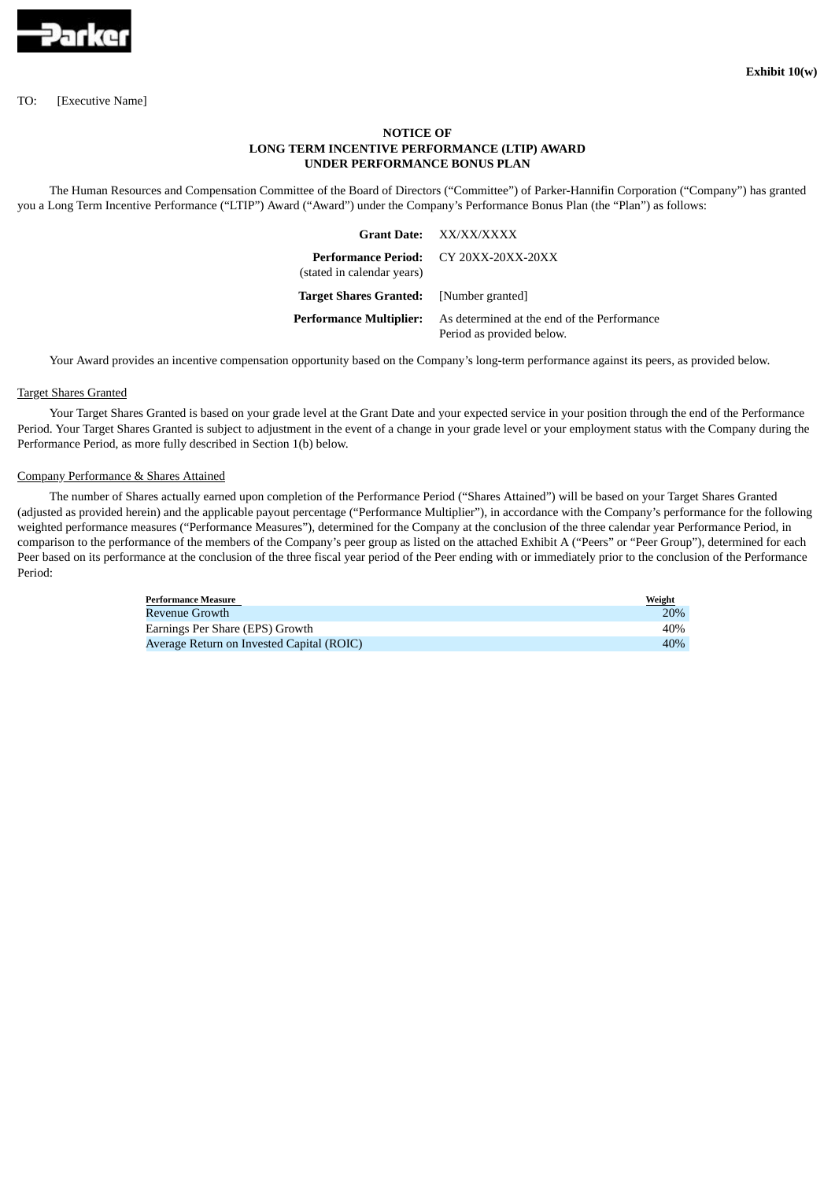**Exhibit 10(w)**

TO: [Executive Name]

**NOTICE OF**
**LONG TERM INCENTIVE PERFORMANCE (LTIP) AWARD**
**UNDER PERFORMANCE BONUS PLAN**

The Human Resources and Compensation Committee of the Board of Directors (“Committee”) of Parker-Hannifin Corporation (“Company”) has granted you a Long Term Incentive Performance (“LTIP”) Award (“Award”) under the Company’s Performance Bonus Plan (the “Plan”) as follows:

| | |
|---|---|
| **Grant Date:** | XX/XX/XXXX |
| **Performance Period:** (stated in calendar years) | CY 20XX-20XX-20XX |
| **Target Shares Granted:** | [Number granted] |
| **Performance Multiplier:** | As determined at the end of the Performance Period as provided below. |

Your Award provides an incentive compensation opportunity based on the Company’s long-term performance against its peers, as provided below.

Target Shares Granted

Your Target Shares Granted is based on your grade level at the Grant Date and your expected service in your position through the end of the Performance Period. Your Target Shares Granted is subject to adjustment in the event of a change in your grade level or your employment status with the Company during the Performance Period, as more fully described in Section 1(b) below.

Company Performance & Shares Attained

The number of Shares actually earned upon completion of the Performance Period (“Shares Attained”) will be based on your Target Shares Granted (adjusted as provided herein) and the applicable payout percentage (“Performance Multiplier”), in accordance with the Company’s performance for the following weighted performance measures (“Performance Measures”), determined for the Company at the conclusion of the three calendar year Performance Period, in comparison to the performance of the members of the Company’s peer group as listed on the attached Exhibit A (“Peers” or “Peer Group”), determined for each Peer based on its performance at the conclusion of the three fiscal year period of the Peer ending with or immediately prior to the conclusion of the Performance Period:

| Performance Measure | Weight |
|---|---|
| Revenue Growth | 20% |
| Earnings Per Share (EPS) Growth | 40% |
| Average Return on Invested Capital (ROIC) | 40% |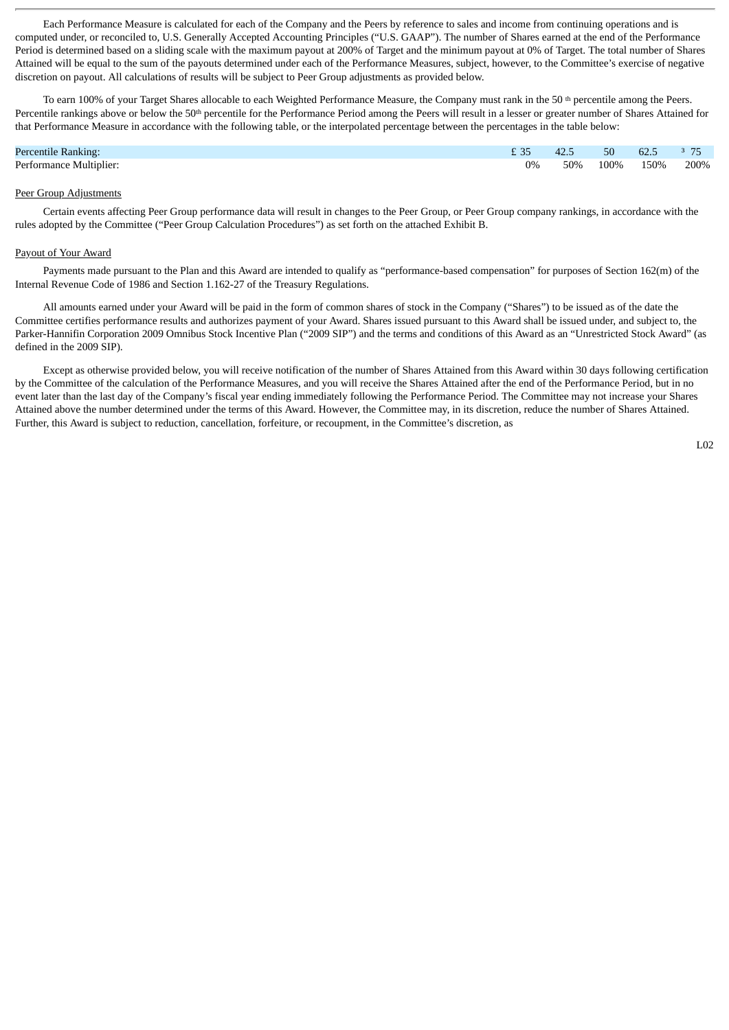Each Performance Measure is calculated for each of the Company and the Peers by reference to sales and income from continuing operations and is computed under, or reconciled to, U.S. Generally Accepted Accounting Principles ("U.S. GAAP"). The number of Shares earned at the end of the Performance Period is determined based on a sliding scale with the maximum payout at 200% of Target and the minimum payout at 0% of Target. The total number of Shares Attained will be equal to the sum of the payouts determined under each of the Performance Measures, subject, however, to the Committee's exercise of negative discretion on payout. All calculations of results will be subject to Peer Group adjustments as provided below.

To earn 100% of your Target Shares allocable to each Weighted Performance Measure, the Company must rank in the 50th percentile among the Peers. Percentile rankings above or below the 50th percentile for the Performance Period among the Peers will result in a lesser or greater number of Shares Attained for that Performance Measure in accordance with the following table, or the interpolated percentage between the percentages in the table below:

| Percentile Ranking: | ≤ 35 | 42.5 | 50 | 62.5 | ≥ 75 |
|---|---|---|---|---|---|
| Performance Multiplier: | 0% | 50% | 100% | 150% | 200% |

Peer Group Adjustments

Certain events affecting Peer Group performance data will result in changes to the Peer Group, or Peer Group company rankings, in accordance with the rules adopted by the Committee ("Peer Group Calculation Procedures") as set forth on the attached Exhibit B.

Payout of Your Award

Payments made pursuant to the Plan and this Award are intended to qualify as "performance-based compensation" for purposes of Section 162(m) of the Internal Revenue Code of 1986 and Section 1.162-27 of the Treasury Regulations.

All amounts earned under your Award will be paid in the form of common shares of stock in the Company ("Shares") to be issued as of the date the Committee certifies performance results and authorizes payment of your Award. Shares issued pursuant to this Award shall be issued under, and subject to, the Parker-Hannifin Corporation 2009 Omnibus Stock Incentive Plan ("2009 SIP") and the terms and conditions of this Award as an "Unrestricted Stock Award" (as defined in the 2009 SIP).

Except as otherwise provided below, you will receive notification of the number of Shares Attained from this Award within 30 days following certification by the Committee of the calculation of the Performance Measures, and you will receive the Shares Attained after the end of the Performance Period, but in no event later than the last day of the Company's fiscal year ending immediately following the Performance Period. The Committee may not increase your Shares Attained above the number determined under the terms of this Award. However, the Committee may, in its discretion, reduce the number of Shares Attained. Further, this Award is subject to reduction, cancellation, forfeiture, or recoupment, in the Committee's discretion, as

L02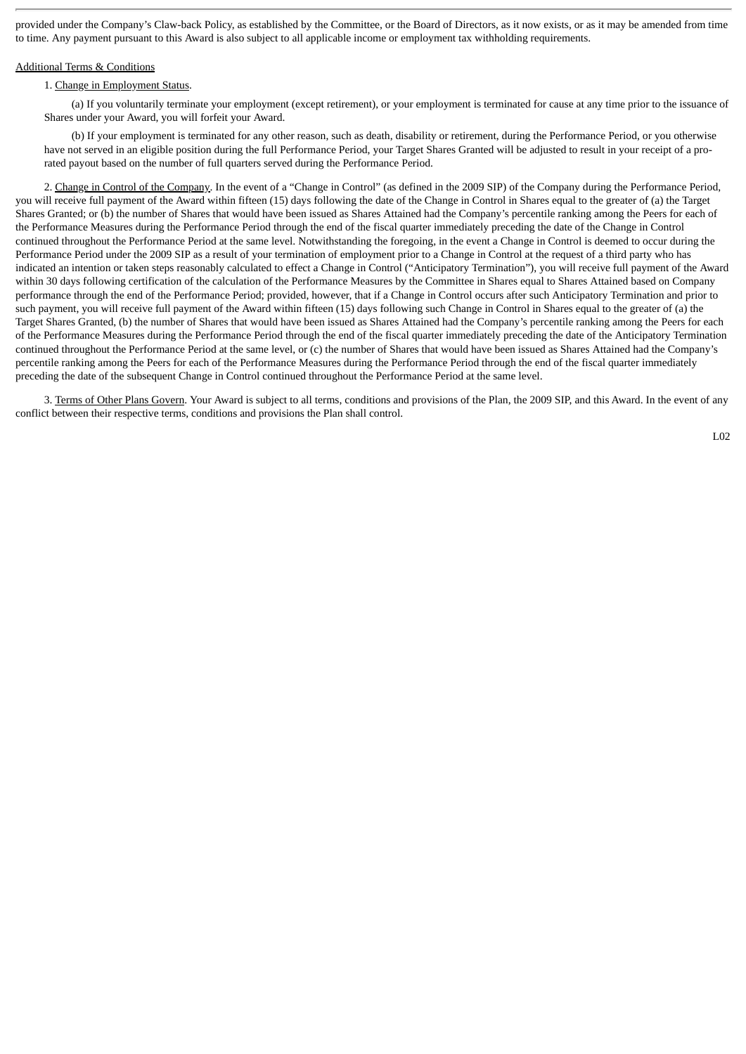provided under the Company's Claw-back Policy, as established by the Committee, or the Board of Directors, as it now exists, or as it may be amended from time to time. Any payment pursuant to this Award is also subject to all applicable income or employment tax withholding requirements.

Additional Terms & Conditions

1. Change in Employment Status.

(a) If you voluntarily terminate your employment (except retirement), or your employment is terminated for cause at any time prior to the issuance of Shares under your Award, you will forfeit your Award.

(b) If your employment is terminated for any other reason, such as death, disability or retirement, during the Performance Period, or you otherwise have not served in an eligible position during the full Performance Period, your Target Shares Granted will be adjusted to result in your receipt of a pro-rated payout based on the number of full quarters served during the Performance Period.

2. Change in Control of the Company. In the event of a "Change in Control" (as defined in the 2009 SIP) of the Company during the Performance Period, you will receive full payment of the Award within fifteen (15) days following the date of the Change in Control in Shares equal to the greater of (a) the Target Shares Granted; or (b) the number of Shares that would have been issued as Shares Attained had the Company's percentile ranking among the Peers for each of the Performance Measures during the Performance Period through the end of the fiscal quarter immediately preceding the date of the Change in Control continued throughout the Performance Period at the same level. Notwithstanding the foregoing, in the event a Change in Control is deemed to occur during the Performance Period under the 2009 SIP as a result of your termination of employment prior to a Change in Control at the request of a third party who has indicated an intention or taken steps reasonably calculated to effect a Change in Control ("Anticipatory Termination"), you will receive full payment of the Award within 30 days following certification of the calculation of the Performance Measures by the Committee in Shares equal to Shares Attained based on Company performance through the end of the Performance Period; provided, however, that if a Change in Control occurs after such Anticipatory Termination and prior to such payment, you will receive full payment of the Award within fifteen (15) days following such Change in Control in Shares equal to the greater of (a) the Target Shares Granted, (b) the number of Shares that would have been issued as Shares Attained had the Company's percentile ranking among the Peers for each of the Performance Measures during the Performance Period through the end of the fiscal quarter immediately preceding the date of the Anticipatory Termination continued throughout the Performance Period at the same level, or (c) the number of Shares that would have been issued as Shares Attained had the Company's percentile ranking among the Peers for each of the Performance Measures during the Performance Period through the end of the fiscal quarter immediately preceding the date of the subsequent Change in Control continued throughout the Performance Period at the same level.

3. Terms of Other Plans Govern. Your Award is subject to all terms, conditions and provisions of the Plan, the 2009 SIP, and this Award. In the event of any conflict between their respective terms, conditions and provisions the Plan shall control.

L02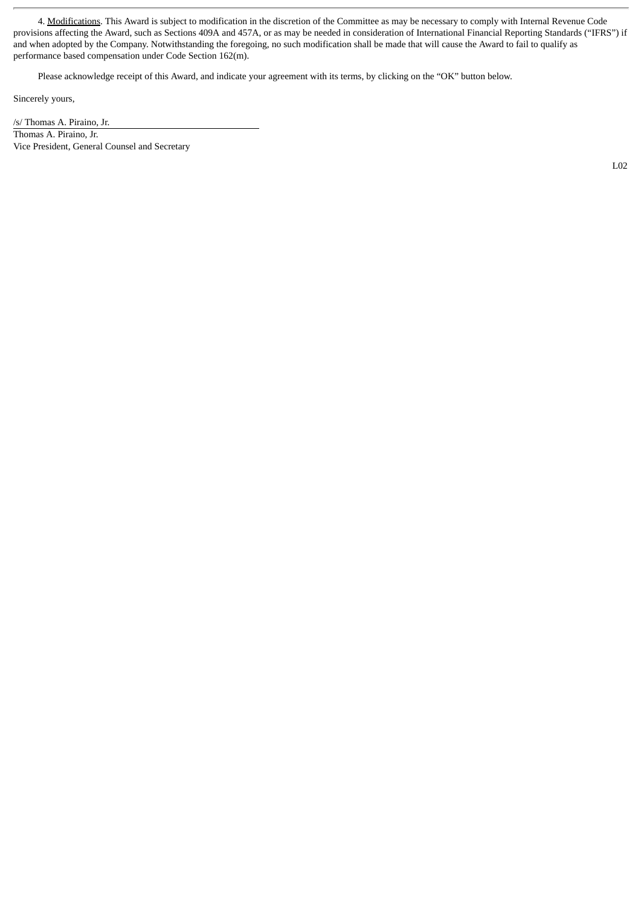4. Modifications. This Award is subject to modification in the discretion of the Committee as may be necessary to comply with Internal Revenue Code provisions affecting the Award, such as Sections 409A and 457A, or as may be needed in consideration of International Financial Reporting Standards ("IFRS") if and when adopted by the Company. Notwithstanding the foregoing, no such modification shall be made that will cause the Award to fail to qualify as performance based compensation under Code Section 162(m).

Please acknowledge receipt of this Award, and indicate your agreement with its terms, by clicking on the "OK" button below.

Sincerely yours,

/s/ Thomas A. Piraino, Jr.

Thomas A. Piraino, Jr.
Vice President, General Counsel and Secretary

L02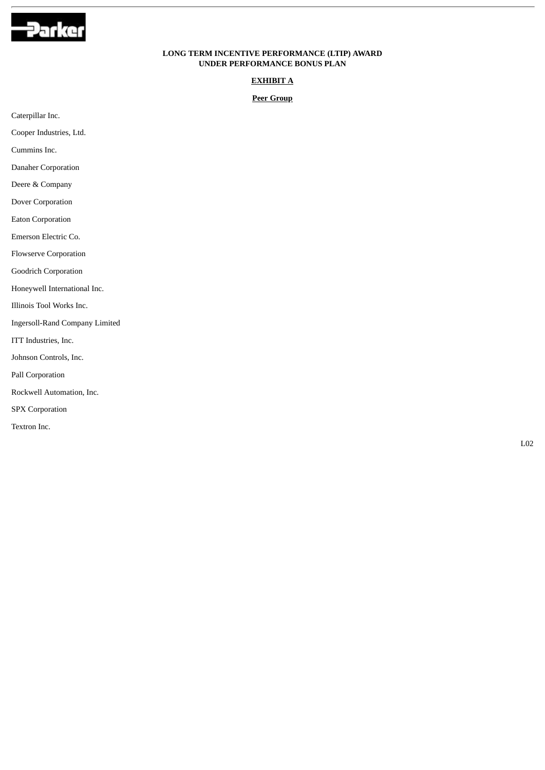**LONG TERM INCENTIVE PERFORMANCE (LTIP) AWARD**
**UNDER PERFORMANCE BONUS PLAN**

**EXHIBIT A**

**Peer Group**

Caterpillar Inc.

Cooper Industries, Ltd.

Cummins Inc.

Danaher Corporation

Deere & Company

Dover Corporation

Eaton Corporation

Emerson Electric Co.

Flowserve Corporation

Goodrich Corporation

Honeywell International Inc.

Illinois Tool Works Inc.

Ingersoll-Rand Company Limited

ITT Industries, Inc.

Johnson Controls, Inc.

Pall Corporation

Rockwell Automation, Inc.

SPX Corporation

Textron Inc.

L02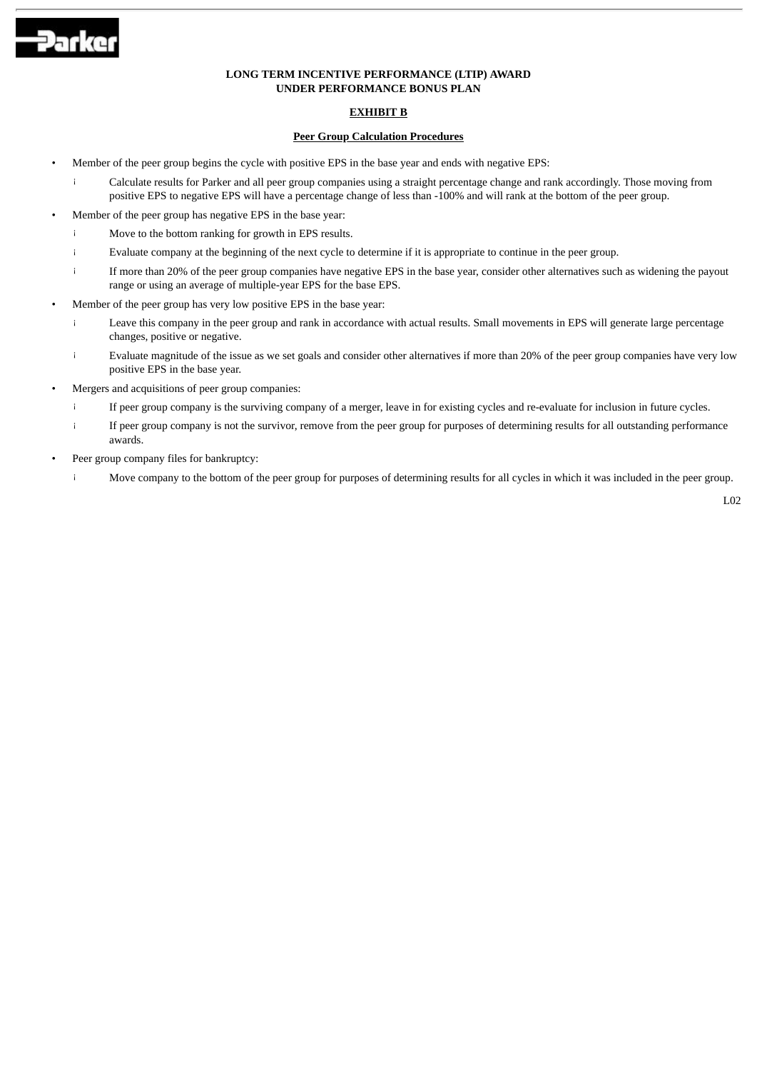**LONG TERM INCENTIVE PERFORMANCE (LTIP) AWARD UNDER PERFORMANCE BONUS PLAN**

**EXHIBIT B**

**Peer Group Calculation Procedures**

- Member of the peer group begins the cycle with positive EPS in the base year and ends with negative EPS:
  - Calculate results for Parker and all peer group companies using a straight percentage change and rank accordingly. Those moving from positive EPS to negative EPS will have a percentage change of less than -100% and will rank at the bottom of the peer group.
- Member of the peer group has negative EPS in the base year:
  - Move to the bottom ranking for growth in EPS results.
  - Evaluate company at the beginning of the next cycle to determine if it is appropriate to continue in the peer group.
  - If more than 20% of the peer group companies have negative EPS in the base year, consider other alternatives such as widening the payout range or using an average of multiple-year EPS for the base EPS.
- Member of the peer group has very low positive EPS in the base year:
  - Leave this company in the peer group and rank in accordance with actual results. Small movements in EPS will generate large percentage changes, positive or negative.
  - Evaluate magnitude of the issue as we set goals and consider other alternatives if more than 20% of the peer group companies have very low positive EPS in the base year.
- Mergers and acquisitions of peer group companies:
  - If peer group company is the surviving company of a merger, leave in for existing cycles and re-evaluate for inclusion in future cycles.
  - If peer group company is not the survivor, remove from the peer group for purposes of determining results for all outstanding performance awards.
- Peer group company files for bankruptcy:
  - Move company to the bottom of the peer group for purposes of determining results for all cycles in which it was included in the peer group.

L02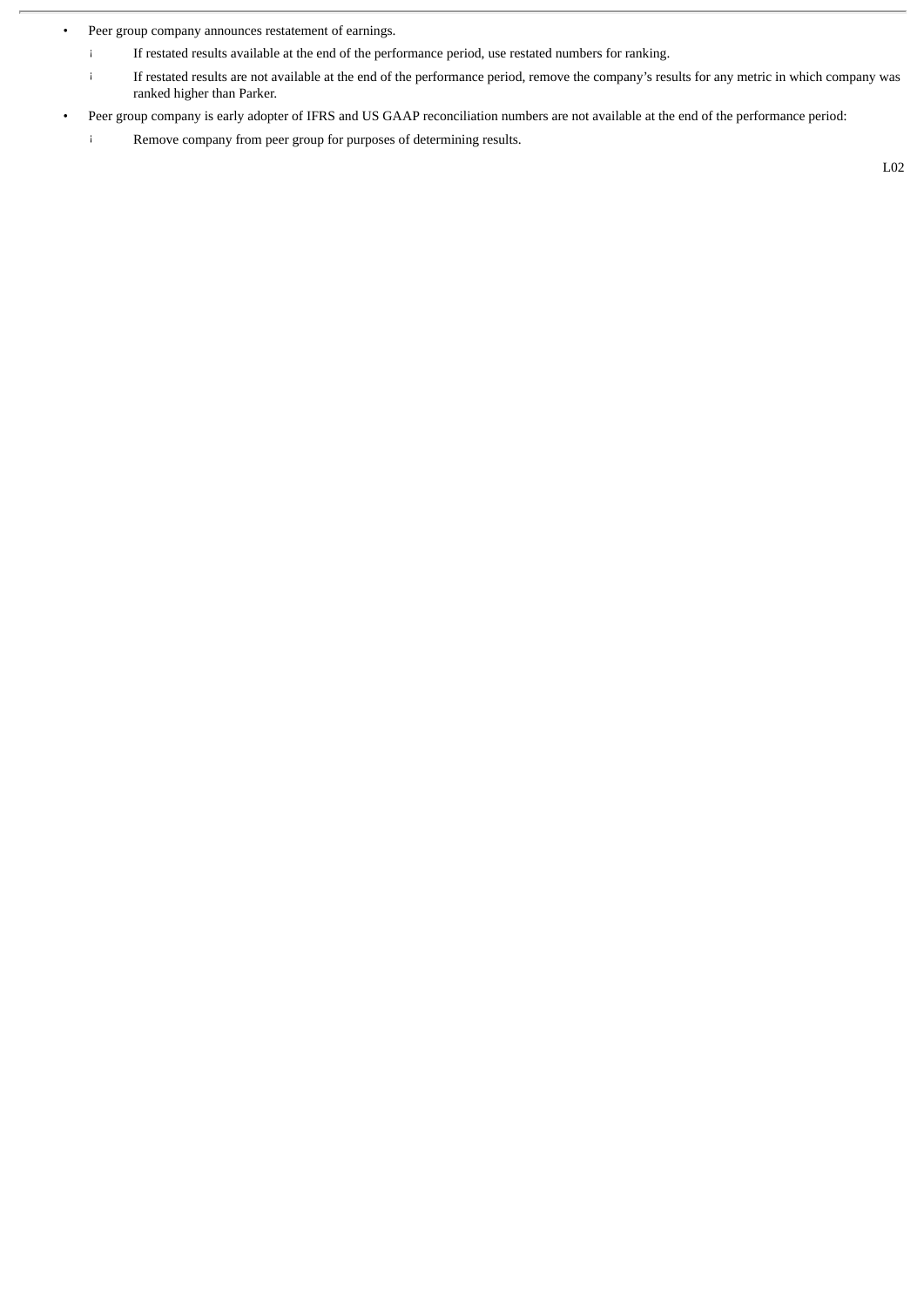- Peer group company announces restatement of earnings.
  - If restated results available at the end of the performance period, use restated numbers for ranking.
  - If restated results are not available at the end of the performance period, remove the company's results for any metric in which company was ranked higher than Parker.
- Peer group company is early adopter of IFRS and US GAAP reconciliation numbers are not available at the end of the performance period:
  - Remove company from peer group for purposes of determining results.

L02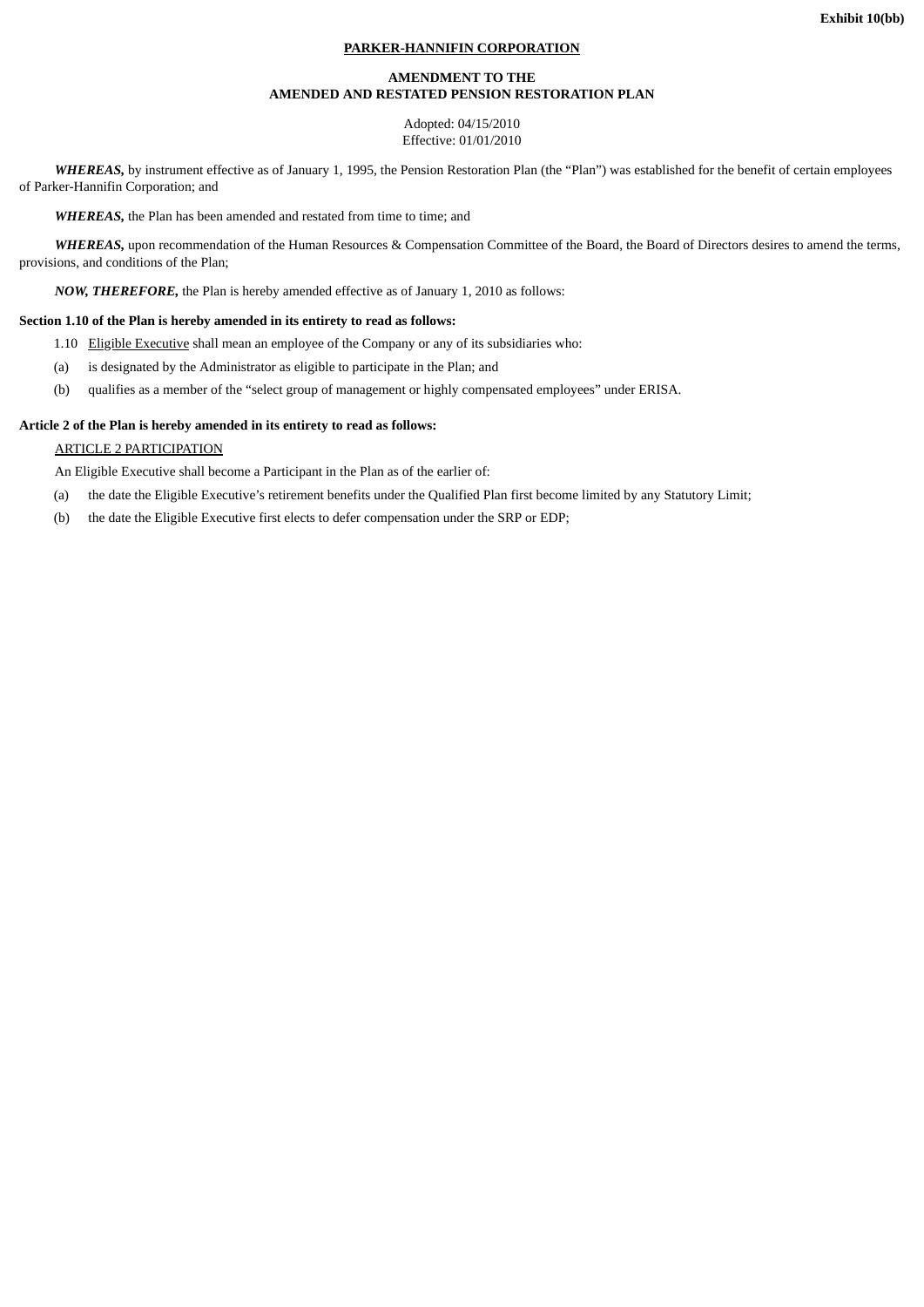Exhibit 10(bb)

**PARKER-HANNIFIN CORPORATION**

**AMENDMENT TO THE**
**AMENDED AND RESTATED PENSION RESTORATION PLAN**

Adopted: 04/15/2010
Effective: 01/01/2010

***WHEREAS,*** by instrument effective as of January 1, 1995, the Pension Restoration Plan (the "Plan") was established for the benefit of certain employees of Parker-Hannifin Corporation; and

***WHEREAS,*** the Plan has been amended and restated from time to time; and

***WHEREAS,*** upon recommendation of the Human Resources & Compensation Committee of the Board, the Board of Directors desires to amend the terms, provisions, and conditions of the Plan;

***NOW, THEREFORE,*** the Plan is hereby amended effective as of January 1, 2010 as follows:

**Section 1.10 of the Plan is hereby amended in its entirety to read as follows:**

1.10 Eligible Executive shall mean an employee of the Company or any of its subsidiaries who:

(a) is designated by the Administrator as eligible to participate in the Plan; and

(b) qualifies as a member of the "select group of management or highly compensated employees" under ERISA.

**Article 2 of the Plan is hereby amended in its entirety to read as follows:**

ARTICLE 2 PARTICIPATION

An Eligible Executive shall become a Participant in the Plan as of the earlier of:

(a) the date the Eligible Executive's retirement benefits under the Qualified Plan first become limited by any Statutory Limit;

(b) the date the Eligible Executive first elects to defer compensation under the SRP or EDP;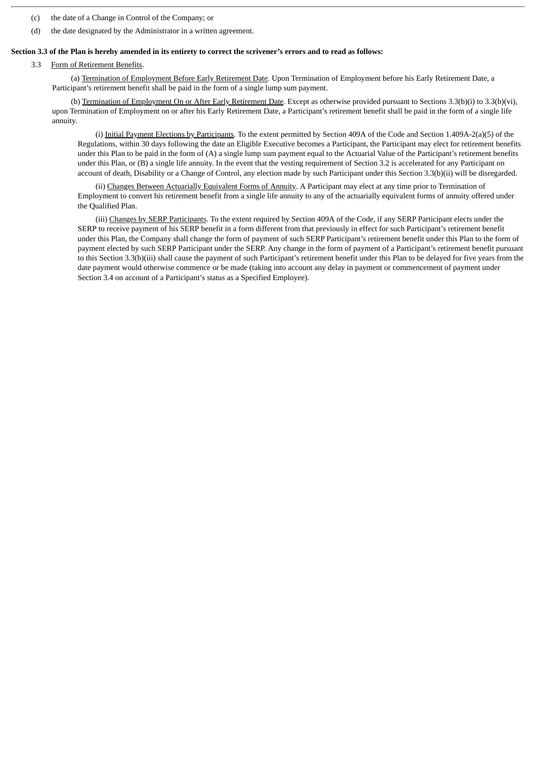(c) the date of a Change in Control of the Company; or

(d) the date designated by the Administrator in a written agreement.

**Section 3.3 of the Plan is hereby amended in its entirety to correct the scrivener's errors and to read as follows:**

3.3 Form of Retirement Benefits.

(a) Termination of Employment Before Early Retirement Date. Upon Termination of Employment before his Early Retirement Date, a Participant's retirement benefit shall be paid in the form of a single lump sum payment.

(b) Termination of Employment On or After Early Retirement Date. Except as otherwise provided pursuant to Sections 3.3(b)(i) to 3.3(b)(vi), upon Termination of Employment on or after his Early Retirement Date, a Participant's retirement benefit shall be paid in the form of a single life annuity.

(i) Initial Payment Elections by Participants. To the extent permitted by Section 409A of the Code and Section 1.409A-2(a)(5) of the Regulations, within 30 days following the date an Eligible Executive becomes a Participant, the Participant may elect for retirement benefits under this Plan to be paid in the form of (A) a single lump sum payment equal to the Actuarial Value of the Participant's retirement benefits under this Plan, or (B) a single life annuity. In the event that the vesting requirement of Section 3.2 is accelerated for any Participant on account of death, Disability or a Change of Control, any election made by such Participant under this Section 3.3(b)(ii) will be disregarded.

(ii) Changes Between Actuarially Equivalent Forms of Annuity. A Participant may elect at any time prior to Termination of Employment to convert his retirement benefit from a single life annuity to any of the actuarially equivalent forms of annuity offered under the Qualified Plan.

(iii) Changes by SERP Participants. To the extent required by Section 409A of the Code, if any SERP Participant elects under the SERP to receive payment of his SERP benefit in a form different from that previously in effect for such Participant's retirement benefit under this Plan, the Company shall change the form of payment of such SERP Participant's retirement benefit under this Plan to the form of payment elected by such SERP Participant under the SERP. Any change in the form of payment of a Participant's retirement benefit pursuant to this Section 3.3(b)(iii) shall cause the payment of such Participant's retirement benefit under this Plan to be delayed for five years from the date payment would otherwise commence or be made (taking into account any delay in payment or commencement of payment under Section 3.4 on account of a Participant's status as a Specified Employee).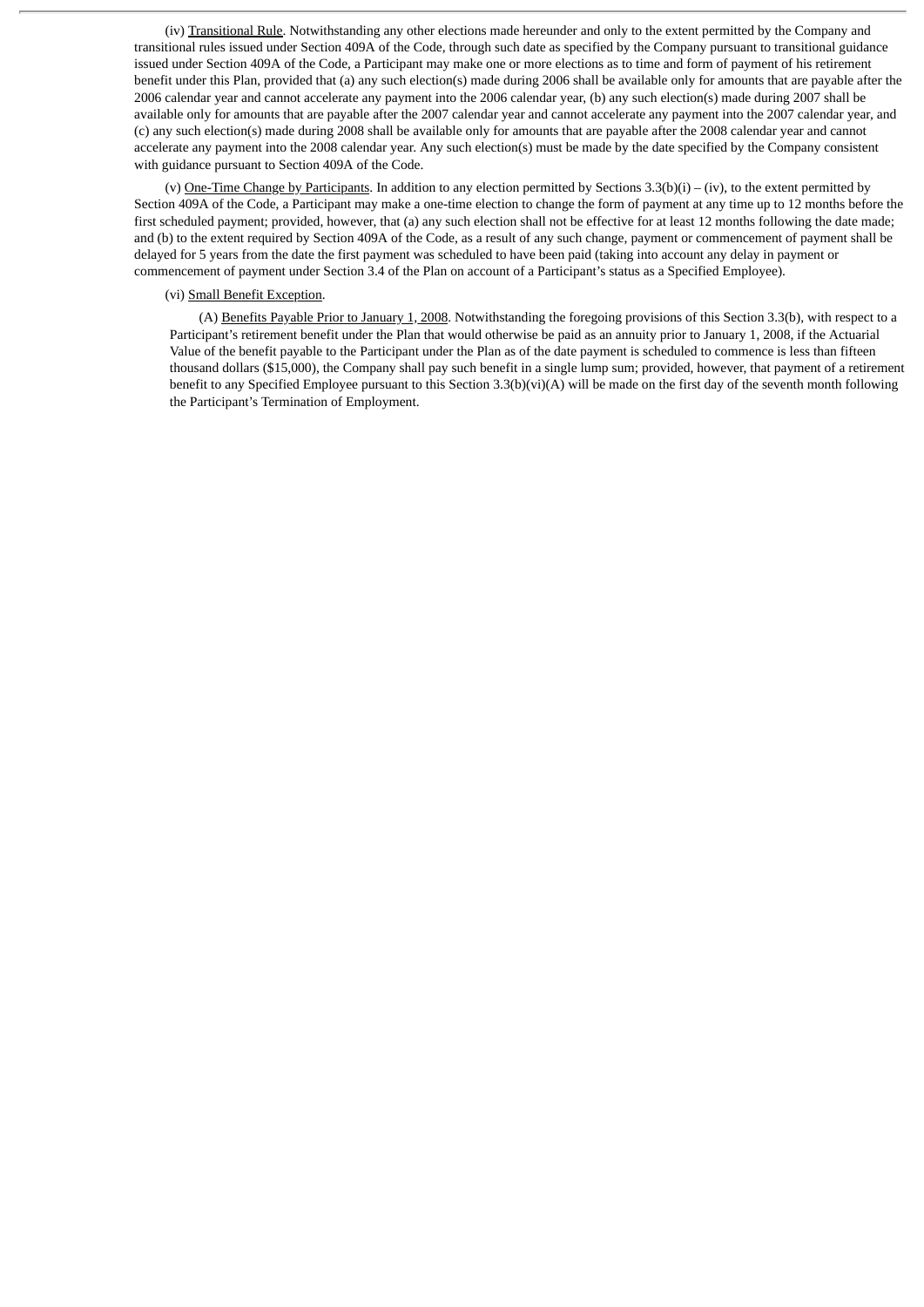(iv) Transitional Rule. Notwithstanding any other elections made hereunder and only to the extent permitted by the Company and transitional rules issued under Section 409A of the Code, through such date as specified by the Company pursuant to transitional guidance issued under Section 409A of the Code, a Participant may make one or more elections as to time and form of payment of his retirement benefit under this Plan, provided that (a) any such election(s) made during 2006 shall be available only for amounts that are payable after the 2006 calendar year and cannot accelerate any payment into the 2006 calendar year, (b) any such election(s) made during 2007 shall be available only for amounts that are payable after the 2007 calendar year and cannot accelerate any payment into the 2007 calendar year, and (c) any such election(s) made during 2008 shall be available only for amounts that are payable after the 2008 calendar year and cannot accelerate any payment into the 2008 calendar year. Any such election(s) must be made by the date specified by the Company consistent with guidance pursuant to Section 409A of the Code.

(v) One-Time Change by Participants. In addition to any election permitted by Sections 3.3(b)(i) – (iv), to the extent permitted by Section 409A of the Code, a Participant may make a one-time election to change the form of payment at any time up to 12 months before the first scheduled payment; provided, however, that (a) any such election shall not be effective for at least 12 months following the date made; and (b) to the extent required by Section 409A of the Code, as a result of any such change, payment or commencement of payment shall be delayed for 5 years from the date the first payment was scheduled to have been paid (taking into account any delay in payment or commencement of payment under Section 3.4 of the Plan on account of a Participant's status as a Specified Employee).

(vi) Small Benefit Exception.

(A) Benefits Payable Prior to January 1, 2008. Notwithstanding the foregoing provisions of this Section 3.3(b), with respect to a Participant's retirement benefit under the Plan that would otherwise be paid as an annuity prior to January 1, 2008, if the Actuarial Value of the benefit payable to the Participant under the Plan as of the date payment is scheduled to commence is less than fifteen thousand dollars ($15,000), the Company shall pay such benefit in a single lump sum; provided, however, that payment of a retirement benefit to any Specified Employee pursuant to this Section 3.3(b)(vi)(A) will be made on the first day of the seventh month following the Participant's Termination of Employment.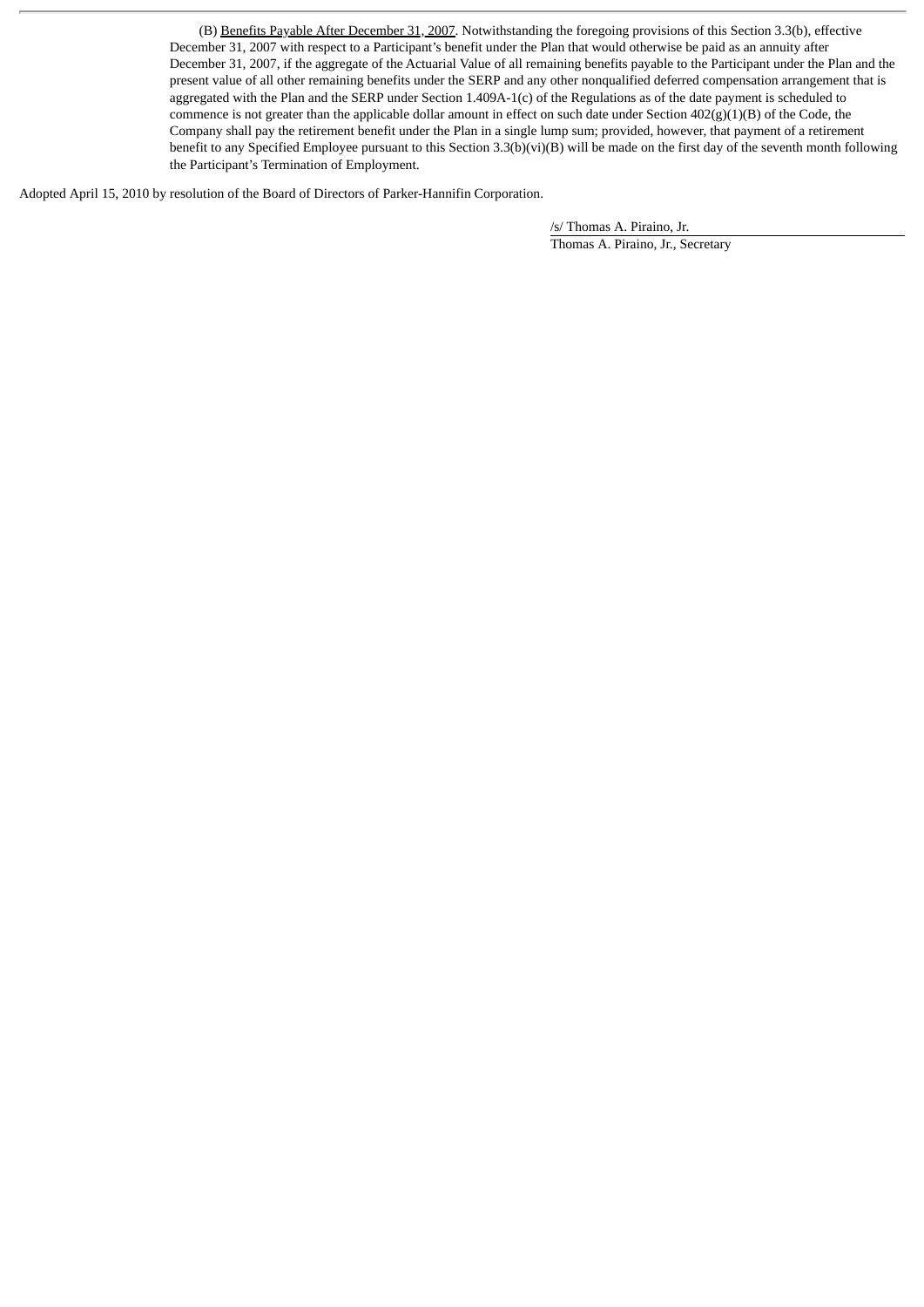(B) Benefits Payable After December 31, 2007. Notwithstanding the foregoing provisions of this Section 3.3(b), effective December 31, 2007 with respect to a Participant's benefit under the Plan that would otherwise be paid as an annuity after December 31, 2007, if the aggregate of the Actuarial Value of all remaining benefits payable to the Participant under the Plan and the present value of all other remaining benefits under the SERP and any other nonqualified deferred compensation arrangement that is aggregated with the Plan and the SERP under Section 1.409A-1(c) of the Regulations as of the date payment is scheduled to commence is not greater than the applicable dollar amount in effect on such date under Section 402(g)(1)(B) of the Code, the Company shall pay the retirement benefit under the Plan in a single lump sum; provided, however, that payment of a retirement benefit to any Specified Employee pursuant to this Section 3.3(b)(vi)(B) will be made on the first day of the seventh month following the Participant's Termination of Employment.

Adopted April 15, 2010 by resolution of the Board of Directors of Parker-Hannifin Corporation.

/s/ Thomas A. Piraino, Jr.

Thomas A. Piraino, Jr., Secretary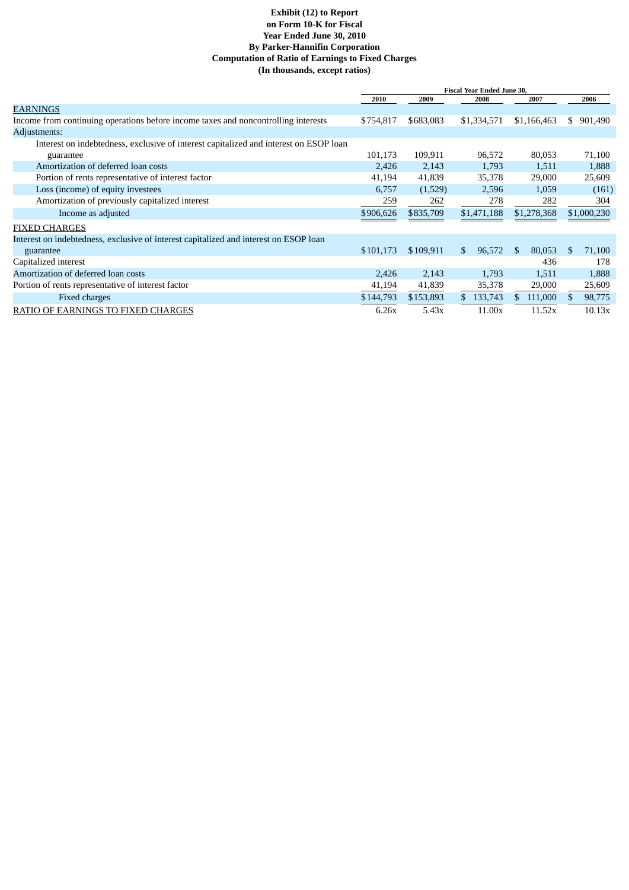**Exhibit (12) to Report on Form 10-K for Fiscal Year Ended June 30, 2010 By Parker-Hannifin Corporation Computation of Ratio of Earnings to Fixed Charges (In thousands, except ratios)**

| | Fiscal Year Ended June 30, | | | | |
|---|---|---|---|---|---|
| | 2010 | 2009 | 2008 | 2007 | 2006 |
| EARNINGS | | | | | |
| Income from continuing operations before income taxes and noncontrolling interests | $754,817 | $683,083 | $1,334,571 | $1,166,463 | $ 901,490 |
| Adjustments: | | | | | |
| Interest on indebtedness, exclusive of interest capitalized and interest on ESOP loan guarantee | 101,173 | 109,911 | 96,572 | 80,053 | 71,100 |
| Amortization of deferred loan costs | 2,426 | 2,143 | 1,793 | 1,511 | 1,888 |
| Portion of rents representative of interest factor | 41,194 | 41,839 | 35,378 | 29,000 | 25,609 |
| Loss (income) of equity investees | 6,757 | (1,529) | 2,596 | 1,059 | (161) |
| Amortization of previously capitalized interest | 259 | 262 | 278 | 282 | 304 |
| Income as adjusted | $906,626 | $835,709 | $1,471,188 | $1,278,368 | $1,000,230 |
| FIXED CHARGES | | | | | |
| Interest on indebtedness, exclusive of interest capitalized and interest on ESOP loan guarantee | $101,173 | $109,911 | $ 96,572 | $ 80,053 | $ 71,100 |
| Capitalized interest | | | | 436 | 178 |
| Amortization of deferred loan costs | 2,426 | 2,143 | 1,793 | 1,511 | 1,888 |
| Portion of rents representative of interest factor | 41,194 | 41,839 | 35,378 | 29,000 | 25,609 |
| Fixed charges | $144,793 | $153,893 | $ 133,743 | $ 111,000 | $ 98,775 |
| RATIO OF EARNINGS TO FIXED CHARGES | 6.26x | 5.43x | 11.00x | 11.52x | 10.13x |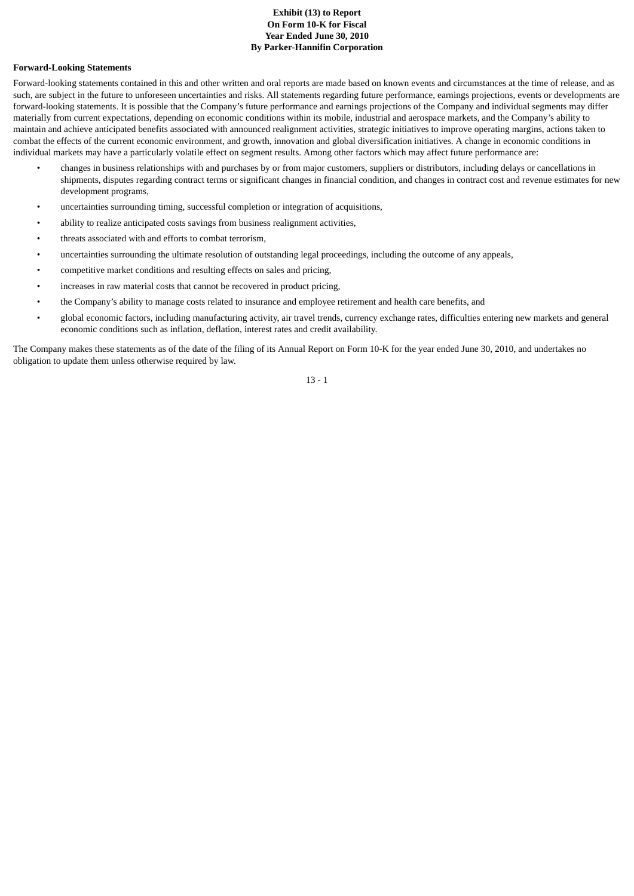**Exhibit (13) to Report**
**On Form 10-K for Fiscal**
**Year Ended June 30, 2010**
**By Parker-Hannifin Corporation**

**Forward-Looking Statements**

Forward-looking statements contained in this and other written and oral reports are made based on known events and circumstances at the time of release, and as such, are subject in the future to unforeseen uncertainties and risks. All statements regarding future performance, earnings projections, events or developments are forward-looking statements. It is possible that the Company's future performance and earnings projections of the Company and individual segments may differ materially from current expectations, depending on economic conditions within its mobile, industrial and aerospace markets, and the Company's ability to maintain and achieve anticipated benefits associated with announced realignment activities, strategic initiatives to improve operating margins, actions taken to combat the effects of the current economic environment, and growth, innovation and global diversification initiatives. A change in economic conditions in individual markets may have a particularly volatile effect on segment results. Among other factors which may affect future performance are:

- changes in business relationships with and purchases by or from major customers, suppliers or distributors, including delays or cancellations in shipments, disputes regarding contract terms or significant changes in financial condition, and changes in contract cost and revenue estimates for new development programs,
- uncertainties surrounding timing, successful completion or integration of acquisitions,
- ability to realize anticipated costs savings from business realignment activities,
- threats associated with and efforts to combat terrorism,
- uncertainties surrounding the ultimate resolution of outstanding legal proceedings, including the outcome of any appeals,
- competitive market conditions and resulting effects on sales and pricing,
- increases in raw material costs that cannot be recovered in product pricing,
- the Company's ability to manage costs related to insurance and employee retirement and health care benefits, and
- global economic factors, including manufacturing activity, air travel trends, currency exchange rates, difficulties entering new markets and general economic conditions such as inflation, deflation, interest rates and credit availability.

The Company makes these statements as of the date of the filing of its Annual Report on Form 10-K for the year ended June 30, 2010, and undertakes no obligation to update them unless otherwise required by law.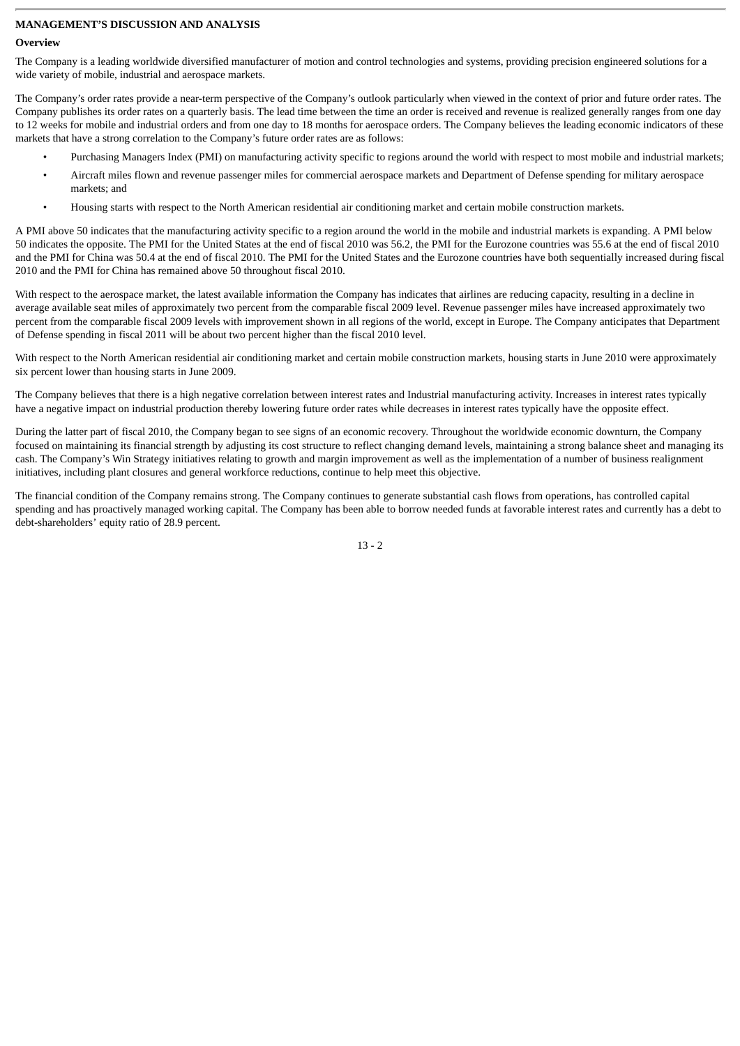**MANAGEMENT'S DISCUSSION AND ANALYSIS**

**Overview**

The Company is a leading worldwide diversified manufacturer of motion and control technologies and systems, providing precision engineered solutions for a wide variety of mobile, industrial and aerospace markets.

The Company's order rates provide a near-term perspective of the Company's outlook particularly when viewed in the context of prior and future order rates. The Company publishes its order rates on a quarterly basis. The lead time between the time an order is received and revenue is realized generally ranges from one day to 12 weeks for mobile and industrial orders and from one day to 18 months for aerospace orders. The Company believes the leading economic indicators of these markets that have a strong correlation to the Company's future order rates are as follows:

- Purchasing Managers Index (PMI) on manufacturing activity specific to regions around the world with respect to most mobile and industrial markets;
- Aircraft miles flown and revenue passenger miles for commercial aerospace markets and Department of Defense spending for military aerospace markets; and
- Housing starts with respect to the North American residential air conditioning market and certain mobile construction markets.

A PMI above 50 indicates that the manufacturing activity specific to a region around the world in the mobile and industrial markets is expanding. A PMI below 50 indicates the opposite. The PMI for the United States at the end of fiscal 2010 was 56.2, the PMI for the Eurozone countries was 55.6 at the end of fiscal 2010 and the PMI for China was 50.4 at the end of fiscal 2010. The PMI for the United States and the Eurozone countries have both sequentially increased during fiscal 2010 and the PMI for China has remained above 50 throughout fiscal 2010.

With respect to the aerospace market, the latest available information the Company has indicates that airlines are reducing capacity, resulting in a decline in average available seat miles of approximately two percent from the comparable fiscal 2009 level. Revenue passenger miles have increased approximately two percent from the comparable fiscal 2009 levels with improvement shown in all regions of the world, except in Europe. The Company anticipates that Department of Defense spending in fiscal 2011 will be about two percent higher than the fiscal 2010 level.

With respect to the North American residential air conditioning market and certain mobile construction markets, housing starts in June 2010 were approximately six percent lower than housing starts in June 2009.

The Company believes that there is a high negative correlation between interest rates and Industrial manufacturing activity. Increases in interest rates typically have a negative impact on industrial production thereby lowering future order rates while decreases in interest rates typically have the opposite effect.

During the latter part of fiscal 2010, the Company began to see signs of an economic recovery. Throughout the worldwide economic downturn, the Company focused on maintaining its financial strength by adjusting its cost structure to reflect changing demand levels, maintaining a strong balance sheet and managing its cash. The Company's Win Strategy initiatives relating to growth and margin improvement as well as the implementation of a number of business realignment initiatives, including plant closures and general workforce reductions, continue to help meet this objective.

The financial condition of the Company remains strong. The Company continues to generate substantial cash flows from operations, has controlled capital spending and has proactively managed working capital. The Company has been able to borrow needed funds at favorable interest rates and currently has a debt to debt-shareholders' equity ratio of 28.9 percent.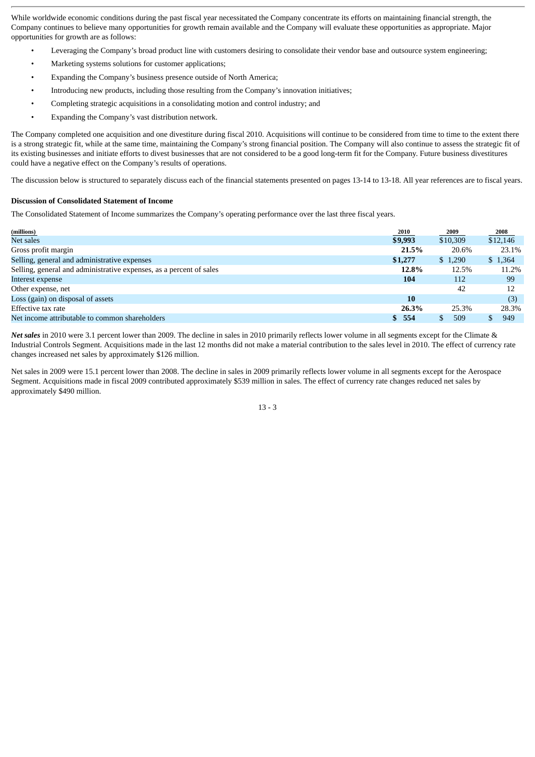While worldwide economic conditions during the past fiscal year necessitated the Company concentrate its efforts on maintaining financial strength, the Company continues to believe many opportunities for growth remain available and the Company will evaluate these opportunities as appropriate. Major opportunities for growth are as follows:

- Leveraging the Company's broad product line with customers desiring to consolidate their vendor base and outsource system engineering;
- Marketing systems solutions for customer applications;
- Expanding the Company's business presence outside of North America;
- Introducing new products, including those resulting from the Company's innovation initiatives;
- Completing strategic acquisitions in a consolidating motion and control industry; and
- Expanding the Company's vast distribution network.

The Company completed one acquisition and one divestiture during fiscal 2010. Acquisitions will continue to be considered from time to time to the extent there is a strong strategic fit, while at the same time, maintaining the Company's strong financial position. The Company will also continue to assess the strategic fit of its existing businesses and initiate efforts to divest businesses that are not considered to be a good long-term fit for the Company. Future business divestitures could have a negative effect on the Company's results of operations.

The discussion below is structured to separately discuss each of the financial statements presented on pages 13-14 to 13-18. All year references are to fiscal years.

**Discussion of Consolidated Statement of Income**

The Consolidated Statement of Income summarizes the Company's operating performance over the last three fiscal years.

| (millions) | 2010 | 2009 | 2008 |
|---|---|---|---|
| Net sales | **$9,993** | $10,309 | $12,146 |
| Gross profit margin | **21.5%** | 20.6% | 23.1% |
| Selling, general and administrative expenses | **$1,277** | $ 1,290 | $ 1,364 |
| Selling, general and administrative expenses, as a percent of sales | **12.8%** | 12.5% | 11.2% |
| Interest expense | **104** | 112 | 99 |
| Other expense, net | | 42 | 12 |
| Loss (gain) on disposal of assets | **10** | | (3) |
| Effective tax rate | **26.3%** | 25.3% | 28.3% |
| Net income attributable to common shareholders | **$ 554** | $ 509 | $ 949 |

***Net sales*** in 2010 were 3.1 percent lower than 2009. The decline in sales in 2010 primarily reflects lower volume in all segments except for the Climate & Industrial Controls Segment. Acquisitions made in the last 12 months did not make a material contribution to the sales level in 2010. The effect of currency rate changes increased net sales by approximately $126 million.

Net sales in 2009 were 15.1 percent lower than 2008. The decline in sales in 2009 primarily reflects lower volume in all segments except for the Aerospace Segment. Acquisitions made in fiscal 2009 contributed approximately $539 million in sales. The effect of currency rate changes reduced net sales by approximately $490 million.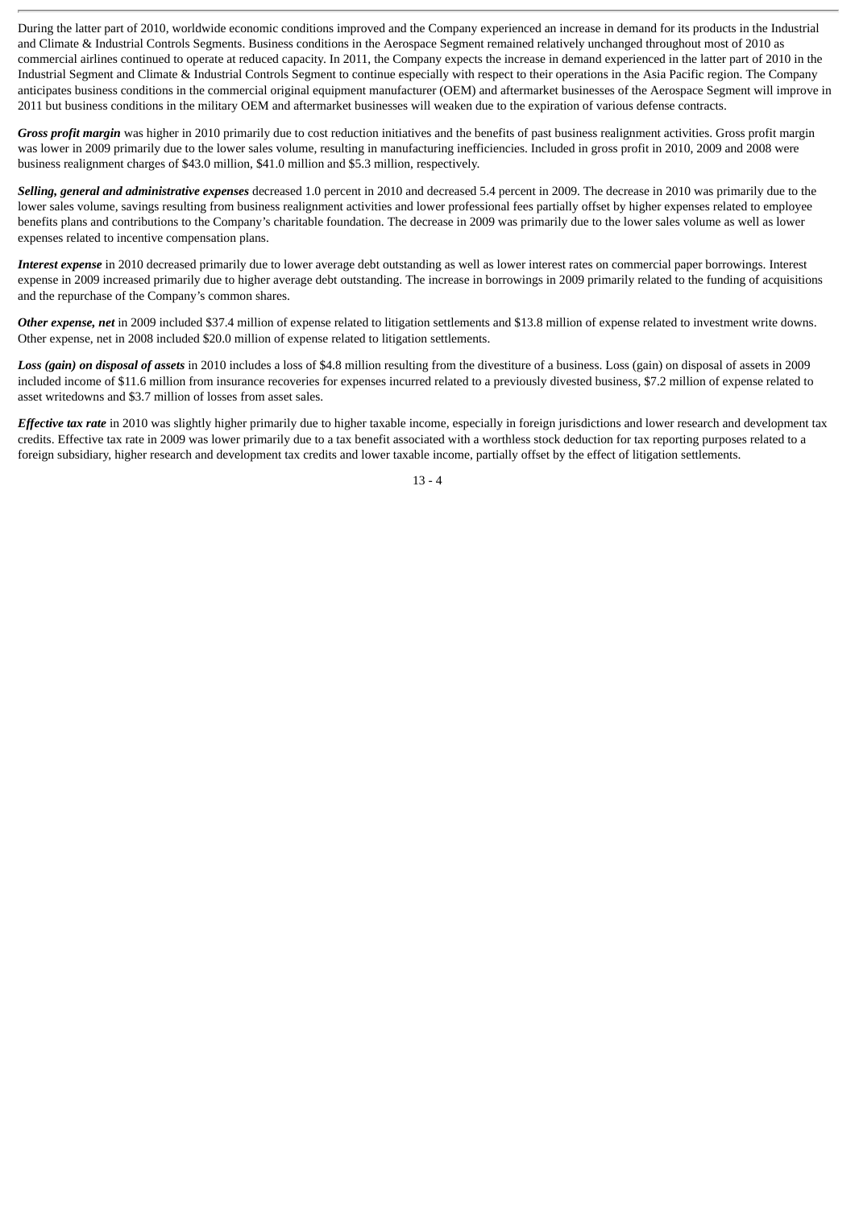During the latter part of 2010, worldwide economic conditions improved and the Company experienced an increase in demand for its products in the Industrial and Climate & Industrial Controls Segments. Business conditions in the Aerospace Segment remained relatively unchanged throughout most of 2010 as commercial airlines continued to operate at reduced capacity. In 2011, the Company expects the increase in demand experienced in the latter part of 2010 in the Industrial Segment and Climate & Industrial Controls Segment to continue especially with respect to their operations in the Asia Pacific region. The Company anticipates business conditions in the commercial original equipment manufacturer (OEM) and aftermarket businesses of the Aerospace Segment will improve in 2011 but business conditions in the military OEM and aftermarket businesses will weaken due to the expiration of various defense contracts.

***Gross profit margin*** was higher in 2010 primarily due to cost reduction initiatives and the benefits of past business realignment activities. Gross profit margin was lower in 2009 primarily due to the lower sales volume, resulting in manufacturing inefficiencies. Included in gross profit in 2010, 2009 and 2008 were business realignment charges of $43.0 million, $41.0 million and $5.3 million, respectively.

***Selling, general and administrative expenses*** decreased 1.0 percent in 2010 and decreased 5.4 percent in 2009. The decrease in 2010 was primarily due to the lower sales volume, savings resulting from business realignment activities and lower professional fees partially offset by higher expenses related to employee benefits plans and contributions to the Company's charitable foundation. The decrease in 2009 was primarily due to the lower sales volume as well as lower expenses related to incentive compensation plans.

***Interest expense*** in 2010 decreased primarily due to lower average debt outstanding as well as lower interest rates on commercial paper borrowings. Interest expense in 2009 increased primarily due to higher average debt outstanding. The increase in borrowings in 2009 primarily related to the funding of acquisitions and the repurchase of the Company's common shares.

***Other expense, net*** in 2009 included $37.4 million of expense related to litigation settlements and $13.8 million of expense related to investment write downs. Other expense, net in 2008 included $20.0 million of expense related to litigation settlements.

***Loss (gain) on disposal of assets*** in 2010 includes a loss of $4.8 million resulting from the divestiture of a business. Loss (gain) on disposal of assets in 2009 included income of $11.6 million from insurance recoveries for expenses incurred related to a previously divested business, $7.2 million of expense related to asset writedowns and $3.7 million of losses from asset sales.

***Effective tax rate*** in 2010 was slightly higher primarily due to higher taxable income, especially in foreign jurisdictions and lower research and development tax credits. Effective tax rate in 2009 was lower primarily due to a tax benefit associated with a worthless stock deduction for tax reporting purposes related to a foreign subsidiary, higher research and development tax credits and lower taxable income, partially offset by the effect of litigation settlements.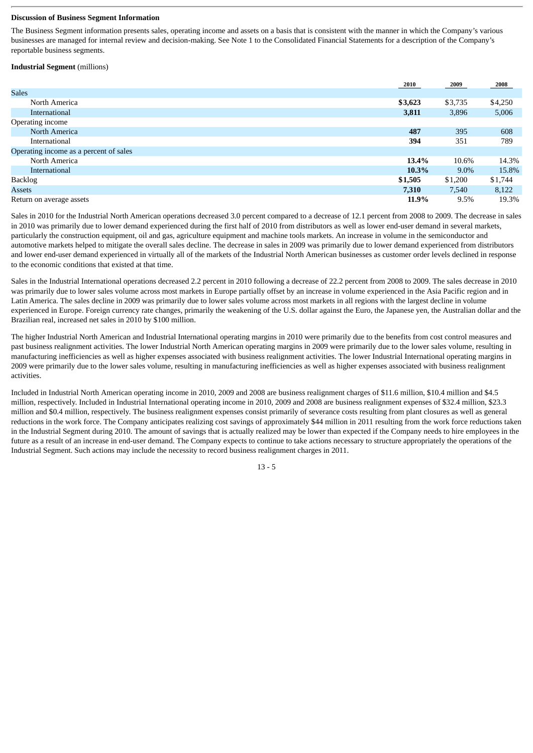**Discussion of Business Segment Information**

The Business Segment information presents sales, operating income and assets on a basis that is consistent with the manner in which the Company's various businesses are managed for internal review and decision-making. See Note 1 to the Consolidated Financial Statements for a description of the Company's reportable business segments.

**Industrial Segment** (millions)

| | 2010 | 2009 | 2008 |
|---|---|---|---|
| Sales | | | |
| North America | **$3,623** | $3,735 | $4,250 |
| International | **3,811** | 3,896 | 5,006 |
| Operating income | | | |
| North America | **487** | 395 | 608 |
| International | **394** | 351 | 789 |
| Operating income as a percent of sales | | | |
| North America | **13.4%** | 10.6% | 14.3% |
| International | **10.3%** | 9.0% | 15.8% |
| Backlog | **$1,505** | $1,200 | $1,744 |
| Assets | **7,310** | 7,540 | 8,122 |
| Return on average assets | **11.9%** | 9.5% | 19.3% |

Sales in 2010 for the Industrial North American operations decreased 3.0 percent compared to a decrease of 12.1 percent from 2008 to 2009. The decrease in sales in 2010 was primarily due to lower demand experienced during the first half of 2010 from distributors as well as lower end-user demand in several markets, particularly the construction equipment, oil and gas, agriculture equipment and machine tools markets. An increase in volume in the semiconductor and automotive markets helped to mitigate the overall sales decline. The decrease in sales in 2009 was primarily due to lower demand experienced from distributors and lower end-user demand experienced in virtually all of the markets of the Industrial North American businesses as customer order levels declined in response to the economic conditions that existed at that time.

Sales in the Industrial International operations decreased 2.2 percent in 2010 following a decrease of 22.2 percent from 2008 to 2009. The sales decrease in 2010 was primarily due to lower sales volume across most markets in Europe partially offset by an increase in volume experienced in the Asia Pacific region and in Latin America. The sales decline in 2009 was primarily due to lower sales volume across most markets in all regions with the largest decline in volume experienced in Europe. Foreign currency rate changes, primarily the weakening of the U.S. dollar against the Euro, the Japanese yen, the Australian dollar and the Brazilian real, increased net sales in 2010 by $100 million.

The higher Industrial North American and Industrial International operating margins in 2010 were primarily due to the benefits from cost control measures and past business realignment activities. The lower Industrial North American operating margins in 2009 were primarily due to the lower sales volume, resulting in manufacturing inefficiencies as well as higher expenses associated with business realignment activities. The lower Industrial International operating margins in 2009 were primarily due to the lower sales volume, resulting in manufacturing inefficiencies as well as higher expenses associated with business realignment activities.

Included in Industrial North American operating income in 2010, 2009 and 2008 are business realignment charges of $11.6 million, $10.4 million and $4.5 million, respectively. Included in Industrial International operating income in 2010, 2009 and 2008 are business realignment expenses of $32.4 million, $23.3 million and $0.4 million, respectively. The business realignment expenses consist primarily of severance costs resulting from plant closures as well as general reductions in the work force. The Company anticipates realizing cost savings of approximately $44 million in 2011 resulting from the work force reductions taken in the Industrial Segment during 2010. The amount of savings that is actually realized may be lower than expected if the Company needs to hire employees in the future as a result of an increase in end-user demand. The Company expects to continue to take actions necessary to structure appropriately the operations of the Industrial Segment. Such actions may include the necessity to record business realignment charges in 2011.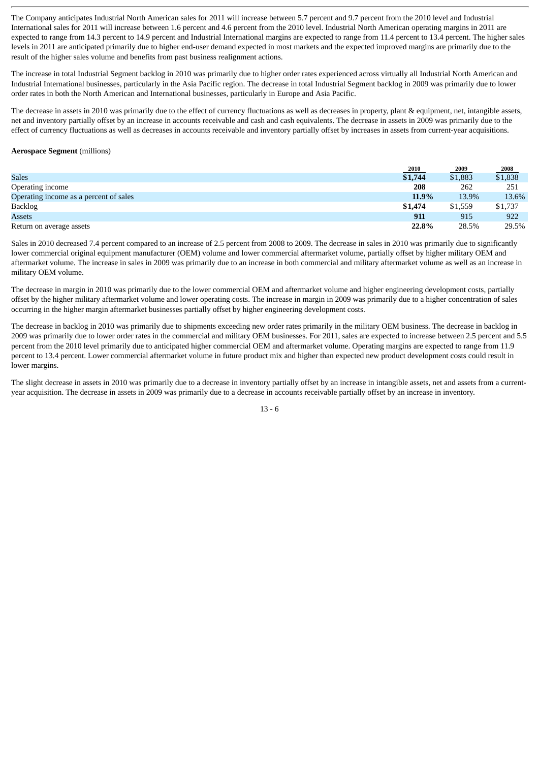The Company anticipates Industrial North American sales for 2011 will increase between 5.7 percent and 9.7 percent from the 2010 level and Industrial International sales for 2011 will increase between 1.6 percent and 4.6 percent from the 2010 level. Industrial North American operating margins in 2011 are expected to range from 14.3 percent to 14.9 percent and Industrial International margins are expected to range from 11.4 percent to 13.4 percent. The higher sales levels in 2011 are anticipated primarily due to higher end-user demand expected in most markets and the expected improved margins are primarily due to the result of the higher sales volume and benefits from past business realignment actions.

The increase in total Industrial Segment backlog in 2010 was primarily due to higher order rates experienced across virtually all Industrial North American and Industrial International businesses, particularly in the Asia Pacific region. The decrease in total Industrial Segment backlog in 2009 was primarily due to lower order rates in both the North American and International businesses, particularly in Europe and Asia Pacific.

The decrease in assets in 2010 was primarily due to the effect of currency fluctuations as well as decreases in property, plant & equipment, net, intangible assets, net and inventory partially offset by an increase in accounts receivable and cash and cash equivalents. The decrease in assets in 2009 was primarily due to the effect of currency fluctuations as well as decreases in accounts receivable and inventory partially offset by increases in assets from current-year acquisitions.

**Aerospace Segment** (millions)

| | 2010 | 2009 | 2008 |
|---|---|---|---|
| Sales | **$1,744** | $1,883 | $1,838 |
| Operating income | **208** | 262 | 251 |
| Operating income as a percent of sales | **11.9%** | 13.9% | 13.6% |
| Backlog | **$1,474** | $1,559 | $1,737 |
| Assets | **911** | 915 | 922 |
| Return on average assets | **22.8%** | 28.5% | 29.5% |

Sales in 2010 decreased 7.4 percent compared to an increase of 2.5 percent from 2008 to 2009. The decrease in sales in 2010 was primarily due to significantly lower commercial original equipment manufacturer (OEM) volume and lower commercial aftermarket volume, partially offset by higher military OEM and aftermarket volume. The increase in sales in 2009 was primarily due to an increase in both commercial and military aftermarket volume as well as an increase in military OEM volume.

The decrease in margin in 2010 was primarily due to the lower commercial OEM and aftermarket volume and higher engineering development costs, partially offset by the higher military aftermarket volume and lower operating costs. The increase in margin in 2009 was primarily due to a higher concentration of sales occurring in the higher margin aftermarket businesses partially offset by higher engineering development costs.

The decrease in backlog in 2010 was primarily due to shipments exceeding new order rates primarily in the military OEM business. The decrease in backlog in 2009 was primarily due to lower order rates in the commercial and military OEM businesses. For 2011, sales are expected to increase between 2.5 percent and 5.5 percent from the 2010 level primarily due to anticipated higher commercial OEM and aftermarket volume. Operating margins are expected to range from 11.9 percent to 13.4 percent. Lower commercial aftermarket volume in future product mix and higher than expected new product development costs could result in lower margins.

The slight decrease in assets in 2010 was primarily due to a decrease in inventory partially offset by an increase in intangible assets, net and assets from a current-year acquisition. The decrease in assets in 2009 was primarily due to a decrease in accounts receivable partially offset by an increase in inventory.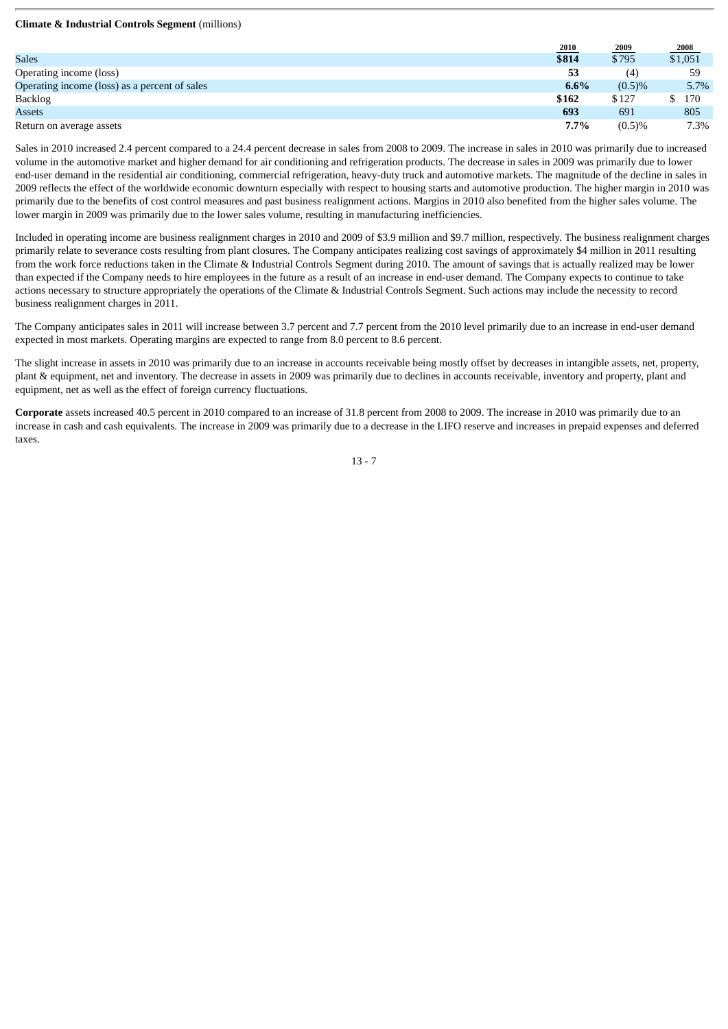**Climate & Industrial Controls Segment** (millions)

| | 2010 | 2009 | 2008 |
|---|---|---|---|
| Sales | **$814** | $795 | $1,051 |
| Operating income (loss) | **53** | (4) | 59 |
| Operating income (loss) as a percent of sales | **6.6%** | (0.5)% | 5.7% |
| Backlog | **$162** | $127 | $ 170 |
| Assets | **693** | 691 | 805 |
| Return on average assets | **7.7%** | (0.5)% | 7.3% |

Sales in 2010 increased 2.4 percent compared to a 24.4 percent decrease in sales from 2008 to 2009. The increase in sales in 2010 was primarily due to increased volume in the automotive market and higher demand for air conditioning and refrigeration products. The decrease in sales in 2009 was primarily due to lower end-user demand in the residential air conditioning, commercial refrigeration, heavy-duty truck and automotive markets. The magnitude of the decline in sales in 2009 reflects the effect of the worldwide economic downturn especially with respect to housing starts and automotive production. The higher margin in 2010 was primarily due to the benefits of cost control measures and past business realignment actions. Margins in 2010 also benefited from the higher sales volume. The lower margin in 2009 was primarily due to the lower sales volume, resulting in manufacturing inefficiencies.

Included in operating income are business realignment charges in 2010 and 2009 of $3.9 million and $9.7 million, respectively. The business realignment charges primarily relate to severance costs resulting from plant closures. The Company anticipates realizing cost savings of approximately $4 million in 2011 resulting from the work force reductions taken in the Climate & Industrial Controls Segment during 2010. The amount of savings that is actually realized may be lower than expected if the Company needs to hire employees in the future as a result of an increase in end-user demand. The Company expects to continue to take actions necessary to structure appropriately the operations of the Climate & Industrial Controls Segment. Such actions may include the necessity to record business realignment charges in 2011.

The Company anticipates sales in 2011 will increase between 3.7 percent and 7.7 percent from the 2010 level primarily due to an increase in end-user demand expected in most markets. Operating margins are expected to range from 8.0 percent to 8.6 percent.

The slight increase in assets in 2010 was primarily due to an increase in accounts receivable being mostly offset by decreases in intangible assets, net, property, plant & equipment, net and inventory. The decrease in assets in 2009 was primarily due to declines in accounts receivable, inventory and property, plant and equipment, net as well as the effect of foreign currency fluctuations.

**Corporate** assets increased 40.5 percent in 2010 compared to an increase of 31.8 percent from 2008 to 2009. The increase in 2010 was primarily due to an increase in cash and cash equivalents. The increase in 2009 was primarily due to a decrease in the LIFO reserve and increases in prepaid expenses and deferred taxes.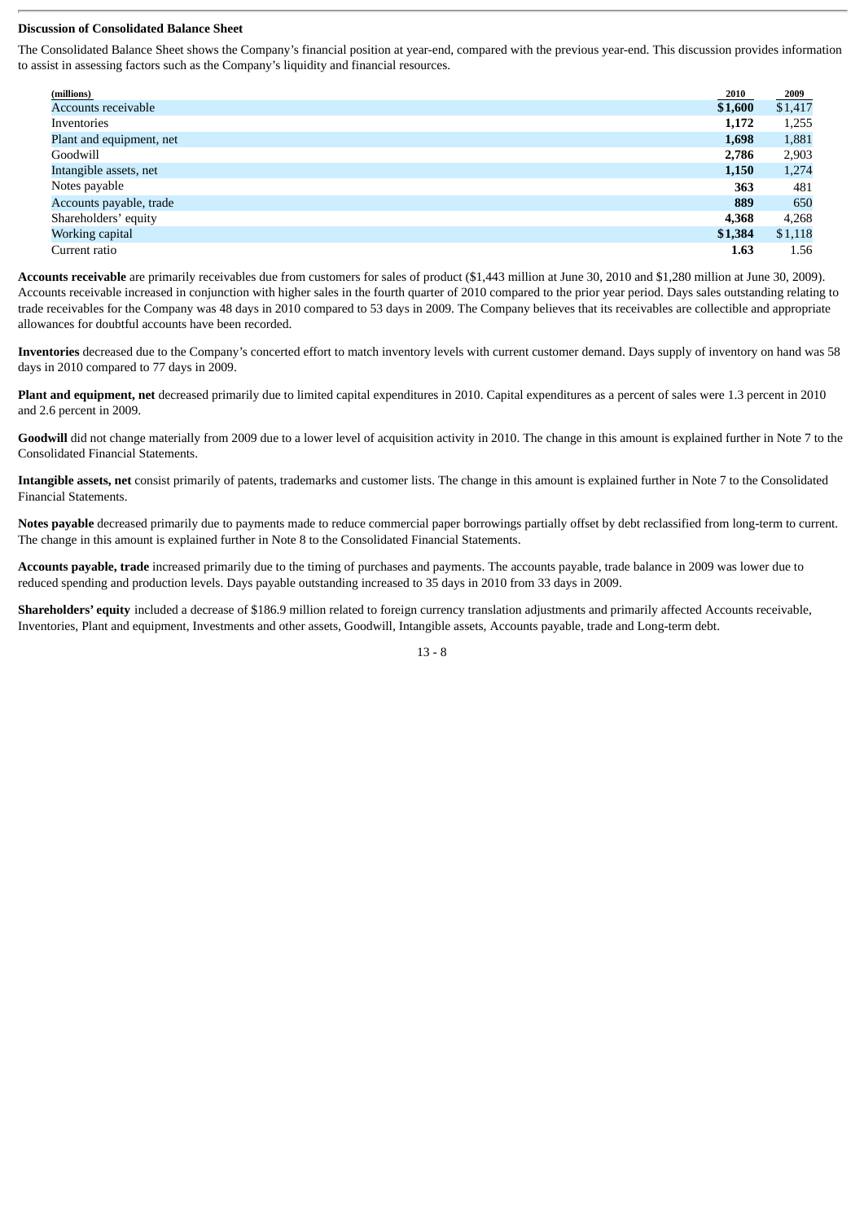**Discussion of Consolidated Balance Sheet**

The Consolidated Balance Sheet shows the Company's financial position at year-end, compared with the previous year-end. This discussion provides information to assist in assessing factors such as the Company's liquidity and financial resources.

| (millions) | 2010 | 2009 |
|---|---|---|
| Accounts receivable | **$1,600** | $1,417 |
| Inventories | **1,172** | 1,255 |
| Plant and equipment, net | **1,698** | 1,881 |
| Goodwill | **2,786** | 2,903 |
| Intangible assets, net | **1,150** | 1,274 |
| Notes payable | **363** | 481 |
| Accounts payable, trade | **889** | 650 |
| Shareholders' equity | **4,368** | 4,268 |
| Working capital | **$1,384** | $1,118 |
| Current ratio | **1.63** | 1.56 |

**Accounts receivable** are primarily receivables due from customers for sales of product ($1,443 million at June 30, 2010 and $1,280 million at June 30, 2009). Accounts receivable increased in conjunction with higher sales in the fourth quarter of 2010 compared to the prior year period. Days sales outstanding relating to trade receivables for the Company was 48 days in 2010 compared to 53 days in 2009. The Company believes that its receivables are collectible and appropriate allowances for doubtful accounts have been recorded.

**Inventories** decreased due to the Company's concerted effort to match inventory levels with current customer demand. Days supply of inventory on hand was 58 days in 2010 compared to 77 days in 2009.

**Plant and equipment, net** decreased primarily due to limited capital expenditures in 2010. Capital expenditures as a percent of sales were 1.3 percent in 2010 and 2.6 percent in 2009.

**Goodwill** did not change materially from 2009 due to a lower level of acquisition activity in 2010. The change in this amount is explained further in Note 7 to the Consolidated Financial Statements.

**Intangible assets, net** consist primarily of patents, trademarks and customer lists. The change in this amount is explained further in Note 7 to the Consolidated Financial Statements.

**Notes payable** decreased primarily due to payments made to reduce commercial paper borrowings partially offset by debt reclassified from long-term to current. The change in this amount is explained further in Note 8 to the Consolidated Financial Statements.

**Accounts payable, trade** increased primarily due to the timing of purchases and payments. The accounts payable, trade balance in 2009 was lower due to reduced spending and production levels. Days payable outstanding increased to 35 days in 2010 from 33 days in 2009.

**Shareholders' equity** included a decrease of $186.9 million related to foreign currency translation adjustments and primarily affected Accounts receivable, Inventories, Plant and equipment, Investments and other assets, Goodwill, Intangible assets, Accounts payable, trade and Long-term debt.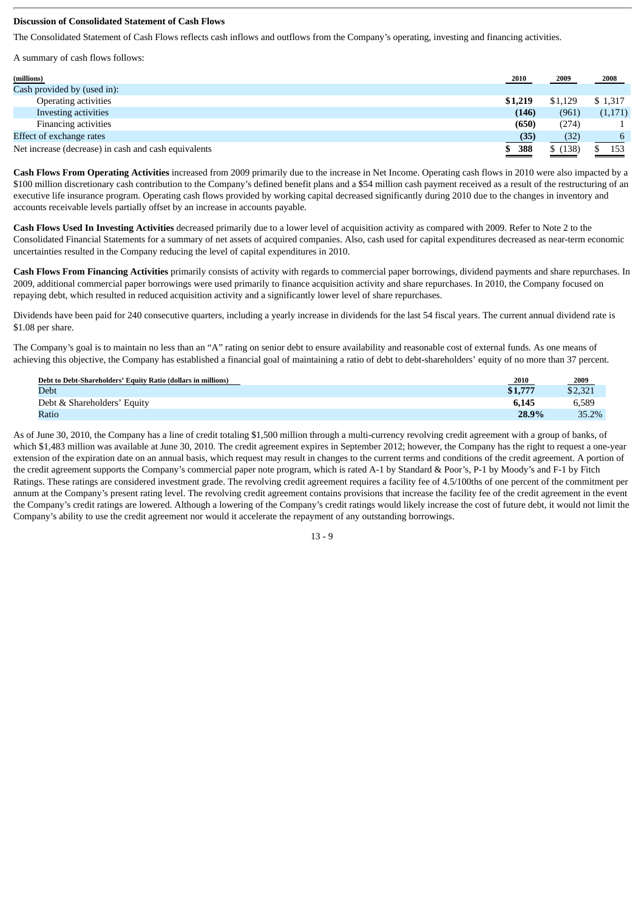**Discussion of Consolidated Statement of Cash Flows**

The Consolidated Statement of Cash Flows reflects cash inflows and outflows from the Company's operating, investing and financing activities.

A summary of cash flows follows:

| (millions) | 2010 | 2009 | 2008 |
|---|---|---|---|
| Cash provided by (used in): | | | |
| Operating activities | **$1,219** | $1,129 | $ 1,317 |
| Investing activities | **(146)** | (961) | (1,171) |
| Financing activities | **(650)** | (274) | 1 |
| Effect of exchange rates | **(35)** | (32) | 6 |
| Net increase (decrease) in cash and cash equivalents | **$ 388** | $ (138) | $ 153 |

**Cash Flows From Operating Activities** increased from 2009 primarily due to the increase in Net Income. Operating cash flows in 2010 were also impacted by a $100 million discretionary cash contribution to the Company's defined benefit plans and a $54 million cash payment received as a result of the restructuring of an executive life insurance program. Operating cash flows provided by working capital decreased significantly during 2010 due to the changes in inventory and accounts receivable levels partially offset by an increase in accounts payable.

**Cash Flows Used In Investing Activities** decreased primarily due to a lower level of acquisition activity as compared with 2009. Refer to Note 2 to the Consolidated Financial Statements for a summary of net assets of acquired companies. Also, cash used for capital expenditures decreased as near-term economic uncertainties resulted in the Company reducing the level of capital expenditures in 2010.

**Cash Flows From Financing Activities** primarily consists of activity with regards to commercial paper borrowings, dividend payments and share repurchases. In 2009, additional commercial paper borrowings were used primarily to finance acquisition activity and share repurchases. In 2010, the Company focused on repaying debt, which resulted in reduced acquisition activity and a significantly lower level of share repurchases.

Dividends have been paid for 240 consecutive quarters, including a yearly increase in dividends for the last 54 fiscal years. The current annual dividend rate is $1.08 per share.

The Company's goal is to maintain no less than an "A" rating on senior debt to ensure availability and reasonable cost of external funds. As one means of achieving this objective, the Company has established a financial goal of maintaining a ratio of debt to debt-shareholders' equity of no more than 37 percent.

| Debt to Debt-Shareholders' Equity Ratio (dollars in millions) | 2010 | 2009 |
|---|---|---|
| Debt | **$1,777** | $2,321 |
| Debt & Shareholders' Equity | **6,145** | 6,589 |
| Ratio | **28.9%** | 35.2% |

As of June 30, 2010, the Company has a line of credit totaling $1,500 million through a multi-currency revolving credit agreement with a group of banks, of which $1,483 million was available at June 30, 2010. The credit agreement expires in September 2012; however, the Company has the right to request a one-year extension of the expiration date on an annual basis, which request may result in changes to the current terms and conditions of the credit agreement. A portion of the credit agreement supports the Company's commercial paper note program, which is rated A-1 by Standard & Poor's, P-1 by Moody's and F-1 by Fitch Ratings. These ratings are considered investment grade. The revolving credit agreement requires a facility fee of 4.5/100ths of one percent of the commitment per annum at the Company's present rating level. The revolving credit agreement contains provisions that increase the facility fee of the credit agreement in the event the Company's credit ratings are lowered. Although a lowering of the Company's credit ratings would likely increase the cost of future debt, it would not limit the Company's ability to use the credit agreement nor would it accelerate the repayment of any outstanding borrowings.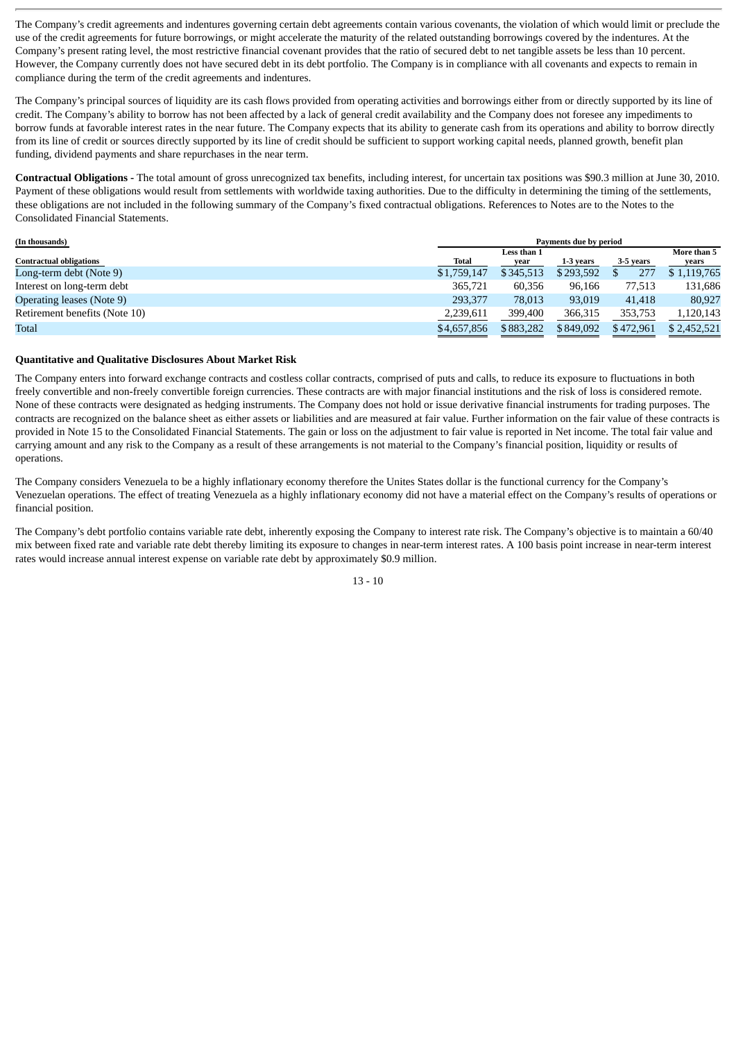The Company's credit agreements and indentures governing certain debt agreements contain various covenants, the violation of which would limit or preclude the use of the credit agreements for future borrowings, or might accelerate the maturity of the related outstanding borrowings covered by the indentures. At the Company's present rating level, the most restrictive financial covenant provides that the ratio of secured debt to net tangible assets be less than 10 percent. However, the Company currently does not have secured debt in its debt portfolio. The Company is in compliance with all covenants and expects to remain in compliance during the term of the credit agreements and indentures.

The Company's principal sources of liquidity are its cash flows provided from operating activities and borrowings either from or directly supported by its line of credit. The Company's ability to borrow has not been affected by a lack of general credit availability and the Company does not foresee any impediments to borrow funds at favorable interest rates in the near future. The Company expects that its ability to generate cash from its operations and ability to borrow directly from its line of credit or sources directly supported by its line of credit should be sufficient to support working capital needs, planned growth, benefit plan funding, dividend payments and share repurchases in the near term.

**Contractual Obligations -** The total amount of gross unrecognized tax benefits, including interest, for uncertain tax positions was $90.3 million at June 30, 2010. Payment of these obligations would result from settlements with worldwide taxing authorities. Due to the difficulty in determining the timing of the settlements, these obligations are not included in the following summary of the Company's fixed contractual obligations. References to Notes are to the Notes to the Consolidated Financial Statements.

| (In thousands) | Payments due by period | | | | |
|---|---|---|---|---|---|
| Contractual obligations | Total | Less than 1 year | 1-3 years | 3-5 years | More than 5 years |
| Long-term debt (Note 9) | $1,759,147 | $345,513 | $293,592 | $ 277 | $ 1,119,765 |
| Interest on long-term debt | 365,721 | 60,356 | 96,166 | 77,513 | 131,686 |
| Operating leases (Note 9) | 293,377 | 78,013 | 93,019 | 41,418 | 80,927 |
| Retirement benefits (Note 10) | 2,239,611 | 399,400 | 366,315 | 353,753 | 1,120,143 |
| Total | $4,657,856 | $883,282 | $849,092 | $472,961 | $ 2,452,521 |

**Quantitative and Qualitative Disclosures About Market Risk**

The Company enters into forward exchange contracts and costless collar contracts, comprised of puts and calls, to reduce its exposure to fluctuations in both freely convertible and non-freely convertible foreign currencies. These contracts are with major financial institutions and the risk of loss is considered remote. None of these contracts were designated as hedging instruments. The Company does not hold or issue derivative financial instruments for trading purposes. The contracts are recognized on the balance sheet as either assets or liabilities and are measured at fair value. Further information on the fair value of these contracts is provided in Note 15 to the Consolidated Financial Statements. The gain or loss on the adjustment to fair value is reported in Net income. The total fair value and carrying amount and any risk to the Company as a result of these arrangements is not material to the Company's financial position, liquidity or results of operations.

The Company considers Venezuela to be a highly inflationary economy therefore the Unites States dollar is the functional currency for the Company's Venezuelan operations. The effect of treating Venezuela as a highly inflationary economy did not have a material effect on the Company's results of operations or financial position.

The Company's debt portfolio contains variable rate debt, inherently exposing the Company to interest rate risk. The Company's objective is to maintain a 60/40 mix between fixed rate and variable rate debt thereby limiting its exposure to changes in near-term interest rates. A 100 basis point increase in near-term interest rates would increase annual interest expense on variable rate debt by approximately $0.9 million.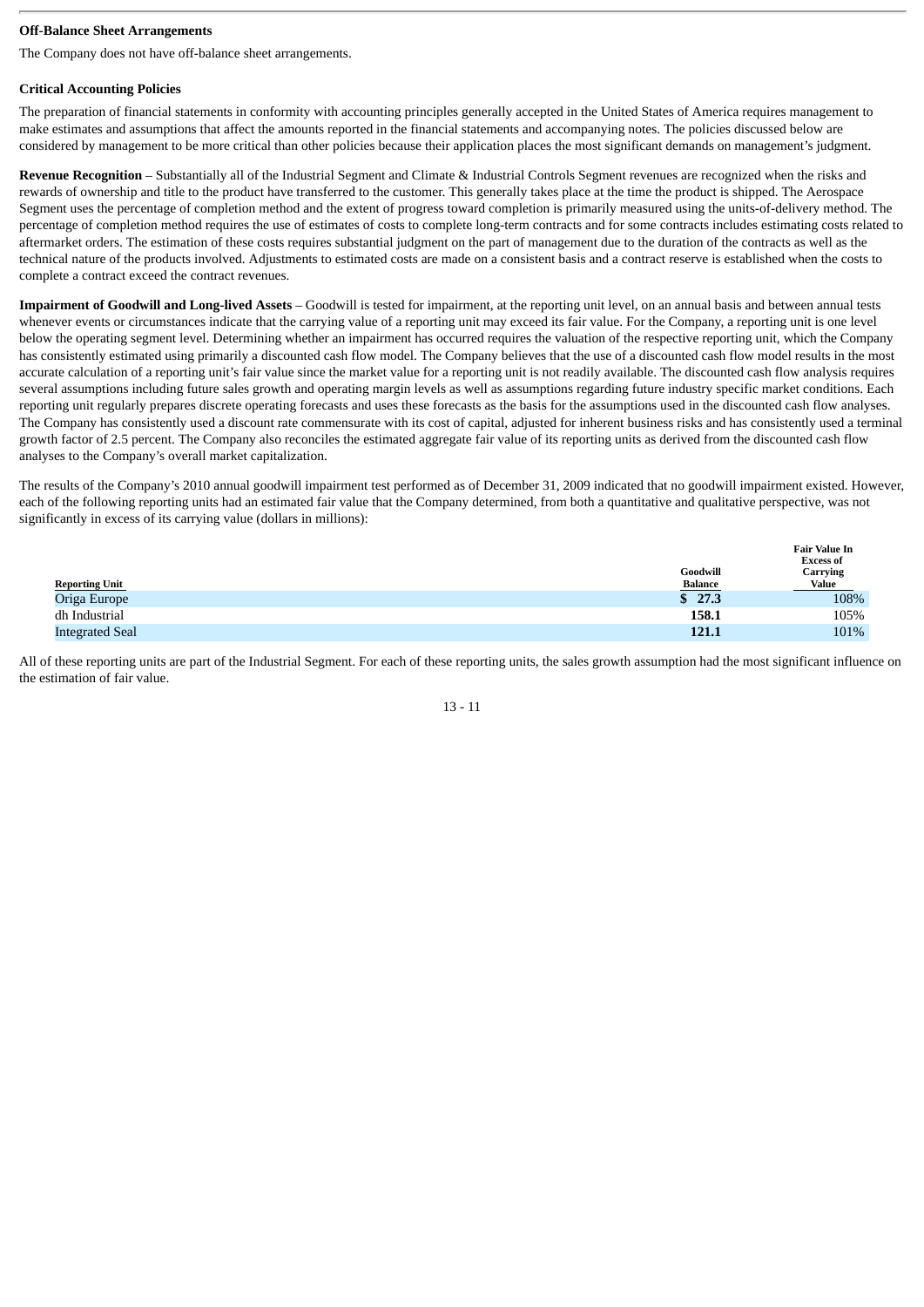**Off-Balance Sheet Arrangements**

The Company does not have off-balance sheet arrangements.

**Critical Accounting Policies**

The preparation of financial statements in conformity with accounting principles generally accepted in the United States of America requires management to make estimates and assumptions that affect the amounts reported in the financial statements and accompanying notes. The policies discussed below are considered by management to be more critical than other policies because their application places the most significant demands on management's judgment.

**Revenue Recognition** – Substantially all of the Industrial Segment and Climate & Industrial Controls Segment revenues are recognized when the risks and rewards of ownership and title to the product have transferred to the customer. This generally takes place at the time the product is shipped. The Aerospace Segment uses the percentage of completion method and the extent of progress toward completion is primarily measured using the units-of-delivery method. The percentage of completion method requires the use of estimates of costs to complete long-term contracts and for some contracts includes estimating costs related to aftermarket orders. The estimation of these costs requires substantial judgment on the part of management due to the duration of the contracts as well as the technical nature of the products involved. Adjustments to estimated costs are made on a consistent basis and a contract reserve is established when the costs to complete a contract exceed the contract revenues.

**Impairment of Goodwill and Long-lived Assets** – Goodwill is tested for impairment, at the reporting unit level, on an annual basis and between annual tests whenever events or circumstances indicate that the carrying value of a reporting unit may exceed its fair value. For the Company, a reporting unit is one level below the operating segment level. Determining whether an impairment has occurred requires the valuation of the respective reporting unit, which the Company has consistently estimated using primarily a discounted cash flow model. The Company believes that the use of a discounted cash flow model results in the most accurate calculation of a reporting unit's fair value since the market value for a reporting unit is not readily available. The discounted cash flow analysis requires several assumptions including future sales growth and operating margin levels as well as assumptions regarding future industry specific market conditions. Each reporting unit regularly prepares discrete operating forecasts and uses these forecasts as the basis for the assumptions used in the discounted cash flow analyses. The Company has consistently used a discount rate commensurate with its cost of capital, adjusted for inherent business risks and has consistently used a terminal growth factor of 2.5 percent. The Company also reconciles the estimated aggregate fair value of its reporting units as derived from the discounted cash flow analyses to the Company's overall market capitalization.

The results of the Company's 2010 annual goodwill impairment test performed as of December 31, 2009 indicated that no goodwill impairment existed. However, each of the following reporting units had an estimated fair value that the Company determined, from both a quantitative and qualitative perspective, was not significantly in excess of its carrying value (dollars in millions):

| Reporting Unit | Goodwill Balance | Fair Value In Excess of Carrying Value |
|---|---|---|
| Origa Europe | **$ 27.3** | 108% |
| dh Industrial | **158.1** | 105% |
| Integrated Seal | **121.1** | 101% |

All of these reporting units are part of the Industrial Segment. For each of these reporting units, the sales growth assumption had the most significant influence on the estimation of fair value.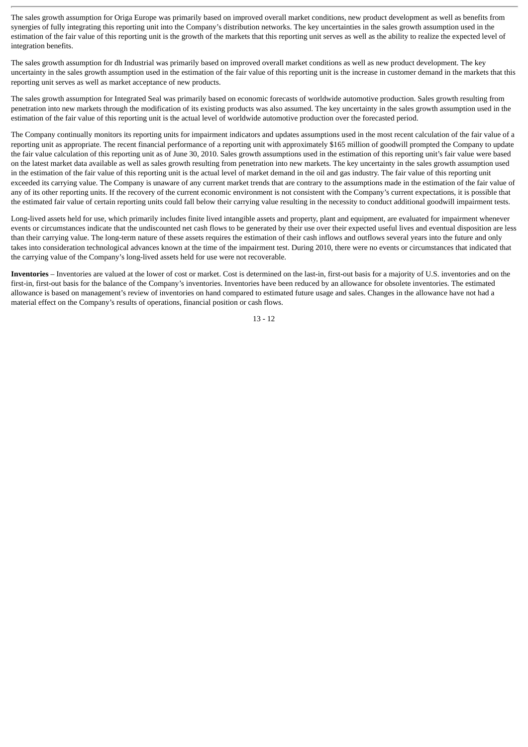The sales growth assumption for Origa Europe was primarily based on improved overall market conditions, new product development as well as benefits from synergies of fully integrating this reporting unit into the Company's distribution networks. The key uncertainties in the sales growth assumption used in the estimation of the fair value of this reporting unit is the growth of the markets that this reporting unit serves as well as the ability to realize the expected level of integration benefits.

The sales growth assumption for dh Industrial was primarily based on improved overall market conditions as well as new product development. The key uncertainty in the sales growth assumption used in the estimation of the fair value of this reporting unit is the increase in customer demand in the markets that this reporting unit serves as well as market acceptance of new products.

The sales growth assumption for Integrated Seal was primarily based on economic forecasts of worldwide automotive production. Sales growth resulting from penetration into new markets through the modification of its existing products was also assumed. The key uncertainty in the sales growth assumption used in the estimation of the fair value of this reporting unit is the actual level of worldwide automotive production over the forecasted period.

The Company continually monitors its reporting units for impairment indicators and updates assumptions used in the most recent calculation of the fair value of a reporting unit as appropriate. The recent financial performance of a reporting unit with approximately $165 million of goodwill prompted the Company to update the fair value calculation of this reporting unit as of June 30, 2010. Sales growth assumptions used in the estimation of this reporting unit's fair value were based on the latest market data available as well as sales growth resulting from penetration into new markets. The key uncertainty in the sales growth assumption used in the estimation of the fair value of this reporting unit is the actual level of market demand in the oil and gas industry. The fair value of this reporting unit exceeded its carrying value. The Company is unaware of any current market trends that are contrary to the assumptions made in the estimation of the fair value of any of its other reporting units. If the recovery of the current economic environment is not consistent with the Company's current expectations, it is possible that the estimated fair value of certain reporting units could fall below their carrying value resulting in the necessity to conduct additional goodwill impairment tests.

Long-lived assets held for use, which primarily includes finite lived intangible assets and property, plant and equipment, are evaluated for impairment whenever events or circumstances indicate that the undiscounted net cash flows to be generated by their use over their expected useful lives and eventual disposition are less than their carrying value. The long-term nature of these assets requires the estimation of their cash inflows and outflows several years into the future and only takes into consideration technological advances known at the time of the impairment test. During 2010, there were no events or circumstances that indicated that the carrying value of the Company's long-lived assets held for use were not recoverable.

**Inventories** – Inventories are valued at the lower of cost or market. Cost is determined on the last-in, first-out basis for a majority of U.S. inventories and on the first-in, first-out basis for the balance of the Company's inventories. Inventories have been reduced by an allowance for obsolete inventories. The estimated allowance is based on management's review of inventories on hand compared to estimated future usage and sales. Changes in the allowance have not had a material effect on the Company's results of operations, financial position or cash flows.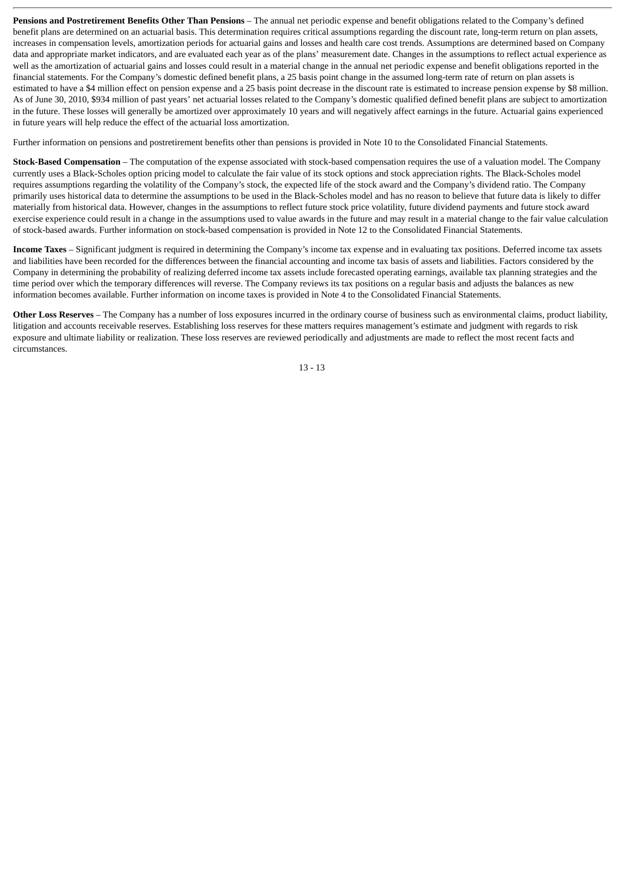**Pensions and Postretirement Benefits Other Than Pensions** – The annual net periodic expense and benefit obligations related to the Company's defined benefit plans are determined on an actuarial basis. This determination requires critical assumptions regarding the discount rate, long-term return on plan assets, increases in compensation levels, amortization periods for actuarial gains and losses and health care cost trends. Assumptions are determined based on Company data and appropriate market indicators, and are evaluated each year as of the plans' measurement date. Changes in the assumptions to reflect actual experience as well as the amortization of actuarial gains and losses could result in a material change in the annual net periodic expense and benefit obligations reported in the financial statements. For the Company's domestic defined benefit plans, a 25 basis point change in the assumed long-term rate of return on plan assets is estimated to have a $4 million effect on pension expense and a 25 basis point decrease in the discount rate is estimated to increase pension expense by $8 million. As of June 30, 2010, $934 million of past years' net actuarial losses related to the Company's domestic qualified defined benefit plans are subject to amortization in the future. These losses will generally be amortized over approximately 10 years and will negatively affect earnings in the future. Actuarial gains experienced in future years will help reduce the effect of the actuarial loss amortization.

Further information on pensions and postretirement benefits other than pensions is provided in Note 10 to the Consolidated Financial Statements.

**Stock-Based Compensation** – The computation of the expense associated with stock-based compensation requires the use of a valuation model. The Company currently uses a Black-Scholes option pricing model to calculate the fair value of its stock options and stock appreciation rights. The Black-Scholes model requires assumptions regarding the volatility of the Company's stock, the expected life of the stock award and the Company's dividend ratio. The Company primarily uses historical data to determine the assumptions to be used in the Black-Scholes model and has no reason to believe that future data is likely to differ materially from historical data. However, changes in the assumptions to reflect future stock price volatility, future dividend payments and future stock award exercise experience could result in a change in the assumptions used to value awards in the future and may result in a material change to the fair value calculation of stock-based awards. Further information on stock-based compensation is provided in Note 12 to the Consolidated Financial Statements.

**Income Taxes** – Significant judgment is required in determining the Company's income tax expense and in evaluating tax positions. Deferred income tax assets and liabilities have been recorded for the differences between the financial accounting and income tax basis of assets and liabilities. Factors considered by the Company in determining the probability of realizing deferred income tax assets include forecasted operating earnings, available tax planning strategies and the time period over which the temporary differences will reverse. The Company reviews its tax positions on a regular basis and adjusts the balances as new information becomes available. Further information on income taxes is provided in Note 4 to the Consolidated Financial Statements.

**Other Loss Reserves** – The Company has a number of loss exposures incurred in the ordinary course of business such as environmental claims, product liability, litigation and accounts receivable reserves. Establishing loss reserves for these matters requires management's estimate and judgment with regards to risk exposure and ultimate liability or realization. These loss reserves are reviewed periodically and adjustments are made to reflect the most recent facts and circumstances.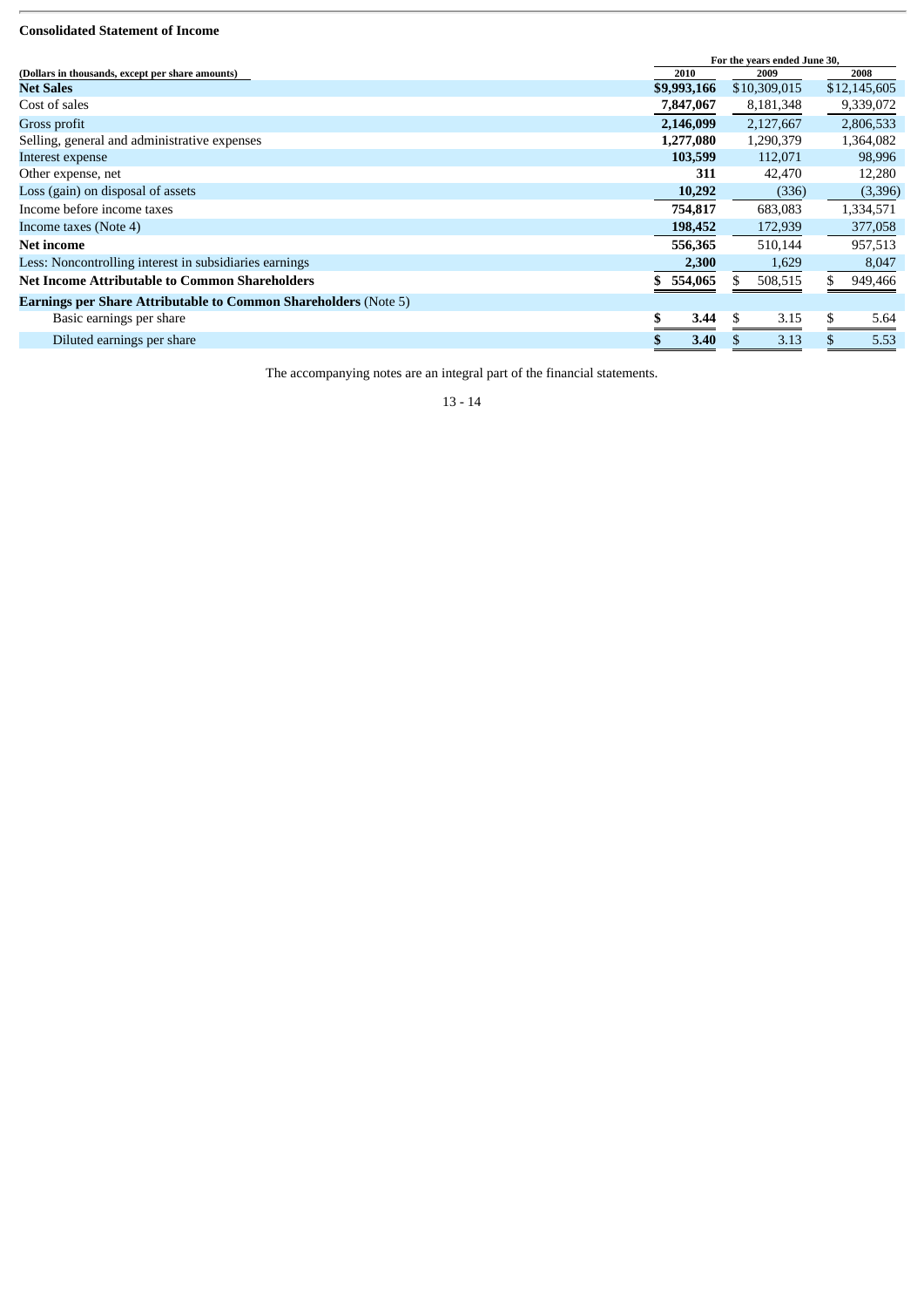**Consolidated Statement of Income**

| (Dollars in thousands, except per share amounts) | For the years ended June 30, | | |
|---|---|---|---|
| | 2010 | 2009 | 2008 |
| **Net Sales** | **$9,993,166** | $10,309,015 | $12,145,605 |
| Cost of sales | **7,847,067** | 8,181,348 | 9,339,072 |
| Gross profit | **2,146,099** | 2,127,667 | 2,806,533 |
| Selling, general and administrative expenses | **1,277,080** | 1,290,379 | 1,364,082 |
| Interest expense | **103,599** | 112,071 | 98,996 |
| Other expense, net | **311** | 42,470 | 12,280 |
| Loss (gain) on disposal of assets | **10,292** | (336) | (3,396) |
| Income before income taxes | **754,817** | 683,083 | 1,334,571 |
| Income taxes (Note 4) | **198,452** | 172,939 | 377,058 |
| **Net income** | **556,365** | 510,144 | 957,513 |
| Less: Noncontrolling interest in subsidiaries earnings | **2,300** | 1,629 | 8,047 |
| **Net Income Attributable to Common Shareholders** | **$ 554,065** | $ 508,515 | $ 949,466 |
| **Earnings per Share Attributable to Common Shareholders** (Note 5) | | | |
| Basic earnings per share | **$ 3.44** | $ 3.15 | $ 5.64 |
| Diluted earnings per share | **$ 3.40** | $ 3.13 | $ 5.53 |

The accompanying notes are an integral part of the financial statements.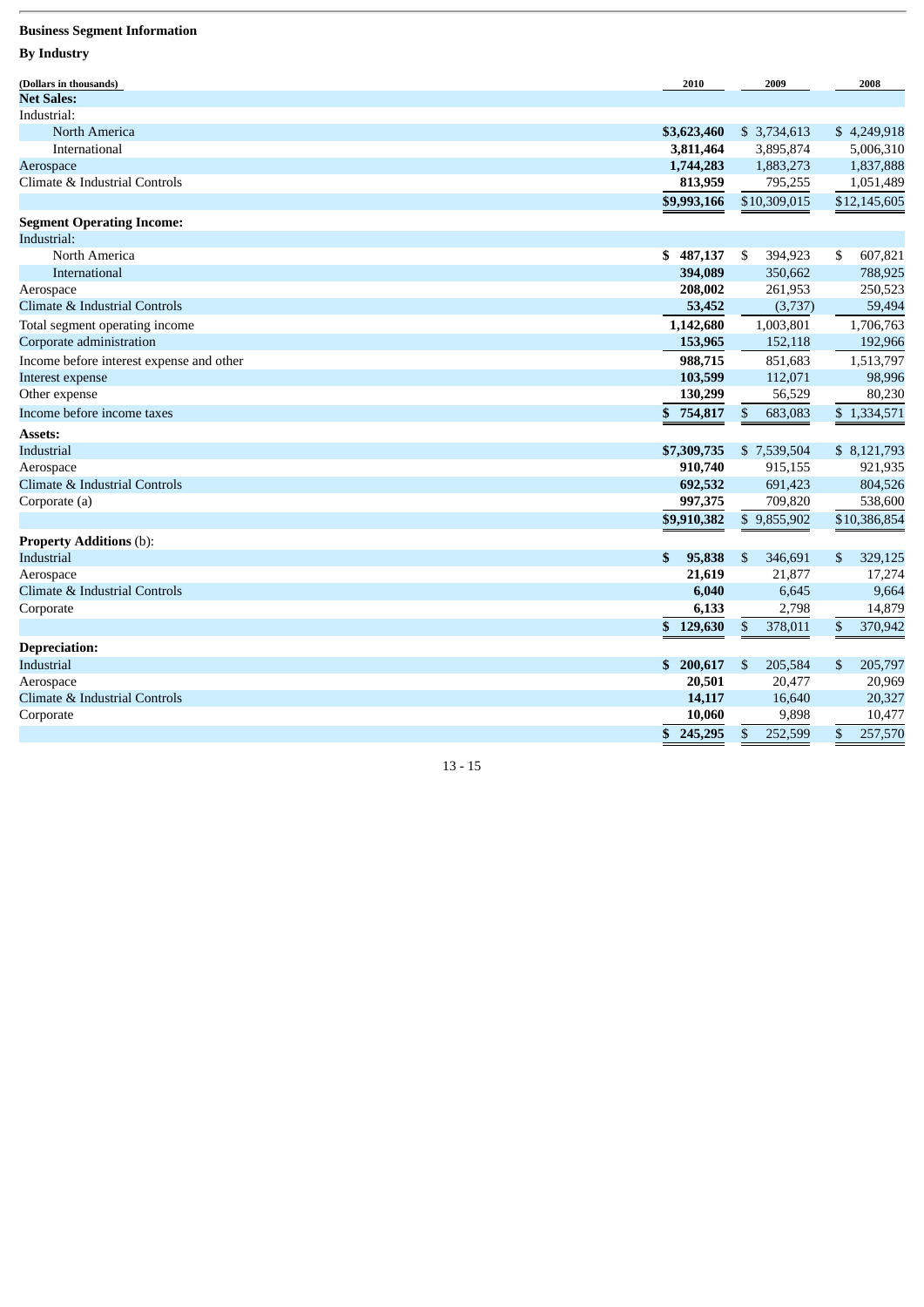**Business Segment Information**

**By Industry**

| (Dollars in thousands) | 2010 | 2009 | 2008 |
|---|---|---|---|
| **Net Sales:** | | | |
| Industrial: | | | |
| North America | **$3,623,460** | $ 3,734,613 | $ 4,249,918 |
| International | **3,811,464** | 3,895,874 | 5,006,310 |
| Aerospace | **1,744,283** | 1,883,273 | 1,837,888 |
| Climate & Industrial Controls | **813,959** | 795,255 | 1,051,489 |
| | **$9,993,166** | $10,309,015 | $12,145,605 |
| **Segment Operating Income:** | | | |
| Industrial: | | | |
| North America | **$ 487,137** | $ 394,923 | $ 607,821 |
| International | **394,089** | 350,662 | 788,925 |
| Aerospace | **208,002** | 261,953 | 250,523 |
| Climate & Industrial Controls | **53,452** | (3,737) | 59,494 |
| Total segment operating income | **1,142,680** | 1,003,801 | 1,706,763 |
| Corporate administration | **153,965** | 152,118 | 192,966 |
| Income before interest expense and other | **988,715** | 851,683 | 1,513,797 |
| Interest expense | **103,599** | 112,071 | 98,996 |
| Other expense | **130,299** | 56,529 | 80,230 |
| Income before income taxes | **$ 754,817** | $ 683,083 | $ 1,334,571 |
| **Assets:** | | | |
| Industrial | **$7,309,735** | $ 7,539,504 | $ 8,121,793 |
| Aerospace | **910,740** | 915,155 | 921,935 |
| Climate & Industrial Controls | **692,532** | 691,423 | 804,526 |
| Corporate (a) | **997,375** | 709,820 | 538,600 |
| | **$9,910,382** | $ 9,855,902 | $10,386,854 |
| **Property Additions** (b): | | | |
| Industrial | **$ 95,838** | $ 346,691 | $ 329,125 |
| Aerospace | **21,619** | 21,877 | 17,274 |
| Climate & Industrial Controls | **6,040** | 6,645 | 9,664 |
| Corporate | **6,133** | 2,798 | 14,879 |
| | **$ 129,630** | $ 378,011 | $ 370,942 |
| **Depreciation:** | | | |
| Industrial | **$ 200,617** | $ 205,584 | $ 205,797 |
| Aerospace | **20,501** | 20,477 | 20,969 |
| Climate & Industrial Controls | **14,117** | 16,640 | 20,327 |
| Corporate | **10,060** | 9,898 | 10,477 |
| | **$ 245,295** | $ 252,599 | $ 257,570 |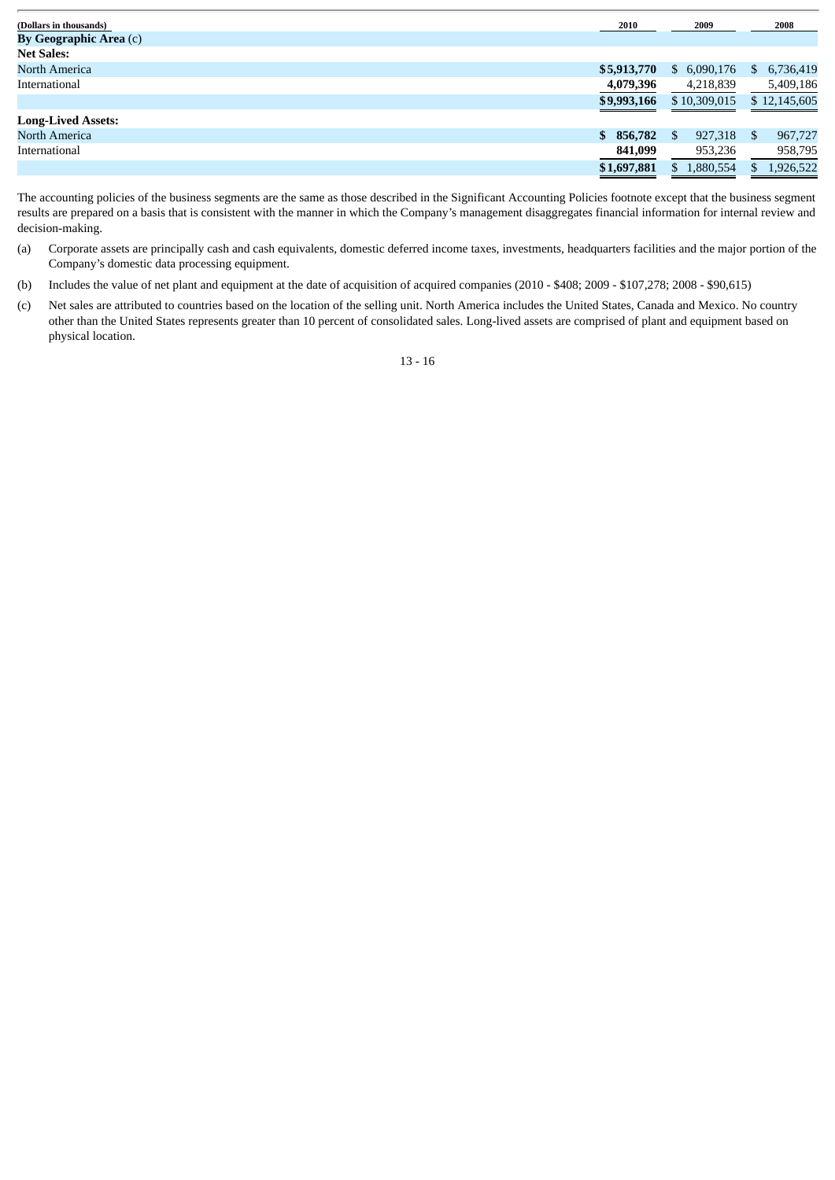| (Dollars in thousands) | 2010 | 2009 | 2008 |
|---|---|---|---|
| **By Geographic Area** (c) | | | |
| **Net Sales:** | | | |
| North America | **$5,913,770** | $ 6,090,176 | $ 6,736,419 |
| International | **4,079,396** | 4,218,839 | 5,409,186 |
| | **$9,993,166** | $ 10,309,015 | $ 12,145,605 |
| **Long-Lived Assets:** | | | |
| North America | **$ 856,782** | $ 927,318 | $ 967,727 |
| International | **841,099** | 953,236 | 958,795 |
| | **$1,697,881** | $ 1,880,554 | $ 1,926,522 |

The accounting policies of the business segments are the same as those described in the Significant Accounting Policies footnote except that the business segment results are prepared on a basis that is consistent with the manner in which the Company's management disaggregates financial information for internal review and decision-making.

(a) Corporate assets are principally cash and cash equivalents, domestic deferred income taxes, investments, headquarters facilities and the major portion of the Company's domestic data processing equipment.

(b) Includes the value of net plant and equipment at the date of acquisition of acquired companies (2010 - $408; 2009 - $107,278; 2008 - $90,615)

(c) Net sales are attributed to countries based on the location of the selling unit. North America includes the United States, Canada and Mexico. No country other than the United States represents greater than 10 percent of consolidated sales. Long-lived assets are comprised of plant and equipment based on physical location.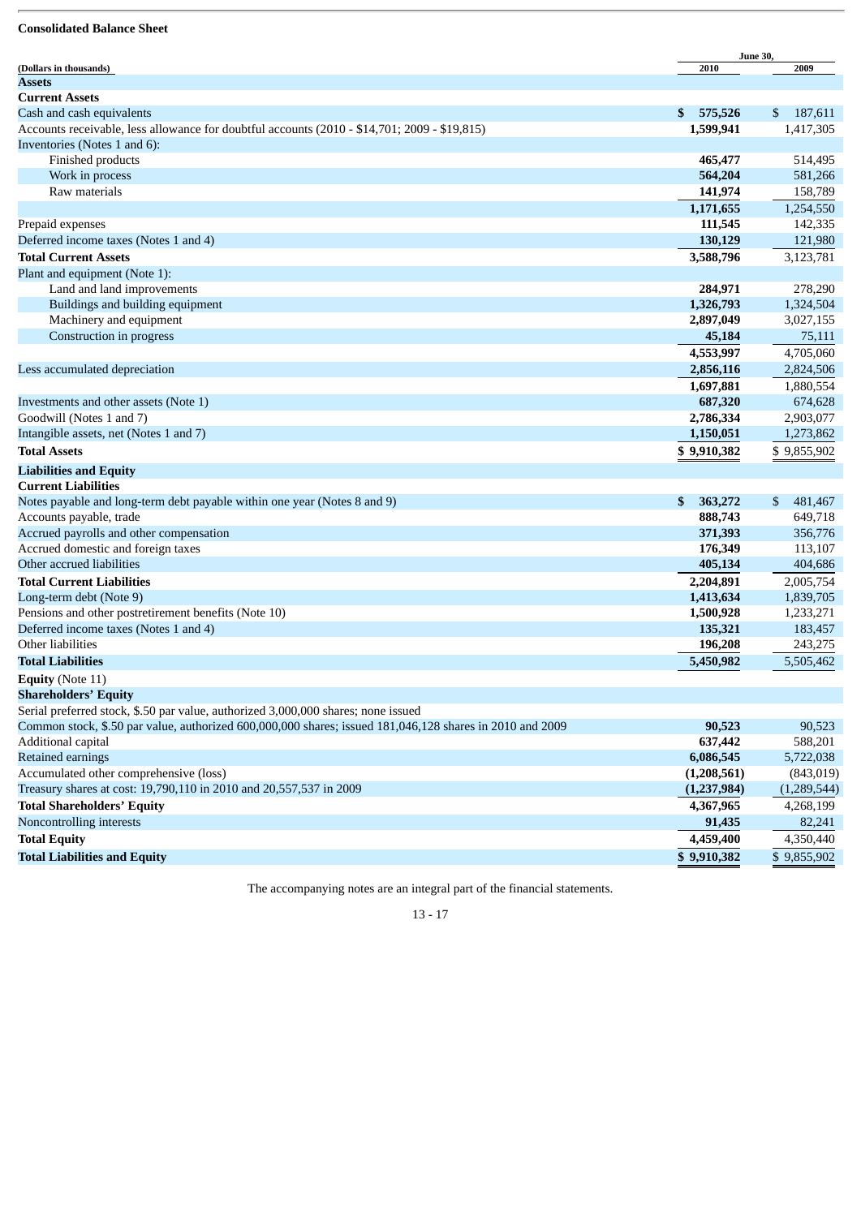**Consolidated Balance Sheet**

| (Dollars in thousands) | June 30, 2010 | 2009 |
|---|---|---|
| **Assets** | | |
| **Current Assets** | | |
| Cash and cash equivalents | $ 575,526 | $ 187,611 |
| Accounts receivable, less allowance for doubtful accounts (2010 - $14,701; 2009 - $19,815) | 1,599,941 | 1,417,305 |
| Inventories (Notes 1 and 6): | | |
| Finished products | 465,477 | 514,495 |
| Work in process | 564,204 | 581,266 |
| Raw materials | 141,974 | 158,789 |
| | 1,171,655 | 1,254,550 |
| Prepaid expenses | 111,545 | 142,335 |
| Deferred income taxes (Notes 1 and 4) | 130,129 | 121,980 |
| **Total Current Assets** | 3,588,796 | 3,123,781 |
| Plant and equipment (Note 1): | | |
| Land and land improvements | 284,971 | 278,290 |
| Buildings and building equipment | 1,326,793 | 1,324,504 |
| Machinery and equipment | 2,897,049 | 3,027,155 |
| Construction in progress | 45,184 | 75,111 |
| | 4,553,997 | 4,705,060 |
| Less accumulated depreciation | 2,856,116 | 2,824,506 |
| | 1,697,881 | 1,880,554 |
| Investments and other assets (Note 1) | 687,320 | 674,628 |
| Goodwill (Notes 1 and 7) | 2,786,334 | 2,903,077 |
| Intangible assets, net (Notes 1 and 7) | 1,150,051 | 1,273,862 |
| **Total Assets** | $ 9,910,382 | $ 9,855,902 |
| **Liabilities and Equity** | | |
| **Current Liabilities** | | |
| Notes payable and long-term debt payable within one year (Notes 8 and 9) | $ 363,272 | $ 481,467 |
| Accounts payable, trade | 888,743 | 649,718 |
| Accrued payrolls and other compensation | 371,393 | 356,776 |
| Accrued domestic and foreign taxes | 176,349 | 113,107 |
| Other accrued liabilities | 405,134 | 404,686 |
| **Total Current Liabilities** | 2,204,891 | 2,005,754 |
| Long-term debt (Note 9) | 1,413,634 | 1,839,705 |
| Pensions and other postretirement benefits (Note 10) | 1,500,928 | 1,233,271 |
| Deferred income taxes (Notes 1 and 4) | 135,321 | 183,457 |
| Other liabilities | 196,208 | 243,275 |
| **Total Liabilities** | 5,450,982 | 5,505,462 |
| **Equity** (Note 11) | | |
| **Shareholders' Equity** | | |
| Serial preferred stock, $.50 par value, authorized 3,000,000 shares; none issued | | |
| Common stock, $.50 par value, authorized 600,000,000 shares; issued 181,046,128 shares in 2010 and 2009 | 90,523 | 90,523 |
| Additional capital | 637,442 | 588,201 |
| Retained earnings | 6,086,545 | 5,722,038 |
| Accumulated other comprehensive (loss) | (1,208,561) | (843,019) |
| Treasury shares at cost: 19,790,110 in 2010 and 20,557,537 in 2009 | (1,237,984) | (1,289,544) |
| **Total Shareholders' Equity** | 4,367,965 | 4,268,199 |
| Noncontrolling interests | 91,435 | 82,241 |
| **Total Equity** | 4,459,400 | 4,350,440 |
| **Total Liabilities and Equity** | $ 9,910,382 | $ 9,855,902 |

The accompanying notes are an integral part of the financial statements.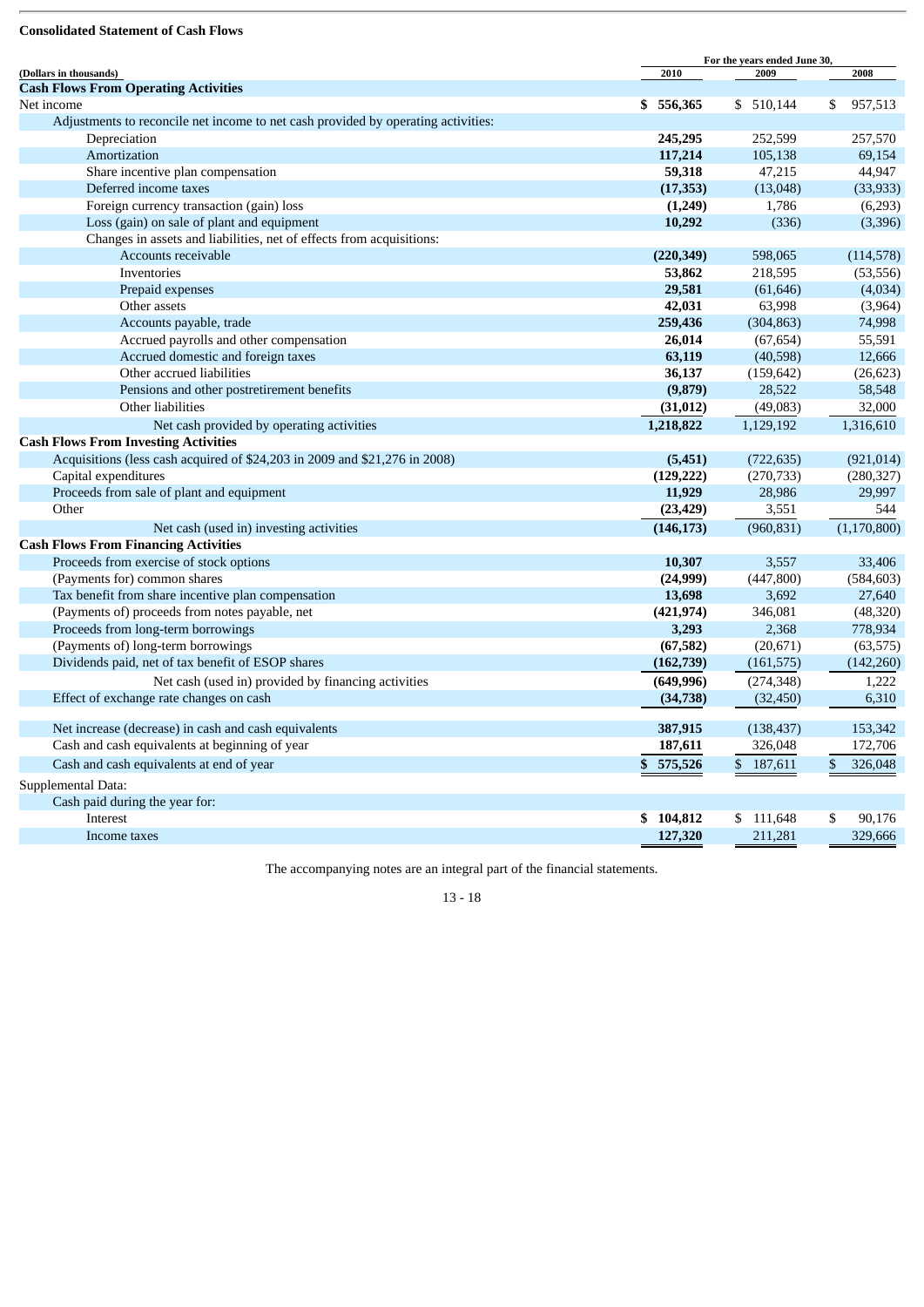**Consolidated Statement of Cash Flows**

| (Dollars in thousands) | For the years ended June 30, 2010 | 2009 | 2008 |
|---|---|---|---|
| **Cash Flows From Operating Activities** | | | |
| Net income | **$ 556,365** | $ 510,144 | $ 957,513 |
| Adjustments to reconcile net income to net cash provided by operating activities: | | | |
| Depreciation | **245,295** | 252,599 | 257,570 |
| Amortization | **117,214** | 105,138 | 69,154 |
| Share incentive plan compensation | **59,318** | 47,215 | 44,947 |
| Deferred income taxes | **(17,353)** | (13,048) | (33,933) |
| Foreign currency transaction (gain) loss | **(1,249)** | 1,786 | (6,293) |
| Loss (gain) on sale of plant and equipment | **10,292** | (336) | (3,396) |
| Changes in assets and liabilities, net of effects from acquisitions: | | | |
| Accounts receivable | **(220,349)** | 598,065 | (114,578) |
| Inventories | **53,862** | 218,595 | (53,556) |
| Prepaid expenses | **29,581** | (61,646) | (4,034) |
| Other assets | **42,031** | 63,998 | (3,964) |
| Accounts payable, trade | **259,436** | (304,863) | 74,998 |
| Accrued payrolls and other compensation | **26,014** | (67,654) | 55,591 |
| Accrued domestic and foreign taxes | **63,119** | (40,598) | 12,666 |
| Other accrued liabilities | **36,137** | (159,642) | (26,623) |
| Pensions and other postretirement benefits | **(9,879)** | 28,522 | 58,548 |
| Other liabilities | **(31,012)** | (49,083) | 32,000 |
| Net cash provided by operating activities | **1,218,822** | 1,129,192 | 1,316,610 |
| **Cash Flows From Investing Activities** | | | |
| Acquisitions (less cash acquired of $24,203 in 2009 and $21,276 in 2008) | **(5,451)** | (722,635) | (921,014) |
| Capital expenditures | **(129,222)** | (270,733) | (280,327) |
| Proceeds from sale of plant and equipment | **11,929** | 28,986 | 29,997 |
| Other | **(23,429)** | 3,551 | 544 |
| Net cash (used in) investing activities | **(146,173)** | (960,831) | (1,170,800) |
| **Cash Flows From Financing Activities** | | | |
| Proceeds from exercise of stock options | **10,307** | 3,557 | 33,406 |
| (Payments for) common shares | **(24,999)** | (447,800) | (584,603) |
| Tax benefit from share incentive plan compensation | **13,698** | 3,692 | 27,640 |
| (Payments of) proceeds from notes payable, net | **(421,974)** | 346,081 | (48,320) |
| Proceeds from long-term borrowings | **3,293** | 2,368 | 778,934 |
| (Payments of) long-term borrowings | **(67,582)** | (20,671) | (63,575) |
| Dividends paid, net of tax benefit of ESOP shares | **(162,739)** | (161,575) | (142,260) |
| Net cash (used in) provided by financing activities | **(649,996)** | (274,348) | 1,222 |
| Effect of exchange rate changes on cash | **(34,738)** | (32,450) | 6,310 |
| Net increase (decrease) in cash and cash equivalents | **387,915** | (138,437) | 153,342 |
| Cash and cash equivalents at beginning of year | **187,611** | 326,048 | 172,706 |
| Cash and cash equivalents at end of year | **$ 575,526** | $ 187,611 | $ 326,048 |
| Supplemental Data: | | | |
| Cash paid during the year for: | | | |
| Interest | **$ 104,812** | $ 111,648 | $ 90,176 |
| Income taxes | **127,320** | 211,281 | 329,666 |

The accompanying notes are an integral part of the financial statements.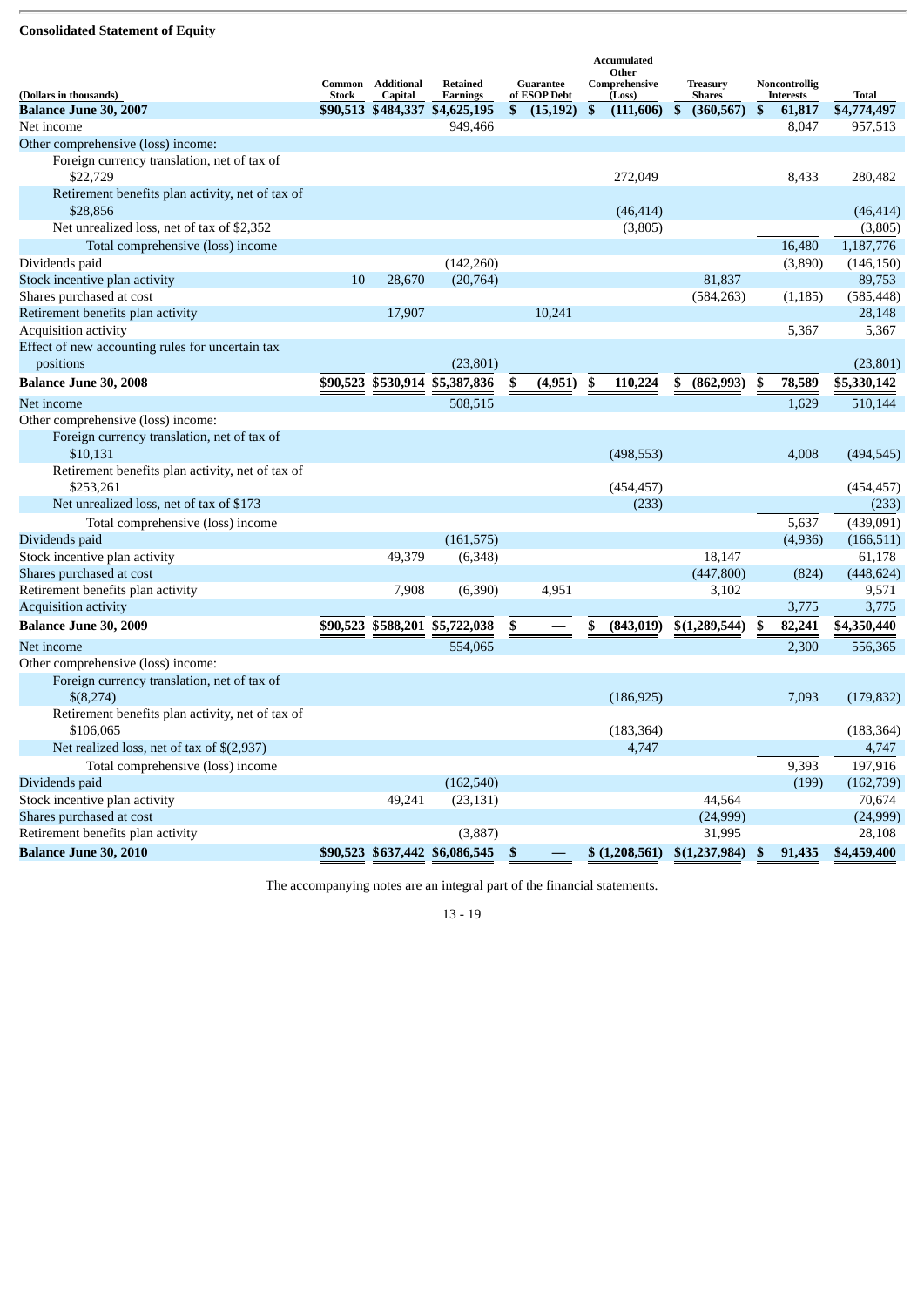**Consolidated Statement of Equity**

| (Dollars in thousands) | Common Stock | Additional Capital | Retained Earnings | Guarantee of ESOP Debt | Accumulated Other Comprehensive (Loss) | Treasury Shares | Noncontrollig Interests | Total |
|---|---|---|---|---|---|---|---|---|
| **Balance June 30, 2007** | **$90,513** | **$484,337** | **$4,625,195** | **$ (15,192)** | **$ (111,606)** | **$ (360,567)** | **$ 61,817** | **$4,774,497** |
| Net income | | | 949,466 | | | | 8,047 | 957,513 |
| Other comprehensive (loss) income: | | | | | | | | |
| Foreign currency translation, net of tax of $22,729 | | | | | 272,049 | | 8,433 | 280,482 |
| Retirement benefits plan activity, net of tax of $28,856 | | | | | (46,414) | | | (46,414) |
| Net unrealized loss, net of tax of $2,352 | | | | | (3,805) | | | (3,805) |
| Total comprehensive (loss) income | | | | | | | 16,480 | 1,187,776 |
| Dividends paid | | | (142,260) | | | | (3,890) | (146,150) |
| Stock incentive plan activity | 10 | 28,670 | (20,764) | | | 81,837 | | 89,753 |
| Shares purchased at cost | | | | | | (584,263) | (1,185) | (585,448) |
| Retirement benefits plan activity | | 17,907 | | 10,241 | | | | 28,148 |
| Acquisition activity | | | | | | | 5,367 | 5,367 |
| Effect of new accounting rules for uncertain tax positions | | | (23,801) | | | | | (23,801) |
| **Balance June 30, 2008** | **$90,523** | **$530,914** | **$5,387,836** | **$ (4,951)** | **$ 110,224** | **$ (862,993)** | **$ 78,589** | **$5,330,142** |
| Net income | | | 508,515 | | | | 1,629 | 510,144 |
| Other comprehensive (loss) income: | | | | | | | | |
| Foreign currency translation, net of tax of $10,131 | | | | | (498,553) | | 4,008 | (494,545) |
| Retirement benefits plan activity, net of tax of $253,261 | | | | | (454,457) | | | (454,457) |
| Net unrealized loss, net of tax of $173 | | | | | (233) | | | (233) |
| Total comprehensive (loss) income | | | | | | | 5,637 | (439,091) |
| Dividends paid | | | (161,575) | | | | (4,936) | (166,511) |
| Stock incentive plan activity | | 49,379 | (6,348) | | | 18,147 | | 61,178 |
| Shares purchased at cost | | | | | | (447,800) | (824) | (448,624) |
| Retirement benefits plan activity | | 7,908 | (6,390) | 4,951 | | 3,102 | | 9,571 |
| Acquisition activity | | | | | | | 3,775 | 3,775 |
| **Balance June 30, 2009** | **$90,523** | **$588,201** | **$5,722,038** | **$ —** | **$ (843,019)** | **$(1,289,544)** | **$ 82,241** | **$4,350,440** |
| Net income | | | 554,065 | | | | 2,300 | 556,365 |
| Other comprehensive (loss) income: | | | | | | | | |
| Foreign currency translation, net of tax of $(8,274) | | | | | (186,925) | | 7,093 | (179,832) |
| Retirement benefits plan activity, net of tax of $106,065 | | | | | (183,364) | | | (183,364) |
| Net realized loss, net of tax of $(2,937) | | | | | 4,747 | | | 4,747 |
| Total comprehensive (loss) income | | | | | | | 9,393 | 197,916 |
| Dividends paid | | | (162,540) | | | | (199) | (162,739) |
| Stock incentive plan activity | | 49,241 | (23,131) | | | 44,564 | | 70,674 |
| Shares purchased at cost | | | | | | (24,999) | | (24,999) |
| Retirement benefits plan activity | | | (3,887) | | | 31,995 | | 28,108 |
| **Balance June 30, 2010** | **$90,523** | **$637,442** | **$6,086,545** | **$ —** | **$ (1,208,561)** | **$(1,237,984)** | **$ 91,435** | **$4,459,400** |

The accompanying notes are an integral part of the financial statements.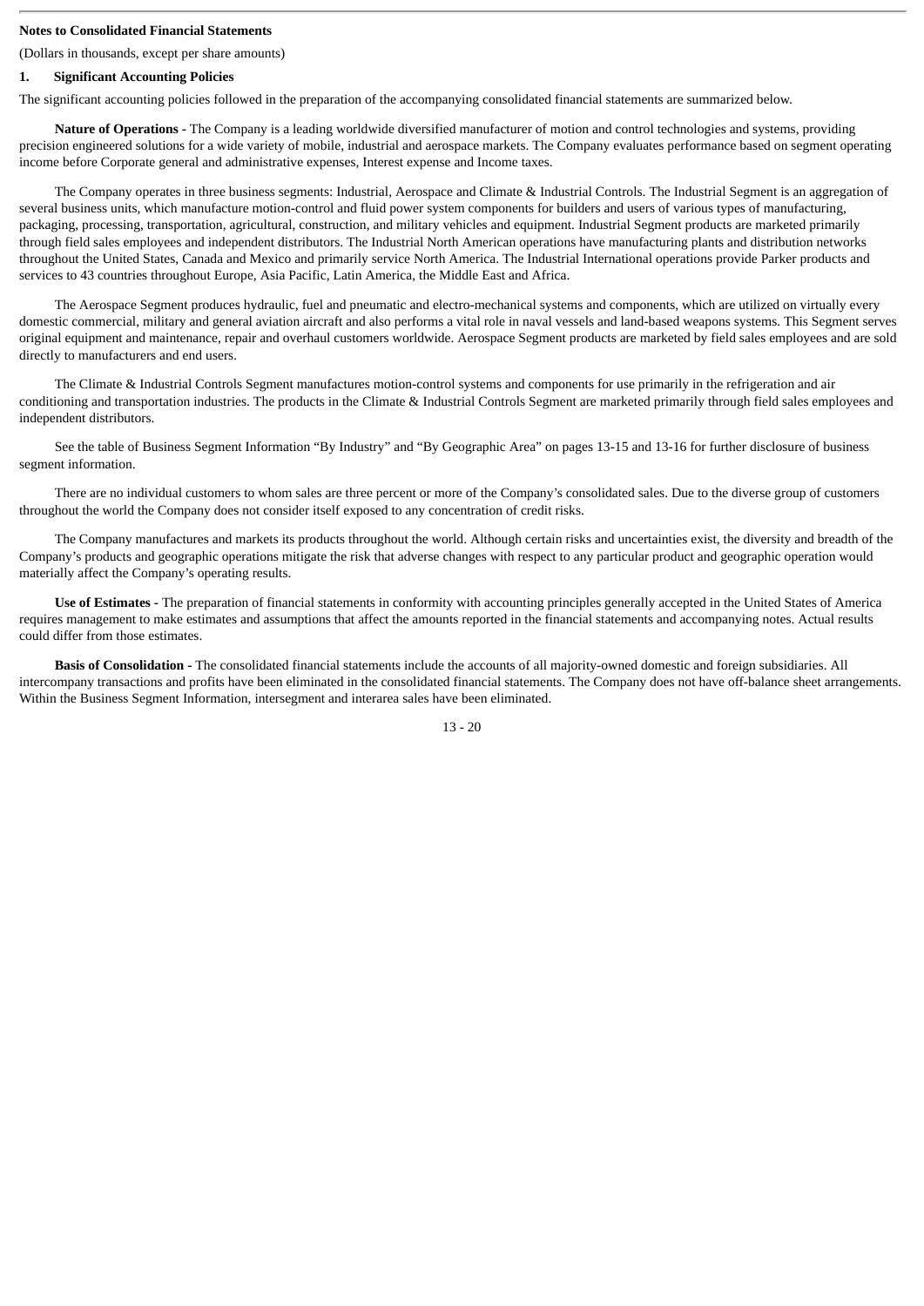**Notes to Consolidated Financial Statements**

(Dollars in thousands, except per share amounts)

## 1. Significant Accounting Policies

The significant accounting policies followed in the preparation of the accompanying consolidated financial statements are summarized below.

**Nature of Operations -** The Company is a leading worldwide diversified manufacturer of motion and control technologies and systems, providing precision engineered solutions for a wide variety of mobile, industrial and aerospace markets. The Company evaluates performance based on segment operating income before Corporate general and administrative expenses, Interest expense and Income taxes.

The Company operates in three business segments: Industrial, Aerospace and Climate & Industrial Controls. The Industrial Segment is an aggregation of several business units, which manufacture motion-control and fluid power system components for builders and users of various types of manufacturing, packaging, processing, transportation, agricultural, construction, and military vehicles and equipment. Industrial Segment products are marketed primarily through field sales employees and independent distributors. The Industrial North American operations have manufacturing plants and distribution networks throughout the United States, Canada and Mexico and primarily service North America. The Industrial International operations provide Parker products and services to 43 countries throughout Europe, Asia Pacific, Latin America, the Middle East and Africa.

The Aerospace Segment produces hydraulic, fuel and pneumatic and electro-mechanical systems and components, which are utilized on virtually every domestic commercial, military and general aviation aircraft and also performs a vital role in naval vessels and land-based weapons systems. This Segment serves original equipment and maintenance, repair and overhaul customers worldwide. Aerospace Segment products are marketed by field sales employees and are sold directly to manufacturers and end users.

The Climate & Industrial Controls Segment manufactures motion-control systems and components for use primarily in the refrigeration and air conditioning and transportation industries. The products in the Climate & Industrial Controls Segment are marketed primarily through field sales employees and independent distributors.

See the table of Business Segment Information "By Industry" and "By Geographic Area" on pages 13-15 and 13-16 for further disclosure of business segment information.

There are no individual customers to whom sales are three percent or more of the Company's consolidated sales. Due to the diverse group of customers throughout the world the Company does not consider itself exposed to any concentration of credit risks.

The Company manufactures and markets its products throughout the world. Although certain risks and uncertainties exist, the diversity and breadth of the Company's products and geographic operations mitigate the risk that adverse changes with respect to any particular product and geographic operation would materially affect the Company's operating results.

**Use of Estimates -** The preparation of financial statements in conformity with accounting principles generally accepted in the United States of America requires management to make estimates and assumptions that affect the amounts reported in the financial statements and accompanying notes. Actual results could differ from those estimates.

**Basis of Consolidation -** The consolidated financial statements include the accounts of all majority-owned domestic and foreign subsidiaries. All intercompany transactions and profits have been eliminated in the consolidated financial statements. The Company does not have off-balance sheet arrangements. Within the Business Segment Information, intersegment and interarea sales have been eliminated.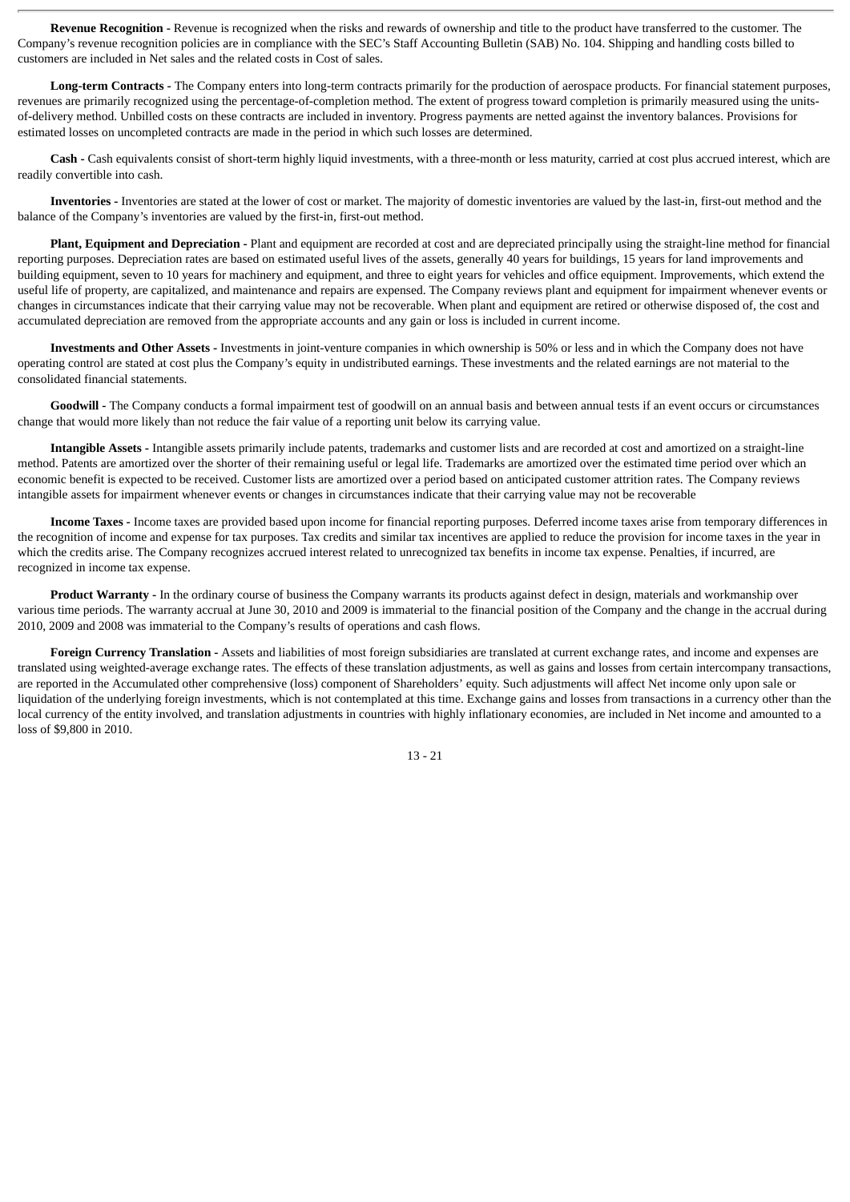**Revenue Recognition -** Revenue is recognized when the risks and rewards of ownership and title to the product have transferred to the customer. The Company's revenue recognition policies are in compliance with the SEC's Staff Accounting Bulletin (SAB) No. 104. Shipping and handling costs billed to customers are included in Net sales and the related costs in Cost of sales.

**Long-term Contracts -** The Company enters into long-term contracts primarily for the production of aerospace products. For financial statement purposes, revenues are primarily recognized using the percentage-of-completion method. The extent of progress toward completion is primarily measured using the units-of-delivery method. Unbilled costs on these contracts are included in inventory. Progress payments are netted against the inventory balances. Provisions for estimated losses on uncompleted contracts are made in the period in which such losses are determined.

**Cash -** Cash equivalents consist of short-term highly liquid investments, with a three-month or less maturity, carried at cost plus accrued interest, which are readily convertible into cash.

**Inventories -** Inventories are stated at the lower of cost or market. The majority of domestic inventories are valued by the last-in, first-out method and the balance of the Company's inventories are valued by the first-in, first-out method.

**Plant, Equipment and Depreciation -** Plant and equipment are recorded at cost and are depreciated principally using the straight-line method for financial reporting purposes. Depreciation rates are based on estimated useful lives of the assets, generally 40 years for buildings, 15 years for land improvements and building equipment, seven to 10 years for machinery and equipment, and three to eight years for vehicles and office equipment. Improvements, which extend the useful life of property, are capitalized, and maintenance and repairs are expensed. The Company reviews plant and equipment for impairment whenever events or changes in circumstances indicate that their carrying value may not be recoverable. When plant and equipment are retired or otherwise disposed of, the cost and accumulated depreciation are removed from the appropriate accounts and any gain or loss is included in current income.

**Investments and Other Assets -** Investments in joint-venture companies in which ownership is 50% or less and in which the Company does not have operating control are stated at cost plus the Company's equity in undistributed earnings. These investments and the related earnings are not material to the consolidated financial statements.

**Goodwill -** The Company conducts a formal impairment test of goodwill on an annual basis and between annual tests if an event occurs or circumstances change that would more likely than not reduce the fair value of a reporting unit below its carrying value.

**Intangible Assets -** Intangible assets primarily include patents, trademarks and customer lists and are recorded at cost and amortized on a straight-line method. Patents are amortized over the shorter of their remaining useful or legal life. Trademarks are amortized over the estimated time period over which an economic benefit is expected to be received. Customer lists are amortized over a period based on anticipated customer attrition rates. The Company reviews intangible assets for impairment whenever events or changes in circumstances indicate that their carrying value may not be recoverable

**Income Taxes -** Income taxes are provided based upon income for financial reporting purposes. Deferred income taxes arise from temporary differences in the recognition of income and expense for tax purposes. Tax credits and similar tax incentives are applied to reduce the provision for income taxes in the year in which the credits arise. The Company recognizes accrued interest related to unrecognized tax benefits in income tax expense. Penalties, if incurred, are recognized in income tax expense.

**Product Warranty -** In the ordinary course of business the Company warrants its products against defect in design, materials and workmanship over various time periods. The warranty accrual at June 30, 2010 and 2009 is immaterial to the financial position of the Company and the change in the accrual during 2010, 2009 and 2008 was immaterial to the Company's results of operations and cash flows.

**Foreign Currency Translation -** Assets and liabilities of most foreign subsidiaries are translated at current exchange rates, and income and expenses are translated using weighted-average exchange rates. The effects of these translation adjustments, as well as gains and losses from certain intercompany transactions, are reported in the Accumulated other comprehensive (loss) component of Shareholders' equity. Such adjustments will affect Net income only upon sale or liquidation of the underlying foreign investments, which is not contemplated at this time. Exchange gains and losses from transactions in a currency other than the local currency of the entity involved, and translation adjustments in countries with highly inflationary economies, are included in Net income and amounted to a loss of $9,800 in 2010.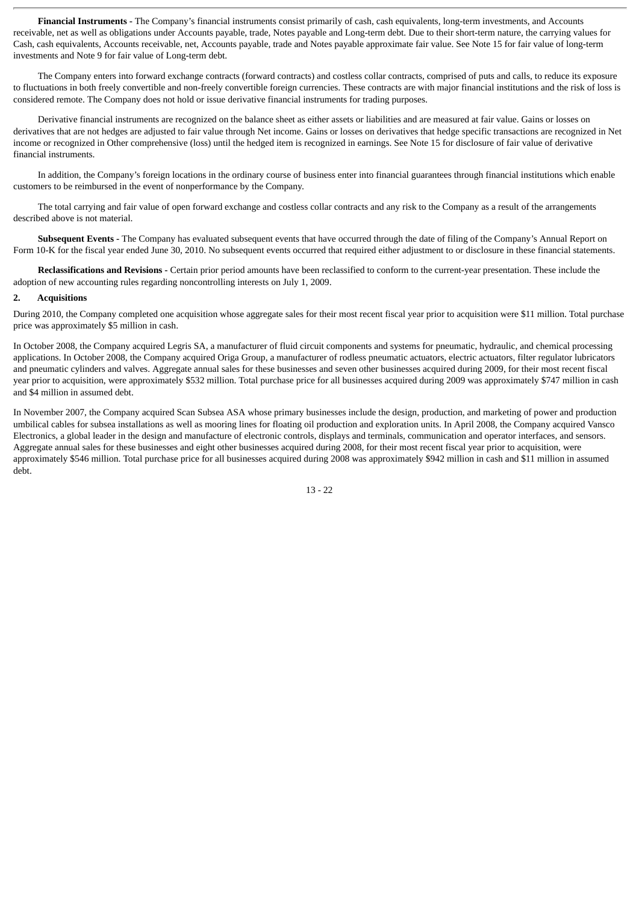**Financial Instruments -** The Company's financial instruments consist primarily of cash, cash equivalents, long-term investments, and Accounts receivable, net as well as obligations under Accounts payable, trade, Notes payable and Long-term debt. Due to their short-term nature, the carrying values for Cash, cash equivalents, Accounts receivable, net, Accounts payable, trade and Notes payable approximate fair value. See Note 15 for fair value of long-term investments and Note 9 for fair value of Long-term debt.

The Company enters into forward exchange contracts (forward contracts) and costless collar contracts, comprised of puts and calls, to reduce its exposure to fluctuations in both freely convertible and non-freely convertible foreign currencies. These contracts are with major financial institutions and the risk of loss is considered remote. The Company does not hold or issue derivative financial instruments for trading purposes.

Derivative financial instruments are recognized on the balance sheet as either assets or liabilities and are measured at fair value. Gains or losses on derivatives that are not hedges are adjusted to fair value through Net income. Gains or losses on derivatives that hedge specific transactions are recognized in Net income or recognized in Other comprehensive (loss) until the hedged item is recognized in earnings. See Note 15 for disclosure of fair value of derivative financial instruments.

In addition, the Company's foreign locations in the ordinary course of business enter into financial guarantees through financial institutions which enable customers to be reimbursed in the event of nonperformance by the Company.

The total carrying and fair value of open forward exchange and costless collar contracts and any risk to the Company as a result of the arrangements described above is not material.

**Subsequent Events -** The Company has evaluated subsequent events that have occurred through the date of filing of the Company's Annual Report on Form 10-K for the fiscal year ended June 30, 2010. No subsequent events occurred that required either adjustment to or disclosure in these financial statements.

**Reclassifications and Revisions -** Certain prior period amounts have been reclassified to conform to the current-year presentation. These include the adoption of new accounting rules regarding noncontrolling interests on July 1, 2009.

## 2. Acquisitions

During 2010, the Company completed one acquisition whose aggregate sales for their most recent fiscal year prior to acquisition were $11 million. Total purchase price was approximately $5 million in cash.

In October 2008, the Company acquired Legris SA, a manufacturer of fluid circuit components and systems for pneumatic, hydraulic, and chemical processing applications. In October 2008, the Company acquired Origa Group, a manufacturer of rodless pneumatic actuators, electric actuators, filter regulator lubricators and pneumatic cylinders and valves. Aggregate annual sales for these businesses and seven other businesses acquired during 2009, for their most recent fiscal year prior to acquisition, were approximately $532 million. Total purchase price for all businesses acquired during 2009 was approximately $747 million in cash and $4 million in assumed debt.

In November 2007, the Company acquired Scan Subsea ASA whose primary businesses include the design, production, and marketing of power and production umbilical cables for subsea installations as well as mooring lines for floating oil production and exploration units. In April 2008, the Company acquired Vansco Electronics, a global leader in the design and manufacture of electronic controls, displays and terminals, communication and operator interfaces, and sensors. Aggregate annual sales for these businesses and eight other businesses acquired during 2008, for their most recent fiscal year prior to acquisition, were approximately $546 million. Total purchase price for all businesses acquired during 2008 was approximately $942 million in cash and $11 million in assumed debt.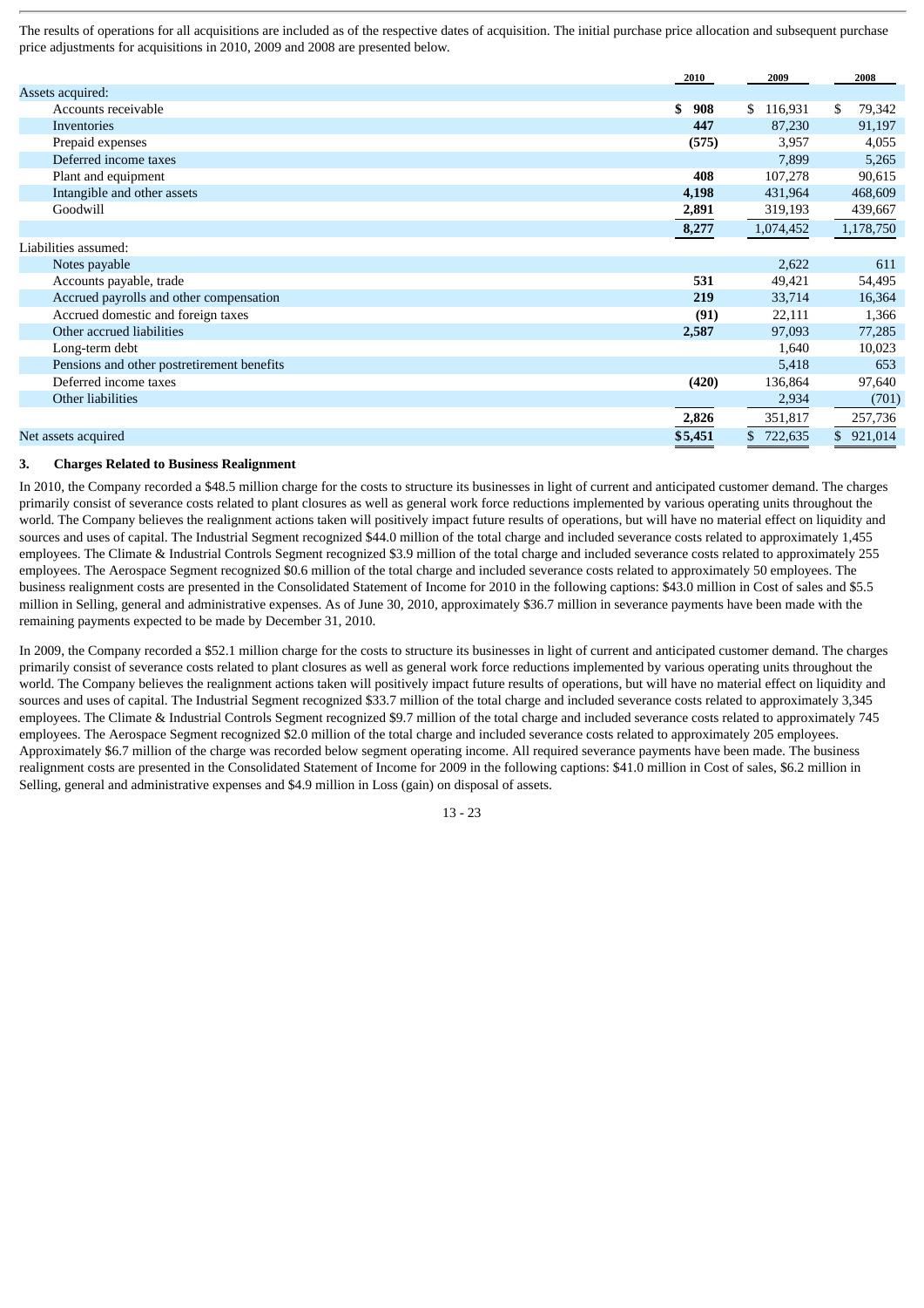The results of operations for all acquisitions are included as of the respective dates of acquisition. The initial purchase price allocation and subsequent purchase price adjustments for acquisitions in 2010, 2009 and 2008 are presented below.

| | 2010 | 2009 | 2008 |
|---|---|---|---|
| Assets acquired: | | | |
| Accounts receivable | **$ 908** | $ 116,931 | $ 79,342 |
| Inventories | **447** | 87,230 | 91,197 |
| Prepaid expenses | **(575)** | 3,957 | 4,055 |
| Deferred income taxes | | 7,899 | 5,265 |
| Plant and equipment | **408** | 107,278 | 90,615 |
| Intangible and other assets | **4,198** | 431,964 | 468,609 |
| Goodwill | **2,891** | 319,193 | 439,667 |
| | **8,277** | 1,074,452 | 1,178,750 |
| Liabilities assumed: | | | |
| Notes payable | | 2,622 | 611 |
| Accounts payable, trade | **531** | 49,421 | 54,495 |
| Accrued payrolls and other compensation | **219** | 33,714 | 16,364 |
| Accrued domestic and foreign taxes | **(91)** | 22,111 | 1,366 |
| Other accrued liabilities | **2,587** | 97,093 | 77,285 |
| Long-term debt | | 1,640 | 10,023 |
| Pensions and other postretirement benefits | | 5,418 | 653 |
| Deferred income taxes | **(420)** | 136,864 | 97,640 |
| Other liabilities | | 2,934 | (701) |
| | **2,826** | 351,817 | 257,736 |
| Net assets acquired | **$5,451** | $ 722,635 | $ 921,014 |

### 3. Charges Related to Business Realignment

In 2010, the Company recorded a $48.5 million charge for the costs to structure its businesses in light of current and anticipated customer demand. The charges primarily consist of severance costs related to plant closures as well as general work force reductions implemented by various operating units throughout the world. The Company believes the realignment actions taken will positively impact future results of operations, but will have no material effect on liquidity and sources and uses of capital. The Industrial Segment recognized $44.0 million of the total charge and included severance costs related to approximately 1,455 employees. The Climate & Industrial Controls Segment recognized $3.9 million of the total charge and included severance costs related to approximately 255 employees. The Aerospace Segment recognized $0.6 million of the total charge and included severance costs related to approximately 50 employees. The business realignment costs are presented in the Consolidated Statement of Income for 2010 in the following captions: $43.0 million in Cost of sales and $5.5 million in Selling, general and administrative expenses. As of June 30, 2010, approximately $36.7 million in severance payments have been made with the remaining payments expected to be made by December 31, 2010.

In 2009, the Company recorded a $52.1 million charge for the costs to structure its businesses in light of current and anticipated customer demand. The charges primarily consist of severance costs related to plant closures as well as general work force reductions implemented by various operating units throughout the world. The Company believes the realignment actions taken will positively impact future results of operations, but will have no material effect on liquidity and sources and uses of capital. The Industrial Segment recognized $33.7 million of the total charge and included severance costs related to approximately 3,345 employees. The Climate & Industrial Controls Segment recognized $9.7 million of the total charge and included severance costs related to approximately 745 employees. The Aerospace Segment recognized $2.0 million of the total charge and included severance costs related to approximately 205 employees. Approximately $6.7 million of the charge was recorded below segment operating income. All required severance payments have been made. The business realignment costs are presented in the Consolidated Statement of Income for 2009 in the following captions: $41.0 million in Cost of sales, $6.2 million in Selling, general and administrative expenses and $4.9 million in Loss (gain) on disposal of assets.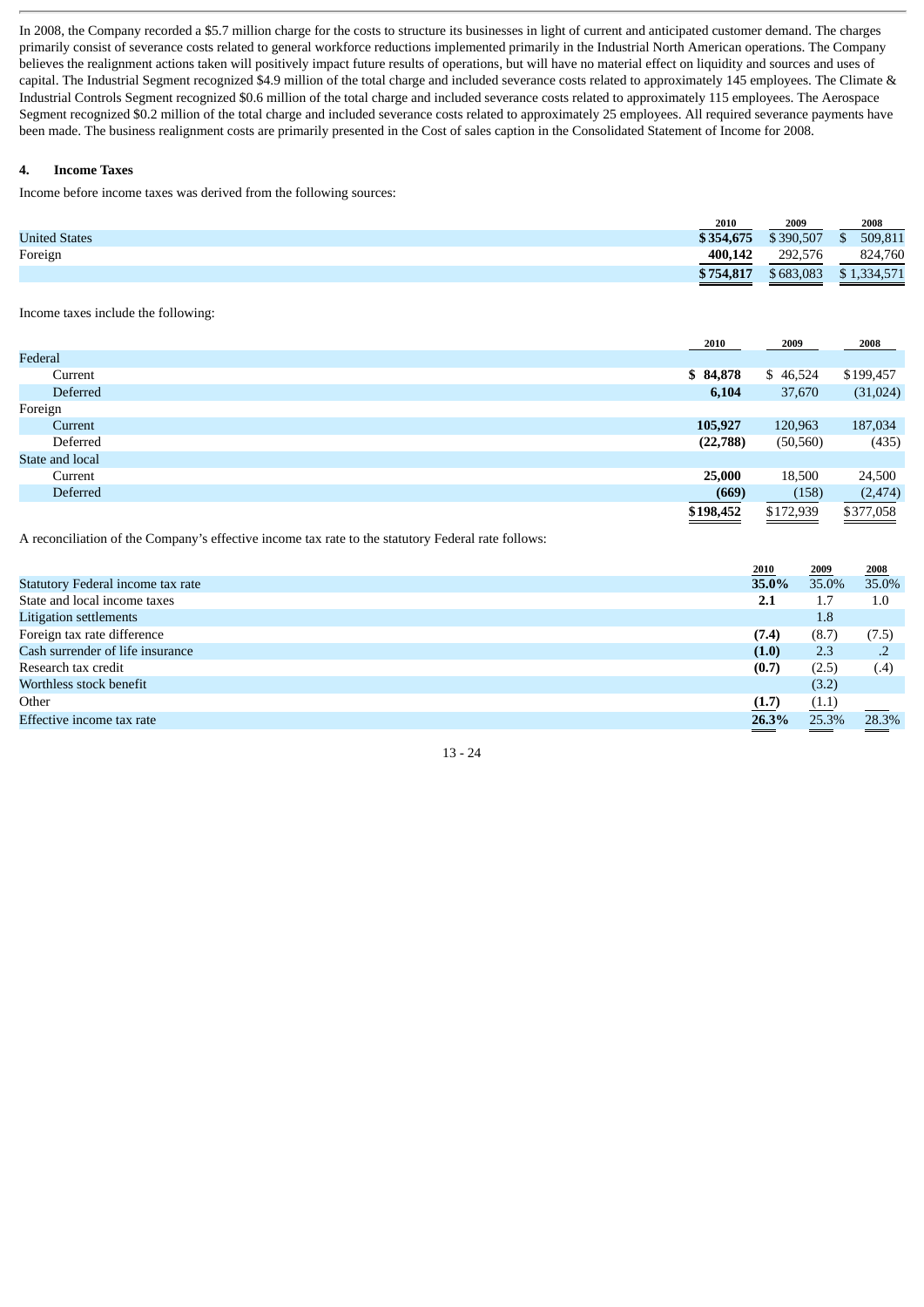In 2008, the Company recorded a $5.7 million charge for the costs to structure its businesses in light of current and anticipated customer demand. The charges primarily consist of severance costs related to general workforce reductions implemented primarily in the Industrial North American operations. The Company believes the realignment actions taken will positively impact future results of operations, but will have no material effect on liquidity and sources and uses of capital. The Industrial Segment recognized $4.9 million of the total charge and included severance costs related to approximately 145 employees. The Climate & Industrial Controls Segment recognized $0.6 million of the total charge and included severance costs related to approximately 115 employees. The Aerospace Segment recognized $0.2 million of the total charge and included severance costs related to approximately 25 employees. All required severance payments have been made. The business realignment costs are primarily presented in the Cost of sales caption in the Consolidated Statement of Income for 2008.

## 4. Income Taxes

Income before income taxes was derived from the following sources:

| | 2010 | 2009 | 2008 |
|---|---|---|---|
| United States | **$354,675** | $390,507 | $ 509,811 |
| Foreign | **400,142** | 292,576 | 824,760 |
| | **$754,817** | $683,083 | $1,334,571 |

Income taxes include the following:

| | 2010 | 2009 | 2008 |
|---|---|---|---|
| Federal | | | |
| Current | **$ 84,878** | $ 46,524 | $199,457 |
| Deferred | **6,104** | 37,670 | (31,024) |
| Foreign | | | |
| Current | **105,927** | 120,963 | 187,034 |
| Deferred | **(22,788)** | (50,560) | (435) |
| State and local | | | |
| Current | **25,000** | 18,500 | 24,500 |
| Deferred | **(669)** | (158) | (2,474) |
| | **$198,452** | $172,939 | $377,058 |

A reconciliation of the Company's effective income tax rate to the statutory Federal rate follows:

| | 2010 | 2009 | 2008 |
|---|---|---|---|
| Statutory Federal income tax rate | **35.0%** | 35.0% | 35.0% |
| State and local income taxes | **2.1** | 1.7 | 1.0 |
| Litigation settlements | | 1.8 | |
| Foreign tax rate difference | **(7.4)** | (8.7) | (7.5) |
| Cash surrender of life insurance | **(1.0)** | 2.3 | .2 |
| Research tax credit | **(0.7)** | (2.5) | (.4) |
| Worthless stock benefit | | (3.2) | |
| Other | **(1.7)** | (1.1) | |
| Effective income tax rate | **26.3%** | 25.3% | 28.3% |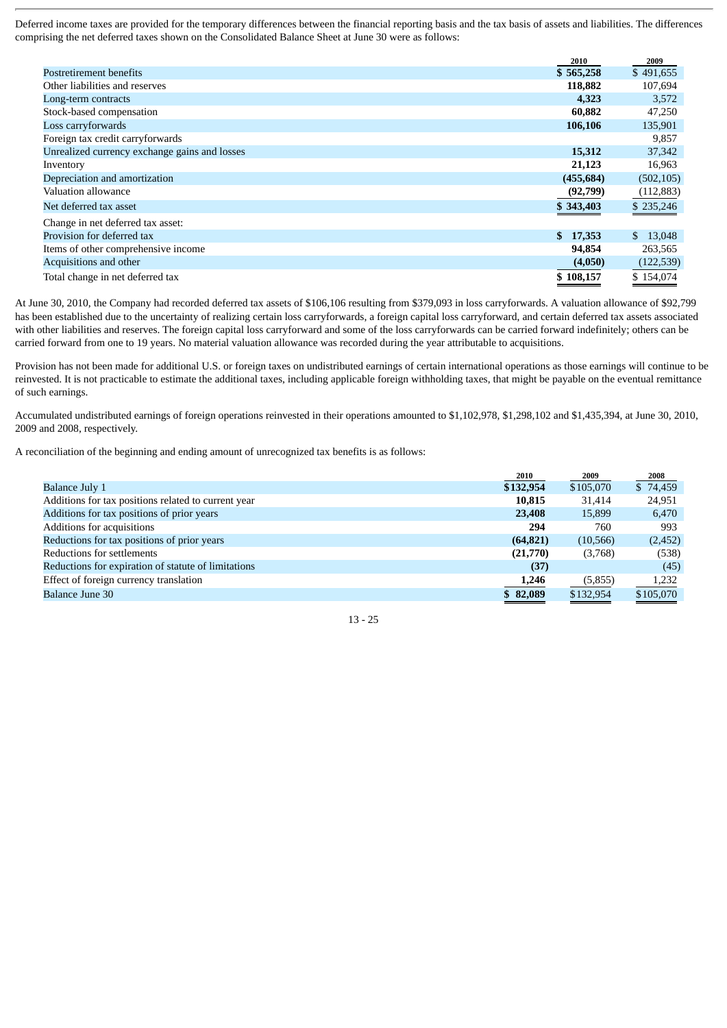Deferred income taxes are provided for the temporary differences between the financial reporting basis and the tax basis of assets and liabilities. The differences comprising the net deferred taxes shown on the Consolidated Balance Sheet at June 30 were as follows:

| | 2010 | 2009 |
|---|---|---|
| Postretirement benefits | **$ 565,258** | $ 491,655 |
| Other liabilities and reserves | **118,882** | 107,694 |
| Long-term contracts | **4,323** | 3,572 |
| Stock-based compensation | **60,882** | 47,250 |
| Loss carryforwards | **106,106** | 135,901 |
| Foreign tax credit carryforwards | | 9,857 |
| Unrealized currency exchange gains and losses | **15,312** | 37,342 |
| Inventory | **21,123** | 16,963 |
| Depreciation and amortization | **(455,684)** | (502,105) |
| Valuation allowance | **(92,799)** | (112,883) |
| Net deferred tax asset | **$ 343,403** | $ 235,246 |
| Change in net deferred tax asset: | | |
| Provision for deferred tax | **$ 17,353** | $ 13,048 |
| Items of other comprehensive income | **94,854** | 263,565 |
| Acquisitions and other | **(4,050)** | (122,539) |
| Total change in net deferred tax | **$ 108,157** | $ 154,074 |

At June 30, 2010, the Company had recorded deferred tax assets of $106,106 resulting from $379,093 in loss carryforwards. A valuation allowance of $92,799 has been established due to the uncertainty of realizing certain loss carryforwards, a foreign capital loss carryforward, and certain deferred tax assets associated with other liabilities and reserves. The foreign capital loss carryforward and some of the loss carryforwards can be carried forward indefinitely; others can be carried forward from one to 19 years. No material valuation allowance was recorded during the year attributable to acquisitions.

Provision has not been made for additional U.S. or foreign taxes on undistributed earnings of certain international operations as those earnings will continue to be reinvested. It is not practicable to estimate the additional taxes, including applicable foreign withholding taxes, that might be payable on the eventual remittance of such earnings.

Accumulated undistributed earnings of foreign operations reinvested in their operations amounted to $1,102,978, $1,298,102 and $1,435,394, at June 30, 2010, 2009 and 2008, respectively.

A reconciliation of the beginning and ending amount of unrecognized tax benefits is as follows:

| | 2010 | 2009 | 2008 |
|---|---|---|---|
| Balance July 1 | **$132,954** | $105,070 | $ 74,459 |
| Additions for tax positions related to current year | **10,815** | 31,414 | 24,951 |
| Additions for tax positions of prior years | **23,408** | 15,899 | 6,470 |
| Additions for acquisitions | **294** | 760 | 993 |
| Reductions for tax positions of prior years | **(64,821)** | (10,566) | (2,452) |
| Reductions for settlements | **(21,770)** | (3,768) | (538) |
| Reductions for expiration of statute of limitations | **(37)** | | (45) |
| Effect of foreign currency translation | **1,246** | (5,855) | 1,232 |
| Balance June 30 | **$ 82,089** | $132,954 | $105,070 |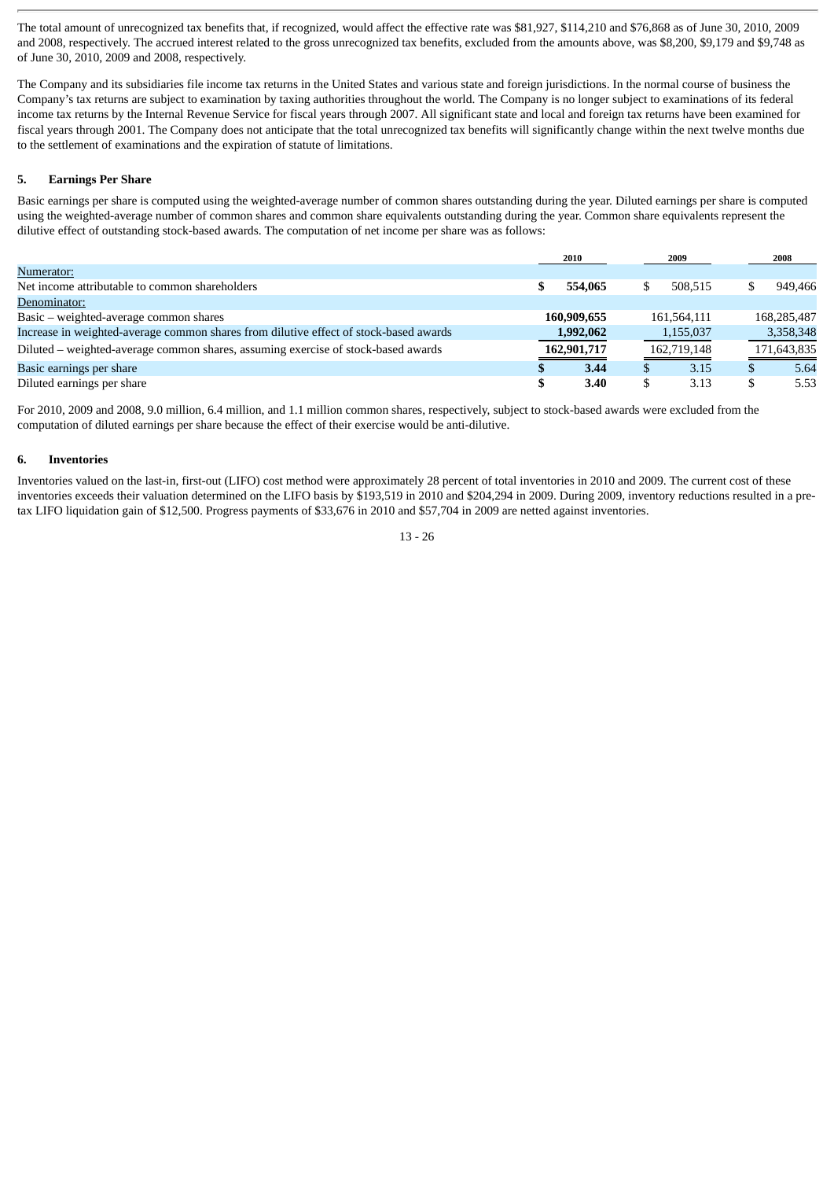The total amount of unrecognized tax benefits that, if recognized, would affect the effective rate was $81,927, $114,210 and $76,868 as of June 30, 2010, 2009 and 2008, respectively. The accrued interest related to the gross unrecognized tax benefits, excluded from the amounts above, was $8,200, $9,179 and $9,748 as of June 30, 2010, 2009 and 2008, respectively.

The Company and its subsidiaries file income tax returns in the United States and various state and foreign jurisdictions. In the normal course of business the Company's tax returns are subject to examination by taxing authorities throughout the world. The Company is no longer subject to examinations of its federal income tax returns by the Internal Revenue Service for fiscal years through 2007. All significant state and local and foreign tax returns have been examined for fiscal years through 2001. The Company does not anticipate that the total unrecognized tax benefits will significantly change within the next twelve months due to the settlement of examinations and the expiration of statute of limitations.

## 5. Earnings Per Share

Basic earnings per share is computed using the weighted-average number of common shares outstanding during the year. Diluted earnings per share is computed using the weighted-average number of common shares and common share equivalents outstanding during the year. Common share equivalents represent the dilutive effect of outstanding stock-based awards. The computation of net income per share was as follows:

| | 2010 | 2009 | 2008 |
|---|---|---|---|
| Numerator: | | | |
| Net income attributable to common shareholders | **$ 554,065** | $ 508,515 | $ 949,466 |
| Denominator: | | | |
| Basic – weighted-average common shares | **160,909,655** | 161,564,111 | 168,285,487 |
| Increase in weighted-average common shares from dilutive effect of stock-based awards | **1,992,062** | 1,155,037 | 3,358,348 |
| Diluted – weighted-average common shares, assuming exercise of stock-based awards | **162,901,717** | 162,719,148 | 171,643,835 |
| Basic earnings per share | **$ 3.44** | $ 3.15 | $ 5.64 |
| Diluted earnings per share | **$ 3.40** | $ 3.13 | $ 5.53 |

For 2010, 2009 and 2008, 9.0 million, 6.4 million, and 1.1 million common shares, respectively, subject to stock-based awards were excluded from the computation of diluted earnings per share because the effect of their exercise would be anti-dilutive.

## 6. Inventories

Inventories valued on the last-in, first-out (LIFO) cost method were approximately 28 percent of total inventories in 2010 and 2009. The current cost of these inventories exceeds their valuation determined on the LIFO basis by $193,519 in 2010 and $204,294 in 2009. During 2009, inventory reductions resulted in a pre-tax LIFO liquidation gain of $12,500. Progress payments of $33,676 in 2010 and $57,704 in 2009 are netted against inventories.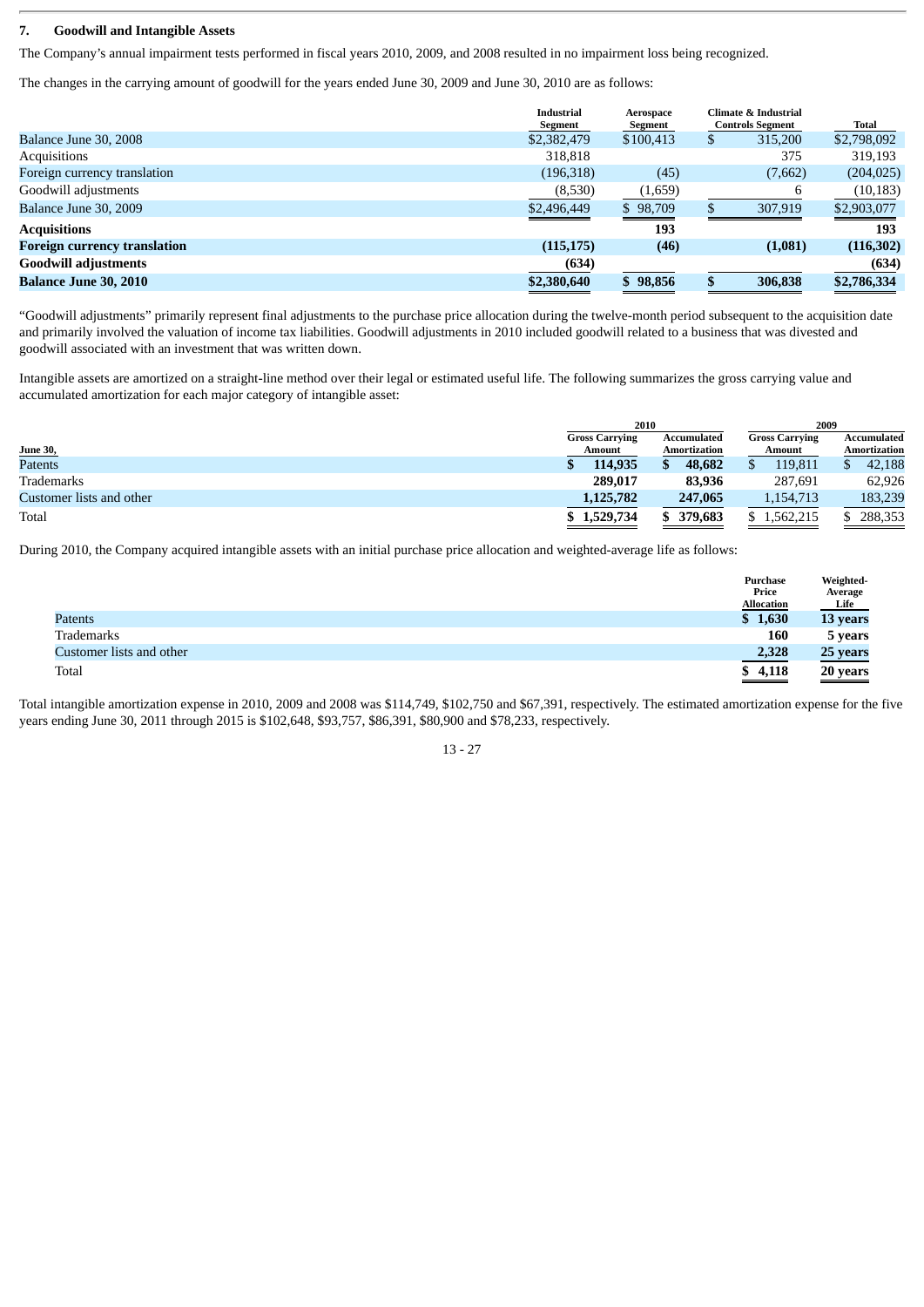## 7. Goodwill and Intangible Assets

The Company's annual impairment tests performed in fiscal years 2010, 2009, and 2008 resulted in no impairment loss being recognized.

The changes in the carrying amount of goodwill for the years ended June 30, 2009 and June 30, 2010 are as follows:

| | Industrial Segment | Aerospace Segment | Climate & Industrial Controls Segment | Total |
|---|---|---|---|---|
| Balance June 30, 2008 | $2,382,479 | $100,413 | $ 315,200 | $2,798,092 |
| Acquisitions | 318,818 | | 375 | 319,193 |
| Foreign currency translation | (196,318) | (45) | (7,662) | (204,025) |
| Goodwill adjustments | (8,530) | (1,659) | 6 | (10,183) |
| Balance June 30, 2009 | $2,496,449 | $ 98,709 | $ 307,919 | $2,903,077 |
| **Acquisitions** | | **193** | | **193** |
| **Foreign currency translation** | **(115,175)** | **(46)** | **(1,081)** | **(116,302)** |
| **Goodwill adjustments** | **(634)** | | | **(634)** |
| **Balance June 30, 2010** | **$2,380,640** | **$ 98,856** | **$ 306,838** | **$2,786,334** |

"Goodwill adjustments" primarily represent final adjustments to the purchase price allocation during the twelve-month period subsequent to the acquisition date and primarily involved the valuation of income tax liabilities. Goodwill adjustments in 2010 included goodwill related to a business that was divested and goodwill associated with an investment that was written down.

Intangible assets are amortized on a straight-line method over their legal or estimated useful life. The following summarizes the gross carrying value and accumulated amortization for each major category of intangible asset:

| | 2010 | | 2009 | |
|---|---|---|---|---|
| June 30, | Gross Carrying Amount | Accumulated Amortization | Gross Carrying Amount | Accumulated Amortization |
| Patents | **$ 114,935** | **$ 48,682** | $ 119,811 | $ 42,188 |
| Trademarks | **289,017** | **83,936** | 287,691 | 62,926 |
| Customer lists and other | **1,125,782** | **247,065** | 1,154,713 | 183,239 |
| Total | **$ 1,529,734** | **$ 379,683** | $ 1,562,215 | $ 288,353 |

During 2010, the Company acquired intangible assets with an initial purchase price allocation and weighted-average life as follows:

| | Purchase Price Allocation | Weighted-Average Life |
|---|---|---|
| Patents | **$ 1,630** | **13 years** |
| Trademarks | **160** | **5 years** |
| Customer lists and other | **2,328** | **25 years** |
| Total | **$ 4,118** | **20 years** |

Total intangible amortization expense in 2010, 2009 and 2008 was $114,749, $102,750 and $67,391, respectively. The estimated amortization expense for the five years ending June 30, 2011 through 2015 is $102,648, $93,757, $86,391, $80,900 and $78,233, respectively.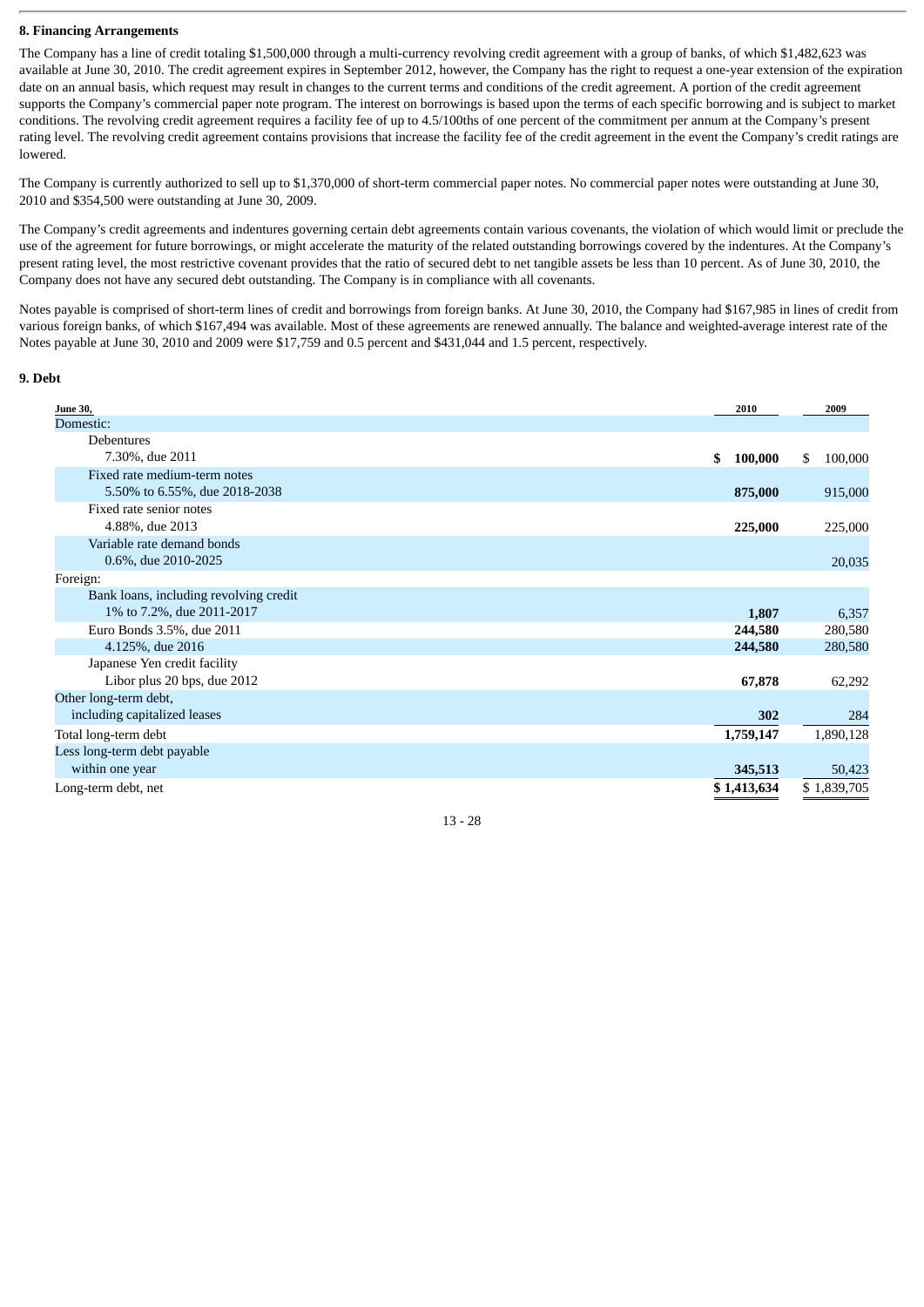**8. Financing Arrangements**

The Company has a line of credit totaling $1,500,000 through a multi-currency revolving credit agreement with a group of banks, of which $1,482,623 was available at June 30, 2010. The credit agreement expires in September 2012, however, the Company has the right to request a one-year extension of the expiration date on an annual basis, which request may result in changes to the current terms and conditions of the credit agreement. A portion of the credit agreement supports the Company's commercial paper note program. The interest on borrowings is based upon the terms of each specific borrowing and is subject to market conditions. The revolving credit agreement requires a facility fee of up to 4.5/100ths of one percent of the commitment per annum at the Company's present rating level. The revolving credit agreement contains provisions that increase the facility fee of the credit agreement in the event the Company's credit ratings are lowered.

The Company is currently authorized to sell up to $1,370,000 of short-term commercial paper notes. No commercial paper notes were outstanding at June 30, 2010 and $354,500 were outstanding at June 30, 2009.

The Company's credit agreements and indentures governing certain debt agreements contain various covenants, the violation of which would limit or preclude the use of the agreement for future borrowings, or might accelerate the maturity of the related outstanding borrowings covered by the indentures. At the Company's present rating level, the most restrictive covenant provides that the ratio of secured debt to net tangible assets be less than 10 percent. As of June 30, 2010, the Company does not have any secured debt outstanding. The Company is in compliance with all covenants.

Notes payable is comprised of short-term lines of credit and borrowings from foreign banks. At June 30, 2010, the Company had $167,985 in lines of credit from various foreign banks, of which $167,494 was available. Most of these agreements are renewed annually. The balance and weighted-average interest rate of the Notes payable at June 30, 2010 and 2009 were $17,759 and 0.5 percent and $431,044 and 1.5 percent, respectively.

**9. Debt**

| June 30, | 2010 | 2009 |
|---|---|---|
| Domestic: | | |
| Debentures | | |
| 7.30%, due 2011 | **$ 100,000** | $ 100,000 |
| Fixed rate medium-term notes | | |
| 5.50% to 6.55%, due 2018-2038 | **875,000** | 915,000 |
| Fixed rate senior notes | | |
| 4.88%, due 2013 | **225,000** | 225,000 |
| Variable rate demand bonds | | |
| 0.6%, due 2010-2025 | | 20,035 |
| Foreign: | | |
| Bank loans, including revolving credit | | |
| 1% to 7.2%, due 2011-2017 | **1,807** | 6,357 |
| Euro Bonds 3.5%, due 2011 | **244,580** | 280,580 |
| 4.125%, due 2016 | **244,580** | 280,580 |
| Japanese Yen credit facility | | |
| Libor plus 20 bps, due 2012 | **67,878** | 62,292 |
| Other long-term debt, including capitalized leases | **302** | 284 |
| Total long-term debt | **1,759,147** | 1,890,128 |
| Less long-term debt payable within one year | **345,513** | 50,423 |
| Long-term debt, net | **$ 1,413,634** | $ 1,839,705 |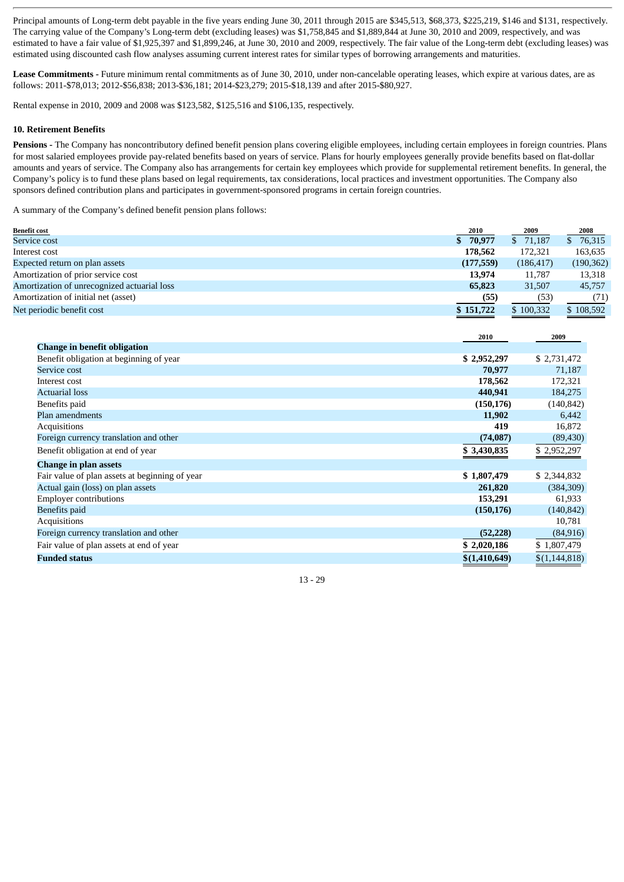Principal amounts of Long-term debt payable in the five years ending June 30, 2011 through 2015 are $345,513, $68,373, $225,219, $146 and $131, respectively. The carrying value of the Company's Long-term debt (excluding leases) was $1,758,845 and $1,889,844 at June 30, 2010 and 2009, respectively, and was estimated to have a fair value of $1,925,397 and $1,899,246, at June 30, 2010 and 2009, respectively. The fair value of the Long-term debt (excluding leases) was estimated using discounted cash flow analyses assuming current interest rates for similar types of borrowing arrangements and maturities.

**Lease Commitments -** Future minimum rental commitments as of June 30, 2010, under non-cancelable operating leases, which expire at various dates, are as follows: 2011-$78,013; 2012-$56,838; 2013-$36,181; 2014-$23,279; 2015-$18,139 and after 2015-$80,927.

Rental expense in 2010, 2009 and 2008 was $123,582, $125,516 and $106,135, respectively.

### 10. Retirement Benefits

**Pensions -** The Company has noncontributory defined benefit pension plans covering eligible employees, including certain employees in foreign countries. Plans for most salaried employees provide pay-related benefits based on years of service. Plans for hourly employees generally provide benefits based on flat-dollar amounts and years of service. The Company also has arrangements for certain key employees which provide for supplemental retirement benefits. In general, the Company's policy is to fund these plans based on legal requirements, tax considerations, local practices and investment opportunities. The Company also sponsors defined contribution plans and participates in government-sponsored programs in certain foreign countries.

A summary of the Company's defined benefit pension plans follows:

| Benefit cost | 2010 | 2009 | 2008 |
|---|---|---|---|
| Service cost | **$ 70,977** | $ 71,187 | $ 76,315 |
| Interest cost | **178,562** | 172,321 | 163,635 |
| Expected return on plan assets | **(177,559)** | (186,417) | (190,362) |
| Amortization of prior service cost | **13,974** | 11,787 | 13,318 |
| Amortization of unrecognized actuarial loss | **65,823** | 31,507 | 45,757 |
| Amortization of initial net (asset) | **(55)** | (53) | (71) |
| Net periodic benefit cost | **$ 151,722** | $ 100,332 | $ 108,592 |

| | 2010 | 2009 |
|---|---|---|
| **Change in benefit obligation** | | |
| Benefit obligation at beginning of year | **$ 2,952,297** | $ 2,731,472 |
| Service cost | **70,977** | 71,187 |
| Interest cost | **178,562** | 172,321 |
| Actuarial loss | **440,941** | 184,275 |
| Benefits paid | **(150,176)** | (140,842) |
| Plan amendments | **11,902** | 6,442 |
| Acquisitions | **419** | 16,872 |
| Foreign currency translation and other | **(74,087)** | (89,430) |
| Benefit obligation at end of year | **$ 3,430,835** | $ 2,952,297 |
| **Change in plan assets** | | |
| Fair value of plan assets at beginning of year | **$ 1,807,479** | $ 2,344,832 |
| Actual gain (loss) on plan assets | **261,820** | (384,309) |
| Employer contributions | **153,291** | 61,933 |
| Benefits paid | **(150,176)** | (140,842) |
| Acquisitions | | 10,781 |
| Foreign currency translation and other | **(52,228)** | (84,916) |
| Fair value of plan assets at end of year | **$ 2,020,186** | $ 1,807,479 |
| **Funded status** | **$(1,410,649)** | $(1,144,818) |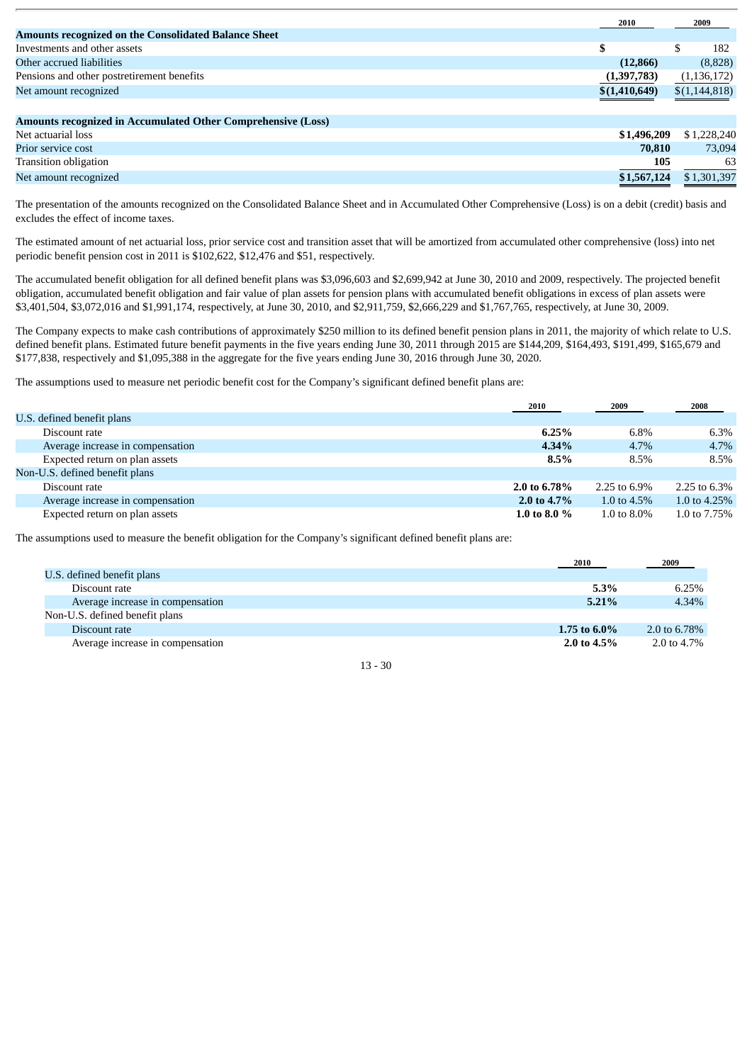| | 2010 | 2009 |
|---|---|---|
| **Amounts recognized on the Consolidated Balance Sheet** | | |
| Investments and other assets | **$** | $ 182 |
| Other accrued liabilities | **(12,866)** | (8,828) |
| Pensions and other postretirement benefits | **(1,397,783)** | (1,136,172) |
| Net amount recognized | **$(1,410,649)** | $(1,144,818) |
| | | |
| **Amounts recognized in Accumulated Other Comprehensive (Loss)** | | |
| Net actuarial loss | **$1,496,209** | $ 1,228,240 |
| Prior service cost | **70,810** | 73,094 |
| Transition obligation | **105** | 63 |
| Net amount recognized | **$1,567,124** | $ 1,301,397 |

The presentation of the amounts recognized on the Consolidated Balance Sheet and in Accumulated Other Comprehensive (Loss) is on a debit (credit) basis and excludes the effect of income taxes.

The estimated amount of net actuarial loss, prior service cost and transition asset that will be amortized from accumulated other comprehensive (loss) into net periodic benefit pension cost in 2011 is $102,622, $12,476 and $51, respectively.

The accumulated benefit obligation for all defined benefit plans was $3,096,603 and $2,699,942 at June 30, 2010 and 2009, respectively. The projected benefit obligation, accumulated benefit obligation and fair value of plan assets for pension plans with accumulated benefit obligations in excess of plan assets were $3,401,504, $3,072,016 and $1,991,174, respectively, at June 30, 2010, and $2,911,759, $2,666,229 and $1,767,765, respectively, at June 30, 2009.

The Company expects to make cash contributions of approximately $250 million to its defined benefit pension plans in 2011, the majority of which relate to U.S. defined benefit plans. Estimated future benefit payments in the five years ending June 30, 2011 through 2015 are $144,209, $164,493, $191,499, $165,679 and $177,838, respectively and $1,095,388 in the aggregate for the five years ending June 30, 2016 through June 30, 2020.

The assumptions used to measure net periodic benefit cost for the Company's significant defined benefit plans are:

| | 2010 | 2009 | 2008 |
|---|---|---|---|
| U.S. defined benefit plans | | | |
| Discount rate | **6.25%** | 6.8% | 6.3% |
| Average increase in compensation | **4.34%** | 4.7% | 4.7% |
| Expected return on plan assets | **8.5%** | 8.5% | 8.5% |
| Non-U.S. defined benefit plans | | | |
| Discount rate | **2.0 to 6.78%** | 2.25 to 6.9% | 2.25 to 6.3% |
| Average increase in compensation | **2.0 to 4.7%** | 1.0 to 4.5% | 1.0 to 4.25% |
| Expected return on plan assets | **1.0 to 8.0 %** | 1.0 to 8.0% | 1.0 to 7.75% |

The assumptions used to measure the benefit obligation for the Company's significant defined benefit plans are:

| | 2010 | 2009 |
|---|---|---|
| U.S. defined benefit plans | | |
| Discount rate | **5.3%** | 6.25% |
| Average increase in compensation | **5.21%** | 4.34% |
| Non-U.S. defined benefit plans | | |
| Discount rate | **1.75 to 6.0%** | 2.0 to 6.78% |
| Average increase in compensation | **2.0 to 4.5%** | 2.0 to 4.7% |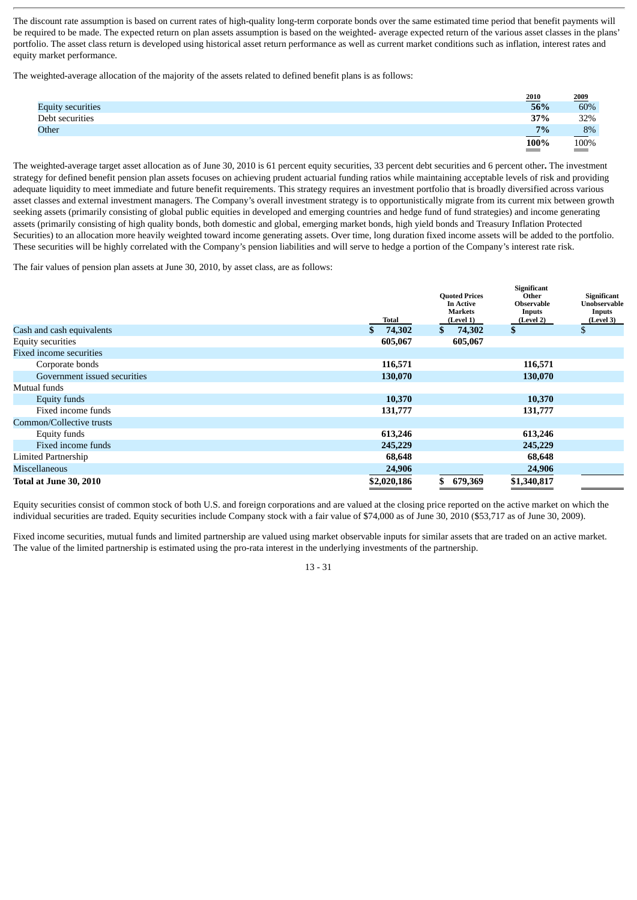The discount rate assumption is based on current rates of high-quality long-term corporate bonds over the same estimated time period that benefit payments will be required to be made. The expected return on plan assets assumption is based on the weighted- average expected return of the various asset classes in the plans' portfolio. The asset class return is developed using historical asset return performance as well as current market conditions such as inflation, interest rates and equity market performance.

The weighted-average allocation of the majority of the assets related to defined benefit plans is as follows:

| | 2010 | 2009 |
|---|---|---|
| Equity securities | **56%** | 60% |
| Debt securities | **37%** | 32% |
| Other | **7%** | 8% |
| | **100%** | 100% |

The weighted-average target asset allocation as of June 30, 2010 is 61 percent equity securities, 33 percent debt securities and 6 percent other**.** The investment strategy for defined benefit pension plan assets focuses on achieving prudent actuarial funding ratios while maintaining acceptable levels of risk and providing adequate liquidity to meet immediate and future benefit requirements. This strategy requires an investment portfolio that is broadly diversified across various asset classes and external investment managers. The Company's overall investment strategy is to opportunistically migrate from its current mix between growth seeking assets (primarily consisting of global public equities in developed and emerging countries and hedge fund of fund strategies) and income generating assets (primarily consisting of high quality bonds, both domestic and global, emerging market bonds, high yield bonds and Treasury Inflation Protected Securities) to an allocation more heavily weighted toward income generating assets. Over time, long duration fixed income assets will be added to the portfolio. These securities will be highly correlated with the Company's pension liabilities and will serve to hedge a portion of the Company's interest rate risk.

The fair values of pension plan assets at June 30, 2010, by asset class, are as follows:

| | Total | Quoted Prices In Active Markets (Level 1) | Significant Other Observable Inputs (Level 2) | Significant Unobservable Inputs (Level 3) |
|---|---|---|---|---|
| Cash and cash equivalents | **$ 74,302** | **$ 74,302** | **$** | $ |
| Equity securities | **605,067** | **605,067** | | |
| Fixed income securities | | | | |
| Corporate bonds | **116,571** | | **116,571** | |
| Government issued securities | **130,070** | | **130,070** | |
| Mutual funds | | | | |
| Equity funds | **10,370** | | **10,370** | |
| Fixed income funds | **131,777** | | **131,777** | |
| Common/Collective trusts | | | | |
| Equity funds | **613,246** | | **613,246** | |
| Fixed income funds | **245,229** | | **245,229** | |
| Limited Partnership | **68,648** | | **68,648** | |
| Miscellaneous | **24,906** | | **24,906** | |
| **Total at June 30, 2010** | **$2,020,186** | **$ 679,369** | **$1,340,817** | |

Equity securities consist of common stock of both U.S. and foreign corporations and are valued at the closing price reported on the active market on which the individual securities are traded. Equity securities include Company stock with a fair value of $74,000 as of June 30, 2010 ($53,717 as of June 30, 2009).

Fixed income securities, mutual funds and limited partnership are valued using market observable inputs for similar assets that are traded on an active market. The value of the limited partnership is estimated using the pro-rata interest in the underlying investments of the partnership.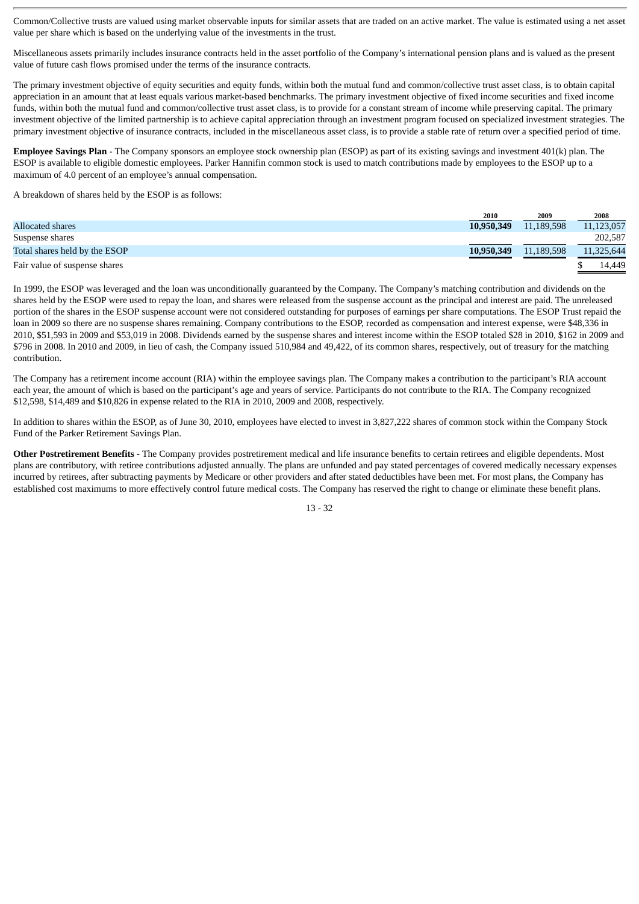Common/Collective trusts are valued using market observable inputs for similar assets that are traded on an active market. The value is estimated using a net asset value per share which is based on the underlying value of the investments in the trust.

Miscellaneous assets primarily includes insurance contracts held in the asset portfolio of the Company's international pension plans and is valued as the present value of future cash flows promised under the terms of the insurance contracts.

The primary investment objective of equity securities and equity funds, within both the mutual fund and common/collective trust asset class, is to obtain capital appreciation in an amount that at least equals various market-based benchmarks. The primary investment objective of fixed income securities and fixed income funds, within both the mutual fund and common/collective trust asset class, is to provide for a constant stream of income while preserving capital. The primary investment objective of the limited partnership is to achieve capital appreciation through an investment program focused on specialized investment strategies. The primary investment objective of insurance contracts, included in the miscellaneous asset class, is to provide a stable rate of return over a specified period of time.

**Employee Savings Plan** - The Company sponsors an employee stock ownership plan (ESOP) as part of its existing savings and investment 401(k) plan. The ESOP is available to eligible domestic employees. Parker Hannifin common stock is used to match contributions made by employees to the ESOP up to a maximum of 4.0 percent of an employee's annual compensation.

A breakdown of shares held by the ESOP is as follows:

| | 2010 | 2009 | 2008 |
|---|---|---|---|
| Allocated shares | **10,950,349** | 11,189,598 | 11,123,057 |
| Suspense shares | | | 202,587 |
| Total shares held by the ESOP | **10,950,349** | 11,189,598 | 11,325,644 |
| Fair value of suspense shares | | | $ 14,449 |

In 1999, the ESOP was leveraged and the loan was unconditionally guaranteed by the Company. The Company's matching contribution and dividends on the shares held by the ESOP were used to repay the loan, and shares were released from the suspense account as the principal and interest are paid. The unreleased portion of the shares in the ESOP suspense account were not considered outstanding for purposes of earnings per share computations. The ESOP Trust repaid the loan in 2009 so there are no suspense shares remaining. Company contributions to the ESOP, recorded as compensation and interest expense, were $48,336 in 2010, $51,593 in 2009 and $53,019 in 2008. Dividends earned by the suspense shares and interest income within the ESOP totaled $28 in 2010, $162 in 2009 and $796 in 2008. In 2010 and 2009, in lieu of cash, the Company issued 510,984 and 49,422, of its common shares, respectively, out of treasury for the matching contribution.

The Company has a retirement income account (RIA) within the employee savings plan. The Company makes a contribution to the participant's RIA account each year, the amount of which is based on the participant's age and years of service. Participants do not contribute to the RIA. The Company recognized $12,598, $14,489 and $10,826 in expense related to the RIA in 2010, 2009 and 2008, respectively.

In addition to shares within the ESOP, as of June 30, 2010, employees have elected to invest in 3,827,222 shares of common stock within the Company Stock Fund of the Parker Retirement Savings Plan.

**Other Postretirement Benefits -** The Company provides postretirement medical and life insurance benefits to certain retirees and eligible dependents. Most plans are contributory, with retiree contributions adjusted annually. The plans are unfunded and pay stated percentages of covered medically necessary expenses incurred by retirees, after subtracting payments by Medicare or other providers and after stated deductibles have been met. For most plans, the Company has established cost maximums to more effectively control future medical costs. The Company has reserved the right to change or eliminate these benefit plans.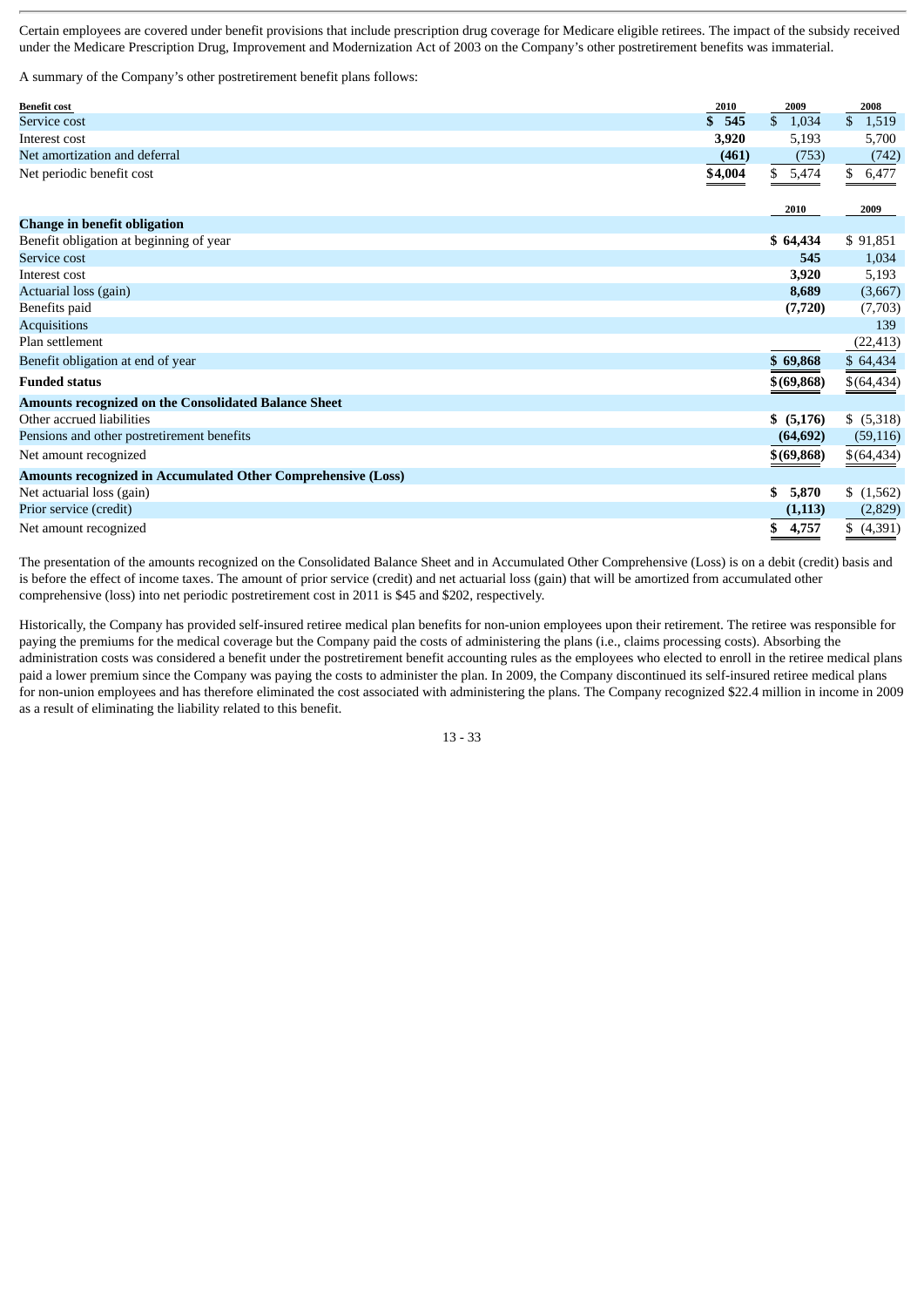Certain employees are covered under benefit provisions that include prescription drug coverage for Medicare eligible retirees. The impact of the subsidy received under the Medicare Prescription Drug, Improvement and Modernization Act of 2003 on the Company's other postretirement benefits was immaterial.

A summary of the Company's other postretirement benefit plans follows:

| Benefit cost | 2010 | 2009 | 2008 |
|---|---|---|---|
| Service cost | **$ 545** | $ 1,034 | $ 1,519 |
| Interest cost | **3,920** | 5,193 | 5,700 |
| Net amortization and deferral | **(461)** | (753) | (742) |
| Net periodic benefit cost | **$4,004** | $ 5,474 | $ 6,477 |

| | 2010 | 2009 |
|---|---|---|
| **Change in benefit obligation** | | |
| Benefit obligation at beginning of year | **$ 64,434** | $ 91,851 |
| Service cost | **545** | 1,034 |
| Interest cost | **3,920** | 5,193 |
| Actuarial loss (gain) | **8,689** | (3,667) |
| Benefits paid | **(7,720)** | (7,703) |
| Acquisitions | | 139 |
| Plan settlement | | (22,413) |
| Benefit obligation at end of year | **$ 69,868** | $ 64,434 |
| **Funded status** | **$(69,868)** | $(64,434) |
| **Amounts recognized on the Consolidated Balance Sheet** | | |
| Other accrued liabilities | **$ (5,176)** | $ (5,318) |
| Pensions and other postretirement benefits | **(64,692)** | (59,116) |
| Net amount recognized | **$(69,868)** | $(64,434) |
| **Amounts recognized in Accumulated Other Comprehensive (Loss)** | | |
| Net actuarial loss (gain) | **$ 5,870** | $ (1,562) |
| Prior service (credit) | **(1,113)** | (2,829) |
| Net amount recognized | **$ 4,757** | $ (4,391) |

The presentation of the amounts recognized on the Consolidated Balance Sheet and in Accumulated Other Comprehensive (Loss) is on a debit (credit) basis and is before the effect of income taxes. The amount of prior service (credit) and net actuarial loss (gain) that will be amortized from accumulated other comprehensive (loss) into net periodic postretirement cost in 2011 is $45 and $202, respectively.

Historically, the Company has provided self-insured retiree medical plan benefits for non-union employees upon their retirement. The retiree was responsible for paying the premiums for the medical coverage but the Company paid the costs of administering the plans (i.e., claims processing costs). Absorbing the administration costs was considered a benefit under the postretirement benefit accounting rules as the employees who elected to enroll in the retiree medical plans paid a lower premium since the Company was paying the costs to administer the plan. In 2009, the Company discontinued its self-insured retiree medical plans for non-union employees and has therefore eliminated the cost associated with administering the plans. The Company recognized $22.4 million in income in 2009 as a result of eliminating the liability related to this benefit.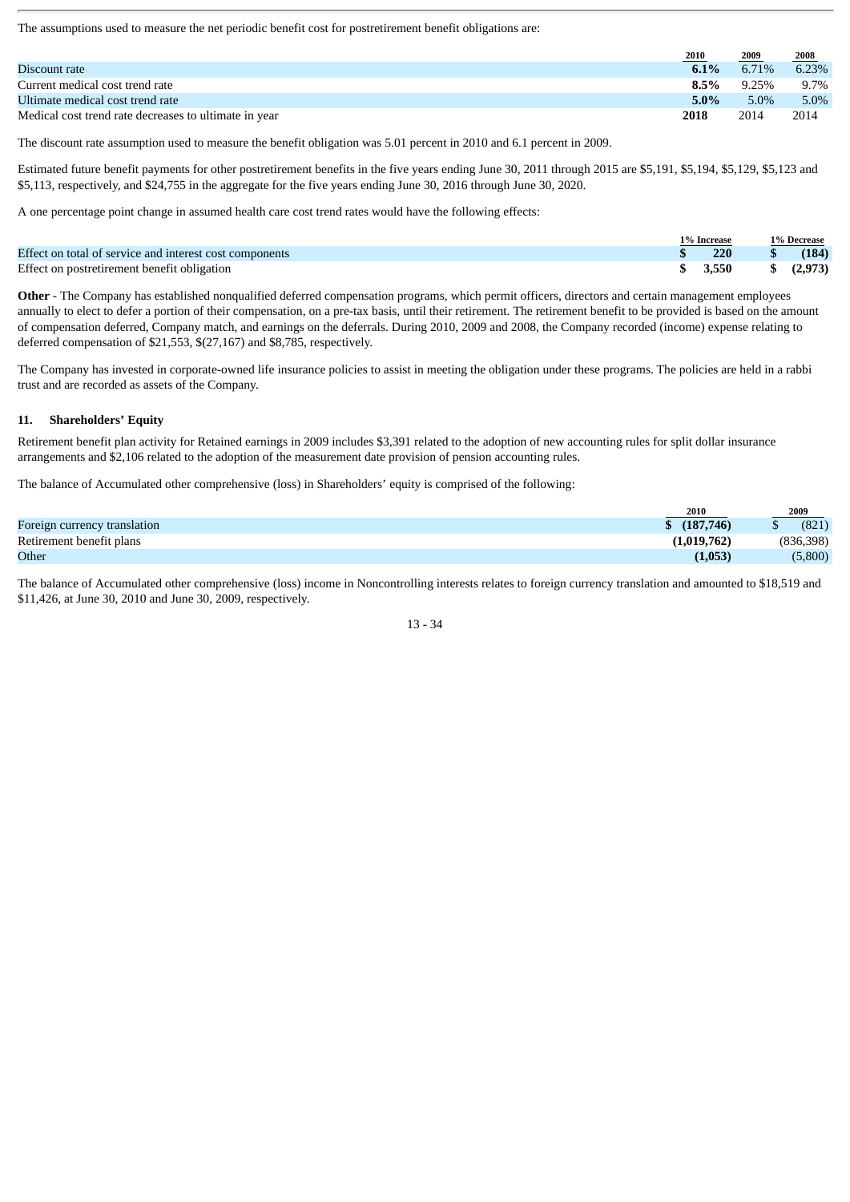The assumptions used to measure the net periodic benefit cost for postretirement benefit obligations are:

| | 2010 | 2009 | 2008 |
|---|---|---|---|
| Discount rate | **6.1%** | 6.71% | 6.23% |
| Current medical cost trend rate | **8.5%** | 9.25% | 9.7% |
| Ultimate medical cost trend rate | **5.0%** | 5.0% | 5.0% |
| Medical cost trend rate decreases to ultimate in year | **2018** | 2014 | 2014 |

The discount rate assumption used to measure the benefit obligation was 5.01 percent in 2010 and 6.1 percent in 2009.

Estimated future benefit payments for other postretirement benefits in the five years ending June 30, 2011 through 2015 are $5,191, $5,194, $5,129, $5,123 and $5,113, respectively, and $24,755 in the aggregate for the five years ending June 30, 2016 through June 30, 2020.

A one percentage point change in assumed health care cost trend rates would have the following effects:

| | 1% Increase | 1% Decrease |
|---|---|---|
| Effect on total of service and interest cost components | **$ 220** | **$ (184)** |
| Effect on postretirement benefit obligation | **$ 3,550** | **$ (2,973)** |

**Other** - The Company has established nonqualified deferred compensation programs, which permit officers, directors and certain management employees annually to elect to defer a portion of their compensation, on a pre-tax basis, until their retirement. The retirement benefit to be provided is based on the amount of compensation deferred, Company match, and earnings on the deferrals. During 2010, 2009 and 2008, the Company recorded (income) expense relating to deferred compensation of $21,553, $(27,167) and $8,785, respectively.

The Company has invested in corporate-owned life insurance policies to assist in meeting the obligation under these programs. The policies are held in a rabbi trust and are recorded as assets of the Company.

## 11. Shareholders' Equity

Retirement benefit plan activity for Retained earnings in 2009 includes $3,391 related to the adoption of new accounting rules for split dollar insurance arrangements and $2,106 related to the adoption of the measurement date provision of pension accounting rules.

The balance of Accumulated other comprehensive (loss) in Shareholders' equity is comprised of the following:

| | 2010 | 2009 |
|---|---|---|
| Foreign currency translation | **$ (187,746)** | $ (821) |
| Retirement benefit plans | **(1,019,762)** | (836,398) |
| Other | **(1,053)** | (5,800) |

The balance of Accumulated other comprehensive (loss) income in Noncontrolling interests relates to foreign currency translation and amounted to $18,519 and $11,426, at June 30, 2010 and June 30, 2009, respectively.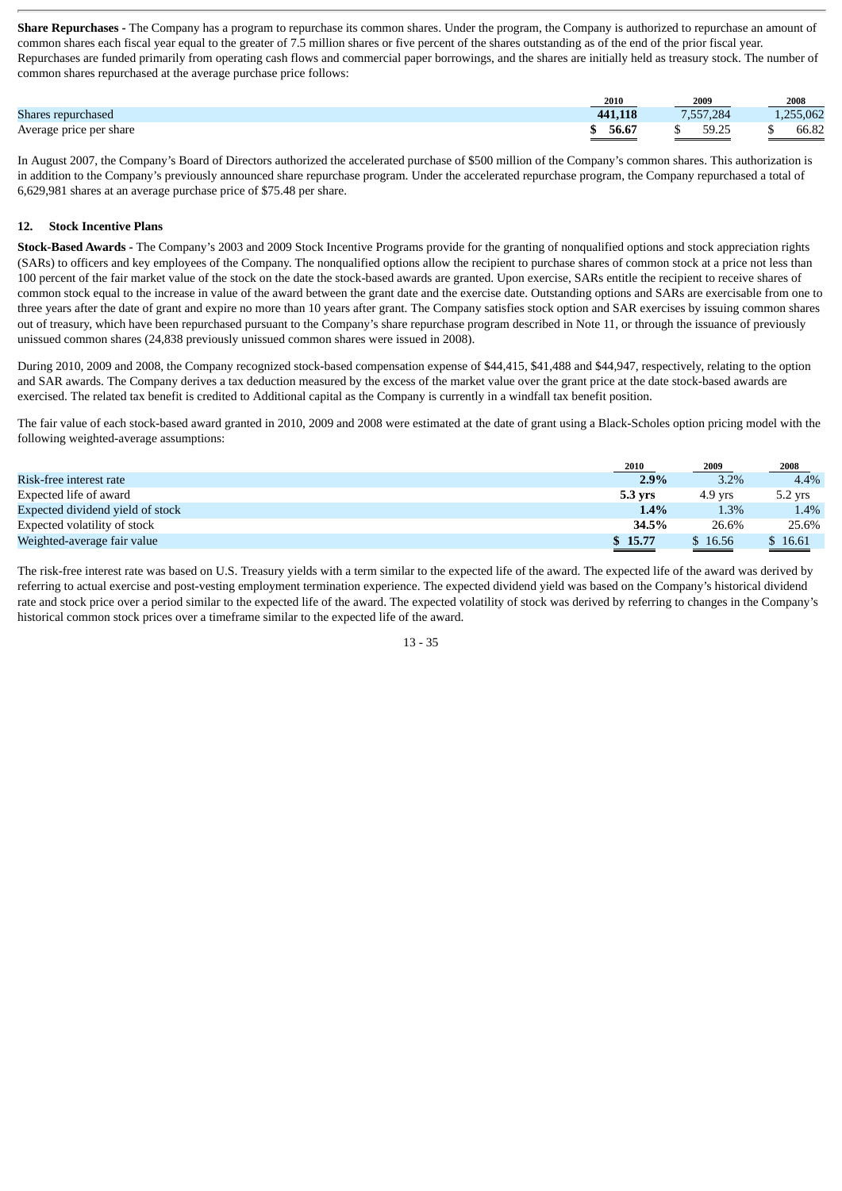**Share Repurchases -** The Company has a program to repurchase its common shares. Under the program, the Company is authorized to repurchase an amount of common shares each fiscal year equal to the greater of 7.5 million shares or five percent of the shares outstanding as of the end of the prior fiscal year. Repurchases are funded primarily from operating cash flows and commercial paper borrowings, and the shares are initially held as treasury stock. The number of common shares repurchased at the average purchase price follows:

| | 2010 | 2009 | 2008 |
|---|---|---|---|
| Shares repurchased | **441,118** | 7,557,284 | 1,255,062 |
| Average price per share | **$ 56.67** | $ 59.25 | $ 66.82 |

In August 2007, the Company's Board of Directors authorized the accelerated purchase of $500 million of the Company's common shares. This authorization is in addition to the Company's previously announced share repurchase program. Under the accelerated repurchase program, the Company repurchased a total of 6,629,981 shares at an average purchase price of $75.48 per share.

## 12. Stock Incentive Plans

**Stock-Based Awards -** The Company's 2003 and 2009 Stock Incentive Programs provide for the granting of nonqualified options and stock appreciation rights (SARs) to officers and key employees of the Company. The nonqualified options allow the recipient to purchase shares of common stock at a price not less than 100 percent of the fair market value of the stock on the date the stock-based awards are granted. Upon exercise, SARs entitle the recipient to receive shares of common stock equal to the increase in value of the award between the grant date and the exercise date. Outstanding options and SARs are exercisable from one to three years after the date of grant and expire no more than 10 years after grant. The Company satisfies stock option and SAR exercises by issuing common shares out of treasury, which have been repurchased pursuant to the Company's share repurchase program described in Note 11, or through the issuance of previously unissued common shares (24,838 previously unissued common shares were issued in 2008).

During 2010, 2009 and 2008, the Company recognized stock-based compensation expense of $44,415, $41,488 and $44,947, respectively, relating to the option and SAR awards. The Company derives a tax deduction measured by the excess of the market value over the grant price at the date stock-based awards are exercised. The related tax benefit is credited to Additional capital as the Company is currently in a windfall tax benefit position.

The fair value of each stock-based award granted in 2010, 2009 and 2008 were estimated at the date of grant using a Black-Scholes option pricing model with the following weighted-average assumptions:

| | 2010 | 2009 | 2008 |
|---|---|---|---|
| Risk-free interest rate | **2.9%** | 3.2% | 4.4% |
| Expected life of award | **5.3 yrs** | 4.9 yrs | 5.2 yrs |
| Expected dividend yield of stock | **1.4%** | 1.3% | 1.4% |
| Expected volatility of stock | **34.5%** | 26.6% | 25.6% |
| Weighted-average fair value | **$ 15.77** | $ 16.56 | $ 16.61 |

The risk-free interest rate was based on U.S. Treasury yields with a term similar to the expected life of the award. The expected life of the award was derived by referring to actual exercise and post-vesting employment termination experience. The expected dividend yield was based on the Company's historical dividend rate and stock price over a period similar to the expected life of the award. The expected volatility of stock was derived by referring to changes in the Company's historical common stock prices over a timeframe similar to the expected life of the award.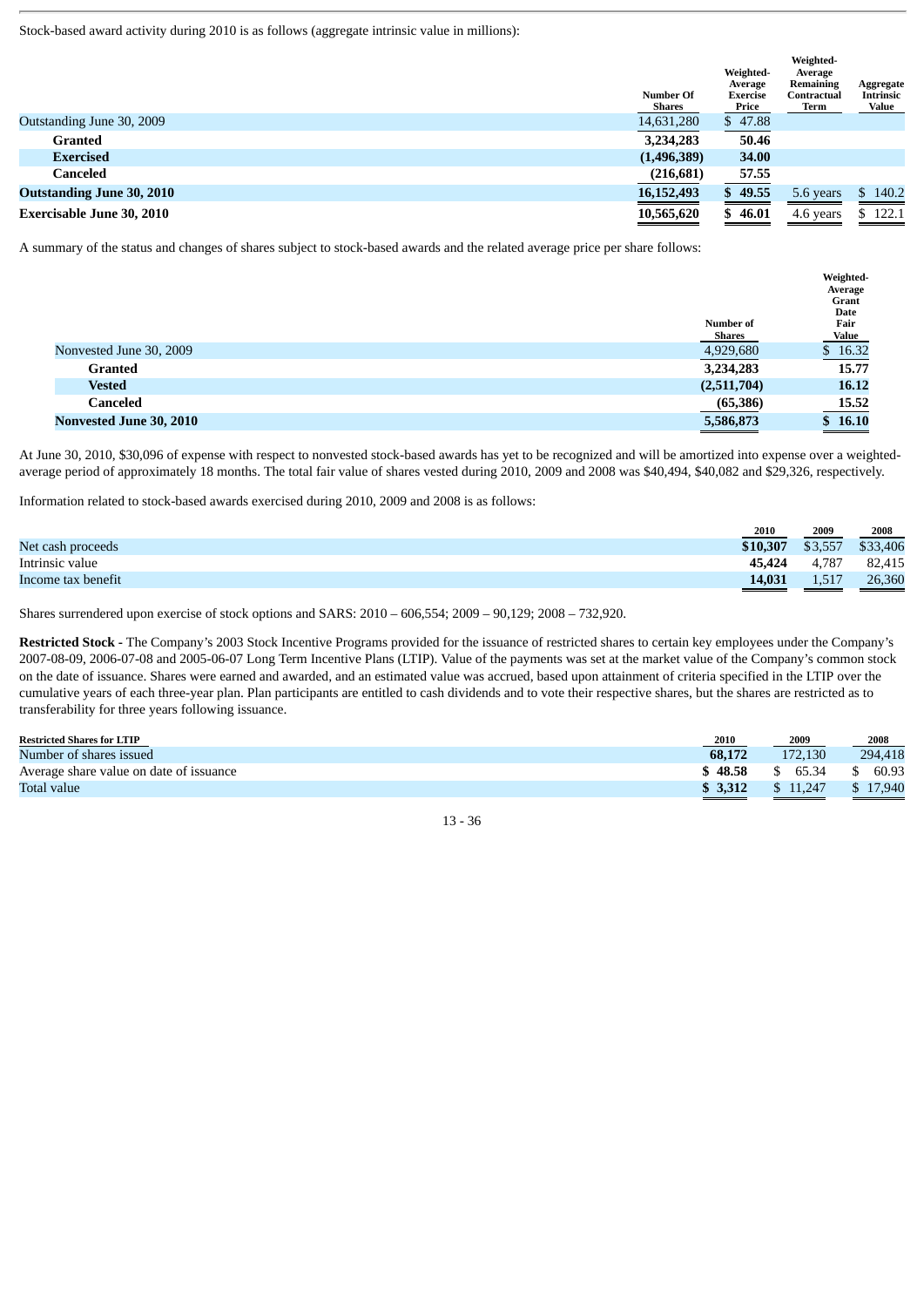Stock-based award activity during 2010 is as follows (aggregate intrinsic value in millions):

| | Number Of Shares | Weighted-Average Exercise Price | Weighted-Average Remaining Contractual Term | Aggregate Intrinsic Value |
|---|---|---|---|---|
| Outstanding June 30, 2009 | 14,631,280 | $ 47.88 | | |
| **Granted** | **3,234,283** | **50.46** | | |
| **Exercised** | **(1,496,389)** | **34.00** | | |
| **Canceled** | **(216,681)** | **57.55** | | |
| **Outstanding June 30, 2010** | **16,152,493** | **$ 49.55** | 5.6 years | $ 140.2 |
| **Exercisable June 30, 2010** | **10,565,620** | **$ 46.01** | 4.6 years | $ 122.1 |

A summary of the status and changes of shares subject to stock-based awards and the related average price per share follows:

| | Number of Shares | Weighted-Average Grant Date Fair Value |
|---|---|---|
| Nonvested June 30, 2009 | 4,929,680 | $ 16.32 |
| **Granted** | **3,234,283** | **15.77** |
| **Vested** | **(2,511,704)** | **16.12** |
| **Canceled** | **(65,386)** | **15.52** |
| **Nonvested June 30, 2010** | **5,586,873** | **$ 16.10** |

At June 30, 2010, $30,096 of expense with respect to nonvested stock-based awards has yet to be recognized and will be amortized into expense over a weighted-average period of approximately 18 months. The total fair value of shares vested during 2010, 2009 and 2008 was $40,494, $40,082 and $29,326, respectively.

Information related to stock-based awards exercised during 2010, 2009 and 2008 is as follows:

| | 2010 | 2009 | 2008 |
|---|---|---|---|
| Net cash proceeds | **$10,307** | $3,557 | $33,406 |
| Intrinsic value | **45,424** | 4,787 | 82,415 |
| Income tax benefit | **14,031** | 1,517 | 26,360 |

Shares surrendered upon exercise of stock options and SARS: 2010 – 606,554; 2009 – 90,129; 2008 – 732,920.

**Restricted Stock** - The Company's 2003 Stock Incentive Programs provided for the issuance of restricted shares to certain key employees under the Company's 2007-08-09, 2006-07-08 and 2005-06-07 Long Term Incentive Plans (LTIP). Value of the payments was set at the market value of the Company's common stock on the date of issuance. Shares were earned and awarded, and an estimated value was accrued, based upon attainment of criteria specified in the LTIP over the cumulative years of each three-year plan. Plan participants are entitled to cash dividends and to vote their respective shares, but the shares are restricted as to transferability for three years following issuance.

| Restricted Shares for LTIP | 2010 | 2009 | 2008 |
|---|---|---|---|
| Number of shares issued | **68,172** | 172,130 | 294,418 |
| Average share value on date of issuance | **$ 48.58** | $ 65.34 | $ 60.93 |
| Total value | **$ 3,312** | $ 11,247 | $ 17,940 |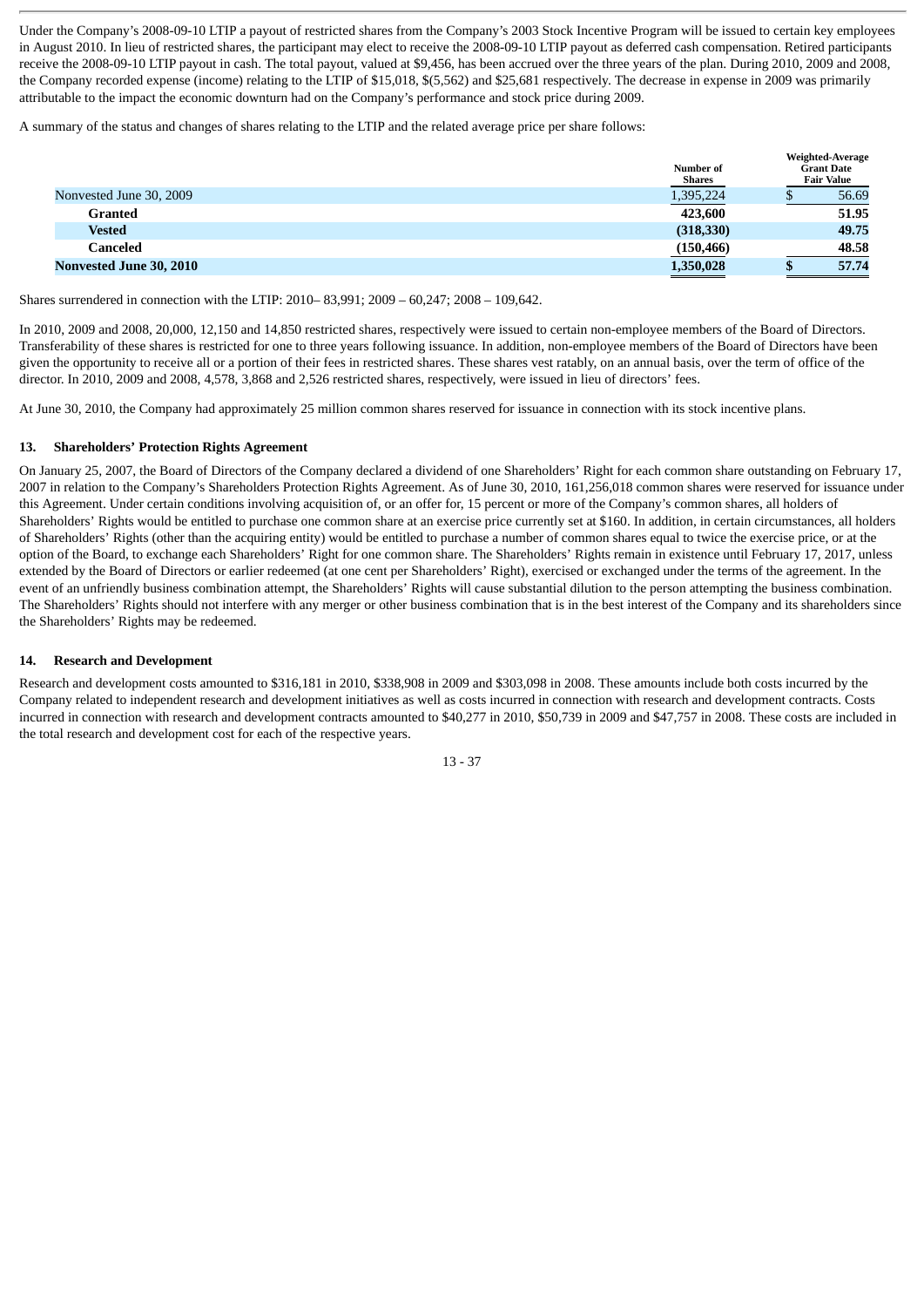Under the Company's 2008-09-10 LTIP a payout of restricted shares from the Company's 2003 Stock Incentive Program will be issued to certain key employees in August 2010. In lieu of restricted shares, the participant may elect to receive the 2008-09-10 LTIP payout as deferred cash compensation. Retired participants receive the 2008-09-10 LTIP payout in cash. The total payout, valued at $9,456, has been accrued over the three years of the plan. During 2010, 2009 and 2008, the Company recorded expense (income) relating to the LTIP of $15,018, $(5,562) and $25,681 respectively. The decrease in expense in 2009 was primarily attributable to the impact the economic downturn had on the Company's performance and stock price during 2009.

A summary of the status and changes of shares relating to the LTIP and the related average price per share follows:

| | Number of Shares | Weighted-Average Grant Date Fair Value |
|---|---|---|
| Nonvested June 30, 2009 | 1,395,224 | $ 56.69 |
| **Granted** | **423,600** | **51.95** |
| **Vested** | **(318,330)** | **49.75** |
| **Canceled** | **(150,466)** | **48.58** |
| **Nonvested June 30, 2010** | **1,350,028** | **$ 57.74** |

Shares surrendered in connection with the LTIP: 2010– 83,991; 2009 – 60,247; 2008 – 109,642.

In 2010, 2009 and 2008, 20,000, 12,150 and 14,850 restricted shares, respectively were issued to certain non-employee members of the Board of Directors. Transferability of these shares is restricted for one to three years following issuance. In addition, non-employee members of the Board of Directors have been given the opportunity to receive all or a portion of their fees in restricted shares. These shares vest ratably, on an annual basis, over the term of office of the director. In 2010, 2009 and 2008, 4,578, 3,868 and 2,526 restricted shares, respectively, were issued in lieu of directors' fees.

At June 30, 2010, the Company had approximately 25 million common shares reserved for issuance in connection with its stock incentive plans.

### 13. Shareholders' Protection Rights Agreement

On January 25, 2007, the Board of Directors of the Company declared a dividend of one Shareholders' Right for each common share outstanding on February 17, 2007 in relation to the Company's Shareholders Protection Rights Agreement. As of June 30, 2010, 161,256,018 common shares were reserved for issuance under this Agreement. Under certain conditions involving acquisition of, or an offer for, 15 percent or more of the Company's common shares, all holders of Shareholders' Rights would be entitled to purchase one common share at an exercise price currently set at $160. In addition, in certain circumstances, all holders of Shareholders' Rights (other than the acquiring entity) would be entitled to purchase a number of common shares equal to twice the exercise price, or at the option of the Board, to exchange each Shareholders' Right for one common share. The Shareholders' Rights remain in existence until February 17, 2017, unless extended by the Board of Directors or earlier redeemed (at one cent per Shareholders' Right), exercised or exchanged under the terms of the agreement. In the event of an unfriendly business combination attempt, the Shareholders' Rights will cause substantial dilution to the person attempting the business combination. The Shareholders' Rights should not interfere with any merger or other business combination that is in the best interest of the Company and its shareholders since the Shareholders' Rights may be redeemed.

### 14. Research and Development

Research and development costs amounted to $316,181 in 2010, $338,908 in 2009 and $303,098 in 2008. These amounts include both costs incurred by the Company related to independent research and development initiatives as well as costs incurred in connection with research and development contracts. Costs incurred in connection with research and development contracts amounted to $40,277 in 2010, $50,739 in 2009 and $47,757 in 2008. These costs are included in the total research and development cost for each of the respective years.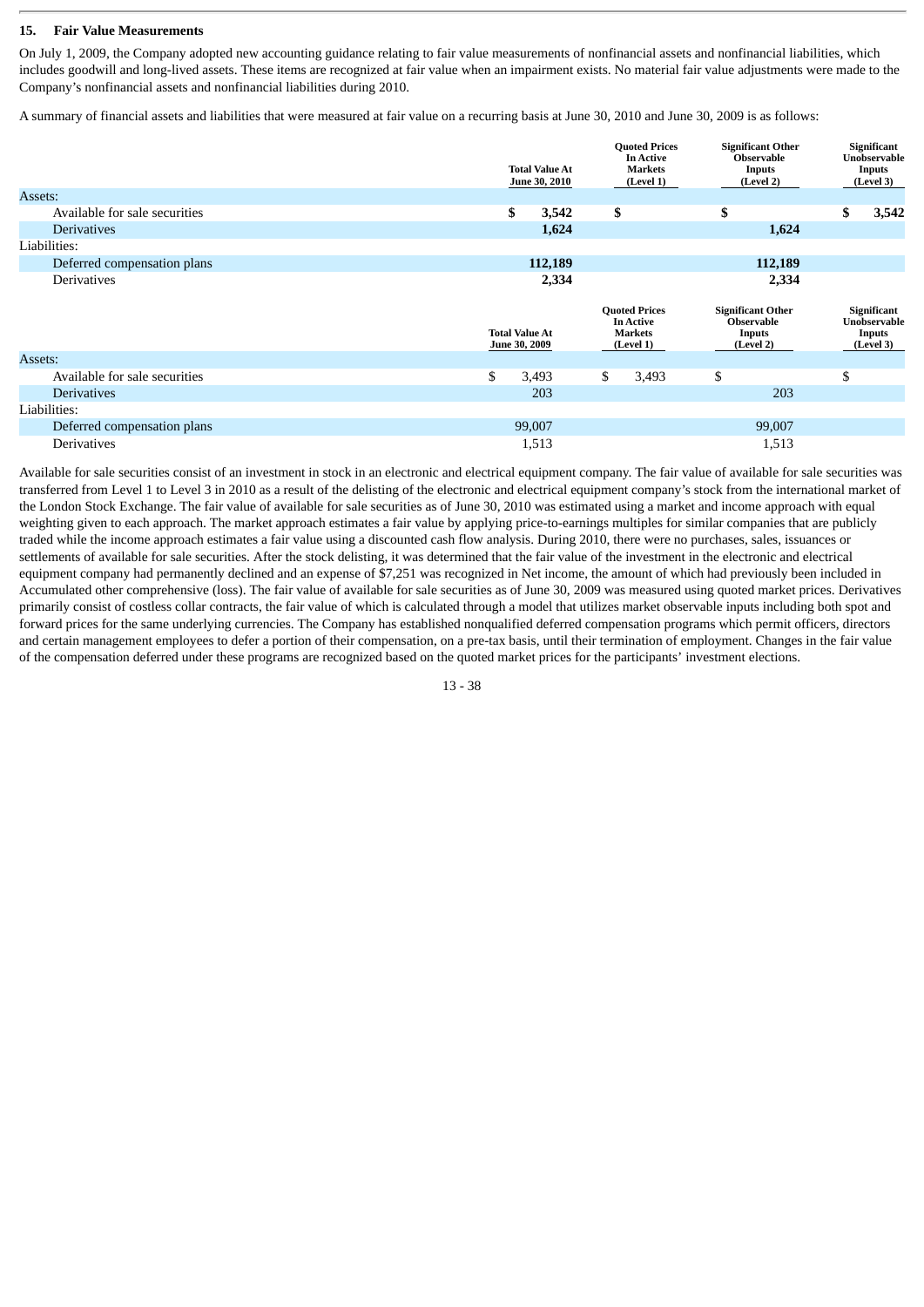## 15. Fair Value Measurements

On July 1, 2009, the Company adopted new accounting guidance relating to fair value measurements of nonfinancial assets and nonfinancial liabilities, which includes goodwill and long-lived assets. These items are recognized at fair value when an impairment exists. No material fair value adjustments were made to the Company's nonfinancial assets and nonfinancial liabilities during 2010.

A summary of financial assets and liabilities that were measured at fair value on a recurring basis at June 30, 2010 and June 30, 2009 is as follows:

| | Total Value At June 30, 2010 | Quoted Prices In Active Markets (Level 1) | Significant Other Observable Inputs (Level 2) | Significant Unobservable Inputs (Level 3) |
|---|---|---|---|---|
| **Assets:** | | | | |
| Available for sale securities | **$ 3,542** | **$** | **$** | **$ 3,542** |
| Derivatives | **1,624** | | **1,624** | |
| **Liabilities:** | | | | |
| Deferred compensation plans | **112,189** | | **112,189** | |
| Derivatives | **2,334** | | **2,334** | |

| | Total Value At June 30, 2009 | Quoted Prices In Active Markets (Level 1) | Significant Other Observable Inputs (Level 2) | Significant Unobservable Inputs (Level 3) |
|---|---|---|---|---|
| **Assets:** | | | | |
| Available for sale securities | $ 3,493 | $ 3,493 | $ | $ |
| Derivatives | 203 | | 203 | |
| **Liabilities:** | | | | |
| Deferred compensation plans | 99,007 | | 99,007 | |
| Derivatives | 1,513 | | 1,513 | |

Available for sale securities consist of an investment in stock in an electronic and electrical equipment company. The fair value of available for sale securities was transferred from Level 1 to Level 3 in 2010 as a result of the delisting of the electronic and electrical equipment company's stock from the international market of the London Stock Exchange. The fair value of available for sale securities as of June 30, 2010 was estimated using a market and income approach with equal weighting given to each approach. The market approach estimates a fair value by applying price-to-earnings multiples for similar companies that are publicly traded while the income approach estimates a fair value using a discounted cash flow analysis. During 2010, there were no purchases, sales, issuances or settlements of available for sale securities. After the stock delisting, it was determined that the fair value of the investment in the electronic and electrical equipment company had permanently declined and an expense of $7,251 was recognized in Net income, the amount of which had previously been included in Accumulated other comprehensive (loss). The fair value of available for sale securities as of June 30, 2009 was measured using quoted market prices. Derivatives primarily consist of costless collar contracts, the fair value of which is calculated through a model that utilizes market observable inputs including both spot and forward prices for the same underlying currencies. The Company has established nonqualified deferred compensation programs which permit officers, directors and certain management employees to defer a portion of their compensation, on a pre-tax basis, until their termination of employment. Changes in the fair value of the compensation deferred under these programs are recognized based on the quoted market prices for the participants' investment elections.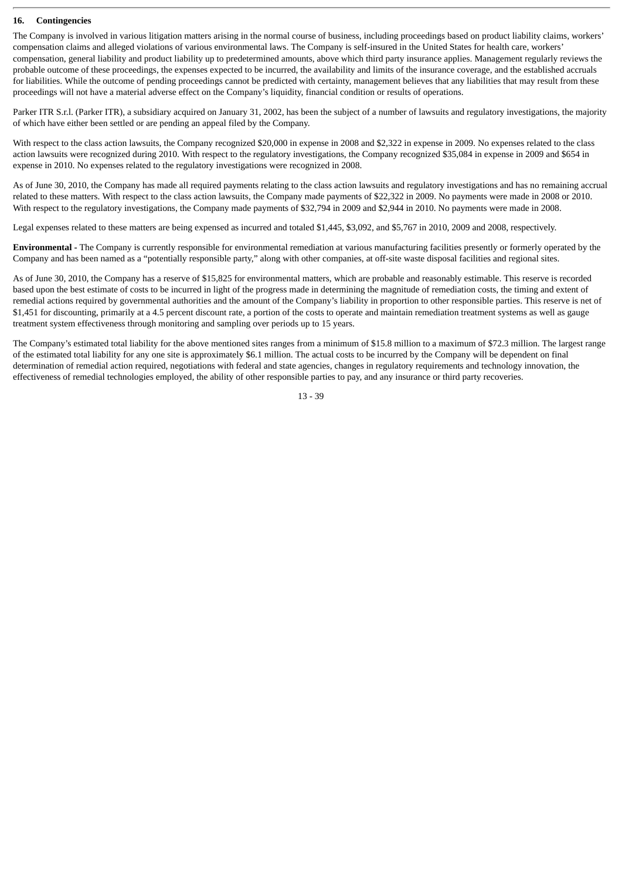## 16. Contingencies

The Company is involved in various litigation matters arising in the normal course of business, including proceedings based on product liability claims, workers' compensation claims and alleged violations of various environmental laws. The Company is self-insured in the United States for health care, workers' compensation, general liability and product liability up to predetermined amounts, above which third party insurance applies. Management regularly reviews the probable outcome of these proceedings, the expenses expected to be incurred, the availability and limits of the insurance coverage, and the established accruals for liabilities. While the outcome of pending proceedings cannot be predicted with certainty, management believes that any liabilities that may result from these proceedings will not have a material adverse effect on the Company's liquidity, financial condition or results of operations.

Parker ITR S.r.l. (Parker ITR), a subsidiary acquired on January 31, 2002, has been the subject of a number of lawsuits and regulatory investigations, the majority of which have either been settled or are pending an appeal filed by the Company.

With respect to the class action lawsuits, the Company recognized $20,000 in expense in 2008 and $2,322 in expense in 2009. No expenses related to the class action lawsuits were recognized during 2010. With respect to the regulatory investigations, the Company recognized $35,084 in expense in 2009 and $654 in expense in 2010. No expenses related to the regulatory investigations were recognized in 2008.

As of June 30, 2010, the Company has made all required payments relating to the class action lawsuits and regulatory investigations and has no remaining accrual related to these matters. With respect to the class action lawsuits, the Company made payments of $22,322 in 2009. No payments were made in 2008 or 2010. With respect to the regulatory investigations, the Company made payments of $32,794 in 2009 and $2,944 in 2010. No payments were made in 2008.

Legal expenses related to these matters are being expensed as incurred and totaled $1,445, $3,092, and $5,767 in 2010, 2009 and 2008, respectively.

**Environmental -** The Company is currently responsible for environmental remediation at various manufacturing facilities presently or formerly operated by the Company and has been named as a "potentially responsible party," along with other companies, at off-site waste disposal facilities and regional sites.

As of June 30, 2010, the Company has a reserve of $15,825 for environmental matters, which are probable and reasonably estimable. This reserve is recorded based upon the best estimate of costs to be incurred in light of the progress made in determining the magnitude of remediation costs, the timing and extent of remedial actions required by governmental authorities and the amount of the Company's liability in proportion to other responsible parties. This reserve is net of $1,451 for discounting, primarily at a 4.5 percent discount rate, a portion of the costs to operate and maintain remediation treatment systems as well as gauge treatment system effectiveness through monitoring and sampling over periods up to 15 years.

The Company's estimated total liability for the above mentioned sites ranges from a minimum of $15.8 million to a maximum of $72.3 million. The largest range of the estimated total liability for any one site is approximately $6.1 million. The actual costs to be incurred by the Company will be dependent on final determination of remedial action required, negotiations with federal and state agencies, changes in regulatory requirements and technology innovation, the effectiveness of remedial technologies employed, the ability of other responsible parties to pay, and any insurance or third party recoveries.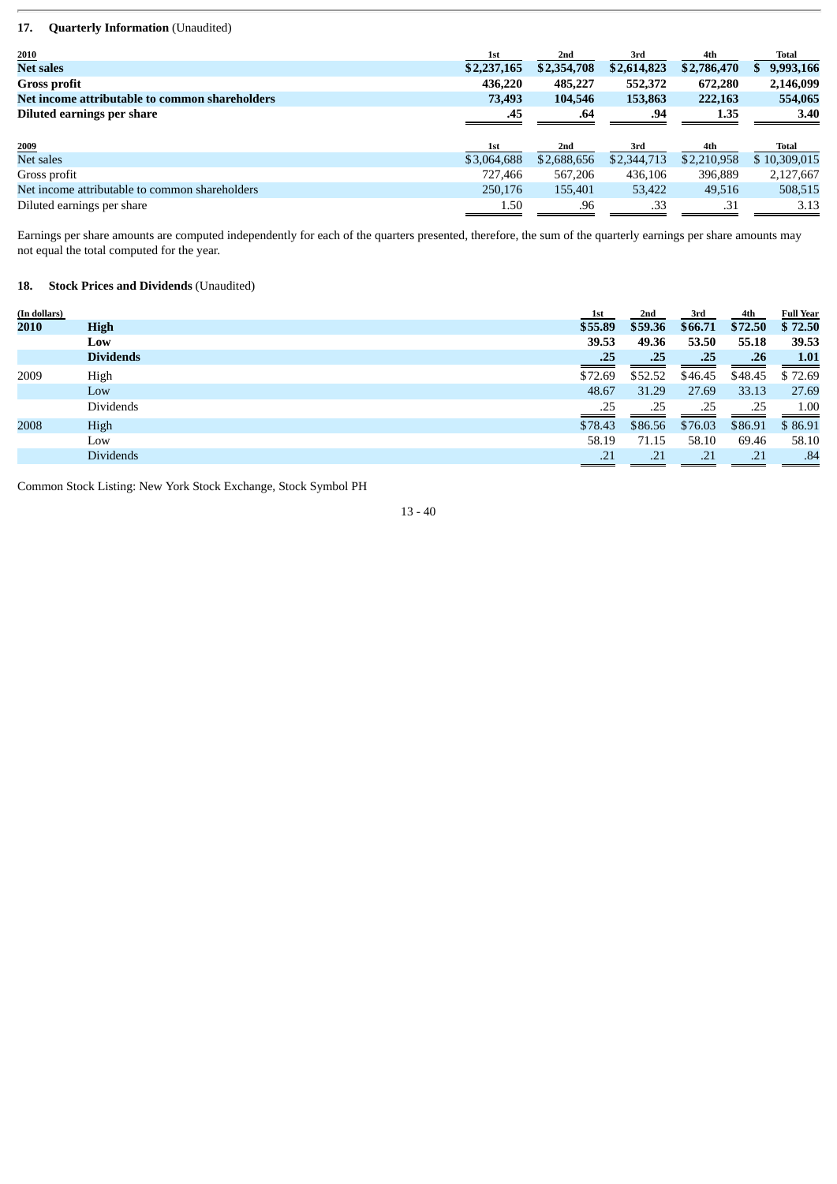## 17. Quarterly Information (Unaudited)

| 2010 | 1st | 2nd | 3rd | 4th | Total |
|---|---|---|---|---|---|
| **Net sales** | **$2,237,165** | **$2,354,708** | **$2,614,823** | **$2,786,470** | **$ 9,993,166** |
| **Gross profit** | **436,220** | **485,227** | **552,372** | **672,280** | **2,146,099** |
| **Net income attributable to common shareholders** | **73,493** | **104,546** | **153,863** | **222,163** | **554,065** |
| **Diluted earnings per share** | **.45** | **.64** | **.94** | **1.35** | **3.40** |

| 2009 | 1st | 2nd | 3rd | 4th | Total |
|---|---|---|---|---|---|
| Net sales | $3,064,688 | $2,688,656 | $2,344,713 | $2,210,958 | $ 10,309,015 |
| Gross profit | 727,466 | 567,206 | 436,106 | 396,889 | 2,127,667 |
| Net income attributable to common shareholders | 250,176 | 155,401 | 53,422 | 49,516 | 508,515 |
| Diluted earnings per share | 1.50 | .96 | .33 | .31 | 3.13 |

Earnings per share amounts are computed independently for each of the quarters presented, therefore, the sum of the quarterly earnings per share amounts may not equal the total computed for the year.

## 18. Stock Prices and Dividends (Unaudited)

| (In dollars) | | 1st | 2nd | 3rd | 4th | Full Year |
|---|---|---|---|---|---|---|
| **2010** | **High** | **$55.89** | **$59.36** | **$66.71** | **$72.50** | **$ 72.50** |
| | **Low** | **39.53** | **49.36** | **53.50** | **55.18** | **39.53** |
| | **Dividends** | **.25** | **.25** | **.25** | **.26** | **1.01** |
| 2009 | High | $72.69 | $52.52 | $46.45 | $48.45 | $ 72.69 |
| | Low | 48.67 | 31.29 | 27.69 | 33.13 | 27.69 |
| | Dividends | .25 | .25 | .25 | .25 | 1.00 |
| 2008 | High | $78.43 | $86.56 | $76.03 | $86.91 | $ 86.91 |
| | Low | 58.19 | 71.15 | 58.10 | 69.46 | 58.10 |
| | Dividends | .21 | .21 | .21 | .21 | .84 |

Common Stock Listing: New York Stock Exchange, Stock Symbol PH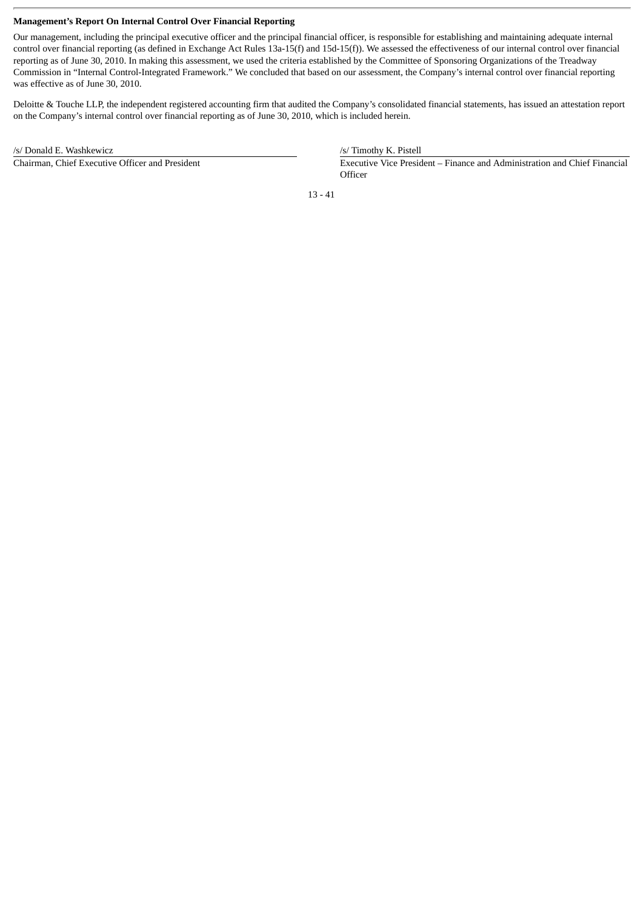**Management's Report On Internal Control Over Financial Reporting**

Our management, including the principal executive officer and the principal financial officer, is responsible for establishing and maintaining adequate internal control over financial reporting (as defined in Exchange Act Rules 13a-15(f) and 15d-15(f)). We assessed the effectiveness of our internal control over financial reporting as of June 30, 2010. In making this assessment, we used the criteria established by the Committee of Sponsoring Organizations of the Treadway Commission in "Internal Control-Integrated Framework." We concluded that based on our assessment, the Company's internal control over financial reporting was effective as of June 30, 2010.

Deloitte & Touche LLP, the independent registered accounting firm that audited the Company's consolidated financial statements, has issued an attestation report on the Company's internal control over financial reporting as of June 30, 2010, which is included herein.

| /s/ Donald E. Washkewicz | /s/ Timothy K. Pistell |
|---|---|
| Chairman, Chief Executive Officer and President | Executive Vice President – Finance and Administration and Chief Financial Officer |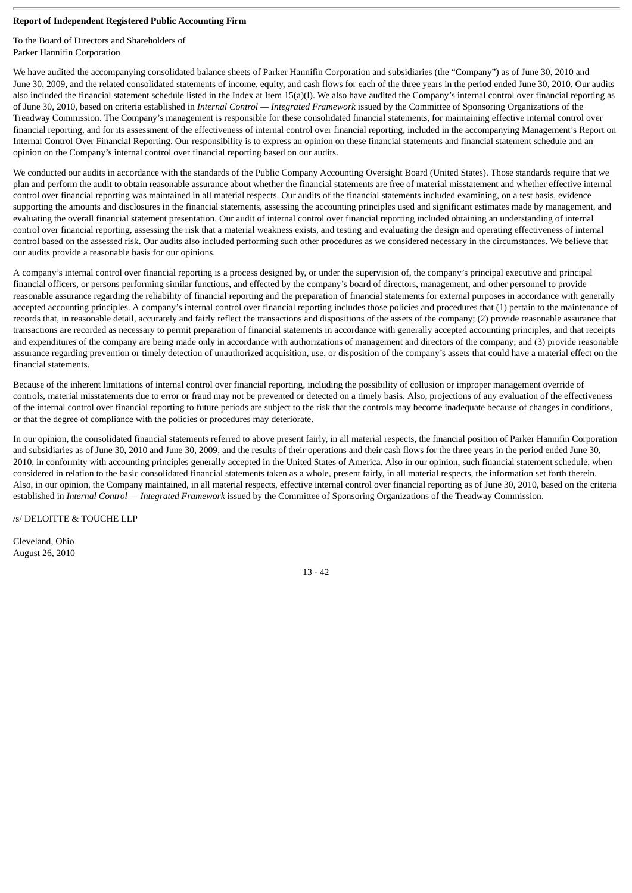**Report of Independent Registered Public Accounting Firm**

To the Board of Directors and Shareholders of
Parker Hannifin Corporation

We have audited the accompanying consolidated balance sheets of Parker Hannifin Corporation and subsidiaries (the "Company") as of June 30, 2010 and June 30, 2009, and the related consolidated statements of income, equity, and cash flows for each of the three years in the period ended June 30, 2010. Our audits also included the financial statement schedule listed in the Index at Item 15(a)(l). We also have audited the Company's internal control over financial reporting as of June 30, 2010, based on criteria established in *Internal Control — Integrated Framework* issued by the Committee of Sponsoring Organizations of the Treadway Commission. The Company's management is responsible for these consolidated financial statements, for maintaining effective internal control over financial reporting, and for its assessment of the effectiveness of internal control over financial reporting, included in the accompanying Management's Report on Internal Control Over Financial Reporting. Our responsibility is to express an opinion on these financial statements and financial statement schedule and an opinion on the Company's internal control over financial reporting based on our audits.

We conducted our audits in accordance with the standards of the Public Company Accounting Oversight Board (United States). Those standards require that we plan and perform the audit to obtain reasonable assurance about whether the financial statements are free of material misstatement and whether effective internal control over financial reporting was maintained in all material respects. Our audits of the financial statements included examining, on a test basis, evidence supporting the amounts and disclosures in the financial statements, assessing the accounting principles used and significant estimates made by management, and evaluating the overall financial statement presentation. Our audit of internal control over financial reporting included obtaining an understanding of internal control over financial reporting, assessing the risk that a material weakness exists, and testing and evaluating the design and operating effectiveness of internal control based on the assessed risk. Our audits also included performing such other procedures as we considered necessary in the circumstances. We believe that our audits provide a reasonable basis for our opinions.

A company's internal control over financial reporting is a process designed by, or under the supervision of, the company's principal executive and principal financial officers, or persons performing similar functions, and effected by the company's board of directors, management, and other personnel to provide reasonable assurance regarding the reliability of financial reporting and the preparation of financial statements for external purposes in accordance with generally accepted accounting principles. A company's internal control over financial reporting includes those policies and procedures that (1) pertain to the maintenance of records that, in reasonable detail, accurately and fairly reflect the transactions and dispositions of the assets of the company; (2) provide reasonable assurance that transactions are recorded as necessary to permit preparation of financial statements in accordance with generally accepted accounting principles, and that receipts and expenditures of the company are being made only in accordance with authorizations of management and directors of the company; and (3) provide reasonable assurance regarding prevention or timely detection of unauthorized acquisition, use, or disposition of the company's assets that could have a material effect on the financial statements.

Because of the inherent limitations of internal control over financial reporting, including the possibility of collusion or improper management override of controls, material misstatements due to error or fraud may not be prevented or detected on a timely basis. Also, projections of any evaluation of the effectiveness of the internal control over financial reporting to future periods are subject to the risk that the controls may become inadequate because of changes in conditions, or that the degree of compliance with the policies or procedures may deteriorate.

In our opinion, the consolidated financial statements referred to above present fairly, in all material respects, the financial position of Parker Hannifin Corporation and subsidiaries as of June 30, 2010 and June 30, 2009, and the results of their operations and their cash flows for the three years in the period ended June 30, 2010, in conformity with accounting principles generally accepted in the United States of America. Also in our opinion, such financial statement schedule, when considered in relation to the basic consolidated financial statements taken as a whole, present fairly, in all material respects, the information set forth therein. Also, in our opinion, the Company maintained, in all material respects, effective internal control over financial reporting as of June 30, 2010, based on the criteria established in *Internal Control — Integrated Framework* issued by the Committee of Sponsoring Organizations of the Treadway Commission.

/s/ DELOITTE & TOUCHE LLP

Cleveland, Ohio
August 26, 2010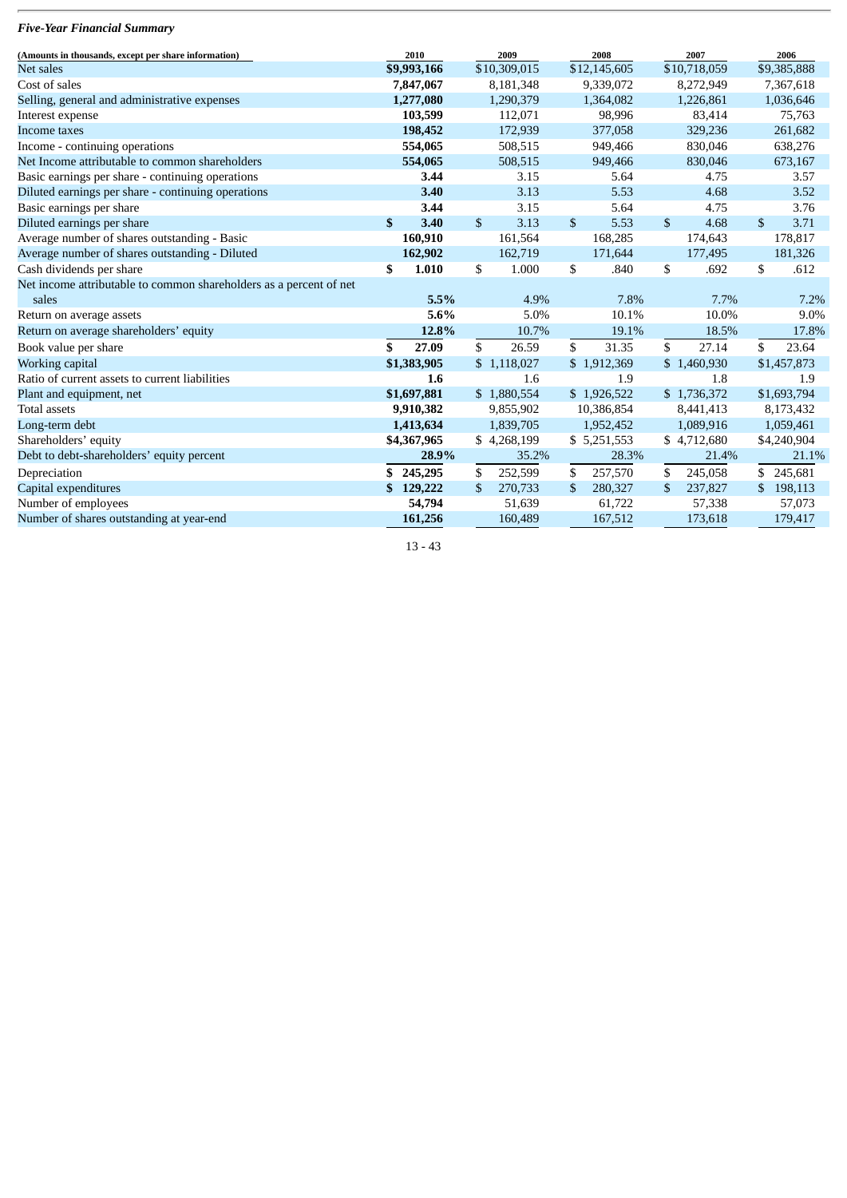***Five-Year Financial Summary***

| (Amounts in thousands, except per share information) | 2010 | 2009 | 2008 | 2007 | 2006 |
|---|---|---|---|---|---|
| Net sales | **$9,993,166** | $10,309,015 | $12,145,605 | $10,718,059 | $9,385,888 |
| Cost of sales | **7,847,067** | 8,181,348 | 9,339,072 | 8,272,949 | 7,367,618 |
| Selling, general and administrative expenses | **1,277,080** | 1,290,379 | 1,364,082 | 1,226,861 | 1,036,646 |
| Interest expense | **103,599** | 112,071 | 98,996 | 83,414 | 75,763 |
| Income taxes | **198,452** | 172,939 | 377,058 | 329,236 | 261,682 |
| Income - continuing operations | **554,065** | 508,515 | 949,466 | 830,046 | 638,276 |
| Net Income attributable to common shareholders | **554,065** | 508,515 | 949,466 | 830,046 | 673,167 |
| Basic earnings per share - continuing operations | **3.44** | 3.15 | 5.64 | 4.75 | 3.57 |
| Diluted earnings per share - continuing operations | **3.40** | 3.13 | 5.53 | 4.68 | 3.52 |
| Basic earnings per share | **3.44** | 3.15 | 5.64 | 4.75 | 3.76 |
| Diluted earnings per share | **$ 3.40** | $ 3.13 | $ 5.53 | $ 4.68 | $ 3.71 |
| Average number of shares outstanding - Basic | **160,910** | 161,564 | 168,285 | 174,643 | 178,817 |
| Average number of shares outstanding - Diluted | **162,902** | 162,719 | 171,644 | 177,495 | 181,326 |
| Cash dividends per share | **$ 1.010** | $ 1.000 | $ .840 | $ .692 | $ .612 |
| Net income attributable to common shareholders as a percent of net sales | **5.5%** | 4.9% | 7.8% | 7.7% | 7.2% |
| Return on average assets | **5.6%** | 5.0% | 10.1% | 10.0% | 9.0% |
| Return on average shareholders' equity | **12.8%** | 10.7% | 19.1% | 18.5% | 17.8% |
| Book value per share | **$ 27.09** | $ 26.59 | $ 31.35 | $ 27.14 | $ 23.64 |
| Working capital | **$1,383,905** | $ 1,118,027 | $ 1,912,369 | $ 1,460,930 | $1,457,873 |
| Ratio of current assets to current liabilities | **1.6** | 1.6 | 1.9 | 1.8 | 1.9 |
| Plant and equipment, net | **$1,697,881** | $ 1,880,554 | $ 1,926,522 | $ 1,736,372 | $1,693,794 |
| Total assets | **9,910,382** | 9,855,902 | 10,386,854 | 8,441,413 | 8,173,432 |
| Long-term debt | **1,413,634** | 1,839,705 | 1,952,452 | 1,089,916 | 1,059,461 |
| Shareholders' equity | **$4,367,965** | $ 4,268,199 | $ 5,251,553 | $ 4,712,680 | $4,240,904 |
| Debt to debt-shareholders' equity percent | **28.9%** | 35.2% | 28.3% | 21.4% | 21.1% |
| Depreciation | **$ 245,295** | $ 252,599 | $ 257,570 | $ 245,058 | $ 245,681 |
| Capital expenditures | **$ 129,222** | $ 270,733 | $ 280,327 | $ 237,827 | $ 198,113 |
| Number of employees | **54,794** | 51,639 | 61,722 | 57,338 | 57,073 |
| Number of shares outstanding at year-end | **161,256** | 160,489 | 167,512 | 173,618 | 179,417 |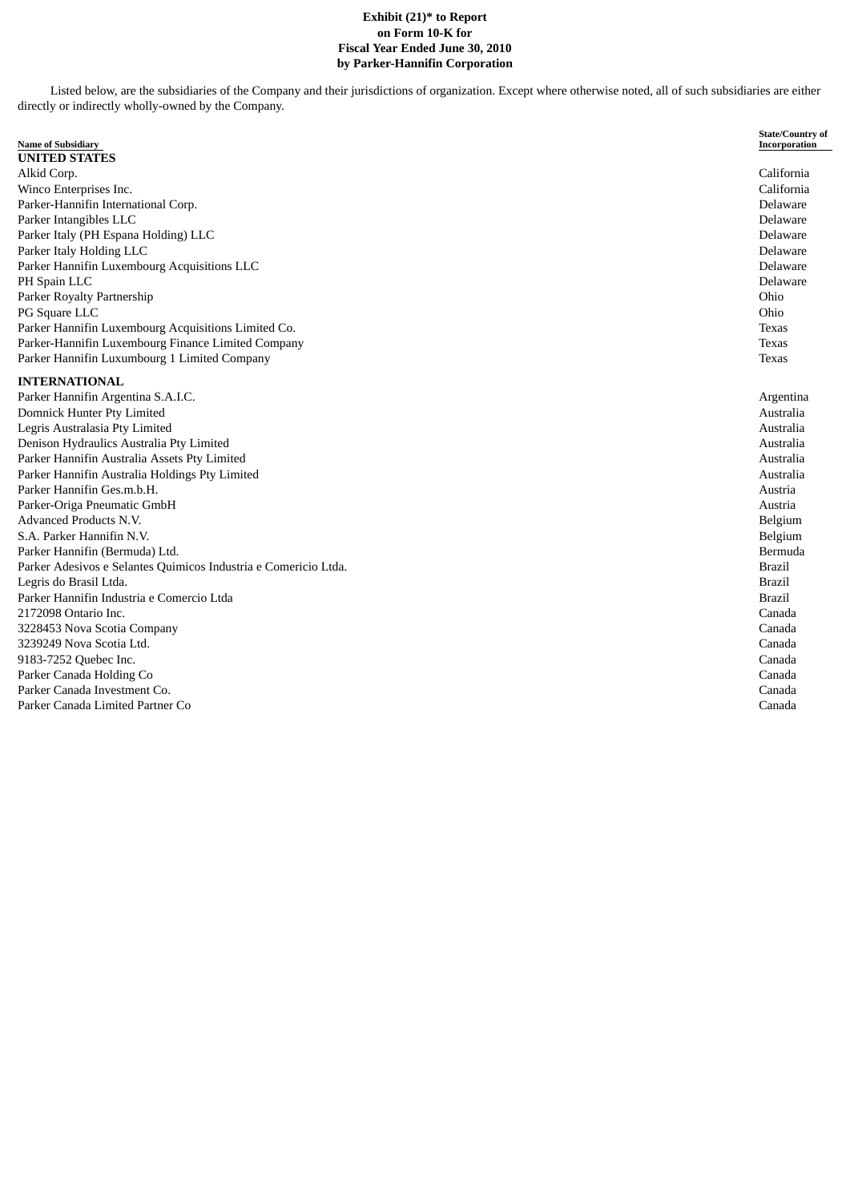**Exhibit (21)* to Report on Form 10-K for Fiscal Year Ended June 30, 2010 by Parker-Hannifin Corporation**

Listed below, are the subsidiaries of the Company and their jurisdictions of organization. Except where otherwise noted, all of such subsidiaries are either directly or indirectly wholly-owned by the Company.

| Name of Subsidiary | State/Country of Incorporation |
|---|---|
| **UNITED STATES** | |
| Alkid Corp. | California |
| Winco Enterprises Inc. | California |
| Parker-Hannifin International Corp. | Delaware |
| Parker Intangibles LLC | Delaware |
| Parker Italy (PH Espana Holding) LLC | Delaware |
| Parker Italy Holding LLC | Delaware |
| Parker Hannifin Luxembourg Acquisitions LLC | Delaware |
| PH Spain LLC | Delaware |
| Parker Royalty Partnership | Ohio |
| PG Square LLC | Ohio |
| Parker Hannifin Luxembourg Acquisitions Limited Co. | Texas |
| Parker-Hannifin Luxembourg Finance Limited Company | Texas |
| Parker Hannifin Luxumbourg 1 Limited Company | Texas |
| **INTERNATIONAL** | |
| Parker Hannifin Argentina S.A.I.C. | Argentina |
| Domnick Hunter Pty Limited | Australia |
| Legris Australasia Pty Limited | Australia |
| Denison Hydraulics Australia Pty Limited | Australia |
| Parker Hannifin Australia Assets Pty Limited | Australia |
| Parker Hannifin Australia Holdings Pty Limited | Australia |
| Parker Hannifin Ges.m.b.H. | Austria |
| Parker-Origa Pneumatic GmbH | Austria |
| Advanced Products N.V. | Belgium |
| S.A. Parker Hannifin N.V. | Belgium |
| Parker Hannifin (Bermuda) Ltd. | Bermuda |
| Parker Adesivos e Selantes Quimicos Industria e Comericio Ltda. | Brazil |
| Legris do Brasil Ltda. | Brazil |
| Parker Hannifin Industria e Comercio Ltda | Brazil |
| 2172098 Ontario Inc. | Canada |
| 3228453 Nova Scotia Company | Canada |
| 3239249 Nova Scotia Ltd. | Canada |
| 9183-7252 Quebec Inc. | Canada |
| Parker Canada Holding Co | Canada |
| Parker Canada Investment Co. | Canada |
| Parker Canada Limited Partner Co | Canada |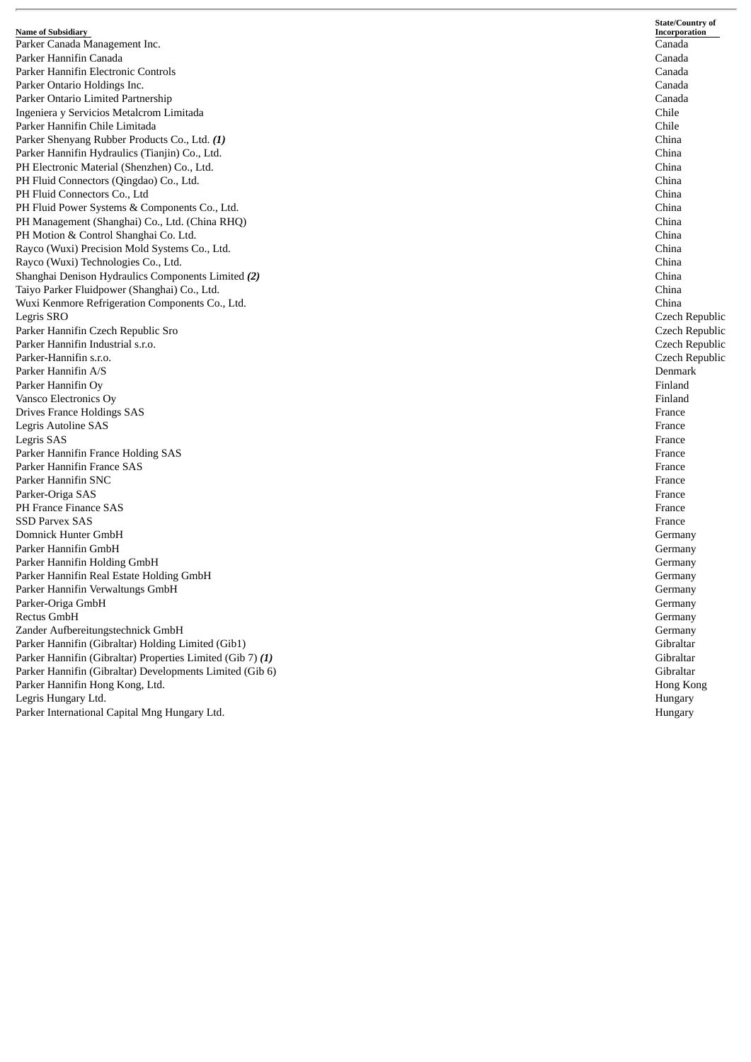| Name of Subsidiary | State/Country of Incorporation |
|---|---|
| Parker Canada Management Inc. | Canada |
| Parker Hannifin Canada | Canada |
| Parker Hannifin Electronic Controls | Canada |
| Parker Ontario Holdings Inc. | Canada |
| Parker Ontario Limited Partnership | Canada |
| Ingeniera y Servicios Metalcrom Limitada | Chile |
| Parker Hannifin Chile Limitada | Chile |
| Parker Shenyang Rubber Products Co., Ltd. ***(1)*** | China |
| Parker Hannifin Hydraulics (Tianjin) Co., Ltd. | China |
| PH Electronic Material (Shenzhen) Co., Ltd. | China |
| PH Fluid Connectors (Qingdao) Co., Ltd. | China |
| PH Fluid Connectors Co., Ltd | China |
| PH Fluid Power Systems & Components Co., Ltd. | China |
| PH Management (Shanghai) Co., Ltd. (China RHQ) | China |
| PH Motion & Control Shanghai Co. Ltd. | China |
| Rayco (Wuxi) Precision Mold Systems Co., Ltd. | China |
| Rayco (Wuxi) Technologies Co., Ltd. | China |
| Shanghai Denison Hydraulics Components Limited ***(2)*** | China |
| Taiyo Parker Fluidpower (Shanghai) Co., Ltd. | China |
| Wuxi Kenmore Refrigeration Components Co., Ltd. | China |
| Legris SRO | Czech Republic |
| Parker Hannifin Czech Republic Sro | Czech Republic |
| Parker Hannifin Industrial s.r.o. | Czech Republic |
| Parker-Hannifin s.r.o. | Czech Republic |
| Parker Hannifin A/S | Denmark |
| Parker Hannifin Oy | Finland |
| Vansco Electronics Oy | Finland |
| Drives France Holdings SAS | France |
| Legris Autoline SAS | France |
| Legris SAS | France |
| Parker Hannifin France Holding SAS | France |
| Parker Hannifin France SAS | France |
| Parker Hannifin SNC | France |
| Parker-Origa SAS | France |
| PH France Finance SAS | France |
| SSD Parvex SAS | France |
| Domnick Hunter GmbH | Germany |
| Parker Hannifin GmbH | Germany |
| Parker Hannifin Holding GmbH | Germany |
| Parker Hannifin Real Estate Holding GmbH | Germany |
| Parker Hannifin Verwaltungs GmbH | Germany |
| Parker-Origa GmbH | Germany |
| Rectus GmbH | Germany |
| Zander Aufbereitungstechnick GmbH | Germany |
| Parker Hannifin (Gibraltar) Holding Limited (Gib1) | Gibraltar |
| Parker Hannifin (Gibraltar) Properties Limited (Gib 7) ***(1)*** | Gibraltar |
| Parker Hannifin (Gibraltar) Developments Limited (Gib 6) | Gibraltar |
| Parker Hannifin Hong Kong, Ltd. | Hong Kong |
| Legris Hungary Ltd. | Hungary |
| Parker International Capital Mng Hungary Ltd. | Hungary |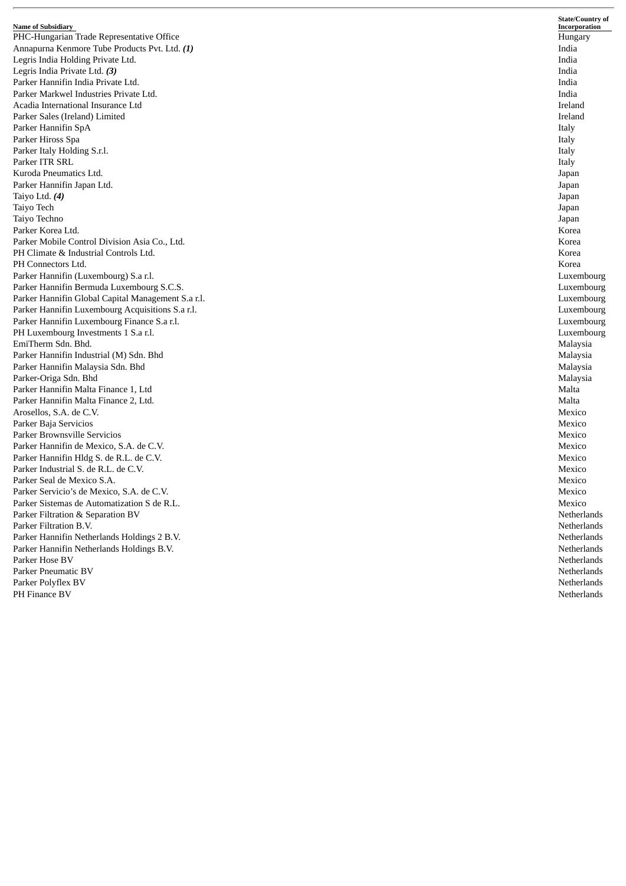| Name of Subsidiary | State/Country of Incorporation |
|---|---|
| PHC-Hungarian Trade Representative Office | Hungary |
| Annapurna Kenmore Tube Products Pvt. Ltd. ***(1)*** | India |
| Legris India Holding Private Ltd. | India |
| Legris India Private Ltd. ***(3)*** | India |
| Parker Hannifin India Private Ltd. | India |
| Parker Markwel Industries Private Ltd. | India |
| Acadia International Insurance Ltd | Ireland |
| Parker Sales (Ireland) Limited | Ireland |
| Parker Hannifin SpA | Italy |
| Parker Hiross Spa | Italy |
| Parker Italy Holding S.r.l. | Italy |
| Parker ITR SRL | Italy |
| Kuroda Pneumatics Ltd. | Japan |
| Parker Hannifin Japan Ltd. | Japan |
| Taiyo Ltd. ***(4)*** | Japan |
| Taiyo Tech | Japan |
| Taiyo Techno | Japan |
| Parker Korea Ltd. | Korea |
| Parker Mobile Control Division Asia Co., Ltd. | Korea |
| PH Climate & Industrial Controls Ltd. | Korea |
| PH Connectors Ltd. | Korea |
| Parker Hannifin (Luxembourg) S.a r.l. | Luxembourg |
| Parker Hannifin Bermuda Luxembourg S.C.S. | Luxembourg |
| Parker Hannifin Global Capital Management S.a r.l. | Luxembourg |
| Parker Hannifin Luxembourg Acquisitions S.a r.l. | Luxembourg |
| Parker Hannifin Luxembourg Finance S.a r.l. | Luxembourg |
| PH Luxembourg Investments 1 S.a r.l. | Luxembourg |
| EmiTherm Sdn. Bhd. | Malaysia |
| Parker Hannifin Industrial (M) Sdn. Bhd | Malaysia |
| Parker Hannifin Malaysia Sdn. Bhd | Malaysia |
| Parker-Origa Sdn. Bhd | Malaysia |
| Parker Hannifin Malta Finance 1, Ltd | Malta |
| Parker Hannifin Malta Finance 2, Ltd. | Malta |
| Arosellos, S.A. de C.V. | Mexico |
| Parker Baja Servicios | Mexico |
| Parker Brownsville Servicios | Mexico |
| Parker Hannifin de Mexico, S.A. de C.V. | Mexico |
| Parker Hannifin Hldg S. de R.L. de C.V. | Mexico |
| Parker Industrial S. de R.L. de C.V. | Mexico |
| Parker Seal de Mexico S.A. | Mexico |
| Parker Servicio's de Mexico, S.A. de C.V. | Mexico |
| Parker Sistemas de Automatization S de R.L. | Mexico |
| Parker Filtration & Separation BV | Netherlands |
| Parker Filtration B.V. | Netherlands |
| Parker Hannifin Netherlands Holdings 2 B.V. | Netherlands |
| Parker Hannifin Netherlands Holdings B.V. | Netherlands |
| Parker Hose BV | Netherlands |
| Parker Pneumatic BV | Netherlands |
| Parker Polyflex BV | Netherlands |
| PH Finance BV | Netherlands |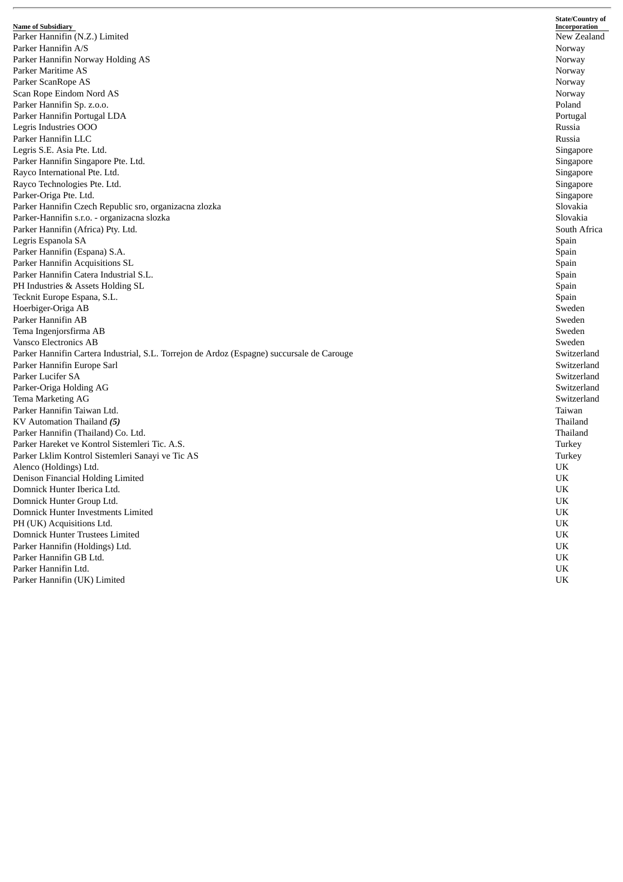| Name of Subsidiary | State/Country of Incorporation |
|---|---|
| Parker Hannifin (N.Z.) Limited | New Zealand |
| Parker Hannifin A/S | Norway |
| Parker Hannifin Norway Holding AS | Norway |
| Parker Maritime AS | Norway |
| Parker ScanRope AS | Norway |
| Scan Rope Eindom Nord AS | Norway |
| Parker Hannifin Sp. z.o.o. | Poland |
| Parker Hannifin Portugal LDA | Portugal |
| Legris Industries OOO | Russia |
| Parker Hannifin LLC | Russia |
| Legris S.E. Asia Pte. Ltd. | Singapore |
| Parker Hannifin Singapore Pte. Ltd. | Singapore |
| Rayco International Pte. Ltd. | Singapore |
| Rayco Technologies Pte. Ltd. | Singapore |
| Parker-Origa Pte. Ltd. | Singapore |
| Parker Hannifin Czech Republic sro, organizacna zlozka | Slovakia |
| Parker-Hannifin s.r.o. - organizacna slozka | Slovakia |
| Parker Hannifin (Africa) Pty. Ltd. | South Africa |
| Legris Espanola SA | Spain |
| Parker Hannifin (Espana) S.A. | Spain |
| Parker Hannifin Acquisitions SL | Spain |
| Parker Hannifin Catera Industrial S.L. | Spain |
| PH Industries & Assets Holding SL | Spain |
| Tecknit Europe Espana, S.L. | Spain |
| Hoerbiger-Origa AB | Sweden |
| Parker Hannifin AB | Sweden |
| Tema Ingenjorsfirma AB | Sweden |
| Vansco Electronics AB | Sweden |
| Parker Hannifin Cartera Industrial, S.L. Torrejon de Ardoz (Espagne) succursale de Carouge | Switzerland |
| Parker Hannifin Europe Sarl | Switzerland |
| Parker Lucifer SA | Switzerland |
| Parker-Origa Holding AG | Switzerland |
| Tema Marketing AG | Switzerland |
| Parker Hannifin Taiwan Ltd. | Taiwan |
| KV Automation Thailand ***(5)*** | Thailand |
| Parker Hannifin (Thailand) Co. Ltd. | Thailand |
| Parker Hareket ve Kontrol Sistemleri Tic. A.S. | Turkey |
| Parker Lklim Kontrol Sistemleri Sanayi ve Tic AS | Turkey |
| Alenco (Holdings) Ltd. | UK |
| Denison Financial Holding Limited | UK |
| Domnick Hunter Iberica Ltd. | UK |
| Domnick Hunter Group Ltd. | UK |
| Domnick Hunter Investments Limited | UK |
| PH (UK) Acquisitions Ltd. | UK |
| Domnick Hunter Trustees Limited | UK |
| Parker Hannifin (Holdings) Ltd. | UK |
| Parker Hannifin GB Ltd. | UK |
| Parker Hannifin Ltd. | UK |
| Parker Hannifin (UK) Limited | UK |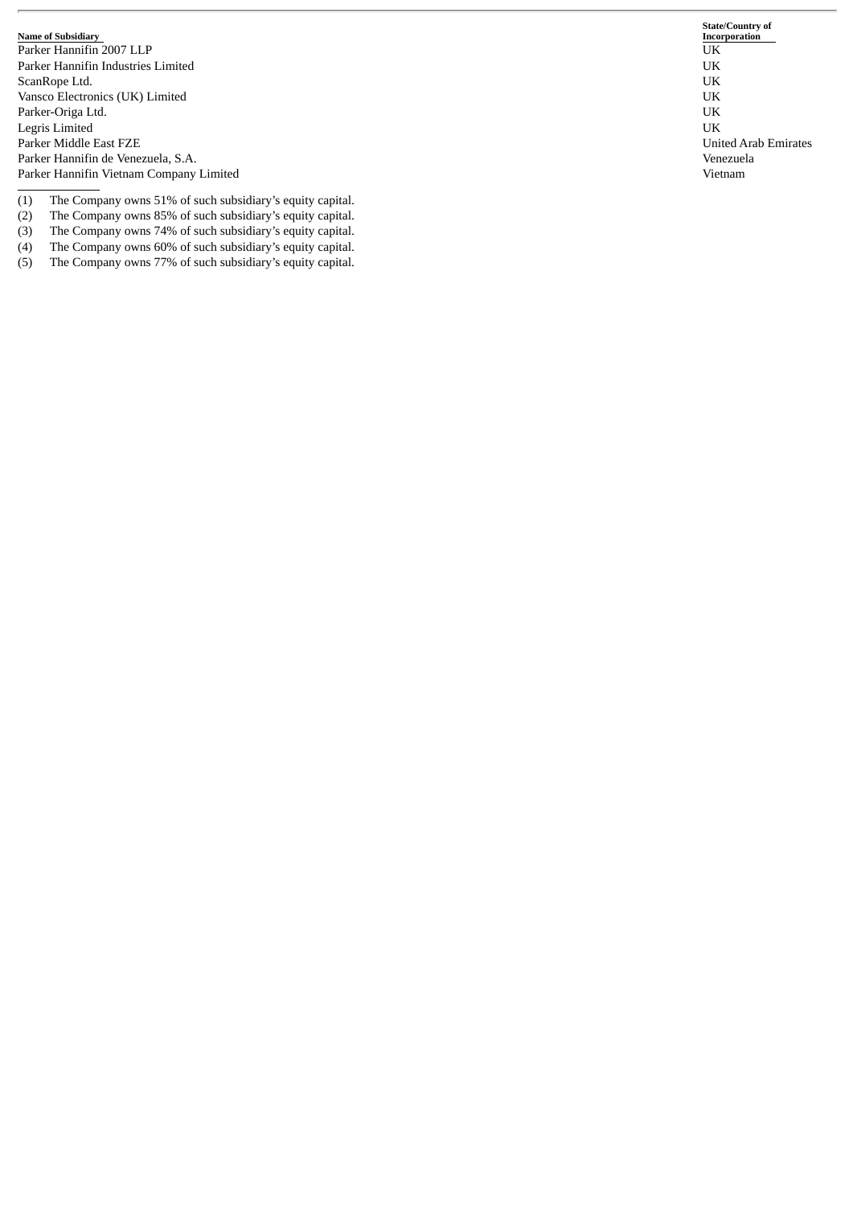| Name of Subsidiary | State/Country of Incorporation |
|---|---|
| Parker Hannifin 2007 LLP | UK |
| Parker Hannifin Industries Limited | UK |
| ScanRope Ltd. | UK |
| Vansco Electronics (UK) Limited | UK |
| Parker-Origa Ltd. | UK |
| Legris Limited | UK |
| Parker Middle East FZE | United Arab Emirates |
| Parker Hannifin de Venezuela, S.A. | Venezuela |
| Parker Hannifin Vietnam Company Limited | Vietnam |

(1) The Company owns 51% of such subsidiary's equity capital.
(2) The Company owns 85% of such subsidiary's equity capital.
(3) The Company owns 74% of such subsidiary's equity capital.
(4) The Company owns 60% of such subsidiary's equity capital.
(5) The Company owns 77% of such subsidiary's equity capital.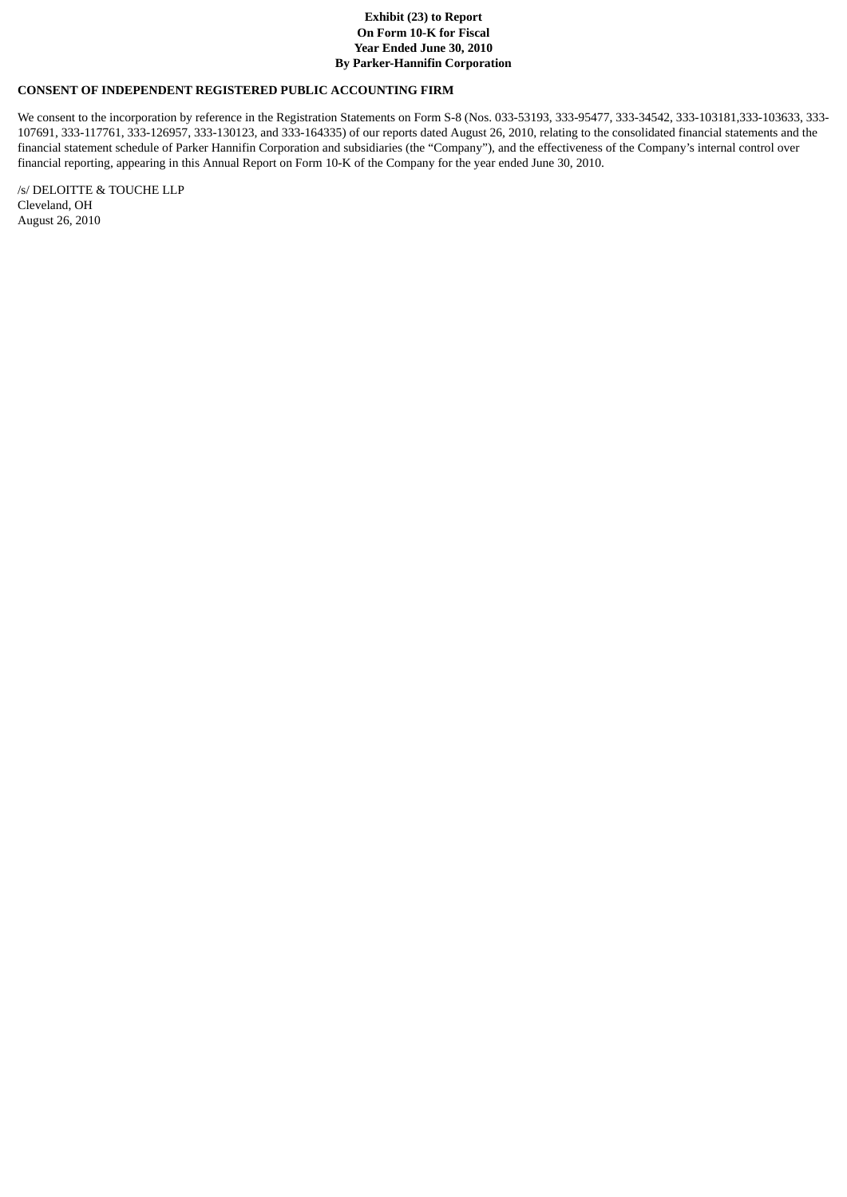**Exhibit (23) to Report**
**On Form 10-K for Fiscal**
**Year Ended June 30, 2010**
**By Parker-Hannifin Corporation**

**CONSENT OF INDEPENDENT REGISTERED PUBLIC ACCOUNTING FIRM**

We consent to the incorporation by reference in the Registration Statements on Form S-8 (Nos. 033-53193, 333-95477, 333-34542, 333-103181,333-103633, 333-107691, 333-117761, 333-126957, 333-130123, and 333-164335) of our reports dated August 26, 2010, relating to the consolidated financial statements and the financial statement schedule of Parker Hannifin Corporation and subsidiaries (the "Company"), and the effectiveness of the Company's internal control over financial reporting, appearing in this Annual Report on Form 10-K of the Company for the year ended June 30, 2010.

/s/ DELOITTE & TOUCHE LLP
Cleveland, OH
August 26, 2010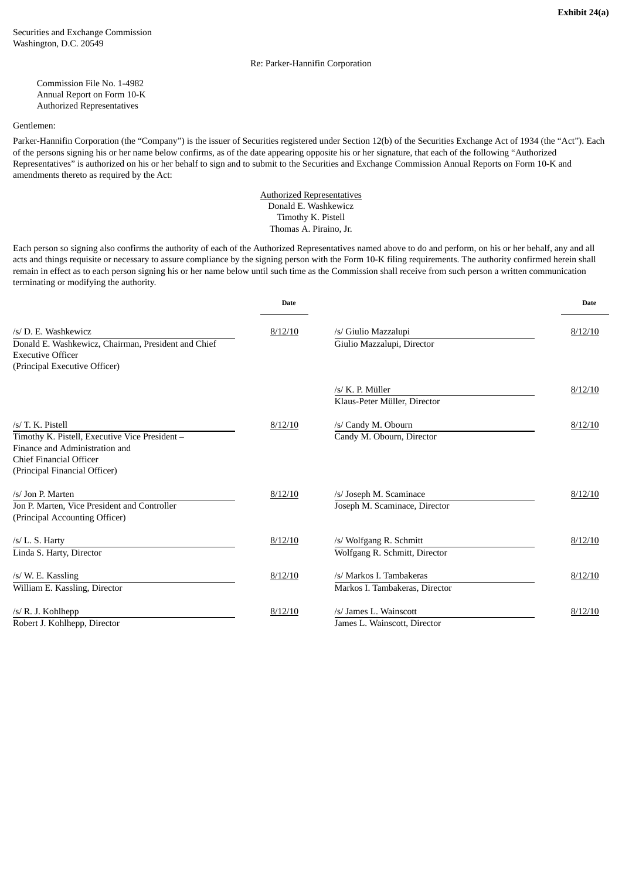**Exhibit 24(a)**

Securities and Exchange Commission
Washington, D.C. 20549

Re: Parker-Hannifin Corporation

Commission File No. 1-4982
Annual Report on Form 10-K
Authorized Representatives

Gentlemen:

Parker-Hannifin Corporation (the "Company") is the issuer of Securities registered under Section 12(b) of the Securities Exchange Act of 1934 (the "Act"). Each of the persons signing his or her name below confirms, as of the date appearing opposite his or her signature, that each of the following "Authorized Representatives" is authorized on his or her behalf to sign and to submit to the Securities and Exchange Commission Annual Reports on Form 10-K and amendments thereto as required by the Act:

Authorized Representatives
Donald E. Washkewicz
Timothy K. Pistell
Thomas A. Piraino, Jr.

Each person so signing also confirms the authority of each of the Authorized Representatives named above to do and perform, on his or her behalf, any and all acts and things requisite or necessary to assure compliance by the signing person with the Form 10-K filing requirements. The authority confirmed herein shall remain in effect as to each person signing his or her name below until such time as the Commission shall receive from such person a written communication terminating or modifying the authority.

| | Date | | Date |
|---|---|---|---|
| /s/ D. E. Washkewicz<br>Donald E. Washkewicz, Chairman, President and Chief Executive Officer<br>(Principal Executive Officer) | 8/12/10 | /s/ Giulio Mazzalupi<br>Giulio Mazzalupi, Director | 8/12/10 |
| | | /s/ K. P. Müller<br>Klaus-Peter Müller, Director | 8/12/10 |
| /s/ T. K. Pistell<br>Timothy K. Pistell, Executive Vice President – Finance and Administration and Chief Financial Officer<br>(Principal Financial Officer) | 8/12/10 | /s/ Candy M. Obourn<br>Candy M. Obourn, Director | 8/12/10 |
| /s/ Jon P. Marten<br>Jon P. Marten, Vice President and Controller<br>(Principal Accounting Officer) | 8/12/10 | /s/ Joseph M. Scaminace<br>Joseph M. Scaminace, Director | 8/12/10 |
| /s/ L. S. Harty<br>Linda S. Harty, Director | 8/12/10 | /s/ Wolfgang R. Schmitt<br>Wolfgang R. Schmitt, Director | 8/12/10 |
| /s/ W. E. Kassling<br>William E. Kassling, Director | 8/12/10 | /s/ Markos I. Tambakeras<br>Markos I. Tambakeras, Director | 8/12/10 |
| /s/ R. J. Kohlhepp<br>Robert J. Kohlhepp, Director | 8/12/10 | /s/ James L. Wainscott<br>James L. Wainscott, Director | 8/12/10 |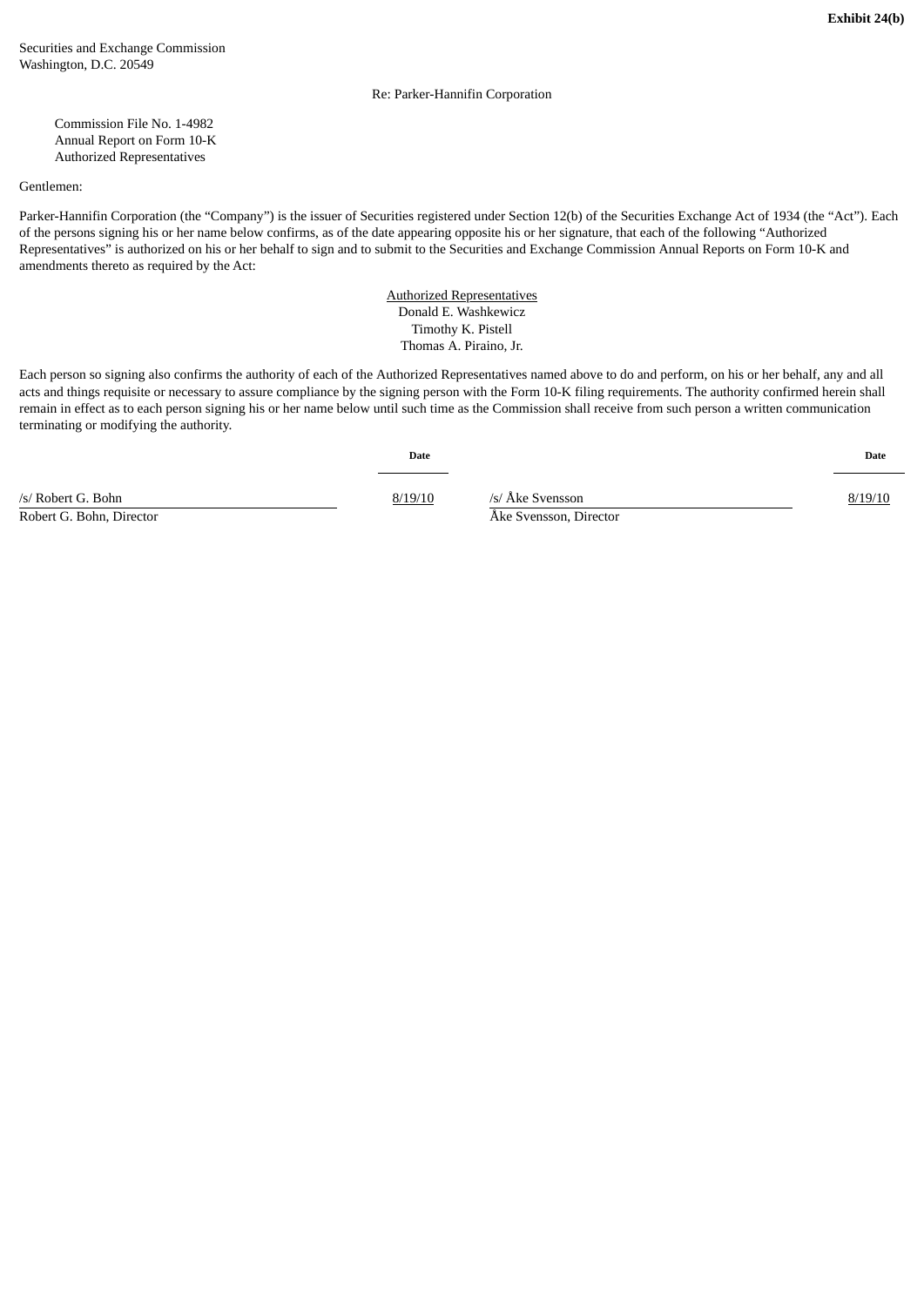**Exhibit 24(b)**

Securities and Exchange Commission
Washington, D.C. 20549

Re: Parker-Hannifin Corporation

Commission File No. 1-4982
Annual Report on Form 10-K
Authorized Representatives

Gentlemen:

Parker-Hannifin Corporation (the "Company") is the issuer of Securities registered under Section 12(b) of the Securities Exchange Act of 1934 (the "Act"). Each of the persons signing his or her name below confirms, as of the date appearing opposite his or her signature, that each of the following "Authorized Representatives" is authorized on his or her behalf to sign and to submit to the Securities and Exchange Commission Annual Reports on Form 10-K and amendments thereto as required by the Act:

Authorized Representatives
Donald E. Washkewicz
Timothy K. Pistell
Thomas A. Piraino, Jr.

Each person so signing also confirms the authority of each of the Authorized Representatives named above to do and perform, on his or her behalf, any and all acts and things requisite or necessary to assure compliance by the signing person with the Form 10-K filing requirements. The authority confirmed herein shall remain in effect as to each person signing his or her name below until such time as the Commission shall receive from such person a written communication terminating or modifying the authority.

| | Date | | Date |
|---|---|---|---|
| /s/ Robert G. Bohn<br>Robert G. Bohn, Director | 8/19/10 | /s/ Åke Svensson<br>Åke Svensson, Director | 8/19/10 |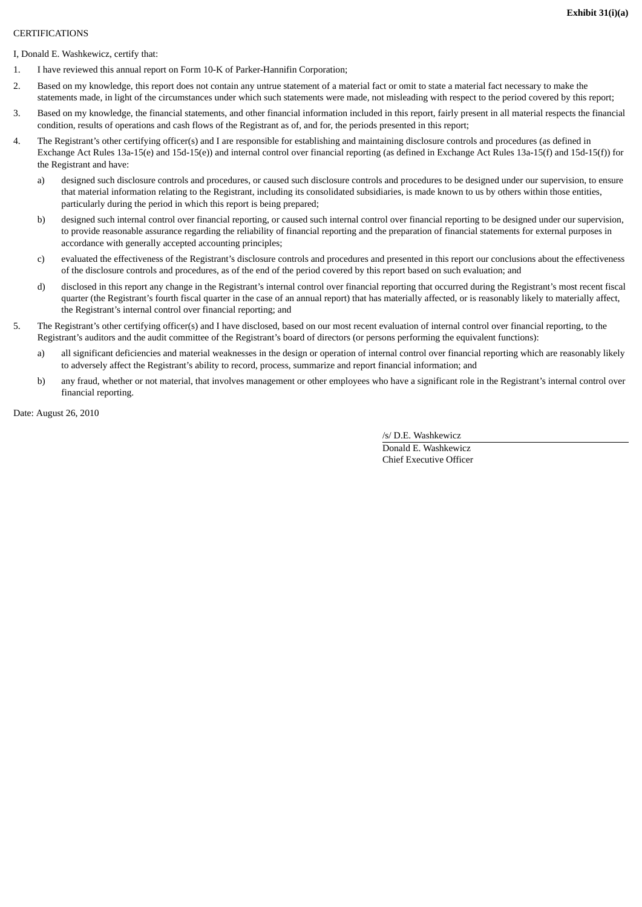**Exhibit 31(i)(a)**

CERTIFICATIONS

I, Donald E. Washkewicz, certify that:

1. I have reviewed this annual report on Form 10-K of Parker-Hannifin Corporation;
2. Based on my knowledge, this report does not contain any untrue statement of a material fact or omit to state a material fact necessary to make the statements made, in light of the circumstances under which such statements were made, not misleading with respect to the period covered by this report;
3. Based on my knowledge, the financial statements, and other financial information included in this report, fairly present in all material respects the financial condition, results of operations and cash flows of the Registrant as of, and for, the periods presented in this report;
4. The Registrant's other certifying officer(s) and I are responsible for establishing and maintaining disclosure controls and procedures (as defined in Exchange Act Rules 13a-15(e) and 15d-15(e)) and internal control over financial reporting (as defined in Exchange Act Rules 13a-15(f) and 15d-15(f)) for the Registrant and have:
   a) designed such disclosure controls and procedures, or caused such disclosure controls and procedures to be designed under our supervision, to ensure that material information relating to the Registrant, including its consolidated subsidiaries, is made known to us by others within those entities, particularly during the period in which this report is being prepared;
   b) designed such internal control over financial reporting, or caused such internal control over financial reporting to be designed under our supervision, to provide reasonable assurance regarding the reliability of financial reporting and the preparation of financial statements for external purposes in accordance with generally accepted accounting principles;
   c) evaluated the effectiveness of the Registrant's disclosure controls and procedures and presented in this report our conclusions about the effectiveness of the disclosure controls and procedures, as of the end of the period covered by this report based on such evaluation; and
   d) disclosed in this report any change in the Registrant's internal control over financial reporting that occurred during the Registrant's most recent fiscal quarter (the Registrant's fourth fiscal quarter in the case of an annual report) that has materially affected, or is reasonably likely to materially affect, the Registrant's internal control over financial reporting; and
5. The Registrant's other certifying officer(s) and I have disclosed, based on our most recent evaluation of internal control over financial reporting, to the Registrant's auditors and the audit committee of the Registrant's board of directors (or persons performing the equivalent functions):
   a) all significant deficiencies and material weaknesses in the design or operation of internal control over financial reporting which are reasonably likely to adversely affect the Registrant's ability to record, process, summarize and report financial information; and
   b) any fraud, whether or not material, that involves management or other employees who have a significant role in the Registrant's internal control over financial reporting.

Date: August 26, 2010

/s/ D.E. Washkewicz

Donald E. Washkewicz

Chief Executive Officer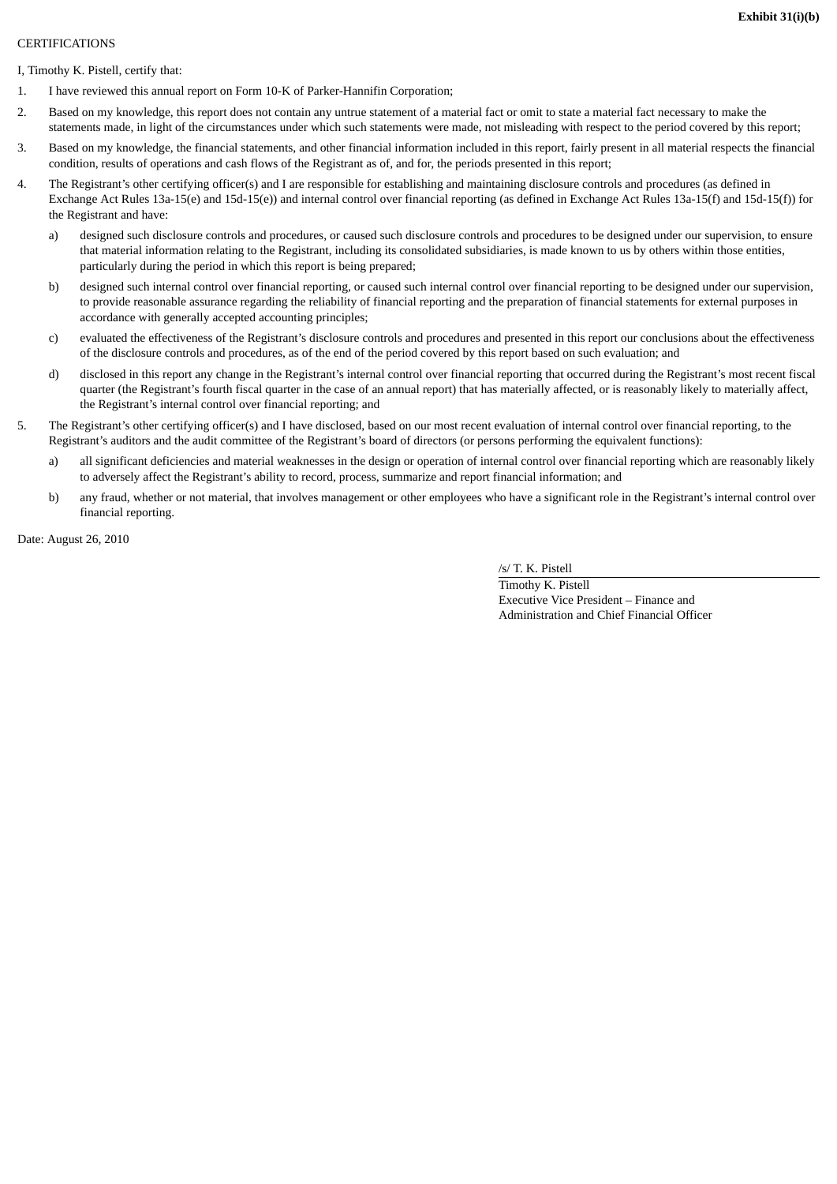**Exhibit 31(i)(b)**

CERTIFICATIONS

I, Timothy K. Pistell, certify that:

1. I have reviewed this annual report on Form 10-K of Parker-Hannifin Corporation;
2. Based on my knowledge, this report does not contain any untrue statement of a material fact or omit to state a material fact necessary to make the statements made, in light of the circumstances under which such statements were made, not misleading with respect to the period covered by this report;
3. Based on my knowledge, the financial statements, and other financial information included in this report, fairly present in all material respects the financial condition, results of operations and cash flows of the Registrant as of, and for, the periods presented in this report;
4. The Registrant's other certifying officer(s) and I are responsible for establishing and maintaining disclosure controls and procedures (as defined in Exchange Act Rules 13a-15(e) and 15d-15(e)) and internal control over financial reporting (as defined in Exchange Act Rules 13a-15(f) and 15d-15(f)) for the Registrant and have:
   a) designed such disclosure controls and procedures, or caused such disclosure controls and procedures to be designed under our supervision, to ensure that material information relating to the Registrant, including its consolidated subsidiaries, is made known to us by others within those entities, particularly during the period in which this report is being prepared;
   b) designed such internal control over financial reporting, or caused such internal control over financial reporting to be designed under our supervision, to provide reasonable assurance regarding the reliability of financial reporting and the preparation of financial statements for external purposes in accordance with generally accepted accounting principles;
   c) evaluated the effectiveness of the Registrant's disclosure controls and procedures and presented in this report our conclusions about the effectiveness of the disclosure controls and procedures, as of the end of the period covered by this report based on such evaluation; and
   d) disclosed in this report any change in the Registrant's internal control over financial reporting that occurred during the Registrant's most recent fiscal quarter (the Registrant's fourth fiscal quarter in the case of an annual report) that has materially affected, or is reasonably likely to materially affect, the Registrant's internal control over financial reporting; and
5. The Registrant's other certifying officer(s) and I have disclosed, based on our most recent evaluation of internal control over financial reporting, to the Registrant's auditors and the audit committee of the Registrant's board of directors (or persons performing the equivalent functions):
   a) all significant deficiencies and material weaknesses in the design or operation of internal control over financial reporting which are reasonably likely to adversely affect the Registrant's ability to record, process, summarize and report financial information; and
   b) any fraud, whether or not material, that involves management or other employees who have a significant role in the Registrant's internal control over financial reporting.

Date: August 26, 2010

/s/ T. K. Pistell

Timothy K. Pistell
Executive Vice President – Finance and Administration and Chief Financial Officer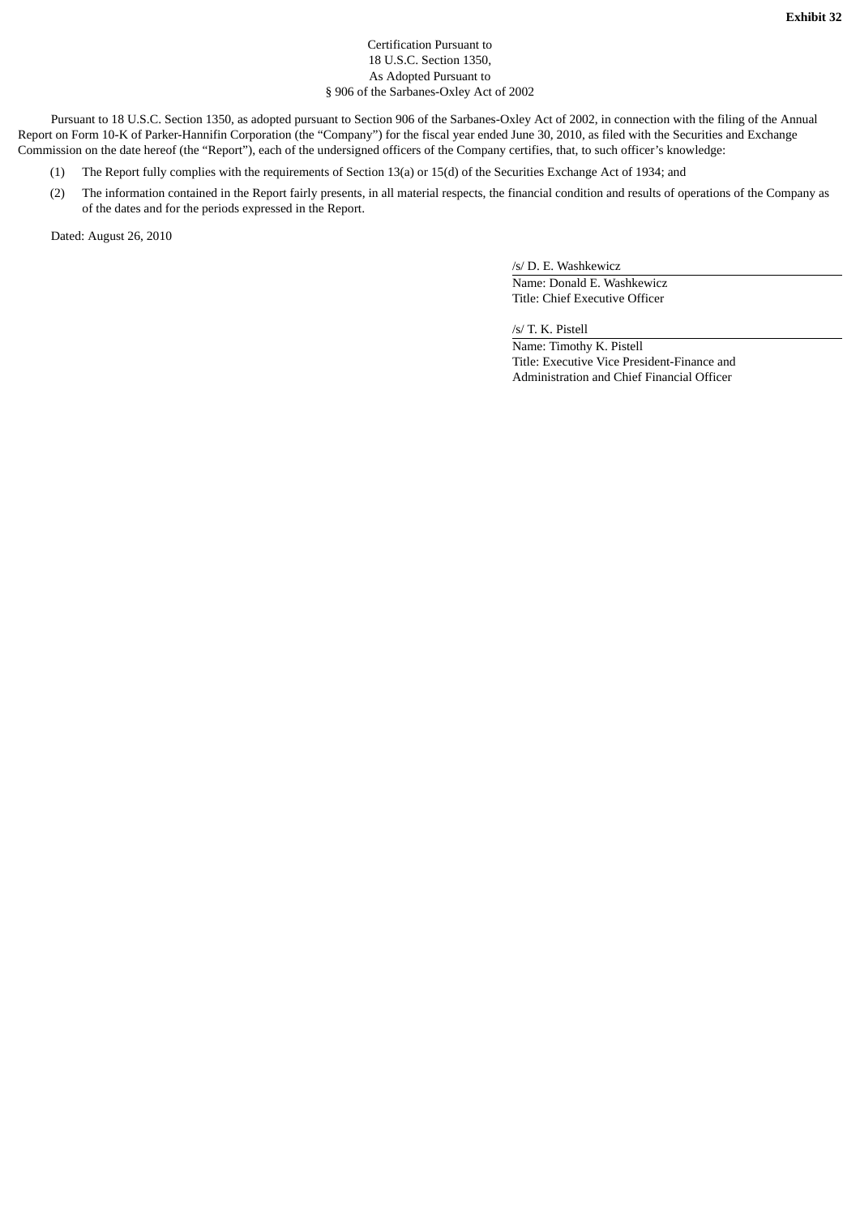**Exhibit 32**

Certification Pursuant to
18 U.S.C. Section 1350,
As Adopted Pursuant to
§ 906 of the Sarbanes-Oxley Act of 2002

Pursuant to 18 U.S.C. Section 1350, as adopted pursuant to Section 906 of the Sarbanes-Oxley Act of 2002, in connection with the filing of the Annual Report on Form 10-K of Parker-Hannifin Corporation (the "Company") for the fiscal year ended June 30, 2010, as filed with the Securities and Exchange Commission on the date hereof (the "Report"), each of the undersigned officers of the Company certifies, that, to such officer's knowledge:

(1) The Report fully complies with the requirements of Section 13(a) or 15(d) of the Securities Exchange Act of 1934; and

(2) The information contained in the Report fairly presents, in all material respects, the financial condition and results of operations of the Company as of the dates and for the periods expressed in the Report.

Dated: August 26, 2010

/s/ D. E. Washkewicz
Name: Donald E. Washkewicz
Title: Chief Executive Officer

/s/ T. K. Pistell
Name: Timothy K. Pistell
Title: Executive Vice President-Finance and Administration and Chief Financial Officer